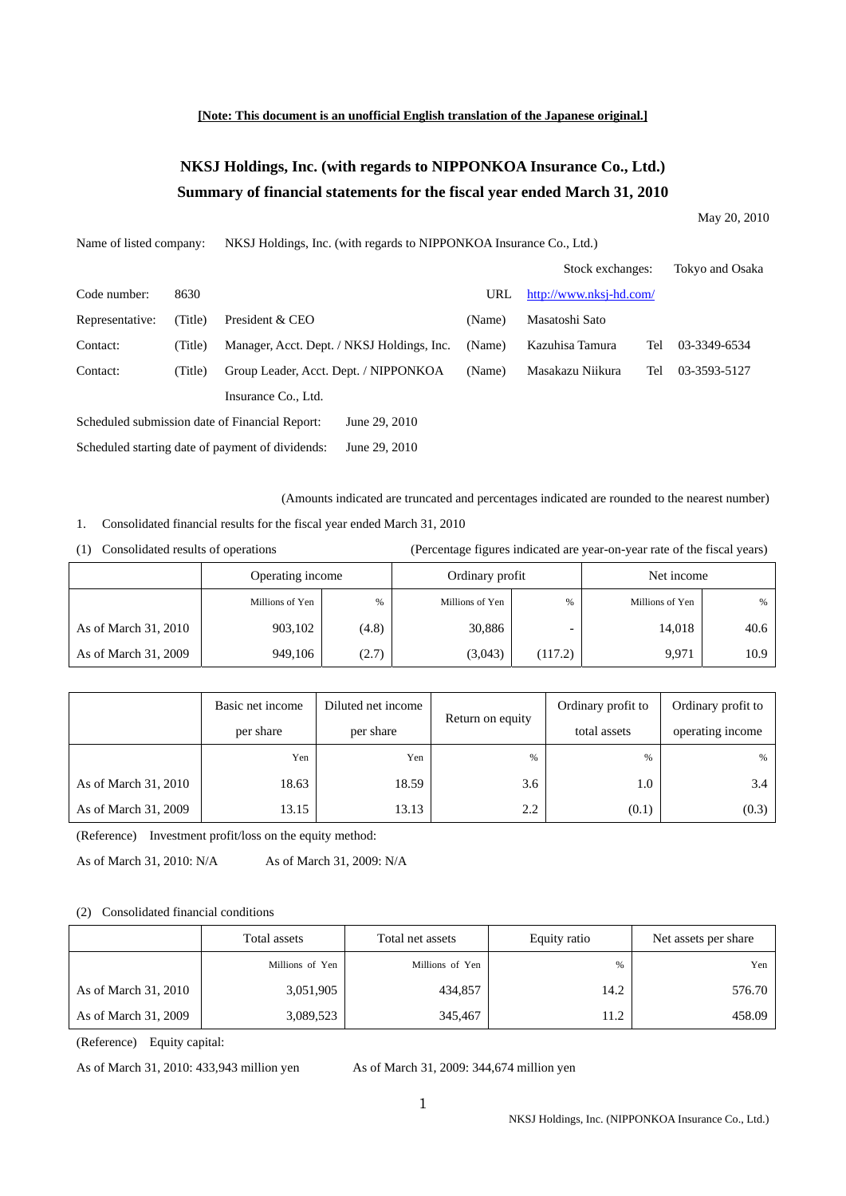**[Note: This document is an unofficial English translation of the Japanese original.]**

# NKSJ Holdings, Inc. (with regards to NIPPONKOA Insurance Co., Ltd.)
# Summary of financial statements for the fiscal year ended March 31, 2010

May 20, 2010

| | | | | | | |
|---|---|---|---|---|---|---|
| Name of listed company: | | NKSJ Holdings, Inc. (with regards to NIPPONKOA Insurance Co., Ltd.) | | | | |
| | | | | Stock exchanges: | | Tokyo and Osaka |
| Code number: | 8630 | | URL | http://www.nksj-hd.com/ | | |
| Representative: | (Title) | President & CEO | (Name) | Masatoshi Sato | | |
| Contact: | (Title) | Manager, Acct. Dept. / NKSJ Holdings, Inc. | (Name) | Kazuhisa Tamura | Tel | 03-3349-6534 |
| Contact: | (Title) | Group Leader, Acct. Dept. / NIPPONKOA Insurance Co., Ltd. | (Name) | Masakazu Niikura | Tel | 03-3593-5127 |

Scheduled submission date of Financial Report: June 29, 2010

Scheduled starting date of payment of dividends: June 29, 2010

(Amounts indicated are truncated and percentages indicated are rounded to the nearest number)

1. Consolidated financial results for the fiscal year ended March 31, 2010

(1) Consolidated results of operations (Percentage figures indicated are year-on-year rate of the fiscal years)

| | Operating income | | Ordinary profit | | Net income | |
|---|---|---|---|---|---|---|
| | Millions of Yen | % | Millions of Yen | % | Millions of Yen | % |
| As of March 31, 2010 | 903,102 | (4.8) | 30,886 | - | 14,018 | 40.6 |
| As of March 31, 2009 | 949,106 | (2.7) | (3,043) | (117.2) | 9,971 | 10.9 |

| | Basic net income per share | Diluted net income per share | Return on equity | Ordinary profit to total assets | Ordinary profit to operating income |
|---|---|---|---|---|---|
| | Yen | Yen | % | % | % |
| As of March 31, 2010 | 18.63 | 18.59 | 3.6 | 1.0 | 3.4 |
| As of March 31, 2009 | 13.15 | 13.13 | 2.2 | (0.1) | (0.3) |

(Reference) Investment profit/loss on the equity method:

As of March 31, 2010: N/A As of March 31, 2009: N/A

(2) Consolidated financial conditions

| | Total assets | Total net assets | Equity ratio | Net assets per share |
|---|---|---|---|---|
| | Millions of Yen | Millions of Yen | % | Yen |
| As of March 31, 2010 | 3,051,905 | 434,857 | 14.2 | 576.70 |
| As of March 31, 2009 | 3,089,523 | 345,467 | 11.2 | 458.09 |

(Reference) Equity capital:

As of March 31, 2010: 433,943 million yen As of March 31, 2009: 344,674 million yen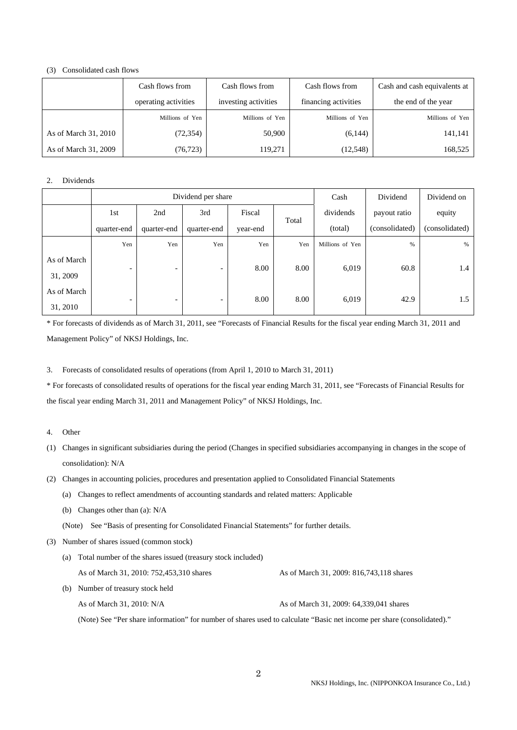(3) Consolidated cash flows

| | Cash flows from operating activities | Cash flows from investing activities | Cash flows from financing activities | Cash and cash equivalents at the end of the year |
|---|---|---|---|---|
| | Millions of Yen | Millions of Yen | Millions of Yen | Millions of Yen |
| As of March 31, 2010 | (72,354) | 50,900 | (6,144) | 141,141 |
| As of March 31, 2009 | (76,723) | 119,271 | (12,548) | 168,525 |

2. Dividends

| | Dividend per share | | | | | Cash dividends (total) | Dividend payout ratio (consolidated) | Dividend on equity (consolidated) |
|---|---|---|---|---|---|---|---|---|
| | 1st quarter-end | 2nd quarter-end | 3rd quarter-end | Fiscal year-end | Total | | | |
| | Yen | Yen | Yen | Yen | Yen | Millions of Yen | % | % |
| As of March 31, 2009 | - | - | - | 8.00 | 8.00 | 6,019 | 60.8 | 1.4 |
| As of March 31, 2010 | - | - | - | 8.00 | 8.00 | 6,019 | 42.9 | 1.5 |

* For forecasts of dividends as of March 31, 2011, see "Forecasts of Financial Results for the fiscal year ending March 31, 2011 and Management Policy" of NKSJ Holdings, Inc.

3. Forecasts of consolidated results of operations (from April 1, 2010 to March 31, 2011)

* For forecasts of consolidated results of operations for the fiscal year ending March 31, 2011, see "Forecasts of Financial Results for the fiscal year ending March 31, 2011 and Management Policy" of NKSJ Holdings, Inc.

4. Other

(1) Changes in significant subsidiaries during the period (Changes in specified subsidiaries accompanying in changes in the scope of consolidation): N/A

(2) Changes in accounting policies, procedures and presentation applied to Consolidated Financial Statements

(a) Changes to reflect amendments of accounting standards and related matters: Applicable

(b) Changes other than (a): N/A

(Note) See "Basis of presenting for Consolidated Financial Statements" for further details.

(3) Number of shares issued (common stock)

(a) Total number of the shares issued (treasury stock included)

As of March 31, 2010: 752,453,310 shares As of March 31, 2009: 816,743,118 shares

(b) Number of treasury stock held

As of March 31, 2010: N/A As of March 31, 2009: 64,339,041 shares

(Note) See "Per share information" for number of shares used to calculate "Basic net income per share (consolidated)."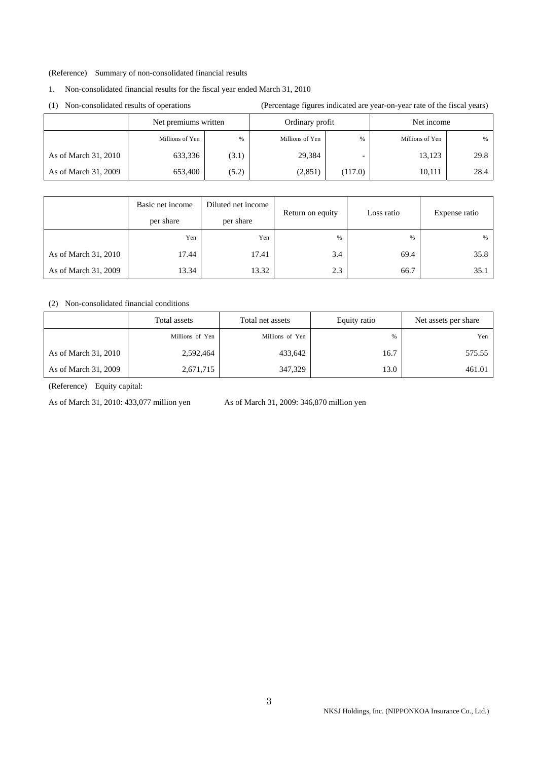(Reference) Summary of non-consolidated financial results

1. Non-consolidated financial results for the fiscal year ended March 31, 2010

(1) Non-consolidated results of operations (Percentage figures indicated are year-on-year rate of the fiscal years)

| | Net premiums written | | Ordinary profit | | Net income | |
|---|---|---|---|---|---|---|
| | Millions of Yen | % | Millions of Yen | % | Millions of Yen | % |
| As of March 31, 2010 | 633,336 | (3.1) | 29,384 | - | 13,123 | 29.8 |
| As of March 31, 2009 | 653,400 | (5.2) | (2,851) | (117.0) | 10,111 | 28.4 |

| | Basic net income per share | Diluted net income per share | Return on equity | Loss ratio | Expense ratio |
|---|---|---|---|---|---|
| | Yen | Yen | % | % | % |
| As of March 31, 2010 | 17.44 | 17.41 | 3.4 | 69.4 | 35.8 |
| As of March 31, 2009 | 13.34 | 13.32 | 2.3 | 66.7 | 35.1 |

(2) Non-consolidated financial conditions

| | Total assets | Total net assets | Equity ratio | Net assets per share |
|---|---|---|---|---|
| | Millions of Yen | Millions of Yen | % | Yen |
| As of March 31, 2010 | 2,592,464 | 433,642 | 16.7 | 575.55 |
| As of March 31, 2009 | 2,671,715 | 347,329 | 13.0 | 461.01 |

(Reference) Equity capital:

As of March 31, 2010: 433,077 million yen As of March 31, 2009: 346,870 million yen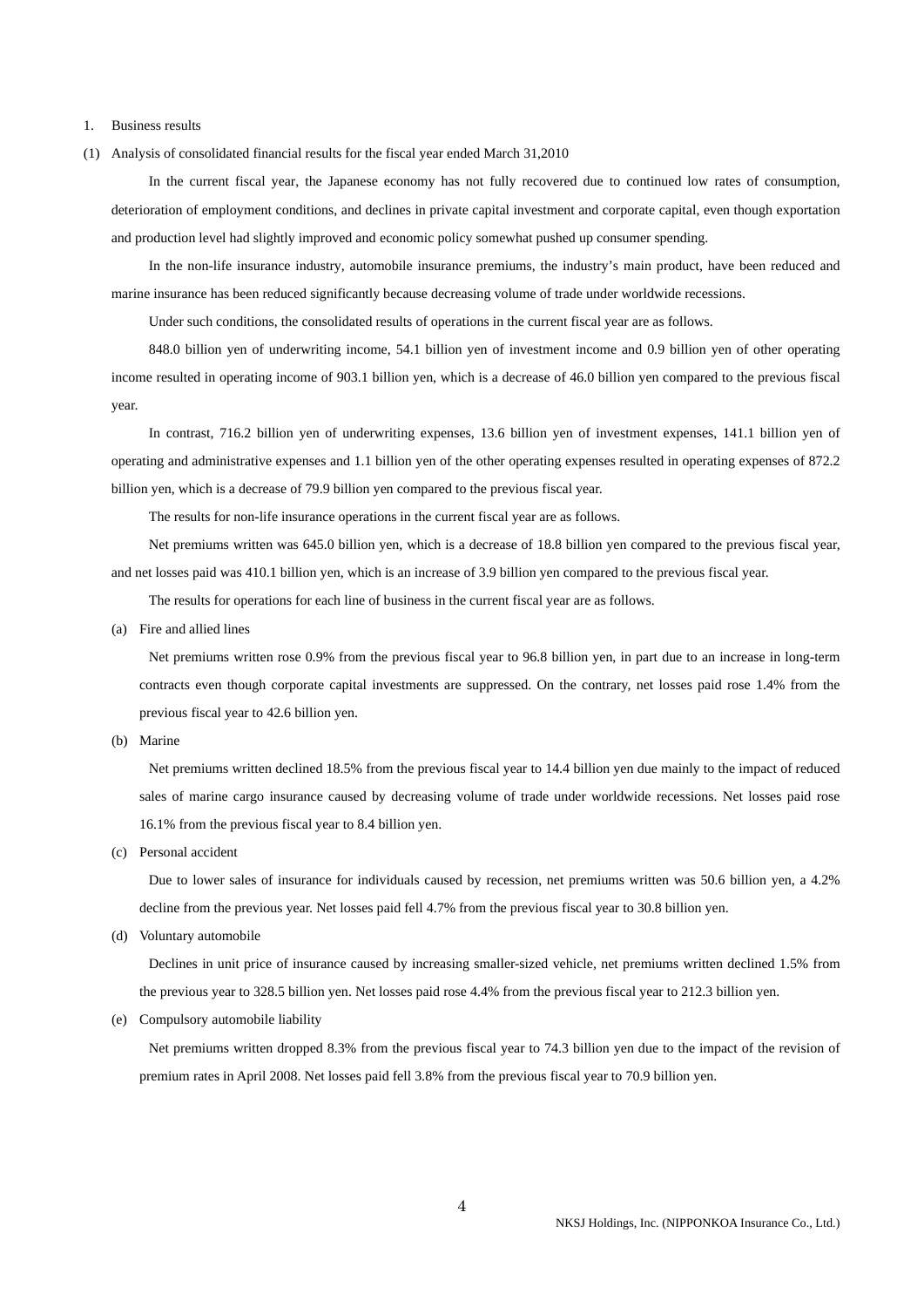1. Business results

(1) Analysis of consolidated financial results for the fiscal year ended March 31,2010

In the current fiscal year, the Japanese economy has not fully recovered due to continued low rates of consumption, deterioration of employment conditions, and declines in private capital investment and corporate capital, even though exportation and production level had slightly improved and economic policy somewhat pushed up consumer spending.

In the non-life insurance industry, automobile insurance premiums, the industry's main product, have been reduced and marine insurance has been reduced significantly because decreasing volume of trade under worldwide recessions.

Under such conditions, the consolidated results of operations in the current fiscal year are as follows.

848.0 billion yen of underwriting income, 54.1 billion yen of investment income and 0.9 billion yen of other operating income resulted in operating income of 903.1 billion yen, which is a decrease of 46.0 billion yen compared to the previous fiscal year.

In contrast, 716.2 billion yen of underwriting expenses, 13.6 billion yen of investment expenses, 141.1 billion yen of operating and administrative expenses and 1.1 billion yen of the other operating expenses resulted in operating expenses of 872.2 billion yen, which is a decrease of 79.9 billion yen compared to the previous fiscal year.

The results for non-life insurance operations in the current fiscal year are as follows.

Net premiums written was 645.0 billion yen, which is a decrease of 18.8 billion yen compared to the previous fiscal year, and net losses paid was 410.1 billion yen, which is an increase of 3.9 billion yen compared to the previous fiscal year.

The results for operations for each line of business in the current fiscal year are as follows.

(a) Fire and allied lines

Net premiums written rose 0.9% from the previous fiscal year to 96.8 billion yen, in part due to an increase in long-term contracts even though corporate capital investments are suppressed. On the contrary, net losses paid rose 1.4% from the previous fiscal year to 42.6 billion yen.

(b) Marine

Net premiums written declined 18.5% from the previous fiscal year to 14.4 billion yen due mainly to the impact of reduced sales of marine cargo insurance caused by decreasing volume of trade under worldwide recessions. Net losses paid rose 16.1% from the previous fiscal year to 8.4 billion yen.

(c) Personal accident

Due to lower sales of insurance for individuals caused by recession, net premiums written was 50.6 billion yen, a 4.2% decline from the previous year. Net losses paid fell 4.7% from the previous fiscal year to 30.8 billion yen.

(d) Voluntary automobile

Declines in unit price of insurance caused by increasing smaller-sized vehicle, net premiums written declined 1.5% from the previous year to 328.5 billion yen. Net losses paid rose 4.4% from the previous fiscal year to 212.3 billion yen.

(e) Compulsory automobile liability

Net premiums written dropped 8.3% from the previous fiscal year to 74.3 billion yen due to the impact of the revision of premium rates in April 2008. Net losses paid fell 3.8% from the previous fiscal year to 70.9 billion yen.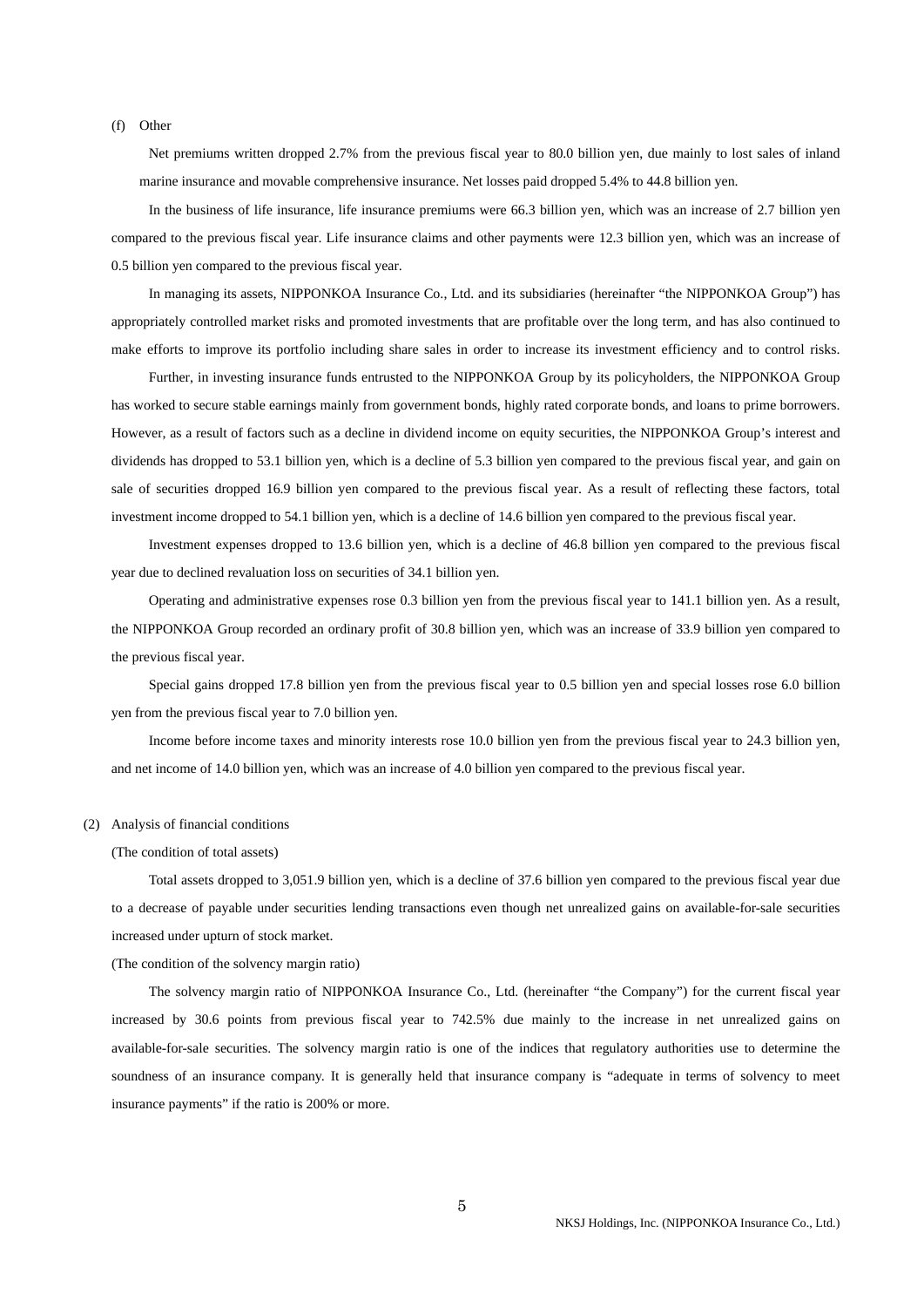(f) Other

Net premiums written dropped 2.7% from the previous fiscal year to 80.0 billion yen, due mainly to lost sales of inland marine insurance and movable comprehensive insurance. Net losses paid dropped 5.4% to 44.8 billion yen.

In the business of life insurance, life insurance premiums were 66.3 billion yen, which was an increase of 2.7 billion yen compared to the previous fiscal year. Life insurance claims and other payments were 12.3 billion yen, which was an increase of 0.5 billion yen compared to the previous fiscal year.

In managing its assets, NIPPONKOA Insurance Co., Ltd. and its subsidiaries (hereinafter "the NIPPONKOA Group") has appropriately controlled market risks and promoted investments that are profitable over the long term, and has also continued to make efforts to improve its portfolio including share sales in order to increase its investment efficiency and to control risks.

Further, in investing insurance funds entrusted to the NIPPONKOA Group by its policyholders, the NIPPONKOA Group has worked to secure stable earnings mainly from government bonds, highly rated corporate bonds, and loans to prime borrowers. However, as a result of factors such as a decline in dividend income on equity securities, the NIPPONKOA Group's interest and dividends has dropped to 53.1 billion yen, which is a decline of 5.3 billion yen compared to the previous fiscal year, and gain on sale of securities dropped 16.9 billion yen compared to the previous fiscal year. As a result of reflecting these factors, total investment income dropped to 54.1 billion yen, which is a decline of 14.6 billion yen compared to the previous fiscal year.

Investment expenses dropped to 13.6 billion yen, which is a decline of 46.8 billion yen compared to the previous fiscal year due to declined revaluation loss on securities of 34.1 billion yen.

Operating and administrative expenses rose 0.3 billion yen from the previous fiscal year to 141.1 billion yen. As a result, the NIPPONKOA Group recorded an ordinary profit of 30.8 billion yen, which was an increase of 33.9 billion yen compared to the previous fiscal year.

Special gains dropped 17.8 billion yen from the previous fiscal year to 0.5 billion yen and special losses rose 6.0 billion yen from the previous fiscal year to 7.0 billion yen.

Income before income taxes and minority interests rose 10.0 billion yen from the previous fiscal year to 24.3 billion yen, and net income of 14.0 billion yen, which was an increase of 4.0 billion yen compared to the previous fiscal year.

(2) Analysis of financial conditions

(The condition of total assets)

Total assets dropped to 3,051.9 billion yen, which is a decline of 37.6 billion yen compared to the previous fiscal year due to a decrease of payable under securities lending transactions even though net unrealized gains on available-for-sale securities increased under upturn of stock market.

(The condition of the solvency margin ratio)

The solvency margin ratio of NIPPONKOA Insurance Co., Ltd. (hereinafter "the Company") for the current fiscal year increased by 30.6 points from previous fiscal year to 742.5% due mainly to the increase in net unrealized gains on available-for-sale securities. The solvency margin ratio is one of the indices that regulatory authorities use to determine the soundness of an insurance company. It is generally held that insurance company is "adequate in terms of solvency to meet insurance payments" if the ratio is 200% or more.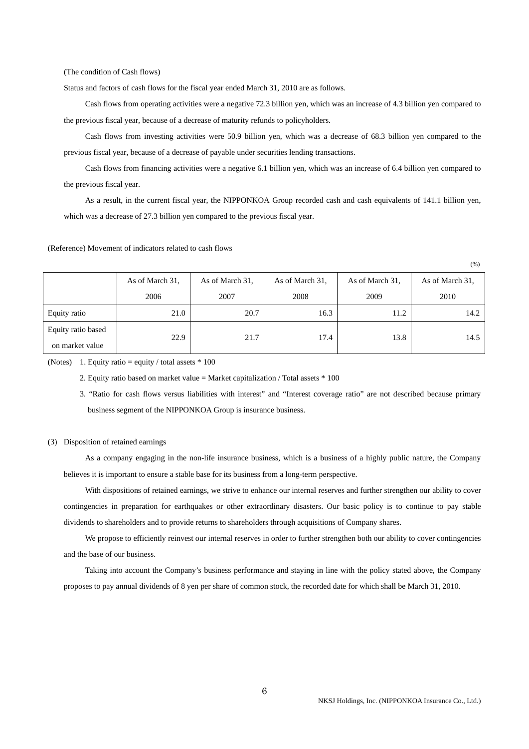(The condition of Cash flows)

Status and factors of cash flows for the fiscal year ended March 31, 2010 are as follows.

Cash flows from operating activities were a negative 72.3 billion yen, which was an increase of 4.3 billion yen compared to the previous fiscal year, because of a decrease of maturity refunds to policyholders.

Cash flows from investing activities were 50.9 billion yen, which was a decrease of 68.3 billion yen compared to the previous fiscal year, because of a decrease of payable under securities lending transactions.

Cash flows from financing activities were a negative 6.1 billion yen, which was an increase of 6.4 billion yen compared to the previous fiscal year.

As a result, in the current fiscal year, the NIPPONKOA Group recorded cash and cash equivalents of 141.1 billion yen, which was a decrease of 27.3 billion yen compared to the previous fiscal year.

(Reference) Movement of indicators related to cash flows

(%)

| | As of March 31, 2006 | As of March 31, 2007 | As of March 31, 2008 | As of March 31, 2009 | As of March 31, 2010 |
|---|---|---|---|---|---|
| Equity ratio | 21.0 | 20.7 | 16.3 | 11.2 | 14.2 |
| Equity ratio based on market value | 22.9 | 21.7 | 17.4 | 13.8 | 14.5 |

(Notes) 1. Equity ratio = equity / total assets * 100

2. Equity ratio based on market value = Market capitalization / Total assets * 100

3. "Ratio for cash flows versus liabilities with interest" and "Interest coverage ratio" are not described because primary business segment of the NIPPONKOA Group is insurance business.

(3) Disposition of retained earnings

As a company engaging in the non-life insurance business, which is a business of a highly public nature, the Company believes it is important to ensure a stable base for its business from a long-term perspective.

With dispositions of retained earnings, we strive to enhance our internal reserves and further strengthen our ability to cover contingencies in preparation for earthquakes or other extraordinary disasters. Our basic policy is to continue to pay stable dividends to shareholders and to provide returns to shareholders through acquisitions of Company shares.

We propose to efficiently reinvest our internal reserves in order to further strengthen both our ability to cover contingencies and the base of our business.

Taking into account the Company's business performance and staying in line with the policy stated above, the Company proposes to pay annual dividends of 8 yen per share of common stock, the recorded date for which shall be March 31, 2010.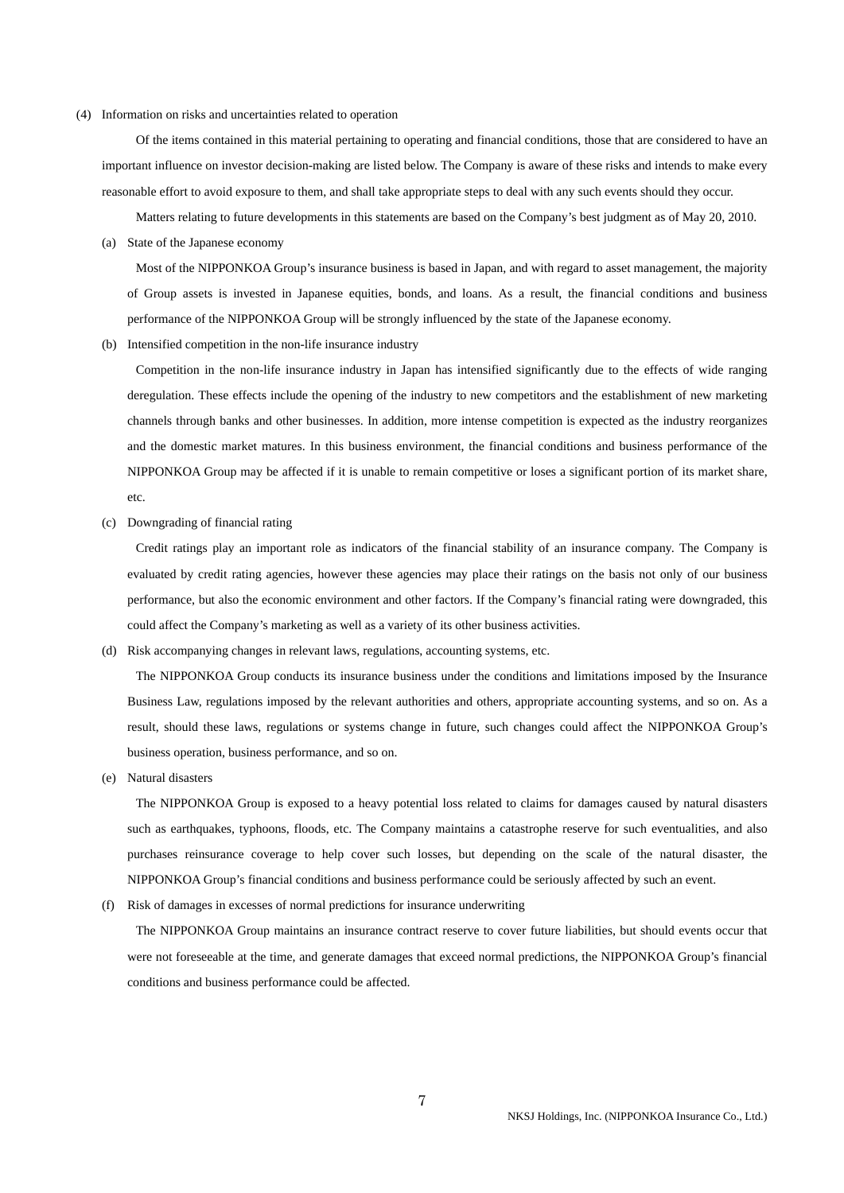(4) Information on risks and uncertainties related to operation

Of the items contained in this material pertaining to operating and financial conditions, those that are considered to have an important influence on investor decision-making are listed below. The Company is aware of these risks and intends to make every reasonable effort to avoid exposure to them, and shall take appropriate steps to deal with any such events should they occur.

Matters relating to future developments in this statements are based on the Company's best judgment as of May 20, 2010.

(a) State of the Japanese economy

Most of the NIPPONKOA Group's insurance business is based in Japan, and with regard to asset management, the majority of Group assets is invested in Japanese equities, bonds, and loans. As a result, the financial conditions and business performance of the NIPPONKOA Group will be strongly influenced by the state of the Japanese economy.

(b) Intensified competition in the non-life insurance industry

Competition in the non-life insurance industry in Japan has intensified significantly due to the effects of wide ranging deregulation. These effects include the opening of the industry to new competitors and the establishment of new marketing channels through banks and other businesses. In addition, more intense competition is expected as the industry reorganizes and the domestic market matures. In this business environment, the financial conditions and business performance of the NIPPONKOA Group may be affected if it is unable to remain competitive or loses a significant portion of its market share, etc.

(c) Downgrading of financial rating

Credit ratings play an important role as indicators of the financial stability of an insurance company. The Company is evaluated by credit rating agencies, however these agencies may place their ratings on the basis not only of our business performance, but also the economic environment and other factors. If the Company's financial rating were downgraded, this could affect the Company's marketing as well as a variety of its other business activities.

(d) Risk accompanying changes in relevant laws, regulations, accounting systems, etc.

The NIPPONKOA Group conducts its insurance business under the conditions and limitations imposed by the Insurance Business Law, regulations imposed by the relevant authorities and others, appropriate accounting systems, and so on. As a result, should these laws, regulations or systems change in future, such changes could affect the NIPPONKOA Group's business operation, business performance, and so on.

(e) Natural disasters

The NIPPONKOA Group is exposed to a heavy potential loss related to claims for damages caused by natural disasters such as earthquakes, typhoons, floods, etc. The Company maintains a catastrophe reserve for such eventualities, and also purchases reinsurance coverage to help cover such losses, but depending on the scale of the natural disaster, the NIPPONKOA Group's financial conditions and business performance could be seriously affected by such an event.

(f) Risk of damages in excesses of normal predictions for insurance underwriting

The NIPPONKOA Group maintains an insurance contract reserve to cover future liabilities, but should events occur that were not foreseeable at the time, and generate damages that exceed normal predictions, the NIPPONKOA Group's financial conditions and business performance could be affected.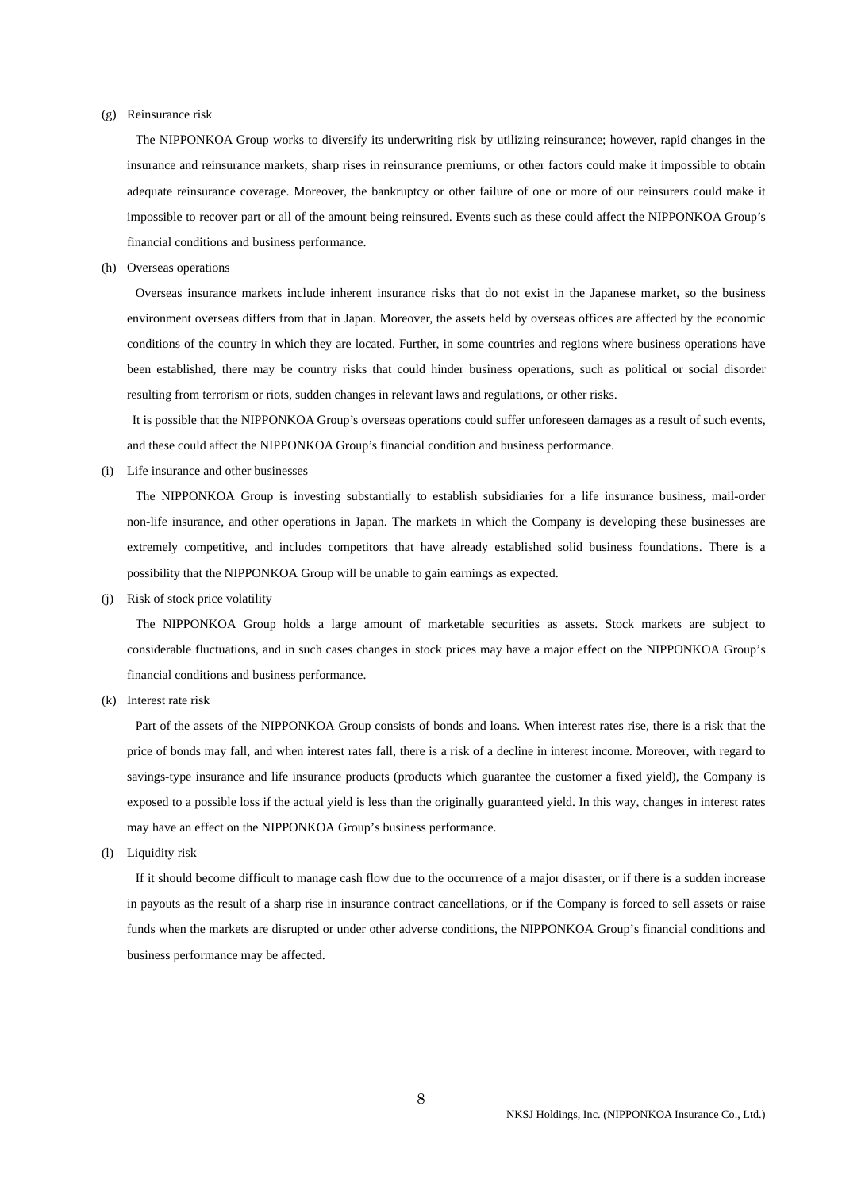(g) Reinsurance risk

The NIPPONKOA Group works to diversify its underwriting risk by utilizing reinsurance; however, rapid changes in the insurance and reinsurance markets, sharp rises in reinsurance premiums, or other factors could make it impossible to obtain adequate reinsurance coverage. Moreover, the bankruptcy or other failure of one or more of our reinsurers could make it impossible to recover part or all of the amount being reinsured. Events such as these could affect the NIPPONKOA Group's financial conditions and business performance.

(h) Overseas operations

Overseas insurance markets include inherent insurance risks that do not exist in the Japanese market, so the business environment overseas differs from that in Japan. Moreover, the assets held by overseas offices are affected by the economic conditions of the country in which they are located. Further, in some countries and regions where business operations have been established, there may be country risks that could hinder business operations, such as political or social disorder resulting from terrorism or riots, sudden changes in relevant laws and regulations, or other risks.

It is possible that the NIPPONKOA Group's overseas operations could suffer unforeseen damages as a result of such events, and these could affect the NIPPONKOA Group's financial condition and business performance.

(i) Life insurance and other businesses

The NIPPONKOA Group is investing substantially to establish subsidiaries for a life insurance business, mail-order non-life insurance, and other operations in Japan. The markets in which the Company is developing these businesses are extremely competitive, and includes competitors that have already established solid business foundations. There is a possibility that the NIPPONKOA Group will be unable to gain earnings as expected.

(j) Risk of stock price volatility

The NIPPONKOA Group holds a large amount of marketable securities as assets. Stock markets are subject to considerable fluctuations, and in such cases changes in stock prices may have a major effect on the NIPPONKOA Group's financial conditions and business performance.

(k) Interest rate risk

Part of the assets of the NIPPONKOA Group consists of bonds and loans. When interest rates rise, there is a risk that the price of bonds may fall, and when interest rates fall, there is a risk of a decline in interest income. Moreover, with regard to savings-type insurance and life insurance products (products which guarantee the customer a fixed yield), the Company is exposed to a possible loss if the actual yield is less than the originally guaranteed yield. In this way, changes in interest rates may have an effect on the NIPPONKOA Group's business performance.

(l) Liquidity risk

If it should become difficult to manage cash flow due to the occurrence of a major disaster, or if there is a sudden increase in payouts as the result of a sharp rise in insurance contract cancellations, or if the Company is forced to sell assets or raise funds when the markets are disrupted or under other adverse conditions, the NIPPONKOA Group's financial conditions and business performance may be affected.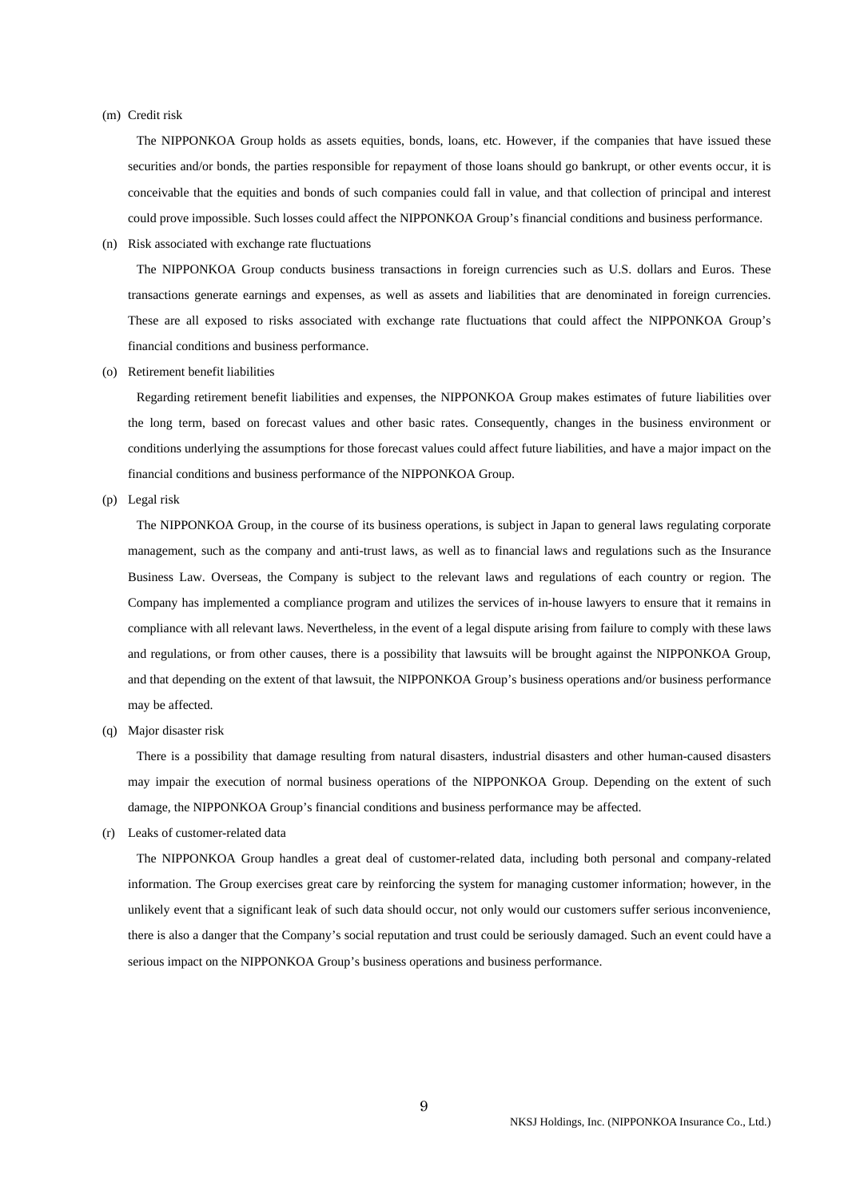(m) Credit risk

The NIPPONKOA Group holds as assets equities, bonds, loans, etc. However, if the companies that have issued these securities and/or bonds, the parties responsible for repayment of those loans should go bankrupt, or other events occur, it is conceivable that the equities and bonds of such companies could fall in value, and that collection of principal and interest could prove impossible. Such losses could affect the NIPPONKOA Group's financial conditions and business performance.

(n) Risk associated with exchange rate fluctuations

The NIPPONKOA Group conducts business transactions in foreign currencies such as U.S. dollars and Euros. These transactions generate earnings and expenses, as well as assets and liabilities that are denominated in foreign currencies. These are all exposed to risks associated with exchange rate fluctuations that could affect the NIPPONKOA Group's financial conditions and business performance.

(o) Retirement benefit liabilities

Regarding retirement benefit liabilities and expenses, the NIPPONKOA Group makes estimates of future liabilities over the long term, based on forecast values and other basic rates. Consequently, changes in the business environment or conditions underlying the assumptions for those forecast values could affect future liabilities, and have a major impact on the financial conditions and business performance of the NIPPONKOA Group.

(p) Legal risk

The NIPPONKOA Group, in the course of its business operations, is subject in Japan to general laws regulating corporate management, such as the company and anti-trust laws, as well as to financial laws and regulations such as the Insurance Business Law. Overseas, the Company is subject to the relevant laws and regulations of each country or region. The Company has implemented a compliance program and utilizes the services of in-house lawyers to ensure that it remains in compliance with all relevant laws. Nevertheless, in the event of a legal dispute arising from failure to comply with these laws and regulations, or from other causes, there is a possibility that lawsuits will be brought against the NIPPONKOA Group, and that depending on the extent of that lawsuit, the NIPPONKOA Group's business operations and/or business performance may be affected.

(q) Major disaster risk

There is a possibility that damage resulting from natural disasters, industrial disasters and other human-caused disasters may impair the execution of normal business operations of the NIPPONKOA Group. Depending on the extent of such damage, the NIPPONKOA Group's financial conditions and business performance may be affected.

(r) Leaks of customer-related data

The NIPPONKOA Group handles a great deal of customer-related data, including both personal and company-related information. The Group exercises great care by reinforcing the system for managing customer information; however, in the unlikely event that a significant leak of such data should occur, not only would our customers suffer serious inconvenience, there is also a danger that the Company's social reputation and trust could be seriously damaged. Such an event could have a serious impact on the NIPPONKOA Group's business operations and business performance.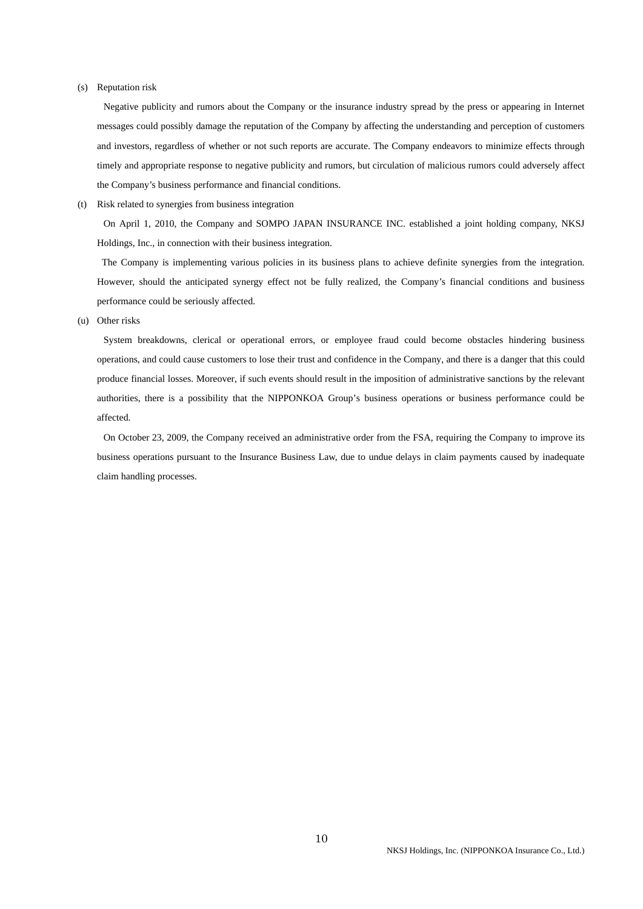(s) Reputation risk

Negative publicity and rumors about the Company or the insurance industry spread by the press or appearing in Internet messages could possibly damage the reputation of the Company by affecting the understanding and perception of customers and investors, regardless of whether or not such reports are accurate. The Company endeavors to minimize effects through timely and appropriate response to negative publicity and rumors, but circulation of malicious rumors could adversely affect the Company's business performance and financial conditions.

(t) Risk related to synergies from business integration

On April 1, 2010, the Company and SOMPO JAPAN INSURANCE INC. established a joint holding company, NKSJ Holdings, Inc., in connection with their business integration.

The Company is implementing various policies in its business plans to achieve definite synergies from the integration. However, should the anticipated synergy effect not be fully realized, the Company's financial conditions and business performance could be seriously affected.

(u) Other risks

System breakdowns, clerical or operational errors, or employee fraud could become obstacles hindering business operations, and could cause customers to lose their trust and confidence in the Company, and there is a danger that this could produce financial losses. Moreover, if such events should result in the imposition of administrative sanctions by the relevant authorities, there is a possibility that the NIPPONKOA Group's business operations or business performance could be affected.

On October 23, 2009, the Company received an administrative order from the FSA, requiring the Company to improve its business operations pursuant to the Insurance Business Law, due to undue delays in claim payments caused by inadequate claim handling processes.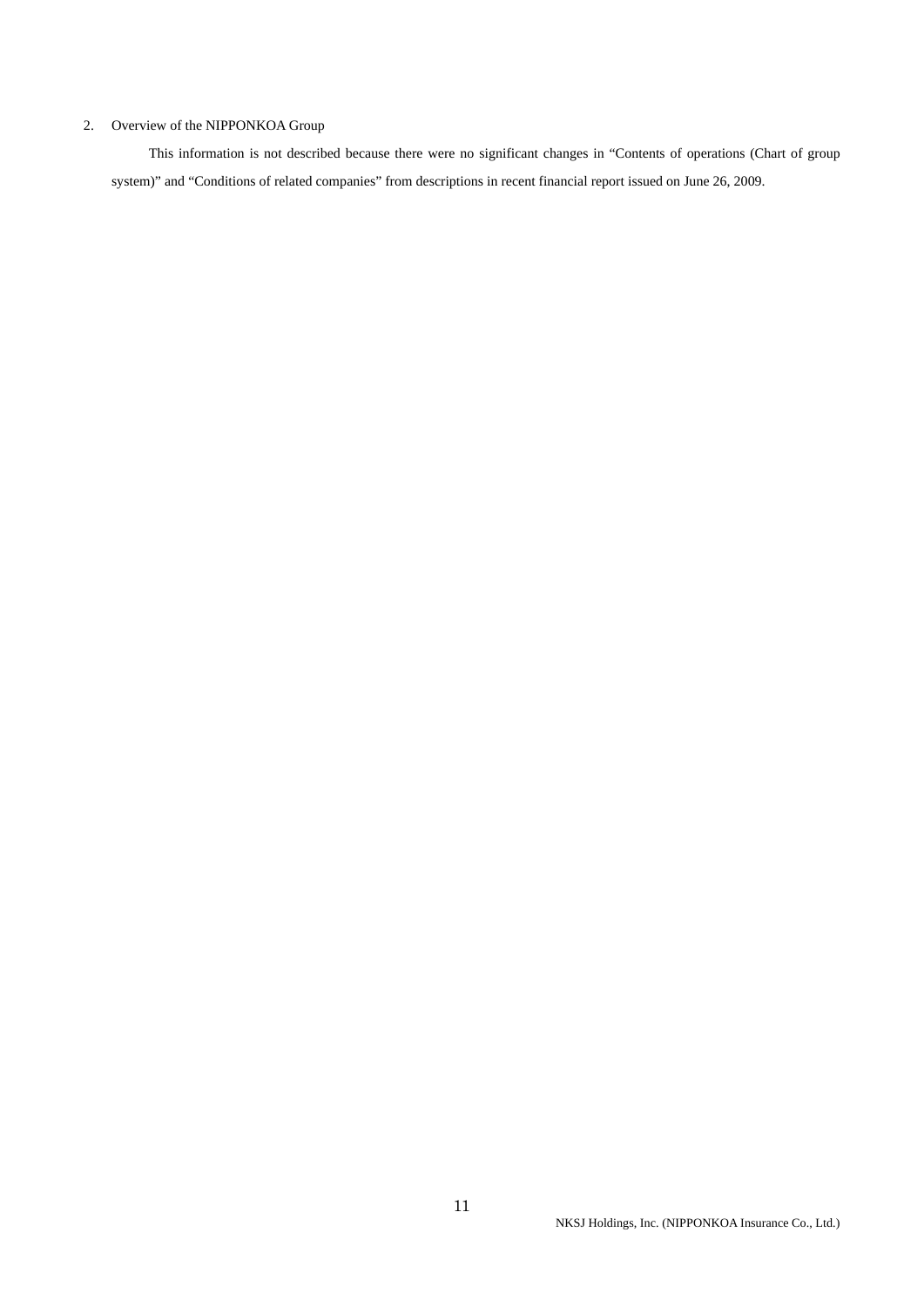## 2. Overview of the NIPPONKOA Group

This information is not described because there were no significant changes in “Contents of operations (Chart of group system)” and “Conditions of related companies” from descriptions in recent financial report issued on June 26, 2009.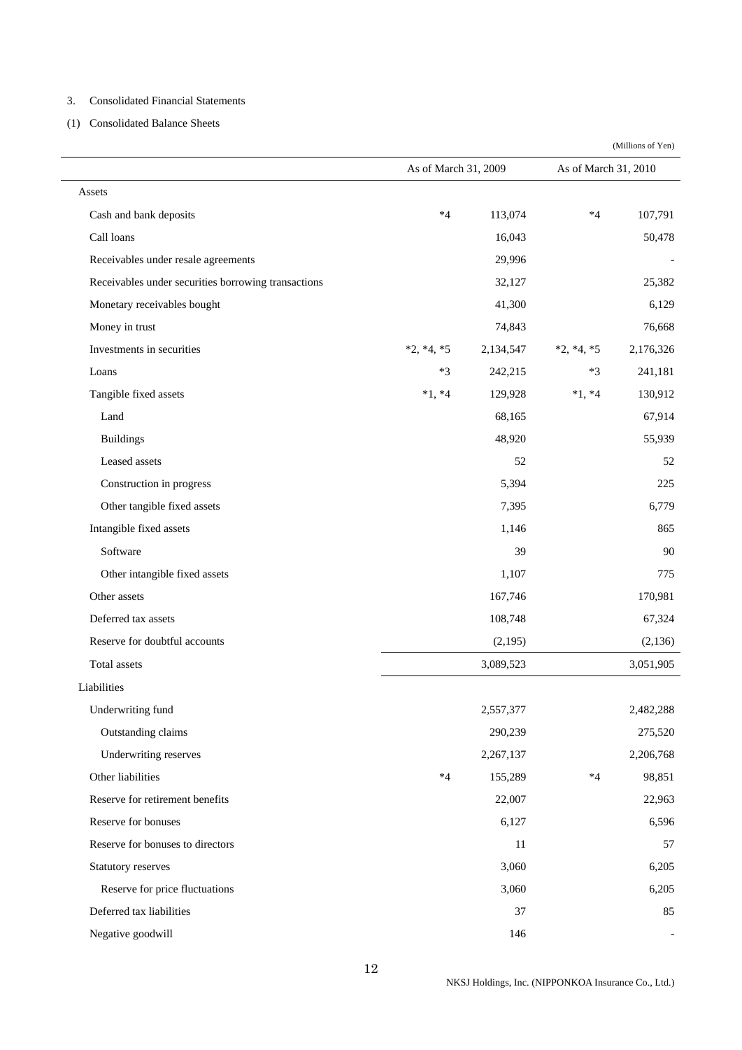3. Consolidated Financial Statements

(1) Consolidated Balance Sheets

(Millions of Yen)

| | As of March 31, 2009 | | As of March 31, 2010 | |
|---|---|---|---|---|
| Assets | | | | |
| Cash and bank deposits | *4 | 113,074 | *4 | 107,791 |
| Call loans | | 16,043 | | 50,478 |
| Receivables under resale agreements | | 29,996 | | - |
| Receivables under securities borrowing transactions | | 32,127 | | 25,382 |
| Monetary receivables bought | | 41,300 | | 6,129 |
| Money in trust | | 74,843 | | 76,668 |
| Investments in securities | *2, *4, *5 | 2,134,547 | *2, *4, *5 | 2,176,326 |
| Loans | *3 | 242,215 | *3 | 241,181 |
| Tangible fixed assets | *1, *4 | 129,928 | *1, *4 | 130,912 |
| Land | | 68,165 | | 67,914 |
| Buildings | | 48,920 | | 55,939 |
| Leased assets | | 52 | | 52 |
| Construction in progress | | 5,394 | | 225 |
| Other tangible fixed assets | | 7,395 | | 6,779 |
| Intangible fixed assets | | 1,146 | | 865 |
| Software | | 39 | | 90 |
| Other intangible fixed assets | | 1,107 | | 775 |
| Other assets | | 167,746 | | 170,981 |
| Deferred tax assets | | 108,748 | | 67,324 |
| Reserve for doubtful accounts | | (2,195) | | (2,136) |
| Total assets | | 3,089,523 | | 3,051,905 |
| Liabilities | | | | |
| Underwriting fund | | 2,557,377 | | 2,482,288 |
| Outstanding claims | | 290,239 | | 275,520 |
| Underwriting reserves | | 2,267,137 | | 2,206,768 |
| Other liabilities | *4 | 155,289 | *4 | 98,851 |
| Reserve for retirement benefits | | 22,007 | | 22,963 |
| Reserve for bonuses | | 6,127 | | 6,596 |
| Reserve for bonuses to directors | | 11 | | 57 |
| Statutory reserves | | 3,060 | | 6,205 |
| Reserve for price fluctuations | | 3,060 | | 6,205 |
| Deferred tax liabilities | | 37 | | 85 |
| Negative goodwill | | 146 | | - |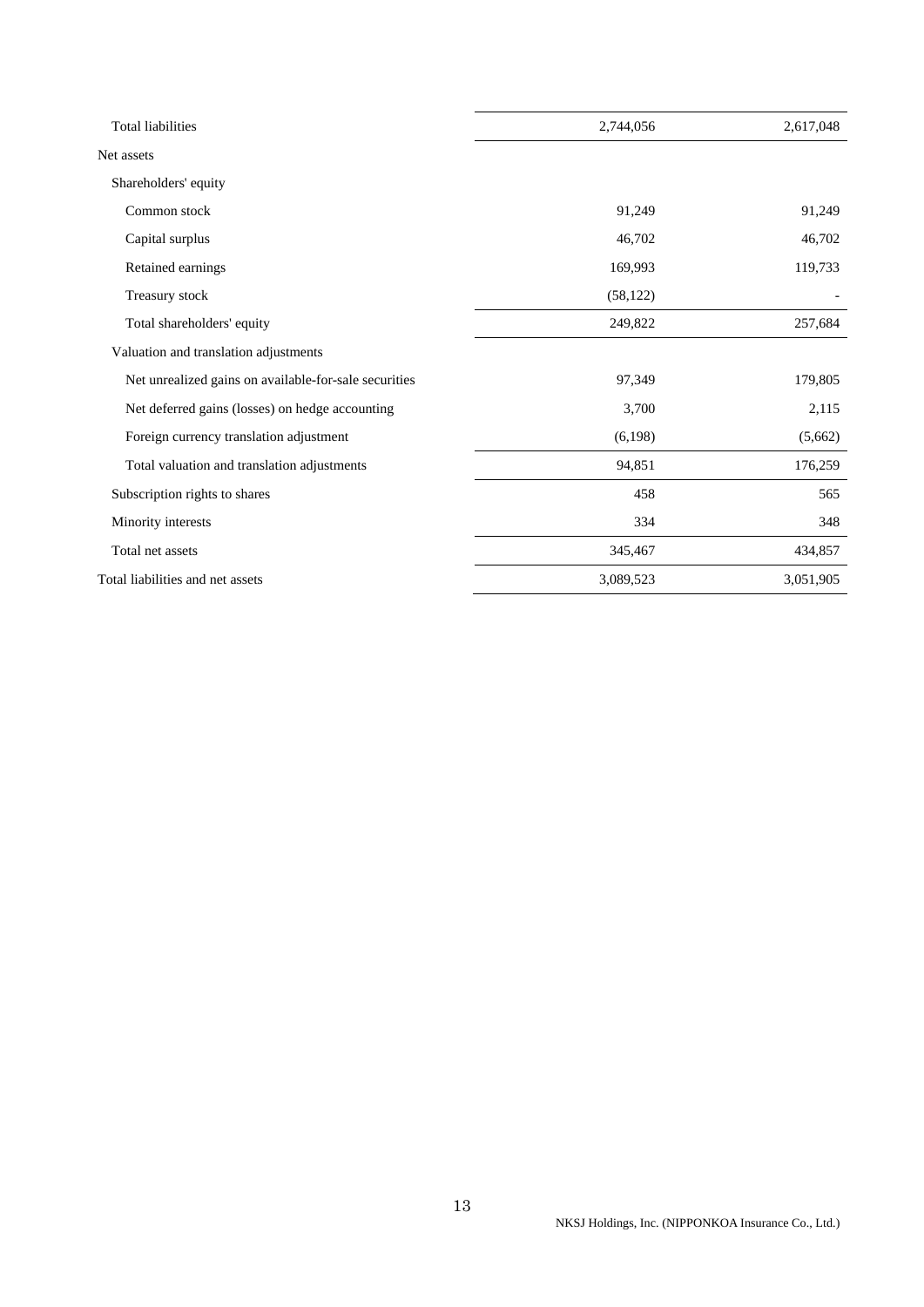| | | |
|---|---|---|
| Total liabilities | 2,744,056 | 2,617,048 |
| Net assets | | |
| Shareholders' equity | | |
| Common stock | 91,249 | 91,249 |
| Capital surplus | 46,702 | 46,702 |
| Retained earnings | 169,993 | 119,733 |
| Treasury stock | (58,122) | - |
| Total shareholders' equity | 249,822 | 257,684 |
| Valuation and translation adjustments | | |
| Net unrealized gains on available-for-sale securities | 97,349 | 179,805 |
| Net deferred gains (losses) on hedge accounting | 3,700 | 2,115 |
| Foreign currency translation adjustment | (6,198) | (5,662) |
| Total valuation and translation adjustments | 94,851 | 176,259 |
| Subscription rights to shares | 458 | 565 |
| Minority interests | 334 | 348 |
| Total net assets | 345,467 | 434,857 |
| Total liabilities and net assets | 3,089,523 | 3,051,905 |

NKSJ Holdings, Inc. (NIPPONKOA Insurance Co., Ltd.)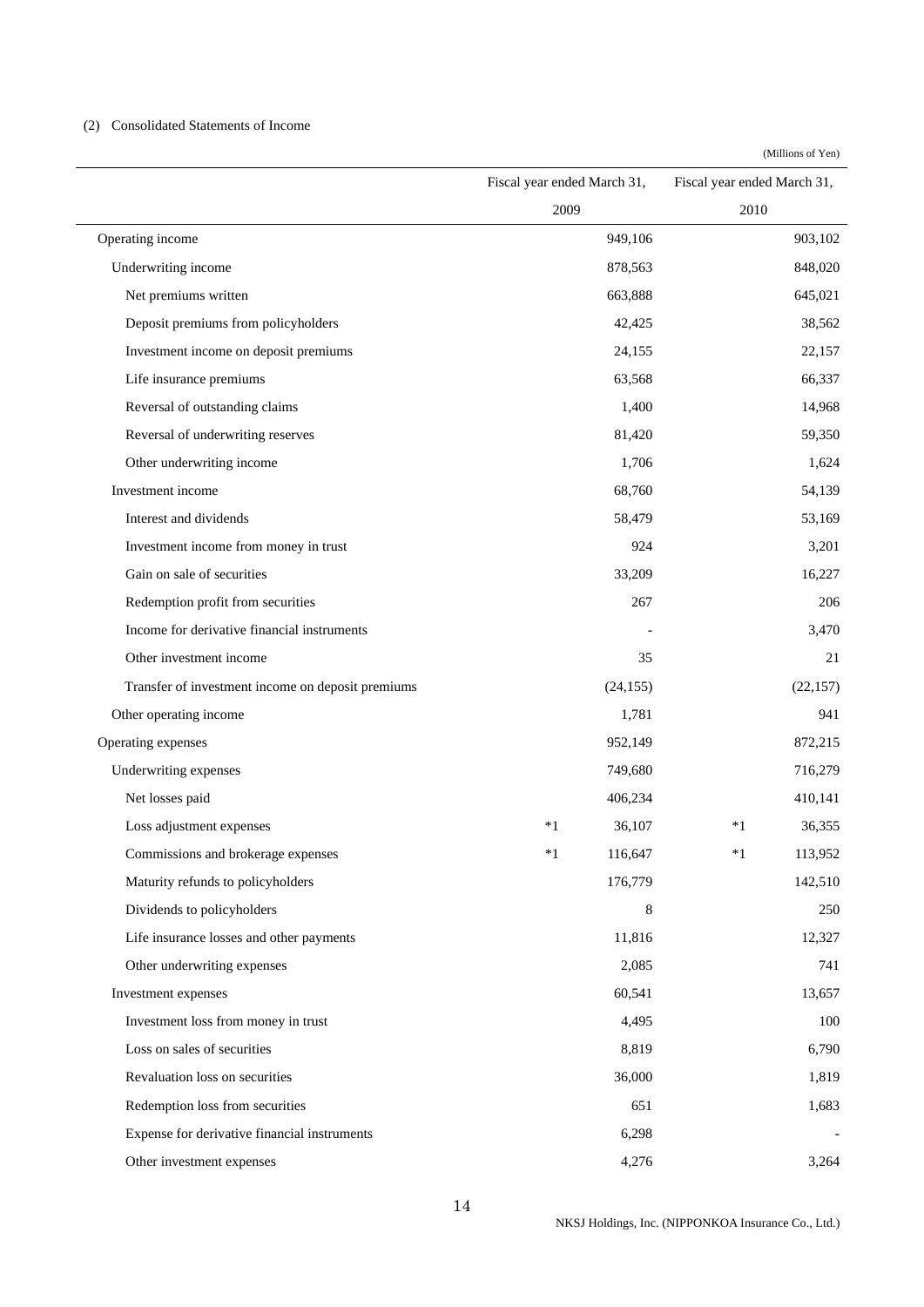(2) Consolidated Statements of Income

(Millions of Yen)

| | Fiscal year ended March 31, 2009 | | Fiscal year ended March 31, 2010 | |
|---|---|---|---|---|
| Operating income | | 949,106 | | 903,102 |
| Underwriting income | | 878,563 | | 848,020 |
| Net premiums written | | 663,888 | | 645,021 |
| Deposit premiums from policyholders | | 42,425 | | 38,562 |
| Investment income on deposit premiums | | 24,155 | | 22,157 |
| Life insurance premiums | | 63,568 | | 66,337 |
| Reversal of outstanding claims | | 1,400 | | 14,968 |
| Reversal of underwriting reserves | | 81,420 | | 59,350 |
| Other underwriting income | | 1,706 | | 1,624 |
| Investment income | | 68,760 | | 54,139 |
| Interest and dividends | | 58,479 | | 53,169 |
| Investment income from money in trust | | 924 | | 3,201 |
| Gain on sale of securities | | 33,209 | | 16,227 |
| Redemption profit from securities | | 267 | | 206 |
| Income for derivative financial instruments | | - | | 3,470 |
| Other investment income | | 35 | | 21 |
| Transfer of investment income on deposit premiums | | (24,155) | | (22,157) |
| Other operating income | | 1,781 | | 941 |
| Operating expenses | | 952,149 | | 872,215 |
| Underwriting expenses | | 749,680 | | 716,279 |
| Net losses paid | | 406,234 | | 410,141 |
| Loss adjustment expenses | *1 | 36,107 | *1 | 36,355 |
| Commissions and brokerage expenses | *1 | 116,647 | *1 | 113,952 |
| Maturity refunds to policyholders | | 176,779 | | 142,510 |
| Dividends to policyholders | | 8 | | 250 |
| Life insurance losses and other payments | | 11,816 | | 12,327 |
| Other underwriting expenses | | 2,085 | | 741 |
| Investment expenses | | 60,541 | | 13,657 |
| Investment loss from money in trust | | 4,495 | | 100 |
| Loss on sales of securities | | 8,819 | | 6,790 |
| Revaluation loss on securities | | 36,000 | | 1,819 |
| Redemption loss from securities | | 651 | | 1,683 |
| Expense for derivative financial instruments | | 6,298 | | - |
| Other investment expenses | | 4,276 | | 3,264 |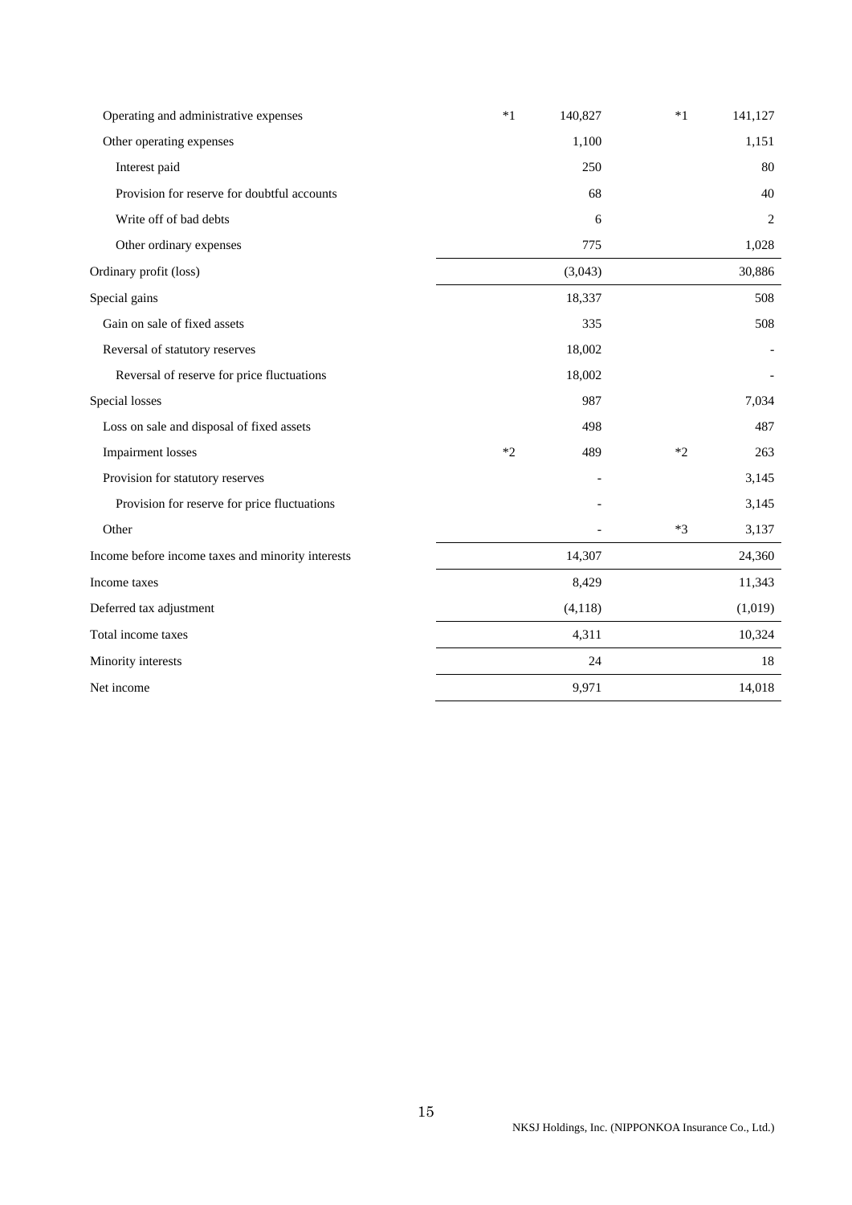| | | | | |
|---|---|---|---|---|
| Operating and administrative expenses | *1 | 140,827 | *1 | 141,127 |
| Other operating expenses | | 1,100 | | 1,151 |
| Interest paid | | 250 | | 80 |
| Provision for reserve for doubtful accounts | | 68 | | 40 |
| Write off of bad debts | | 6 | | 2 |
| Other ordinary expenses | | 775 | | 1,028 |
| Ordinary profit (loss) | | (3,043) | | 30,886 |
| Special gains | | 18,337 | | 508 |
| Gain on sale of fixed assets | | 335 | | 508 |
| Reversal of statutory reserves | | 18,002 | | - |
| Reversal of reserve for price fluctuations | | 18,002 | | - |
| Special losses | | 987 | | 7,034 |
| Loss on sale and disposal of fixed assets | | 498 | | 487 |
| Impairment losses | *2 | 489 | *2 | 263 |
| Provision for statutory reserves | | - | | 3,145 |
| Provision for reserve for price fluctuations | | - | | 3,145 |
| Other | | - | *3 | 3,137 |
| Income before income taxes and minority interests | | 14,307 | | 24,360 |
| Income taxes | | 8,429 | | 11,343 |
| Deferred tax adjustment | | (4,118) | | (1,019) |
| Total income taxes | | 4,311 | | 10,324 |
| Minority interests | | 24 | | 18 |
| Net income | | 9,971 | | 14,018 |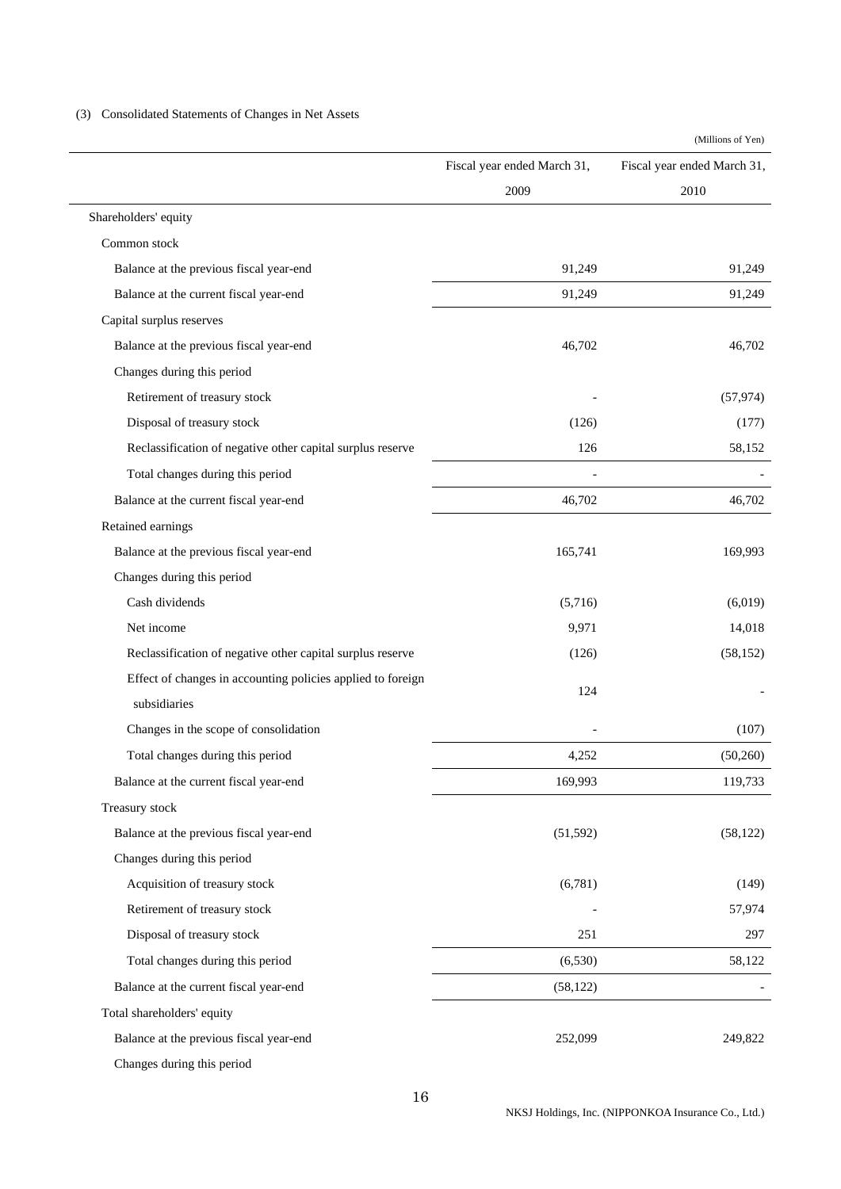(3) Consolidated Statements of Changes in Net Assets

(Millions of Yen)

| | Fiscal year ended March 31, 2009 | Fiscal year ended March 31, 2010 |
|---|---|---|
| Shareholders' equity | | |
| Common stock | | |
| Balance at the previous fiscal year-end | 91,249 | 91,249 |
| Balance at the current fiscal year-end | 91,249 | 91,249 |
| Capital surplus reserves | | |
| Balance at the previous fiscal year-end | 46,702 | 46,702 |
| Changes during this period | | |
| Retirement of treasury stock | - | (57,974) |
| Disposal of treasury stock | (126) | (177) |
| Reclassification of negative other capital surplus reserve | 126 | 58,152 |
| Total changes during this period | - | - |
| Balance at the current fiscal year-end | 46,702 | 46,702 |
| Retained earnings | | |
| Balance at the previous fiscal year-end | 165,741 | 169,993 |
| Changes during this period | | |
| Cash dividends | (5,716) | (6,019) |
| Net income | 9,971 | 14,018 |
| Reclassification of negative other capital surplus reserve | (126) | (58,152) |
| Effect of changes in accounting policies applied to foreign subsidiaries | 124 | - |
| Changes in the scope of consolidation | - | (107) |
| Total changes during this period | 4,252 | (50,260) |
| Balance at the current fiscal year-end | 169,993 | 119,733 |
| Treasury stock | | |
| Balance at the previous fiscal year-end | (51,592) | (58,122) |
| Changes during this period | | |
| Acquisition of treasury stock | (6,781) | (149) |
| Retirement of treasury stock | - | 57,974 |
| Disposal of treasury stock | 251 | 297 |
| Total changes during this period | (6,530) | 58,122 |
| Balance at the current fiscal year-end | (58,122) | - |
| Total shareholders' equity | | |
| Balance at the previous fiscal year-end | 252,099 | 249,822 |
| Changes during this period | | |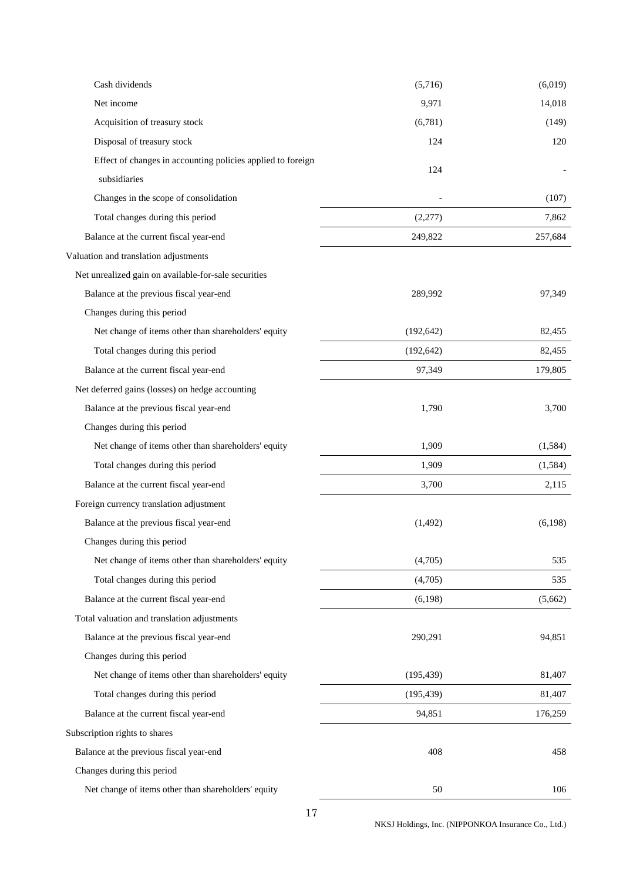| | | |
|---|---|---|
| Cash dividends | (5,716) | (6,019) |
| Net income | 9,971 | 14,018 |
| Acquisition of treasury stock | (6,781) | (149) |
| Disposal of treasury stock | 124 | 120 |
| Effect of changes in accounting policies applied to foreign subsidiaries | 124 | - |
| Changes in the scope of consolidation | - | (107) |
| Total changes during this period | (2,277) | 7,862 |
| Balance at the current fiscal year-end | 249,822 | 257,684 |
| Valuation and translation adjustments | | |
| Net unrealized gain on available-for-sale securities | | |
| Balance at the previous fiscal year-end | 289,992 | 97,349 |
| Changes during this period | | |
| Net change of items other than shareholders' equity | (192,642) | 82,455 |
| Total changes during this period | (192,642) | 82,455 |
| Balance at the current fiscal year-end | 97,349 | 179,805 |
| Net deferred gains (losses) on hedge accounting | | |
| Balance at the previous fiscal year-end | 1,790 | 3,700 |
| Changes during this period | | |
| Net change of items other than shareholders' equity | 1,909 | (1,584) |
| Total changes during this period | 1,909 | (1,584) |
| Balance at the current fiscal year-end | 3,700 | 2,115 |
| Foreign currency translation adjustment | | |
| Balance at the previous fiscal year-end | (1,492) | (6,198) |
| Changes during this period | | |
| Net change of items other than shareholders' equity | (4,705) | 535 |
| Total changes during this period | (4,705) | 535 |
| Balance at the current fiscal year-end | (6,198) | (5,662) |
| Total valuation and translation adjustments | | |
| Balance at the previous fiscal year-end | 290,291 | 94,851 |
| Changes during this period | | |
| Net change of items other than shareholders' equity | (195,439) | 81,407 |
| Total changes during this period | (195,439) | 81,407 |
| Balance at the current fiscal year-end | 94,851 | 176,259 |
| Subscription rights to shares | | |
| Balance at the previous fiscal year-end | 408 | 458 |
| Changes during this period | | |
| Net change of items other than shareholders' equity | 50 | 106 |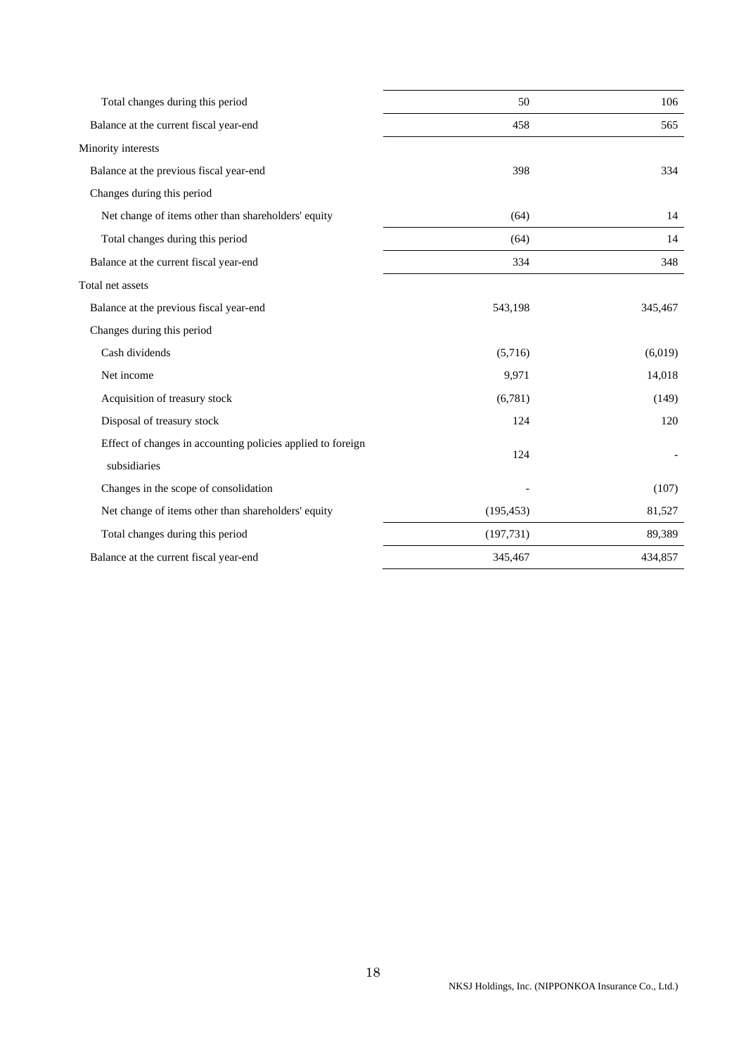| | | |
|---|---|---|
| Total changes during this period | 50 | 106 |
| Balance at the current fiscal year-end | 458 | 565 |
| Minority interests | | |
| Balance at the previous fiscal year-end | 398 | 334 |
| Changes during this period | | |
| Net change of items other than shareholders' equity | (64) | 14 |
| Total changes during this period | (64) | 14 |
| Balance at the current fiscal year-end | 334 | 348 |
| Total net assets | | |
| Balance at the previous fiscal year-end | 543,198 | 345,467 |
| Changes during this period | | |
| Cash dividends | (5,716) | (6,019) |
| Net income | 9,971 | 14,018 |
| Acquisition of treasury stock | (6,781) | (149) |
| Disposal of treasury stock | 124 | 120 |
| Effect of changes in accounting policies applied to foreign subsidiaries | 124 | - |
| Changes in the scope of consolidation | - | (107) |
| Net change of items other than shareholders' equity | (195,453) | 81,527 |
| Total changes during this period | (197,731) | 89,389 |
| Balance at the current fiscal year-end | 345,467 | 434,857 |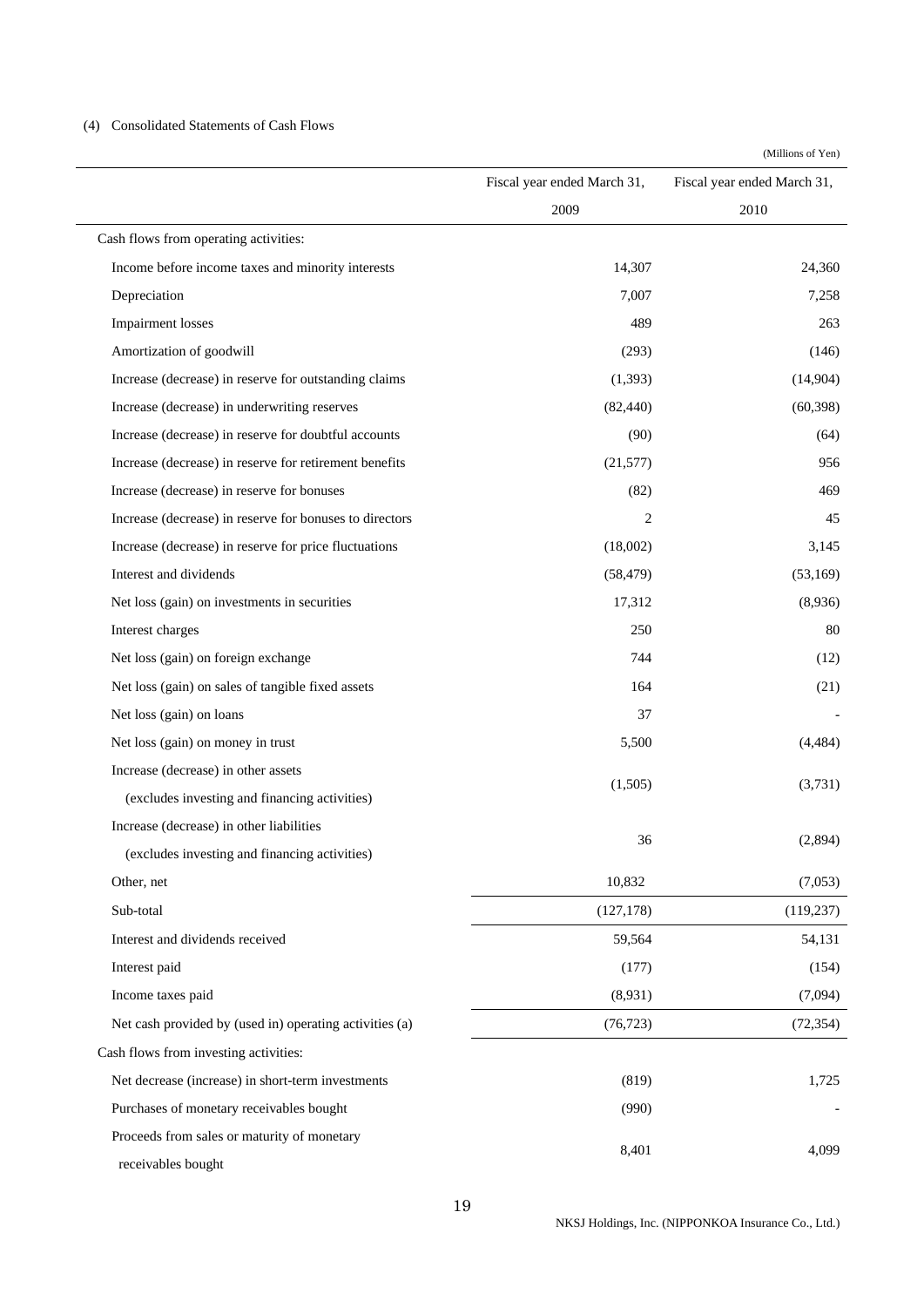(4) Consolidated Statements of Cash Flows

(Millions of Yen)

| | Fiscal year ended March 31, 2009 | Fiscal year ended March 31, 2010 |
|---|---|---|
| Cash flows from operating activities: | | |
| Income before income taxes and minority interests | 14,307 | 24,360 |
| Depreciation | 7,007 | 7,258 |
| Impairment losses | 489 | 263 |
| Amortization of goodwill | (293) | (146) |
| Increase (decrease) in reserve for outstanding claims | (1,393) | (14,904) |
| Increase (decrease) in underwriting reserves | (82,440) | (60,398) |
| Increase (decrease) in reserve for doubtful accounts | (90) | (64) |
| Increase (decrease) in reserve for retirement benefits | (21,577) | 956 |
| Increase (decrease) in reserve for bonuses | (82) | 469 |
| Increase (decrease) in reserve for bonuses to directors | 2 | 45 |
| Increase (decrease) in reserve for price fluctuations | (18,002) | 3,145 |
| Interest and dividends | (58,479) | (53,169) |
| Net loss (gain) on investments in securities | 17,312 | (8,936) |
| Interest charges | 250 | 80 |
| Net loss (gain) on foreign exchange | 744 | (12) |
| Net loss (gain) on sales of tangible fixed assets | 164 | (21) |
| Net loss (gain) on loans | 37 | - |
| Net loss (gain) on money in trust | 5,500 | (4,484) |
| Increase (decrease) in other assets (excludes investing and financing activities) | (1,505) | (3,731) |
| Increase (decrease) in other liabilities (excludes investing and financing activities) | 36 | (2,894) |
| Other, net | 10,832 | (7,053) |
| Sub-total | (127,178) | (119,237) |
| Interest and dividends received | 59,564 | 54,131 |
| Interest paid | (177) | (154) |
| Income taxes paid | (8,931) | (7,094) |
| Net cash provided by (used in) operating activities (a) | (76,723) | (72,354) |
| Cash flows from investing activities: | | |
| Net decrease (increase) in short-term investments | (819) | 1,725 |
| Purchases of monetary receivables bought | (990) | - |
| Proceeds from sales or maturity of monetary receivables bought | 8,401 | 4,099 |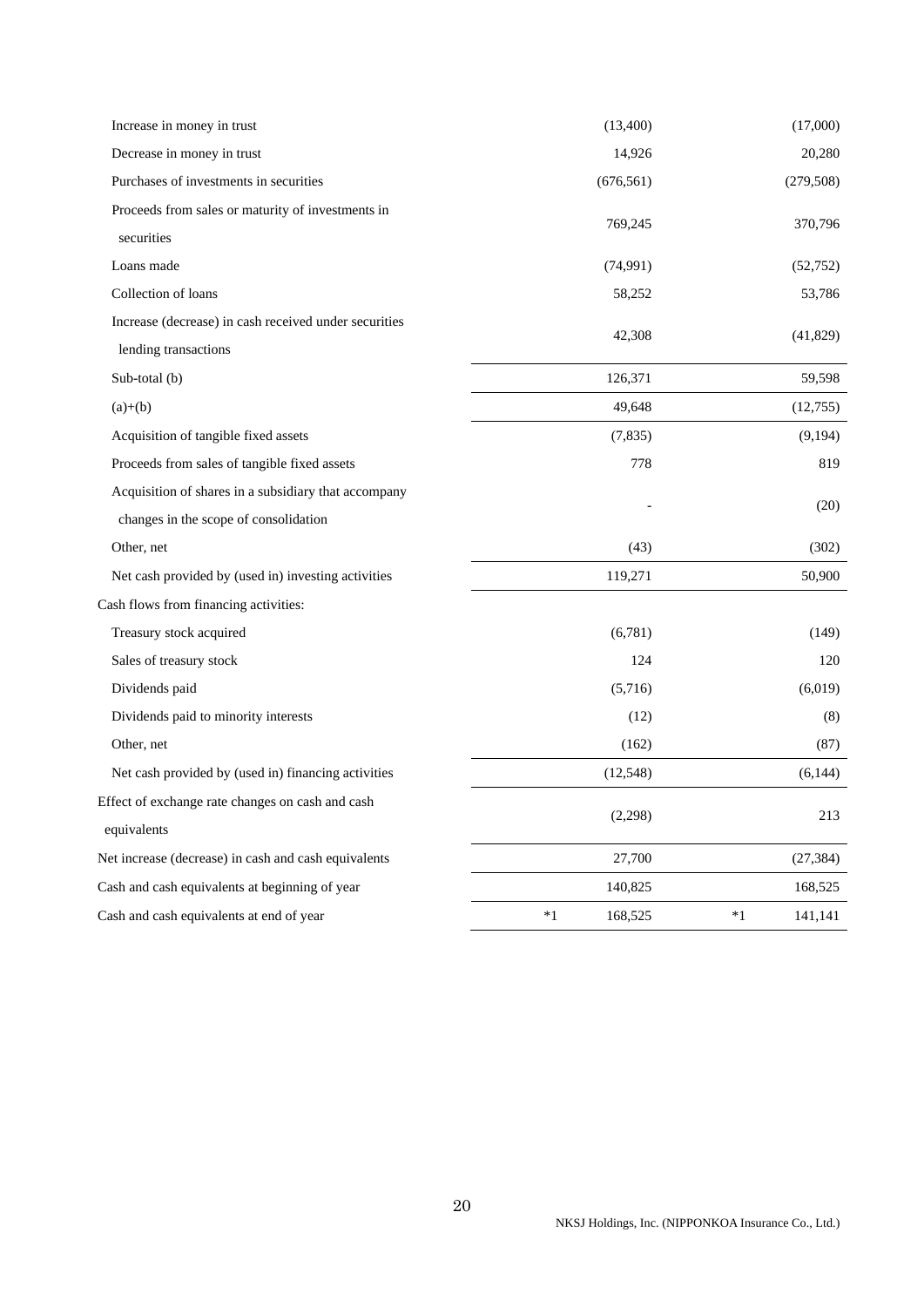| | | |
|---|---|---|
| Increase in money in trust | (13,400) | (17,000) |
| Decrease in money in trust | 14,926 | 20,280 |
| Purchases of investments in securities | (676,561) | (279,508) |
| Proceeds from sales or maturity of investments in securities | 769,245 | 370,796 |
| Loans made | (74,991) | (52,752) |
| Collection of loans | 58,252 | 53,786 |
| Increase (decrease) in cash received under securities lending transactions | 42,308 | (41,829) |
| Sub-total (b) | 126,371 | 59,598 |
| (a)+(b) | 49,648 | (12,755) |
| Acquisition of tangible fixed assets | (7,835) | (9,194) |
| Proceeds from sales of tangible fixed assets | 778 | 819 |
| Acquisition of shares in a subsidiary that accompany changes in the scope of consolidation | - | (20) |
| Other, net | (43) | (302) |
| Net cash provided by (used in) investing activities | 119,271 | 50,900 |
| Cash flows from financing activities: | | |
| Treasury stock acquired | (6,781) | (149) |
| Sales of treasury stock | 124 | 120 |
| Dividends paid | (5,716) | (6,019) |
| Dividends paid to minority interests | (12) | (8) |
| Other, net | (162) | (87) |
| Net cash provided by (used in) financing activities | (12,548) | (6,144) |
| Effect of exchange rate changes on cash and cash equivalents | (2,298) | 213 |
| Net increase (decrease) in cash and cash equivalents | 27,700 | (27,384) |
| Cash and cash equivalents at beginning of year | 140,825 | 168,525 |
| Cash and cash equivalents at end of year | *1 168,525 | *1 141,141 |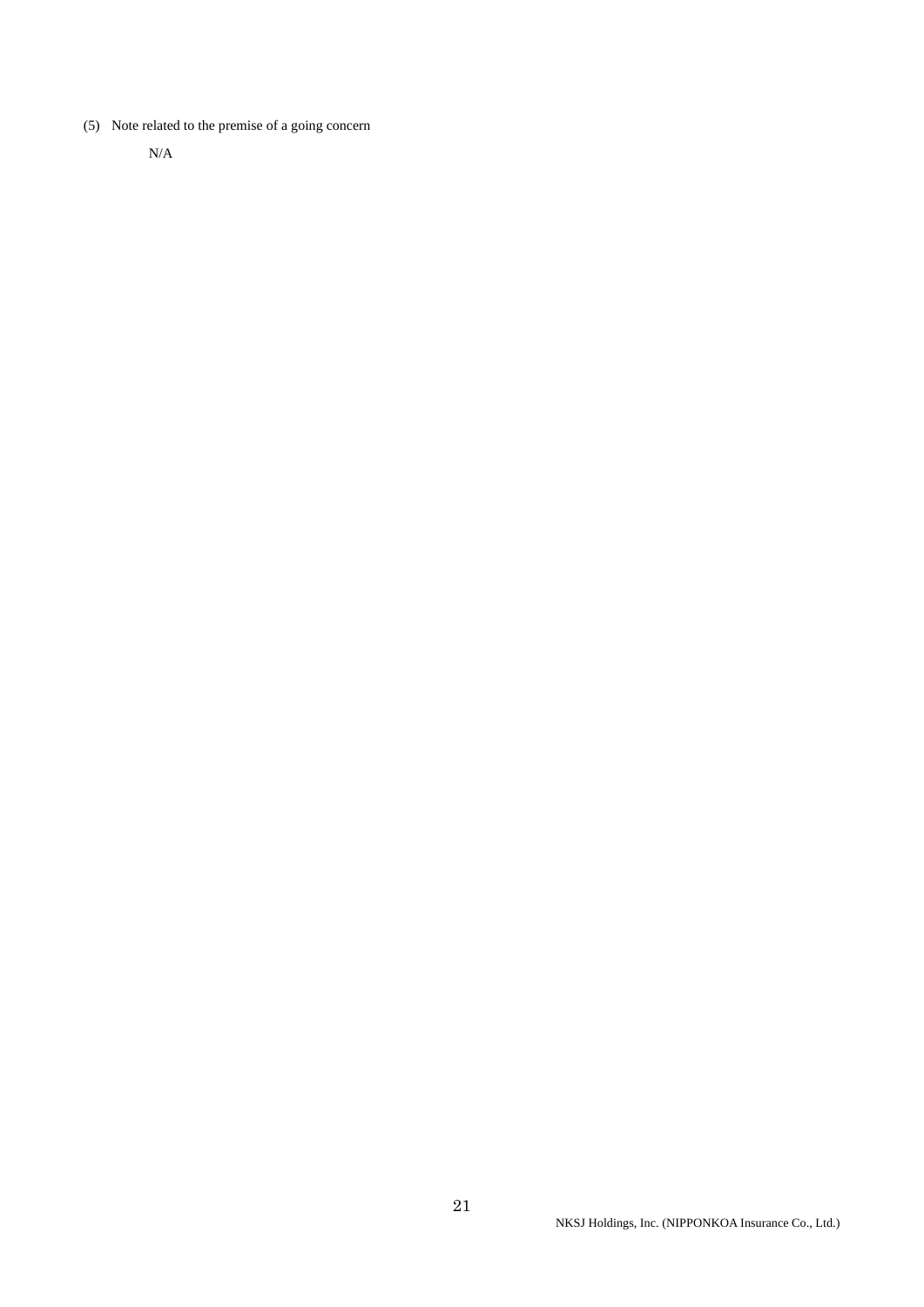(5) Note related to the premise of a going concern

N/A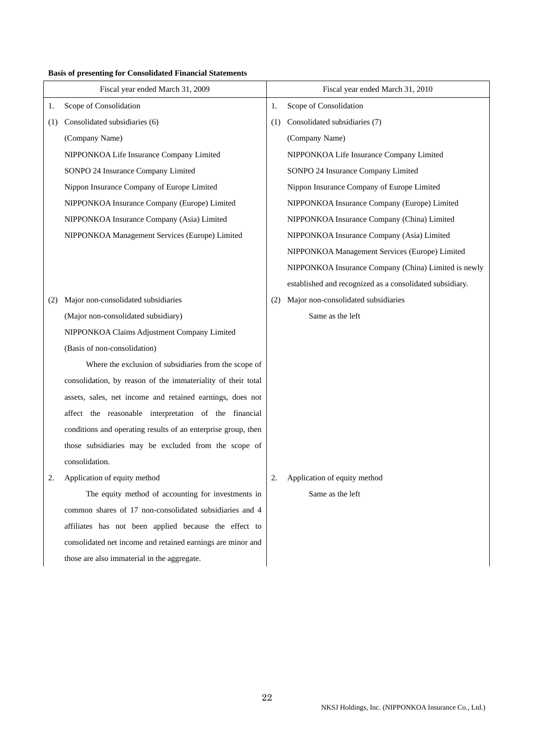**Basis of presenting for Consolidated Financial Statements**

| Fiscal year ended March 31, 2009 | Fiscal year ended March 31, 2010 |
|---|---|
| 1. Scope of Consolidation | 1. Scope of Consolidation |
| (1) Consolidated subsidiaries (6) | (1) Consolidated subsidiaries (7) |
| (Company Name) | (Company Name) |
| NIPPONKOA Life Insurance Company Limited | NIPPONKOA Life Insurance Company Limited |
| SONPO 24 Insurance Company Limited | SONPO 24 Insurance Company Limited |
| Nippon Insurance Company of Europe Limited | Nippon Insurance Company of Europe Limited |
| NIPPONKOA Insurance Company (Europe) Limited | NIPPONKOA Insurance Company (Europe) Limited |
| NIPPONKOA Insurance Company (Asia) Limited | NIPPONKOA Insurance Company (China) Limited |
| NIPPONKOA Management Services (Europe) Limited | NIPPONKOA Insurance Company (Asia) Limited |
| | NIPPONKOA Management Services (Europe) Limited |
| | NIPPONKOA Insurance Company (China) Limited is newly established and recognized as a consolidated subsidiary. |
| (2) Major non-consolidated subsidiaries | (2) Major non-consolidated subsidiaries |
| (Major non-consolidated subsidiary) | Same as the left |
| NIPPONKOA Claims Adjustment Company Limited | |
| (Basis of non-consolidation) | |
| Where the exclusion of subsidiaries from the scope of consolidation, by reason of the immateriality of their total assets, sales, net income and retained earnings, does not affect the reasonable interpretation of the financial conditions and operating results of an enterprise group, then those subsidiaries may be excluded from the scope of consolidation. | |
| 2. Application of equity method | 2. Application of equity method |
| The equity method of accounting for investments in common shares of 17 non-consolidated subsidiaries and 4 affiliates has not been applied because the effect to consolidated net income and retained earnings are minor and those are also immaterial in the aggregate. | Same as the left |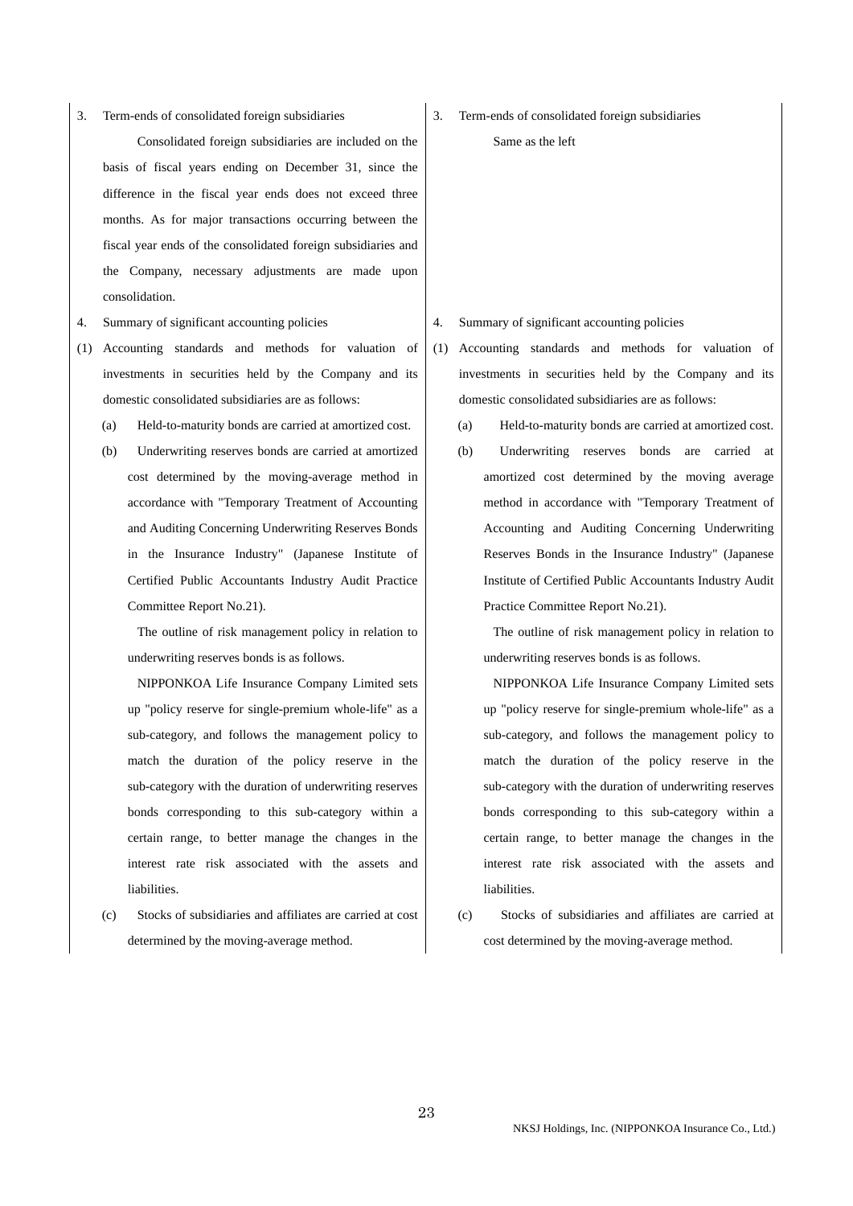| | |
|---|---|
| 3. Term-ends of consolidated foreign subsidiaries<br><br>Consolidated foreign subsidiaries are included on the basis of fiscal years ending on December 31, since the difference in the fiscal year ends does not exceed three months. As for major transactions occurring between the fiscal year ends of the consolidated foreign subsidiaries and the Company, necessary adjustments are made upon consolidation. | 3. Term-ends of consolidated foreign subsidiaries<br><br>Same as the left |
| 4. Summary of significant accounting policies<br><br>(1) Accounting standards and methods for valuation of investments in securities held by the Company and its domestic consolidated subsidiaries are as follows:<br><br>(a) Held-to-maturity bonds are carried at amortized cost.<br><br>(b) Underwriting reserves bonds are carried at amortized cost determined by the moving-average method in accordance with "Temporary Treatment of Accounting and Auditing Concerning Underwriting Reserves Bonds in the Insurance Industry" (Japanese Institute of Certified Public Accountants Industry Audit Practice Committee Report No.21).<br><br>The outline of risk management policy in relation to underwriting reserves bonds is as follows.<br><br>NIPPONKOA Life Insurance Company Limited sets up "policy reserve for single-premium whole-life" as a sub-category, and follows the management policy to match the duration of the policy reserve in the sub-category with the duration of underwriting reserves bonds corresponding to this sub-category within a certain range, to better manage the changes in the interest rate risk associated with the assets and liabilities.<br><br>(c) Stocks of subsidiaries and affiliates are carried at cost determined by the moving-average method. | 4. Summary of significant accounting policies<br><br>(1) Accounting standards and methods for valuation of investments in securities held by the Company and its domestic consolidated subsidiaries are as follows:<br><br>(a) Held-to-maturity bonds are carried at amortized cost.<br><br>(b) Underwriting reserves bonds are carried at amortized cost determined by the moving average method in accordance with "Temporary Treatment of Accounting and Auditing Concerning Underwriting Reserves Bonds in the Insurance Industry" (Japanese Institute of Certified Public Accountants Industry Audit Practice Committee Report No.21).<br><br>The outline of risk management policy in relation to underwriting reserves bonds is as follows.<br><br>NIPPONKOA Life Insurance Company Limited sets up "policy reserve for single-premium whole-life" as a sub-category, and follows the management policy to match the duration of the policy reserve in the sub-category with the duration of underwriting reserves bonds corresponding to this sub-category within a certain range, to better manage the changes in the interest rate risk associated with the assets and liabilities.<br><br>(c) Stocks of subsidiaries and affiliates are carried at cost determined by the moving-average method. |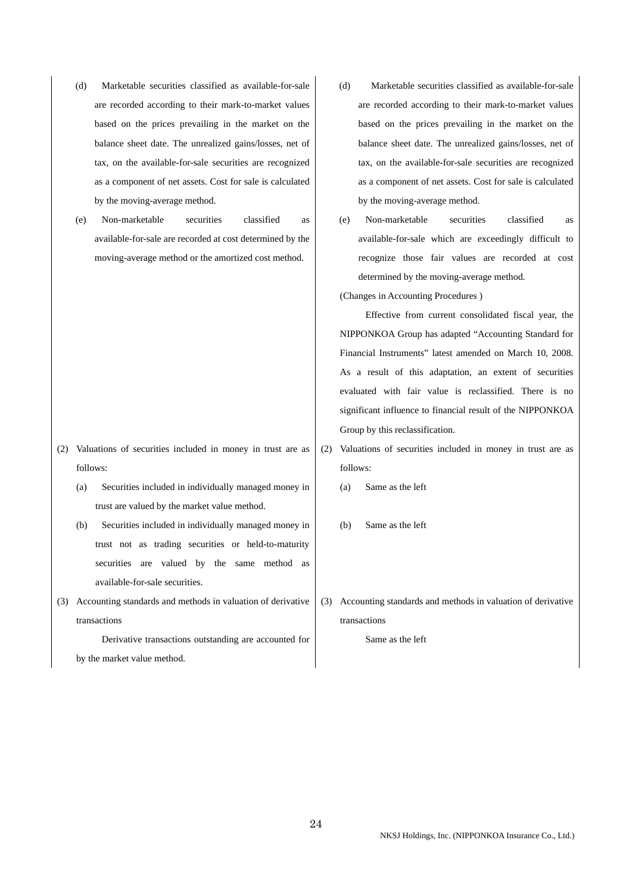| Previous fiscal year | Current fiscal year |
| --- | --- |
| (d) Marketable securities classified as available-for-sale are recorded according to their mark-to-market values based on the prices prevailing in the market on the balance sheet date. The unrealized gains/losses, net of tax, on the available-for-sale securities are recognized as a component of net assets. Cost for sale is calculated by the moving-average method. | (d) Marketable securities classified as available-for-sale are recorded according to their mark-to-market values based on the prices prevailing in the market on the balance sheet date. The unrealized gains/losses, net of tax, on the available-for-sale securities are recognized as a component of net assets. Cost for sale is calculated by the moving-average method. |
| (e) Non-marketable securities classified as available-for-sale are recorded at cost determined by the moving-average method or the amortized cost method. | (e) Non-marketable securities classified as available-for-sale which are exceedingly difficult to recognize those fair values are recorded at cost determined by the moving-average method.<br><br>(Changes in Accounting Procedures )<br><br>Effective from current consolidated fiscal year, the NIPPONKOA Group has adapted "Accounting Standard for Financial Instruments" latest amended on March 10, 2008. As a result of this adaptation, an extent of securities evaluated with fair value is reclassified. There is no significant influence to financial result of the NIPPONKOA Group by this reclassification. |
| (2) Valuations of securities included in money in trust are as follows: | (2) Valuations of securities included in money in trust are as follows: |
| (a) Securities included in individually managed money in trust are valued by the market value method. | (a) Same as the left |
| (b) Securities included in individually managed money in trust not as trading securities or held-to-maturity securities are valued by the same method as available-for-sale securities. | (b) Same as the left |
| (3) Accounting standards and methods in valuation of derivative transactions<br><br>Derivative transactions outstanding are accounted for by the market value method. | (3) Accounting standards and methods in valuation of derivative transactions<br><br>Same as the left |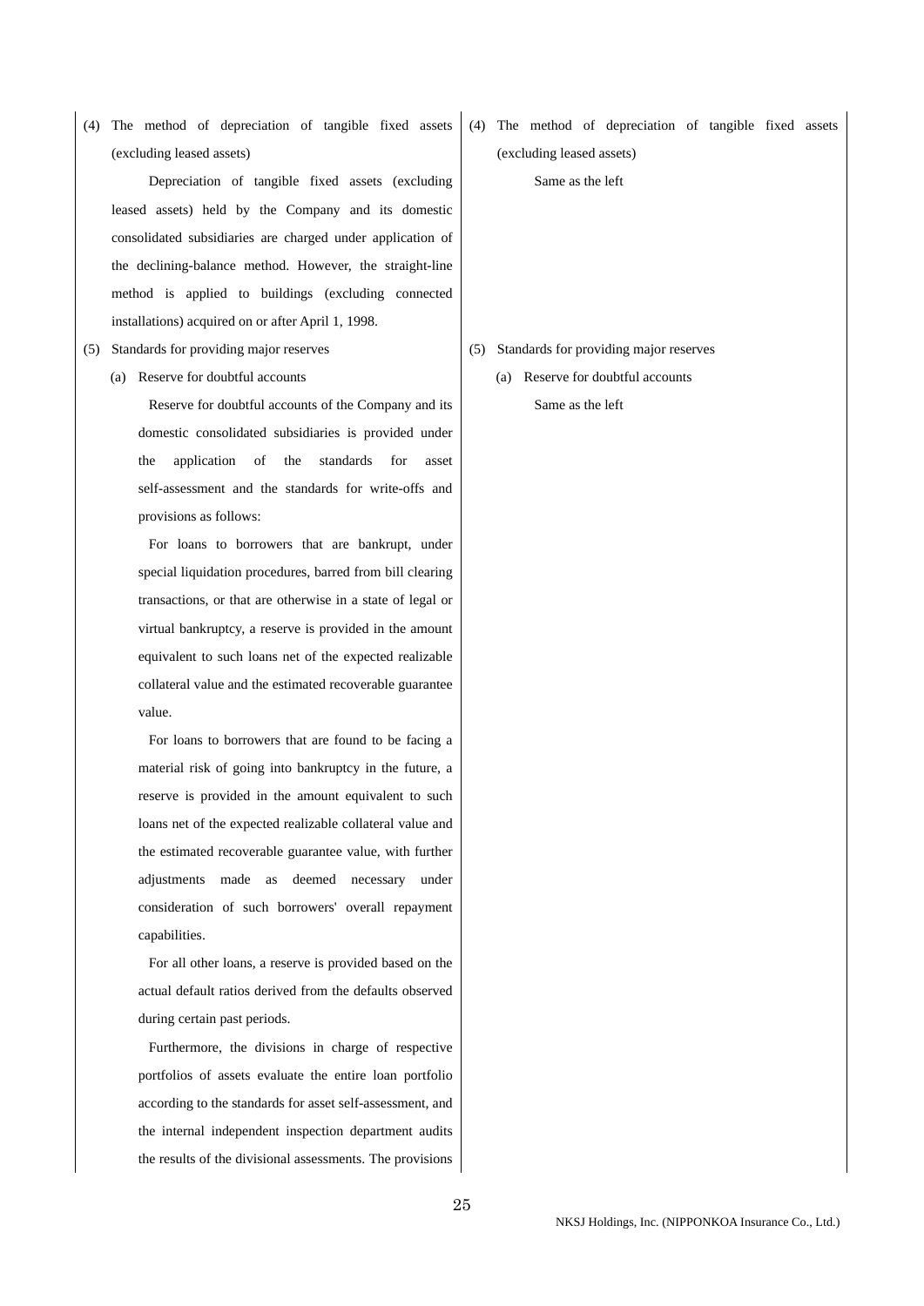| | |
|---|---|
| (4) The method of depreciation of tangible fixed assets (excluding leased assets)<br><br>Depreciation of tangible fixed assets (excluding leased assets) held by the Company and its domestic consolidated subsidiaries are charged under application of the declining-balance method. However, the straight-line method is applied to buildings (excluding connected installations) acquired on or after April 1, 1998. | (4) The method of depreciation of tangible fixed assets (excluding leased assets)<br><br>Same as the left |
| (5) Standards for providing major reserves<br><br>(a) Reserve for doubtful accounts<br><br>Reserve for doubtful accounts of the Company and its domestic consolidated subsidiaries is provided under the application of the standards for asset self-assessment and the standards for write-offs and provisions as follows:<br><br>For loans to borrowers that are bankrupt, under special liquidation procedures, barred from bill clearing transactions, or that are otherwise in a state of legal or virtual bankruptcy, a reserve is provided in the amount equivalent to such loans net of the expected realizable collateral value and the estimated recoverable guarantee value.<br><br>For loans to borrowers that are found to be facing a material risk of going into bankruptcy in the future, a reserve is provided in the amount equivalent to such loans net of the expected realizable collateral value and the estimated recoverable guarantee value, with further adjustments made as deemed necessary under consideration of such borrowers' overall repayment capabilities.<br><br>For all other loans, a reserve is provided based on the actual default ratios derived from the defaults observed during certain past periods.<br><br>Furthermore, the divisions in charge of respective portfolios of assets evaluate the entire loan portfolio according to the standards for asset self-assessment, and the internal independent inspection department audits the results of the divisional assessments. The provisions | (5) Standards for providing major reserves<br><br>(a) Reserve for doubtful accounts<br><br>Same as the left |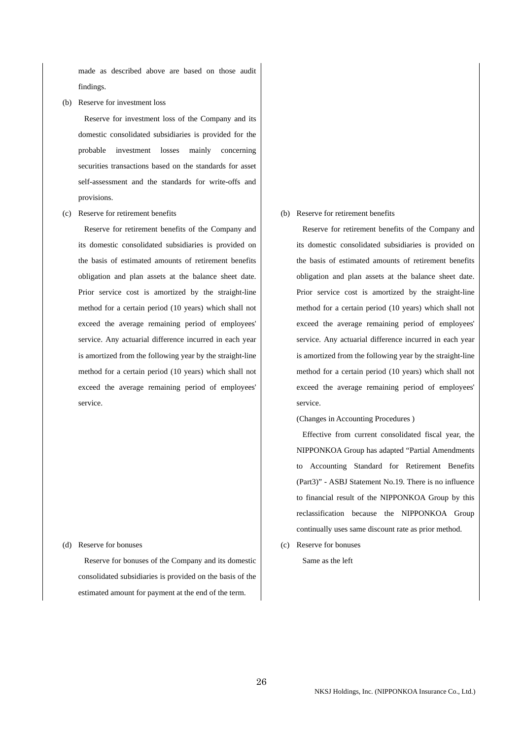made as described above are based on those audit findings.

(b) Reserve for investment loss

Reserve for investment loss of the Company and its domestic consolidated subsidiaries is provided for the probable investment losses mainly concerning securities transactions based on the standards for asset self-assessment and the standards for write-offs and provisions.

(c) Reserve for retirement benefits

Reserve for retirement benefits of the Company and its domestic consolidated subsidiaries is provided on the basis of estimated amounts of retirement benefits obligation and plan assets at the balance sheet date. Prior service cost is amortized by the straight-line method for a certain period (10 years) which shall not exceed the average remaining period of employees' service. Any actuarial difference incurred in each year is amortized from the following year by the straight-line method for a certain period (10 years) which shall not exceed the average remaining period of employees' service.

(d) Reserve for bonuses

Reserve for bonuses of the Company and its domestic consolidated subsidiaries is provided on the basis of the estimated amount for payment at the end of the term.

(b) Reserve for retirement benefits

Reserve for retirement benefits of the Company and its domestic consolidated subsidiaries is provided on the basis of estimated amounts of retirement benefits obligation and plan assets at the balance sheet date. Prior service cost is amortized by the straight-line method for a certain period (10 years) which shall not exceed the average remaining period of employees' service. Any actuarial difference incurred in each year is amortized from the following year by the straight-line method for a certain period (10 years) which shall not exceed the average remaining period of employees' service.

(Changes in Accounting Procedures )

Effective from current consolidated fiscal year, the NIPPONKOA Group has adapted “Partial Amendments to Accounting Standard for Retirement Benefits (Part3)” - ASBJ Statement No.19. There is no influence to financial result of the NIPPONKOA Group by this reclassification because the NIPPONKOA Group continually uses same discount rate as prior method.

(c) Reserve for bonuses

Same as the left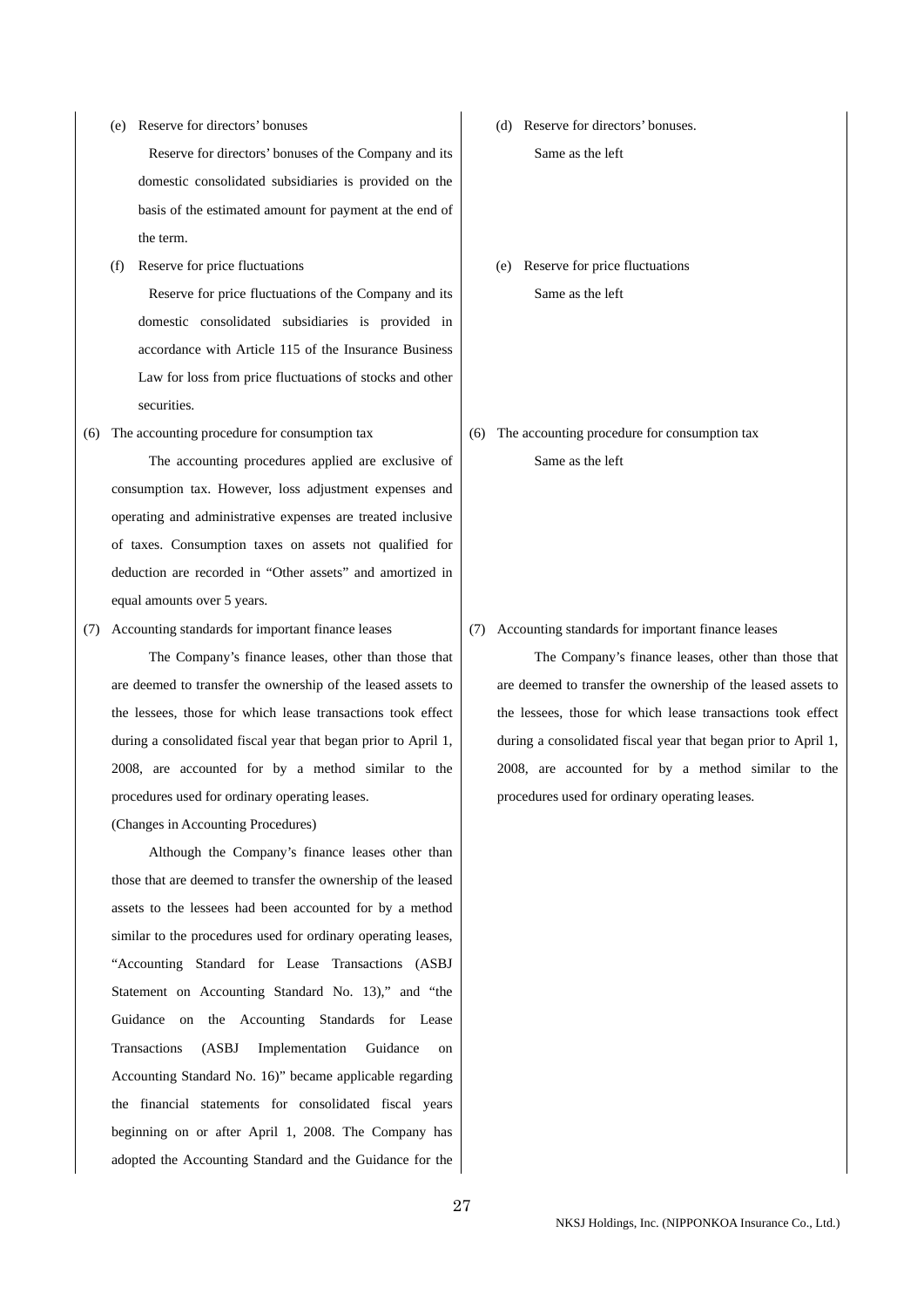| | |
|---|---|
| (e) Reserve for directors' bonuses<br><br>Reserve for directors' bonuses of the Company and its domestic consolidated subsidiaries is provided on the basis of the estimated amount for payment at the end of the term. | (d) Reserve for directors' bonuses.<br><br>Same as the left |
| (f) Reserve for price fluctuations<br><br>Reserve for price fluctuations of the Company and its domestic consolidated subsidiaries is provided in accordance with Article 115 of the Insurance Business Law for loss from price fluctuations of stocks and other securities. | (e) Reserve for price fluctuations<br><br>Same as the left |
| (6) The accounting procedure for consumption tax<br><br>The accounting procedures applied are exclusive of consumption tax. However, loss adjustment expenses and operating and administrative expenses are treated inclusive of taxes. Consumption taxes on assets not qualified for deduction are recorded in "Other assets" and amortized in equal amounts over 5 years. | (6) The accounting procedure for consumption tax<br><br>Same as the left |
| (7) Accounting standards for important finance leases<br><br>The Company's finance leases, other than those that are deemed to transfer the ownership of the leased assets to the lessees, those for which lease transactions took effect during a consolidated fiscal year that began prior to April 1, 2008, are accounted for by a method similar to the procedures used for ordinary operating leases.<br><br>(Changes in Accounting Procedures)<br><br>Although the Company's finance leases other than those that are deemed to transfer the ownership of the leased assets to the lessees had been accounted for by a method similar to the procedures used for ordinary operating leases, "Accounting Standard for Lease Transactions (ASBJ Statement on Accounting Standard No. 13)," and "the Guidance on the Accounting Standards for Lease Transactions (ASBJ Implementation Guidance on Accounting Standard No. 16)" became applicable regarding the financial statements for consolidated fiscal years beginning on or after April 1, 2008. The Company has adopted the Accounting Standard and the Guidance for the | (7) Accounting standards for important finance leases<br><br>The Company's finance leases, other than those that are deemed to transfer the ownership of the leased assets to the lessees, those for which lease transactions took effect during a consolidated fiscal year that began prior to April 1, 2008, are accounted for by a method similar to the procedures used for ordinary operating leases. |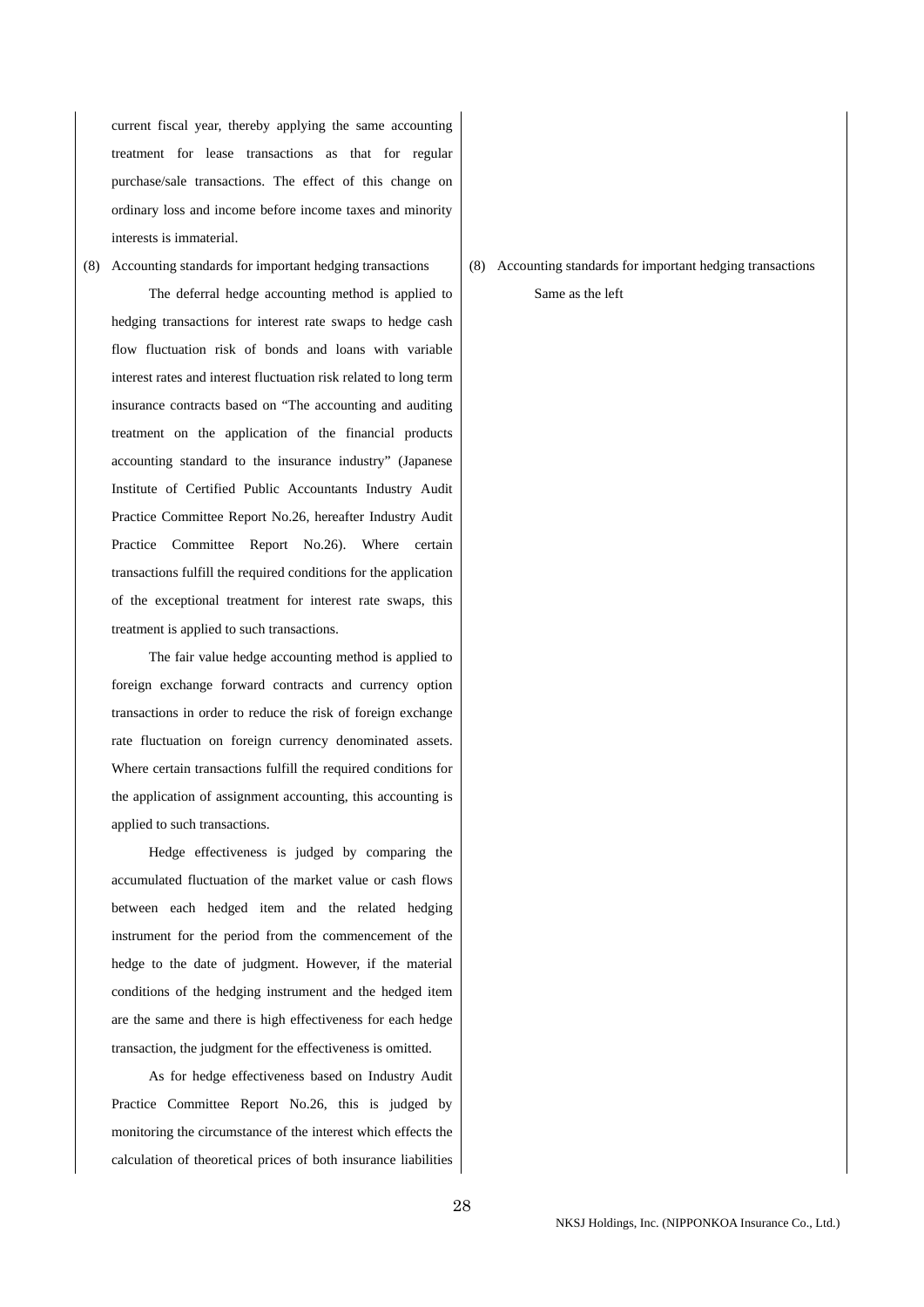current fiscal year, thereby applying the same accounting treatment for lease transactions as that for regular purchase/sale transactions. The effect of this change on ordinary loss and income before income taxes and minority interests is immaterial.

(8) Accounting standards for important hedging transactions

The deferral hedge accounting method is applied to hedging transactions for interest rate swaps to hedge cash flow fluctuation risk of bonds and loans with variable interest rates and interest fluctuation risk related to long term insurance contracts based on "The accounting and auditing treatment on the application of the financial products accounting standard to the insurance industry" (Japanese Institute of Certified Public Accountants Industry Audit Practice Committee Report No.26, hereafter Industry Audit Practice Committee Report No.26). Where certain transactions fulfill the required conditions for the application of the exceptional treatment for interest rate swaps, this treatment is applied to such transactions.

The fair value hedge accounting method is applied to foreign exchange forward contracts and currency option transactions in order to reduce the risk of foreign exchange rate fluctuation on foreign currency denominated assets. Where certain transactions fulfill the required conditions for the application of assignment accounting, this accounting is applied to such transactions.

Hedge effectiveness is judged by comparing the accumulated fluctuation of the market value or cash flows between each hedged item and the related hedging instrument for the period from the commencement of the hedge to the date of judgment. However, if the material conditions of the hedging instrument and the hedged item are the same and there is high effectiveness for each hedge transaction, the judgment for the effectiveness is omitted.

As for hedge effectiveness based on Industry Audit Practice Committee Report No.26, this is judged by monitoring the circumstance of the interest which effects the calculation of theoretical prices of both insurance liabilities

(8) Accounting standards for important hedging transactions

Same as the left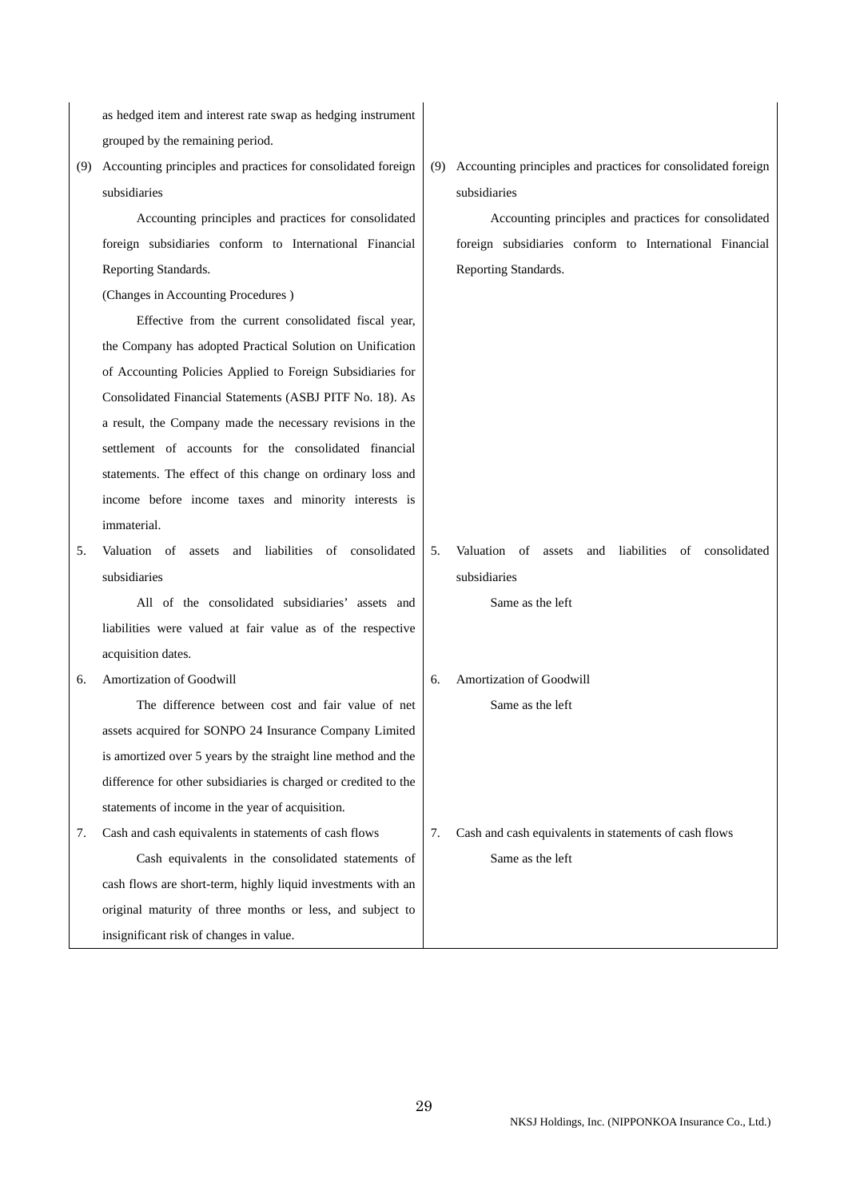| | |
|---|---|
| as hedged item and interest rate swap as hedging instrument grouped by the remaining period. | |
| (9) Accounting principles and practices for consolidated foreign subsidiaries<br>Accounting principles and practices for consolidated foreign subsidiaries conform to International Financial Reporting Standards.<br>(Changes in Accounting Procedures )<br>Effective from the current consolidated fiscal year, the Company has adopted Practical Solution on Unification of Accounting Policies Applied to Foreign Subsidiaries for Consolidated Financial Statements (ASBJ PITF No. 18). As a result, the Company made the necessary revisions in the settlement of accounts for the consolidated financial statements. The effect of this change on ordinary loss and income before income taxes and minority interests is immaterial. | (9) Accounting principles and practices for consolidated foreign subsidiaries<br>Accounting principles and practices for consolidated foreign subsidiaries conform to International Financial Reporting Standards. |
| 5. Valuation of assets and liabilities of consolidated subsidiaries<br>All of the consolidated subsidiaries' assets and liabilities were valued at fair value as of the respective acquisition dates. | 5. Valuation of assets and liabilities of consolidated subsidiaries<br>Same as the left |
| 6. Amortization of Goodwill<br>The difference between cost and fair value of net assets acquired for SONPO 24 Insurance Company Limited is amortized over 5 years by the straight line method and the difference for other subsidiaries is charged or credited to the statements of income in the year of acquisition. | 6. Amortization of Goodwill<br>Same as the left |
| 7. Cash and cash equivalents in statements of cash flows<br>Cash equivalents in the consolidated statements of cash flows are short-term, highly liquid investments with an original maturity of three months or less, and subject to insignificant risk of changes in value. | 7. Cash and cash equivalents in statements of cash flows<br>Same as the left |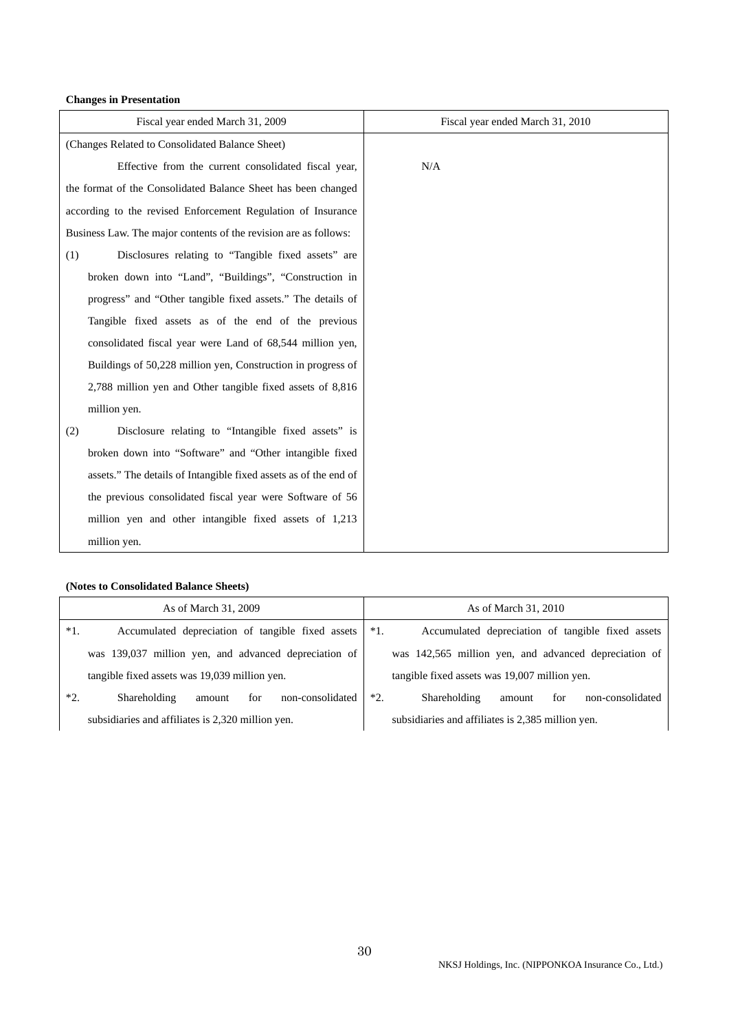**Changes in Presentation**

| Fiscal year ended March 31, 2009 | Fiscal year ended March 31, 2010 |
|---|---|
| (Changes Related to Consolidated Balance Sheet)<br>Effective from the current consolidated fiscal year, the format of the Consolidated Balance Sheet has been changed according to the revised Enforcement Regulation of Insurance Business Law. The major contents of the revision are as follows:<br>(1) Disclosures relating to "Tangible fixed assets" are broken down into "Land", "Buildings", "Construction in progress" and "Other tangible fixed assets." The details of Tangible fixed assets as of the end of the previous consolidated fiscal year were Land of 68,544 million yen, Buildings of 50,228 million yen, Construction in progress of 2,788 million yen and Other tangible fixed assets of 8,816 million yen.<br>(2) Disclosure relating to "Intangible fixed assets" is broken down into "Software" and "Other intangible fixed assets." The details of Intangible fixed assets as of the end of the previous consolidated fiscal year were Software of 56 million yen and other intangible fixed assets of 1,213 million yen. | N/A |

**(Notes to Consolidated Balance Sheets)**

| As of March 31, 2009 | As of March 31, 2010 |
|---|---|
| *1. Accumulated depreciation of tangible fixed assets was 139,037 million yen, and advanced depreciation of tangible fixed assets was 19,039 million yen. | *1. Accumulated depreciation of tangible fixed assets was 142,565 million yen, and advanced depreciation of tangible fixed assets was 19,007 million yen. |
| *2. Shareholding amount for non-consolidated subsidiaries and affiliates is 2,320 million yen. | *2. Shareholding amount for non-consolidated subsidiaries and affiliates is 2,385 million yen. |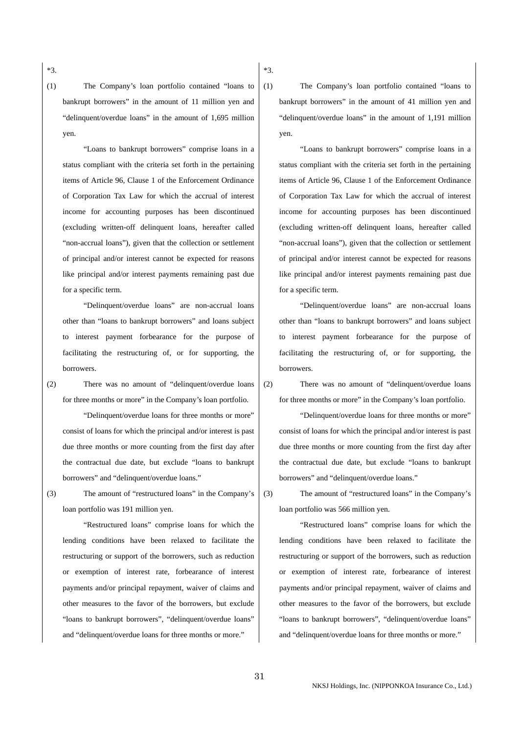*3.

(1) The Company's loan portfolio contained "loans to bankrupt borrowers" in the amount of 11 million yen and "delinquent/overdue loans" in the amount of 1,695 million yen.

"Loans to bankrupt borrowers" comprise loans in a status compliant with the criteria set forth in the pertaining items of Article 96, Clause 1 of the Enforcement Ordinance of Corporation Tax Law for which the accrual of interest income for accounting purposes has been discontinued (excluding written-off delinquent loans, hereafter called "non-accrual loans"), given that the collection or settlement of principal and/or interest cannot be expected for reasons like principal and/or interest payments remaining past due for a specific term.

"Delinquent/overdue loans" are non-accrual loans other than "loans to bankrupt borrowers" and loans subject to interest payment forbearance for the purpose of facilitating the restructuring of, or for supporting, the borrowers.

(2) There was no amount of "delinquent/overdue loans for three months or more" in the Company's loan portfolio.

"Delinquent/overdue loans for three months or more" consist of loans for which the principal and/or interest is past due three months or more counting from the first day after the contractual due date, but exclude "loans to bankrupt borrowers" and "delinquent/overdue loans."

(3) The amount of "restructured loans" in the Company's loan portfolio was 191 million yen.

"Restructured loans" comprise loans for which the lending conditions have been relaxed to facilitate the restructuring or support of the borrowers, such as reduction or exemption of interest rate, forbearance of interest payments and/or principal repayment, waiver of claims and other measures to the favor of the borrowers, but exclude "loans to bankrupt borrowers", "delinquent/overdue loans" and "delinquent/overdue loans for three months or more."

*3.

(1) The Company's loan portfolio contained "loans to bankrupt borrowers" in the amount of 41 million yen and "delinquent/overdue loans" in the amount of 1,191 million yen.

"Loans to bankrupt borrowers" comprise loans in a status compliant with the criteria set forth in the pertaining items of Article 96, Clause 1 of the Enforcement Ordinance of Corporation Tax Law for which the accrual of interest income for accounting purposes has been discontinued (excluding written-off delinquent loans, hereafter called "non-accrual loans"), given that the collection or settlement of principal and/or interest cannot be expected for reasons like principal and/or interest payments remaining past due for a specific term.

"Delinquent/overdue loans" are non-accrual loans other than "loans to bankrupt borrowers" and loans subject to interest payment forbearance for the purpose of facilitating the restructuring of, or for supporting, the borrowers.

(2) There was no amount of "delinquent/overdue loans for three months or more" in the Company's loan portfolio.

"Delinquent/overdue loans for three months or more" consist of loans for which the principal and/or interest is past due three months or more counting from the first day after the contractual due date, but exclude "loans to bankrupt borrowers" and "delinquent/overdue loans."

(3) The amount of "restructured loans" in the Company's loan portfolio was 566 million yen.

"Restructured loans" comprise loans for which the lending conditions have been relaxed to facilitate the restructuring or support of the borrowers, such as reduction or exemption of interest rate, forbearance of interest payments and/or principal repayment, waiver of claims and other measures to the favor of the borrowers, but exclude "loans to bankrupt borrowers", "delinquent/overdue loans" and "delinquent/overdue loans for three months or more."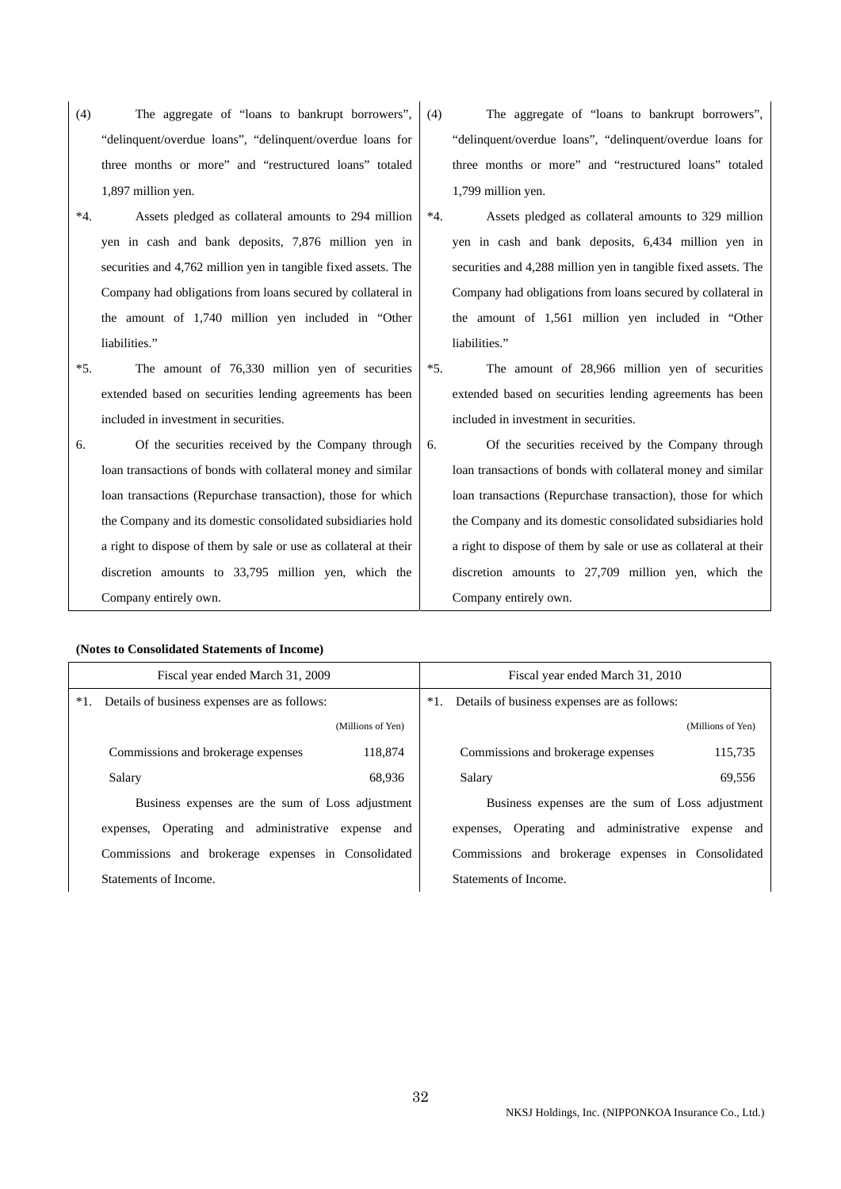| | |
|---|---|
| (4) The aggregate of "loans to bankrupt borrowers", "delinquent/overdue loans", "delinquent/overdue loans for three months or more" and "restructured loans" totaled 1,897 million yen. | (4) The aggregate of "loans to bankrupt borrowers", "delinquent/overdue loans", "delinquent/overdue loans for three months or more" and "restructured loans" totaled 1,799 million yen. |
| *4. Assets pledged as collateral amounts to 294 million yen in cash and bank deposits, 7,876 million yen in securities and 4,762 million yen in tangible fixed assets. The Company had obligations from loans secured by collateral in the amount of 1,740 million yen included in "Other liabilities." | *4. Assets pledged as collateral amounts to 329 million yen in cash and bank deposits, 6,434 million yen in securities and 4,288 million yen in tangible fixed assets. The Company had obligations from loans secured by collateral in the amount of 1,561 million yen included in "Other liabilities." |
| *5. The amount of 76,330 million yen of securities extended based on securities lending agreements has been included in investment in securities. | *5. The amount of 28,966 million yen of securities extended based on securities lending agreements has been included in investment in securities. |
| 6. Of the securities received by the Company through loan transactions of bonds with collateral money and similar loan transactions (Repurchase transaction), those for which the Company and its domestic consolidated subsidiaries hold a right to dispose of them by sale or use as collateral at their discretion amounts to 33,795 million yen, which the Company entirely own. | 6. Of the securities received by the Company through loan transactions of bonds with collateral money and similar loan transactions (Repurchase transaction), those for which the Company and its domestic consolidated subsidiaries hold a right to dispose of them by sale or use as collateral at their discretion amounts to 27,709 million yen, which the Company entirely own. |

**(Notes to Consolidated Statements of Income)**

| Fiscal year ended March 31, 2009 | Fiscal year ended March 31, 2010 |
|---|---|
| *1. Details of business expenses are as follows: | *1. Details of business expenses are as follows: |
| (Millions of Yen) | (Millions of Yen) |
| Commissions and brokerage expenses 118,874 | Commissions and brokerage expenses 115,735 |
| Salary 68,936 | Salary 69,556 |
| Business expenses are the sum of Loss adjustment expenses, Operating and administrative expense and Commissions and brokerage expenses in Consolidated Statements of Income. | Business expenses are the sum of Loss adjustment expenses, Operating and administrative expense and Commissions and brokerage expenses in Consolidated Statements of Income. |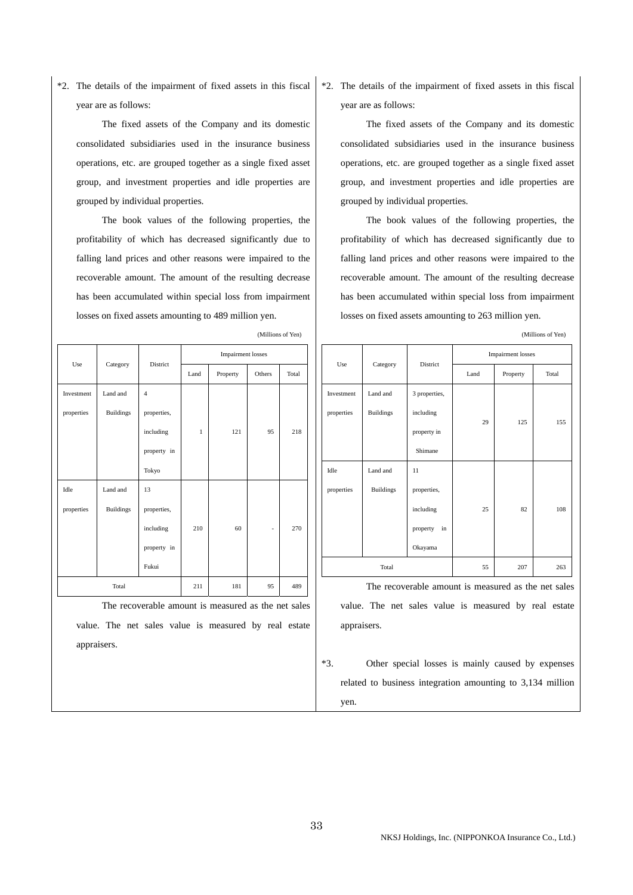*2. The details of the impairment of fixed assets in this fiscal year are as follows:

The fixed assets of the Company and its domestic consolidated subsidiaries used in the insurance business operations, etc. are grouped together as a single fixed asset group, and investment properties and idle properties are grouped by individual properties.

The book values of the following properties, the profitability of which has decreased significantly due to falling land prices and other reasons were impaired to the recoverable amount. The amount of the resulting decrease has been accumulated within special loss from impairment losses on fixed assets amounting to 489 million yen.

(Millions of Yen)

| Use | Category | District | Impairment losses | | | |
|---|---|---|---|---|---|---|
| | | | Land | Property | Others | Total |
| Investment properties | Land and Buildings | 4 properties, including property in Tokyo | 1 | 121 | 95 | 218 |
| Idle properties | Land and Buildings | 13 properties, including property in Fukui | 210 | 60 | - | 270 |
| Total | | | 211 | 181 | 95 | 489 |

The recoverable amount is measured as the net sales value. The net sales value is measured by real estate appraisers.

*2. The details of the impairment of fixed assets in this fiscal year are as follows:

The fixed assets of the Company and its domestic consolidated subsidiaries used in the insurance business operations, etc. are grouped together as a single fixed asset group, and investment properties and idle properties are grouped by individual properties.

The book values of the following properties, the profitability of which has decreased significantly due to falling land prices and other reasons were impaired to the recoverable amount. The amount of the resulting decrease has been accumulated within special loss from impairment losses on fixed assets amounting to 263 million yen.

(Millions of Yen)

| Use | Category | District | Impairment losses | | |
|---|---|---|---|---|---|
| | | | Land | Property | Total |
| Investment properties | Land and Buildings | 3 properties, including property in Shimane | 29 | 125 | 155 |
| Idle properties | Land and Buildings | 11 properties, including property in Okayama | 25 | 82 | 108 |
| Total | | | 55 | 207 | 263 |

The recoverable amount is measured as the net sales value. The net sales value is measured by real estate appraisers.

*3. Other special losses is mainly caused by expenses related to business integration amounting to 3,134 million yen.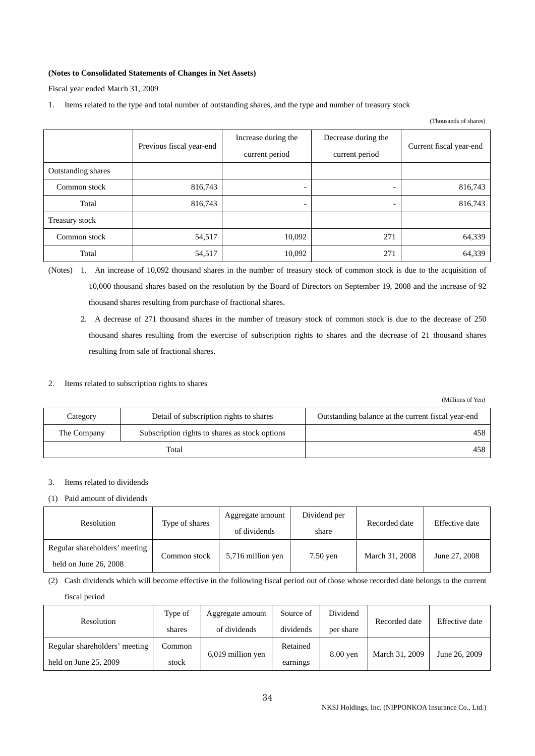**(Notes to Consolidated Statements of Changes in Net Assets)**

Fiscal year ended March 31, 2009

1. Items related to the type and total number of outstanding shares, and the type and number of treasury stock

(Thousands of shares)

| | Previous fiscal year-end | Increase during the current period | Decrease during the current period | Current fiscal year-end |
|---|---|---|---|---|
| Outstanding shares | | | | |
| Common stock | 816,743 | - | - | 816,743 |
| Total | 816,743 | - | - | 816,743 |
| Treasury stock | | | | |
| Common stock | 54,517 | 10,092 | 271 | 64,339 |
| Total | 54,517 | 10,092 | 271 | 64,339 |

(Notes) 1. An increase of 10,092 thousand shares in the number of treasury stock of common stock is due to the acquisition of 10,000 thousand shares based on the resolution by the Board of Directors on September 19, 2008 and the increase of 92 thousand shares resulting from purchase of fractional shares.

2. A decrease of 271 thousand shares in the number of treasury stock of common stock is due to the decrease of 250 thousand shares resulting from the exercise of subscription rights to shares and the decrease of 21 thousand shares resulting from sale of fractional shares.

2. Items related to subscription rights to shares

(Millions of Yen)

| Category | Detail of subscription rights to shares | Outstanding balance at the current fiscal year-end |
|---|---|---|
| The Company | Subscription rights to shares as stock options | 458 |
| Total | | 458 |

3. Items related to dividends

(1) Paid amount of dividends

| Resolution | Type of shares | Aggregate amount of dividends | Dividend per share | Recorded date | Effective date |
|---|---|---|---|---|---|
| Regular shareholders' meeting held on June 26, 2008 | Common stock | 5,716 million yen | 7.50 yen | March 31, 2008 | June 27, 2008 |

(2) Cash dividends which will become effective in the following fiscal period out of those whose recorded date belongs to the current fiscal period

| Resolution | Type of shares | Aggregate amount of dividends | Source of dividends | Dividend per share | Recorded date | Effective date |
|---|---|---|---|---|---|---|
| Regular shareholders' meeting held on June 25, 2009 | Common stock | 6,019 million yen | Retained earnings | 8.00 yen | March 31, 2009 | June 26, 2009 |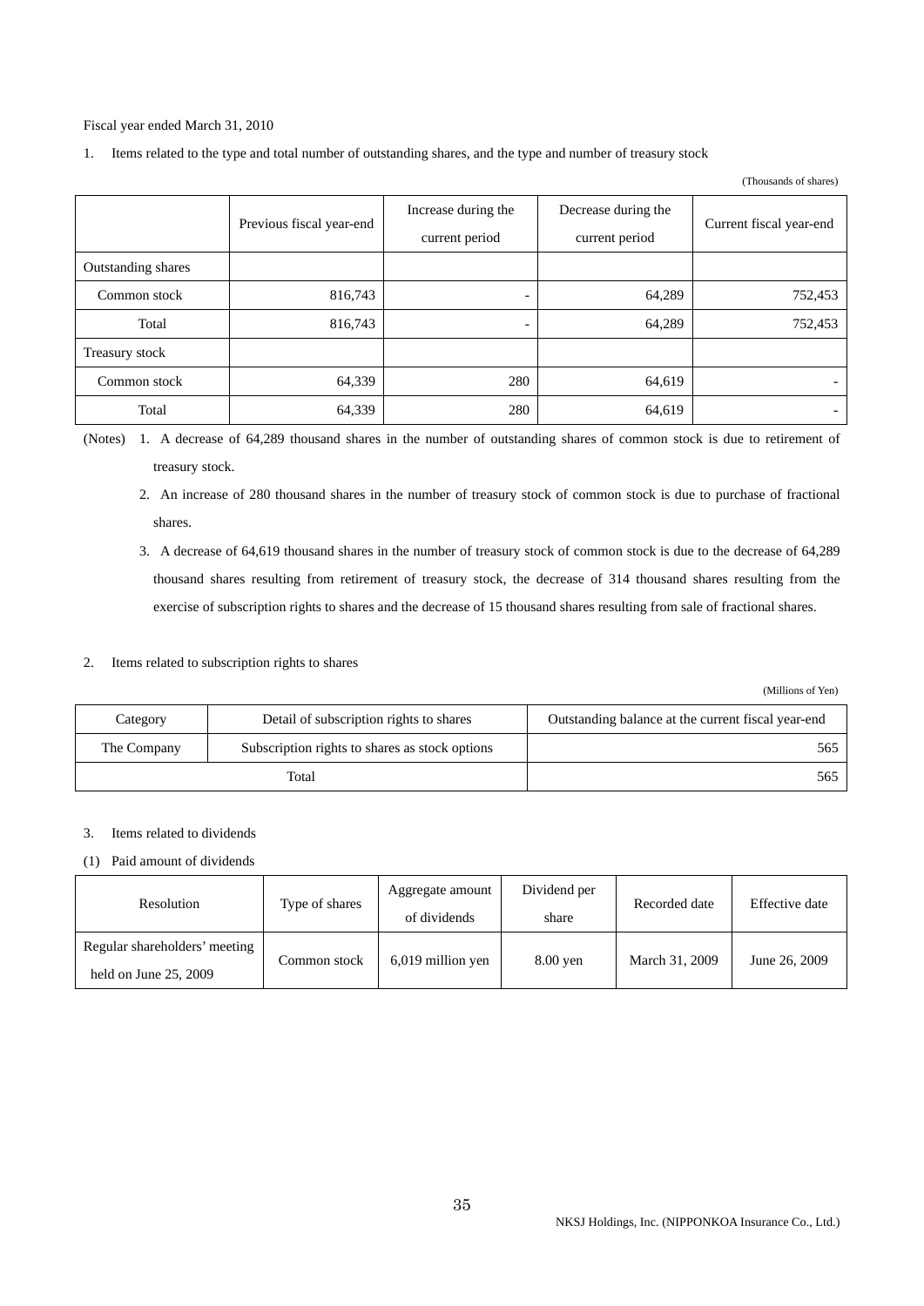Fiscal year ended March 31, 2010

1. Items related to the type and total number of outstanding shares, and the type and number of treasury stock

(Thousands of shares)

| | Previous fiscal year-end | Increase during the current period | Decrease during the current period | Current fiscal year-end |
|---|---|---|---|---|
| Outstanding shares | | | | |
| Common stock | 816,743 | - | 64,289 | 752,453 |
| Total | 816,743 | - | 64,289 | 752,453 |
| Treasury stock | | | | |
| Common stock | 64,339 | 280 | 64,619 | - |
| Total | 64,339 | 280 | 64,619 | - |

(Notes) 1. A decrease of 64,289 thousand shares in the number of outstanding shares of common stock is due to retirement of treasury stock.

2. An increase of 280 thousand shares in the number of treasury stock of common stock is due to purchase of fractional shares.

3. A decrease of 64,619 thousand shares in the number of treasury stock of common stock is due to the decrease of 64,289 thousand shares resulting from retirement of treasury stock, the decrease of 314 thousand shares resulting from the exercise of subscription rights to shares and the decrease of 15 thousand shares resulting from sale of fractional shares.

2. Items related to subscription rights to shares

(Millions of Yen)

| Category | Detail of subscription rights to shares | Outstanding balance at the current fiscal year-end |
|---|---|---|
| The Company | Subscription rights to shares as stock options | 565 |
| Total | | 565 |

3. Items related to dividends

(1) Paid amount of dividends

| Resolution | Type of shares | Aggregate amount of dividends | Dividend per share | Recorded date | Effective date |
|---|---|---|---|---|---|
| Regular shareholders' meeting held on June 25, 2009 | Common stock | 6,019 million yen | 8.00 yen | March 31, 2009 | June 26, 2009 |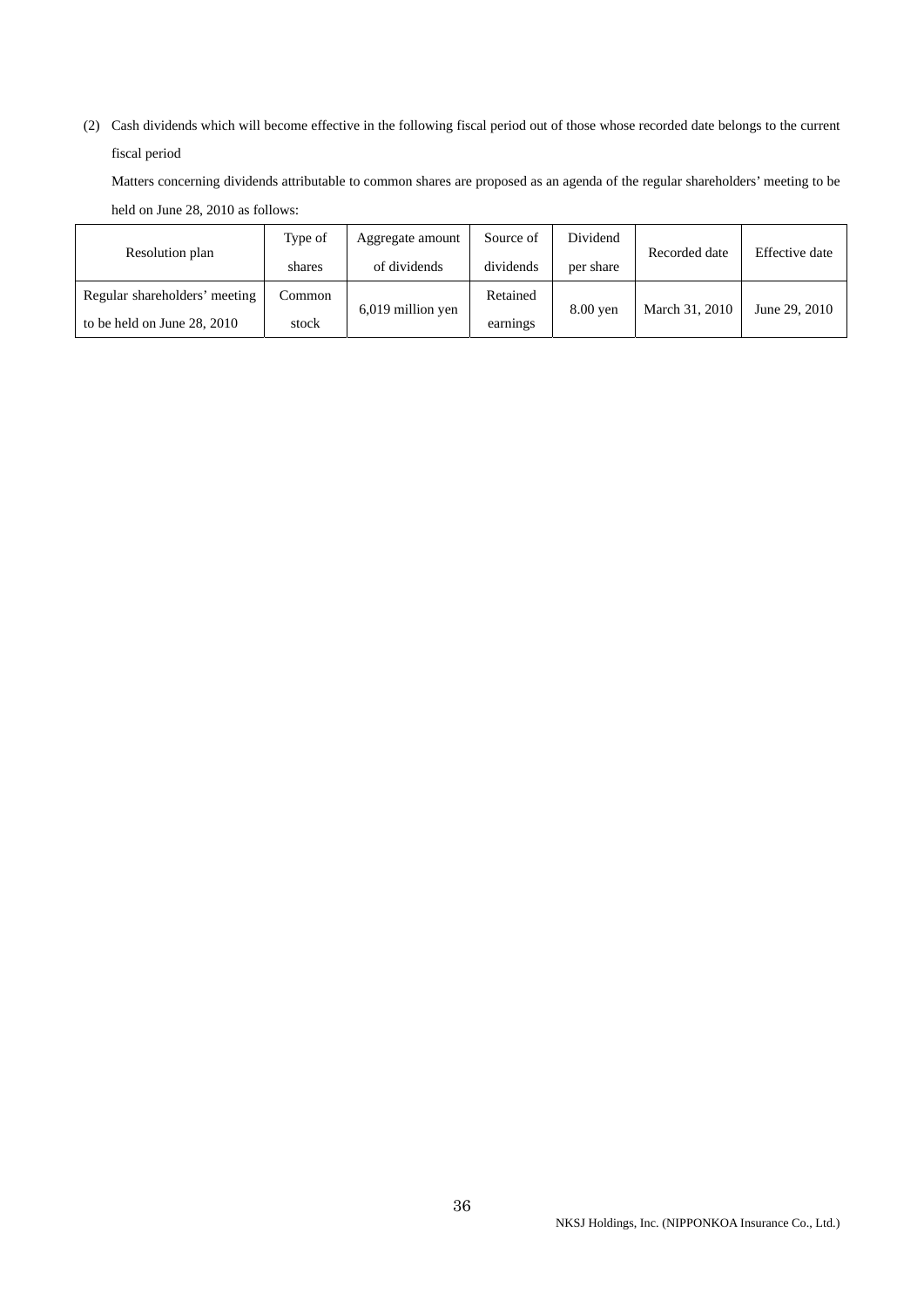(2) Cash dividends which will become effective in the following fiscal period out of those whose recorded date belongs to the current fiscal period

Matters concerning dividends attributable to common shares are proposed as an agenda of the regular shareholders' meeting to be held on June 28, 2010 as follows:

| Resolution plan | Type of shares | Aggregate amount of dividends | Source of dividends | Dividend per share | Recorded date | Effective date |
|---|---|---|---|---|---|---|
| Regular shareholders' meeting to be held on June 28, 2010 | Common stock | 6,019 million yen | Retained earnings | 8.00 yen | March 31, 2010 | June 29, 2010 |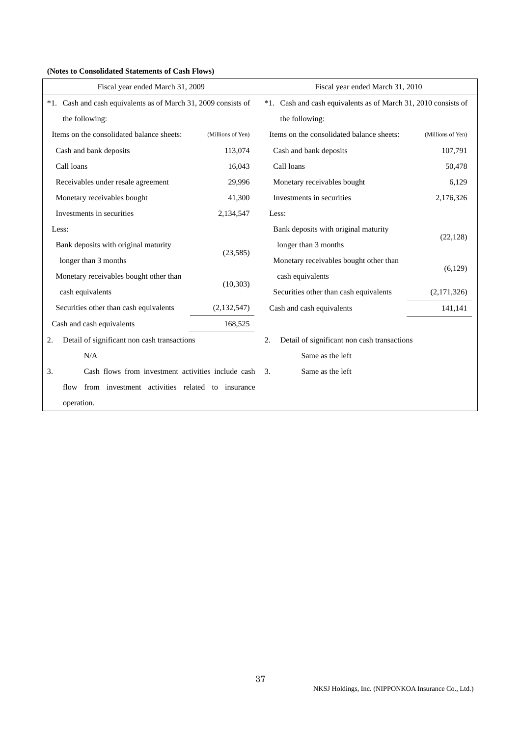**(Notes to Consolidated Statements of Cash Flows)**

| Fiscal year ended March 31, 2009 | | Fiscal year ended March 31, 2010 | |
|---|---|---|---|
| *1. Cash and cash equivalents as of March 31, 2009 consists of the following: | | *1. Cash and cash equivalents as of March 31, 2010 consists of the following: | |
| Items on the consolidated balance sheets: | (Millions of Yen) | Items on the consolidated balance sheets: | (Millions of Yen) |
| Cash and bank deposits | 113,074 | Cash and bank deposits | 107,791 |
| Call loans | 16,043 | Call loans | 50,478 |
| Receivables under resale agreement | 29,996 | Monetary receivables bought | 6,129 |
| Monetary receivables bought | 41,300 | Investments in securities | 2,176,326 |
| Investments in securities | 2,134,547 | Less: | |
| Less: | | Bank deposits with original maturity longer than 3 months | (22,128) |
| Bank deposits with original maturity longer than 3 months | (23,585) | Monetary receivables bought other than cash equivalents | (6,129) |
| Monetary receivables bought other than cash equivalents | (10,303) | Securities other than cash equivalents | (2,171,326) |
| Securities other than cash equivalents | (2,132,547) | Cash and cash equivalents | 141,141 |
| Cash and cash equivalents | 168,525 | | |
| 2. Detail of significant non cash transactions | | 2. Detail of significant non cash transactions | |
| N/A | | Same as the left | |
| 3. Cash flows from investment activities include cash flow from investment activities related to insurance operation. | | 3. Same as the left | |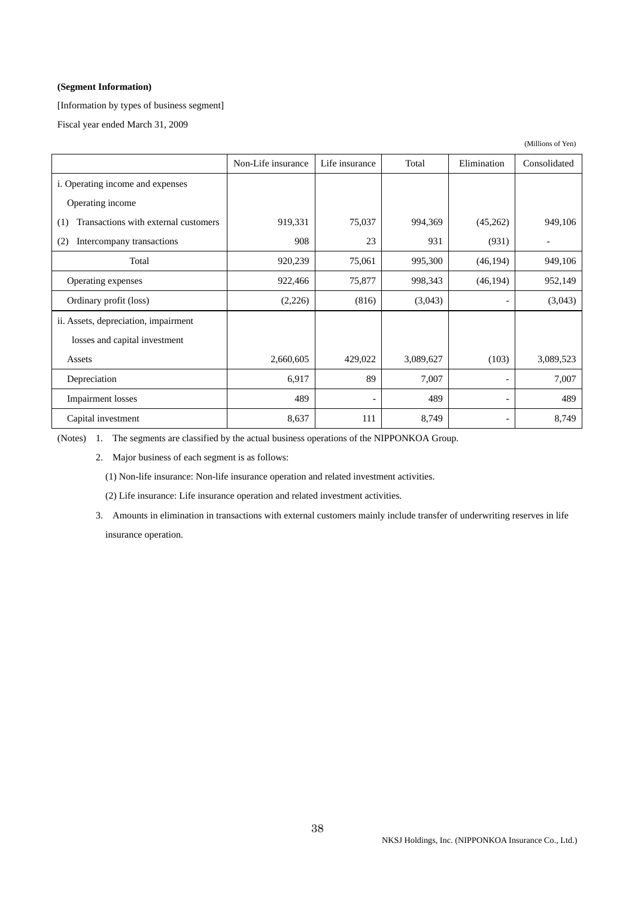**(Segment Information)**

[Information by types of business segment]

Fiscal year ended March 31, 2009

(Millions of Yen)

| | Non-Life insurance | Life insurance | Total | Elimination | Consolidated |
|---|---|---|---|---|---|
| i. Operating income and expenses | | | | | |
| Operating income | | | | | |
| (1) Transactions with external customers | 919,331 | 75,037 | 994,369 | (45,262) | 949,106 |
| (2) Intercompany transactions | 908 | 23 | 931 | (931) | - |
| Total | 920,239 | 75,061 | 995,300 | (46,194) | 949,106 |
| Operating expenses | 922,466 | 75,877 | 998,343 | (46,194) | 952,149 |
| Ordinary profit (loss) | (2,226) | (816) | (3,043) | - | (3,043) |
| ii. Assets, depreciation, impairment losses and capital investment | | | | | |
| Assets | 2,660,605 | 429,022 | 3,089,627 | (103) | 3,089,523 |
| Depreciation | 6,917 | 89 | 7,007 | - | 7,007 |
| Impairment losses | 489 | - | 489 | - | 489 |
| Capital investment | 8,637 | 111 | 8,749 | - | 8,749 |

(Notes) 1. The segments are classified by the actual business operations of the NIPPONKOA Group.

2. Major business of each segment is as follows:

(1) Non-life insurance: Non-life insurance operation and related investment activities.

(2) Life insurance: Life insurance operation and related investment activities.

3. Amounts in elimination in transactions with external customers mainly include transfer of underwriting reserves in life insurance operation.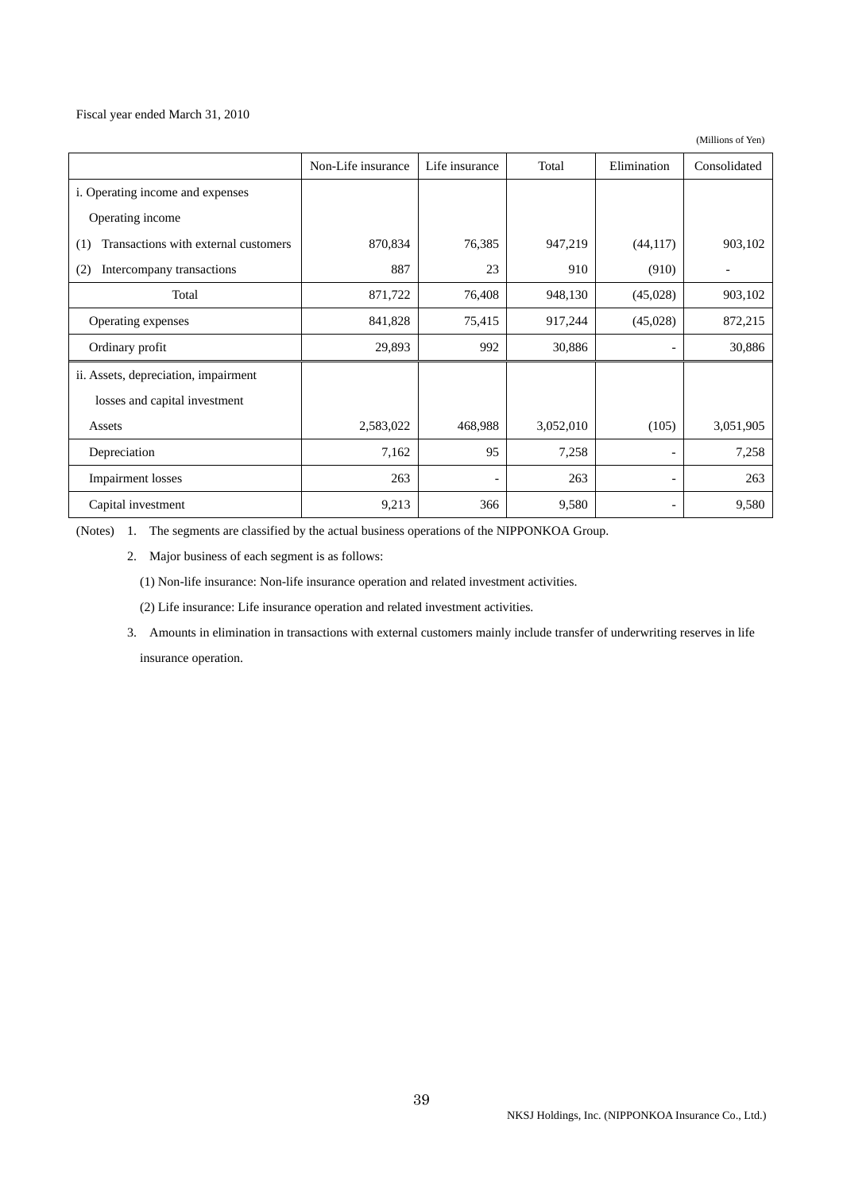Fiscal year ended March 31, 2010

(Millions of Yen)

| | Non-Life insurance | Life insurance | Total | Elimination | Consolidated |
|---|---|---|---|---|---|
| i. Operating income and expenses | | | | | |
| Operating income | | | | | |
| (1) Transactions with external customers | 870,834 | 76,385 | 947,219 | (44,117) | 903,102 |
| (2) Intercompany transactions | 887 | 23 | 910 | (910) | - |
| Total | 871,722 | 76,408 | 948,130 | (45,028) | 903,102 |
| Operating expenses | 841,828 | 75,415 | 917,244 | (45,028) | 872,215 |
| Ordinary profit | 29,893 | 992 | 30,886 | - | 30,886 |
| ii. Assets, depreciation, impairment losses and capital investment | | | | | |
| Assets | 2,583,022 | 468,988 | 3,052,010 | (105) | 3,051,905 |
| Depreciation | 7,162 | 95 | 7,258 | - | 7,258 |
| Impairment losses | 263 | - | 263 | - | 263 |
| Capital investment | 9,213 | 366 | 9,580 | - | 9,580 |

(Notes)

1. The segments are classified by the actual business operations of the NIPPONKOA Group.
2. Major business of each segment is as follows:

   (1) Non-life insurance: Non-life insurance operation and related investment activities.

   (2) Life insurance: Life insurance operation and related investment activities.
3. Amounts in elimination in transactions with external customers mainly include transfer of underwriting reserves in life insurance operation.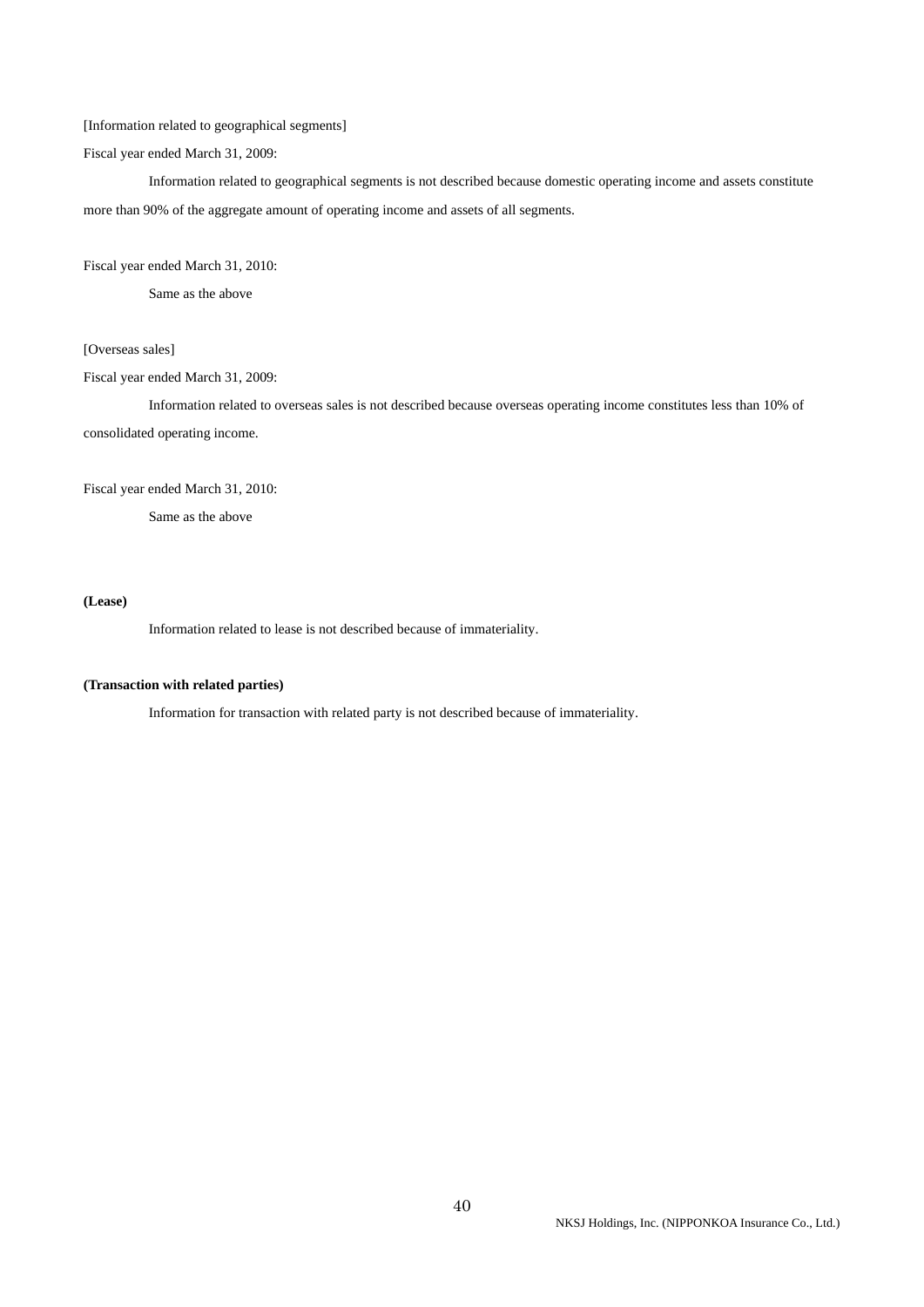[Information related to geographical segments]

Fiscal year ended March 31, 2009:

Information related to geographical segments is not described because domestic operating income and assets constitute more than 90% of the aggregate amount of operating income and assets of all segments.

Fiscal year ended March 31, 2010:

Same as the above

[Overseas sales]

Fiscal year ended March 31, 2009:

Information related to overseas sales is not described because overseas operating income constitutes less than 10% of consolidated operating income.

Fiscal year ended March 31, 2010:

Same as the above

**(Lease)**

Information related to lease is not described because of immateriality.

**(Transaction with related parties)**

Information for transaction with related party is not described because of immateriality.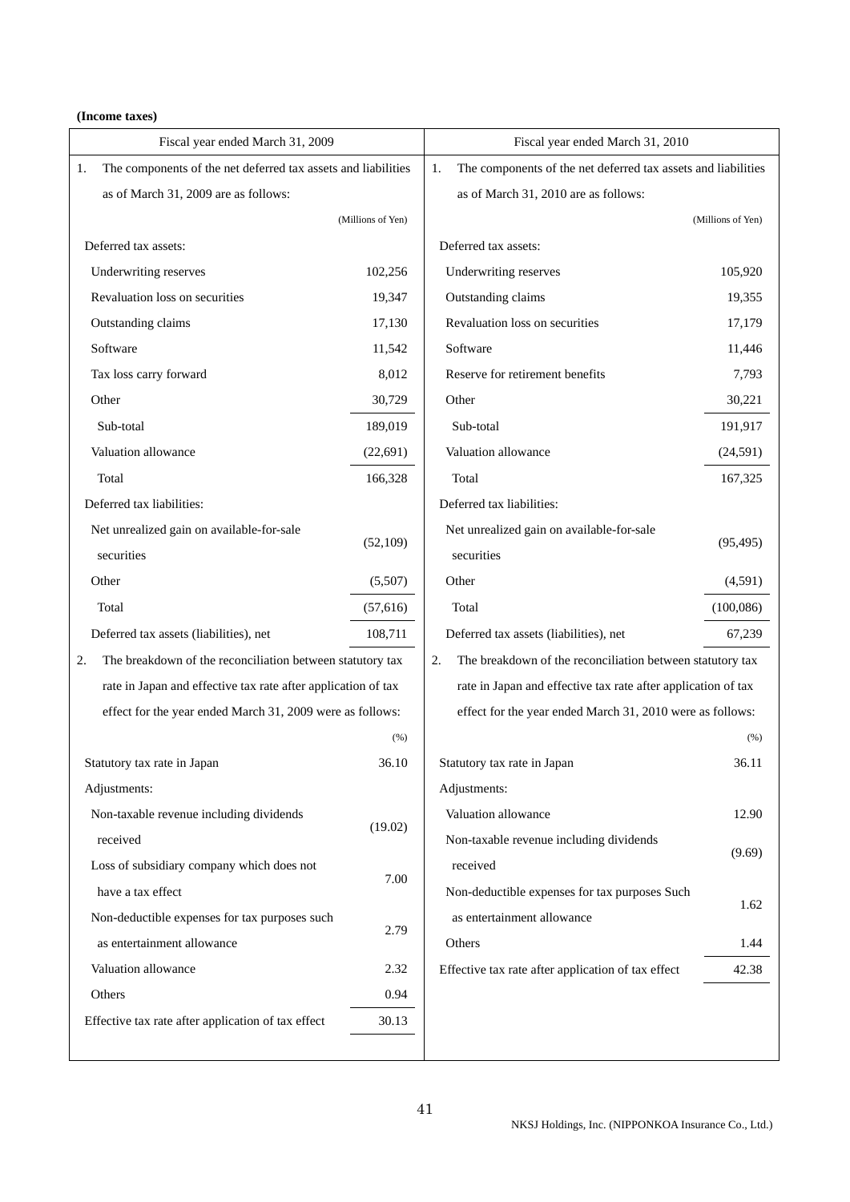**(Income taxes)**

**Fiscal year ended March 31, 2009**

1. The components of the net deferred tax assets and liabilities as of March 31, 2009 are as follows:

| | (Millions of Yen) |
|---|---|
| Deferred tax assets: | |
| Underwriting reserves | 102,256 |
| Revaluation loss on securities | 19,347 |
| Outstanding claims | 17,130 |
| Software | 11,542 |
| Tax loss carry forward | 8,012 |
| Other | 30,729 |
| Sub-total | 189,019 |
| Valuation allowance | (22,691) |
| Total | 166,328 |
| Deferred tax liabilities: | |
| Net unrealized gain on available-for-sale securities | (52,109) |
| Other | (5,507) |
| Total | (57,616) |
| Deferred tax assets (liabilities), net | 108,711 |

2. The breakdown of the reconciliation between statutory tax rate in Japan and effective tax rate after application of tax effect for the year ended March 31, 2009 were as follows:

| | (%) |
|---|---|
| Statutory tax rate in Japan | 36.10 |
| Adjustments: | |
| Non-taxable revenue including dividends received | (19.02) |
| Loss of subsidiary company which does not have a tax effect | 7.00 |
| Non-deductible expenses for tax purposes such as entertainment allowance | 2.79 |
| Valuation allowance | 2.32 |
| Others | 0.94 |
| Effective tax rate after application of tax effect | 30.13 |

**Fiscal year ended March 31, 2010**

1. The components of the net deferred tax assets and liabilities as of March 31, 2010 are as follows:

| | (Millions of Yen) |
|---|---|
| Deferred tax assets: | |
| Underwriting reserves | 105,920 |
| Outstanding claims | 19,355 |
| Revaluation loss on securities | 17,179 |
| Software | 11,446 |
| Reserve for retirement benefits | 7,793 |
| Other | 30,221 |
| Sub-total | 191,917 |
| Valuation allowance | (24,591) |
| Total | 167,325 |
| Deferred tax liabilities: | |
| Net unrealized gain on available-for-sale securities | (95,495) |
| Other | (4,591) |
| Total | (100,086) |
| Deferred tax assets (liabilities), net | 67,239 |

2. The breakdown of the reconciliation between statutory tax rate in Japan and effective tax rate after application of tax effect for the year ended March 31, 2010 were as follows:

| | (%) |
|---|---|
| Statutory tax rate in Japan | 36.11 |
| Adjustments: | |
| Valuation allowance | 12.90 |
| Non-taxable revenue including dividends received | (9.69) |
| Non-deductible expenses for tax purposes Such as entertainment allowance | 1.62 |
| Others | 1.44 |
| Effective tax rate after application of tax effect | 42.38 |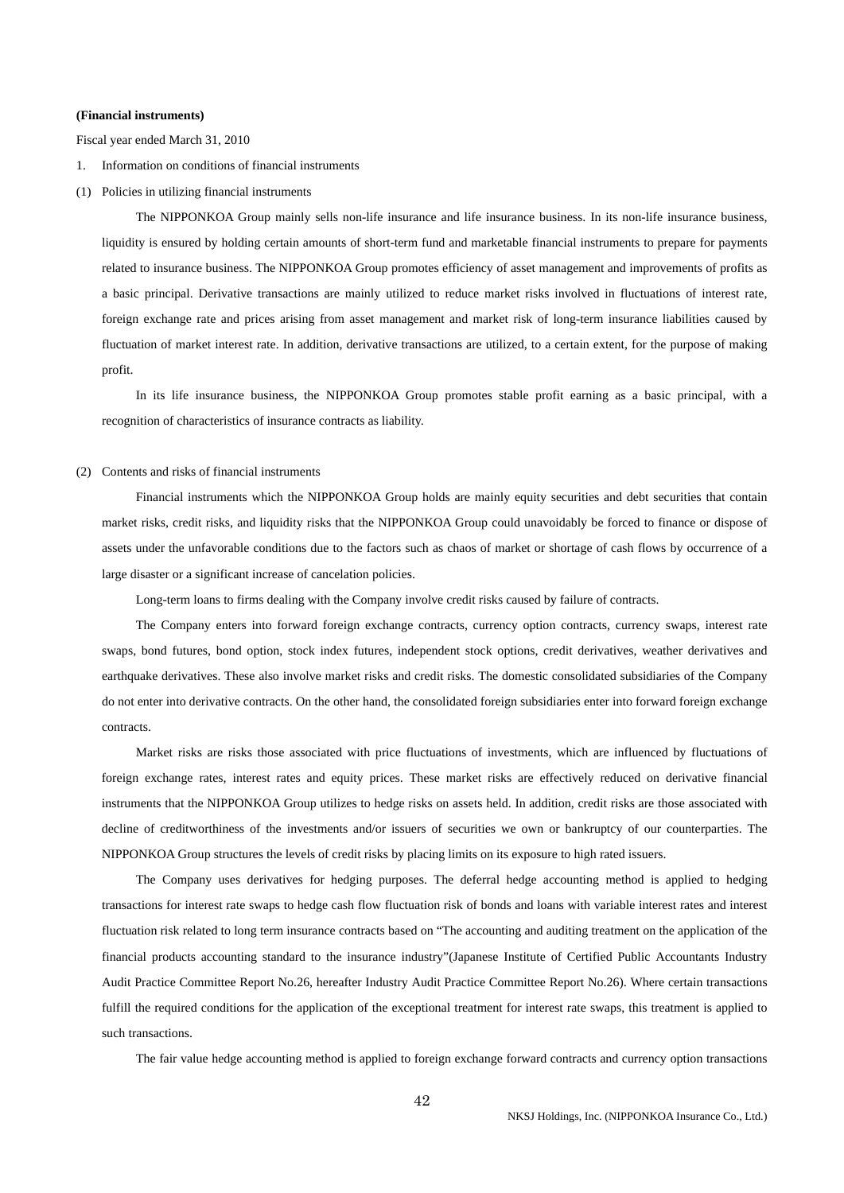**(Financial instruments)**

Fiscal year ended March 31, 2010

1. Information on conditions of financial instruments

(1) Policies in utilizing financial instruments

The NIPPONKOA Group mainly sells non-life insurance and life insurance business. In its non-life insurance business, liquidity is ensured by holding certain amounts of short-term fund and marketable financial instruments to prepare for payments related to insurance business. The NIPPONKOA Group promotes efficiency of asset management and improvements of profits as a basic principal. Derivative transactions are mainly utilized to reduce market risks involved in fluctuations of interest rate, foreign exchange rate and prices arising from asset management and market risk of long-term insurance liabilities caused by fluctuation of market interest rate. In addition, derivative transactions are utilized, to a certain extent, for the purpose of making profit.

In its life insurance business, the NIPPONKOA Group promotes stable profit earning as a basic principal, with a recognition of characteristics of insurance contracts as liability.

(2) Contents and risks of financial instruments

Financial instruments which the NIPPONKOA Group holds are mainly equity securities and debt securities that contain market risks, credit risks, and liquidity risks that the NIPPONKOA Group could unavoidably be forced to finance or dispose of assets under the unfavorable conditions due to the factors such as chaos of market or shortage of cash flows by occurrence of a large disaster or a significant increase of cancelation policies.

Long-term loans to firms dealing with the Company involve credit risks caused by failure of contracts.

The Company enters into forward foreign exchange contracts, currency option contracts, currency swaps, interest rate swaps, bond futures, bond option, stock index futures, independent stock options, credit derivatives, weather derivatives and earthquake derivatives. These also involve market risks and credit risks. The domestic consolidated subsidiaries of the Company do not enter into derivative contracts. On the other hand, the consolidated foreign subsidiaries enter into forward foreign exchange contracts.

Market risks are risks those associated with price fluctuations of investments, which are influenced by fluctuations of foreign exchange rates, interest rates and equity prices. These market risks are effectively reduced on derivative financial instruments that the NIPPONKOA Group utilizes to hedge risks on assets held. In addition, credit risks are those associated with decline of creditworthiness of the investments and/or issuers of securities we own or bankruptcy of our counterparties. The NIPPONKOA Group structures the levels of credit risks by placing limits on its exposure to high rated issuers.

The Company uses derivatives for hedging purposes. The deferral hedge accounting method is applied to hedging transactions for interest rate swaps to hedge cash flow fluctuation risk of bonds and loans with variable interest rates and interest fluctuation risk related to long term insurance contracts based on "The accounting and auditing treatment on the application of the financial products accounting standard to the insurance industry"(Japanese Institute of Certified Public Accountants Industry Audit Practice Committee Report No.26, hereafter Industry Audit Practice Committee Report No.26). Where certain transactions fulfill the required conditions for the application of the exceptional treatment for interest rate swaps, this treatment is applied to such transactions.

The fair value hedge accounting method is applied to foreign exchange forward contracts and currency option transactions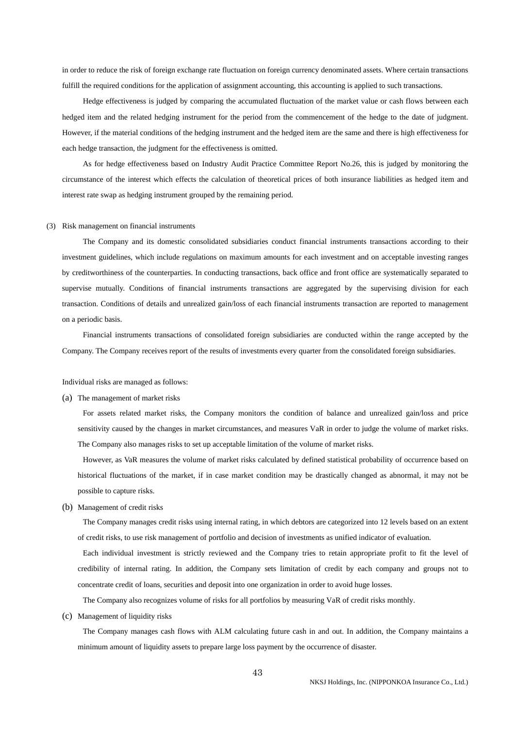in order to reduce the risk of foreign exchange rate fluctuation on foreign currency denominated assets. Where certain transactions fulfill the required conditions for the application of assignment accounting, this accounting is applied to such transactions.

Hedge effectiveness is judged by comparing the accumulated fluctuation of the market value or cash flows between each hedged item and the related hedging instrument for the period from the commencement of the hedge to the date of judgment. However, if the material conditions of the hedging instrument and the hedged item are the same and there is high effectiveness for each hedge transaction, the judgment for the effectiveness is omitted.

As for hedge effectiveness based on Industry Audit Practice Committee Report No.26, this is judged by monitoring the circumstance of the interest which effects the calculation of theoretical prices of both insurance liabilities as hedged item and interest rate swap as hedging instrument grouped by the remaining period.

(3) Risk management on financial instruments

The Company and its domestic consolidated subsidiaries conduct financial instruments transactions according to their investment guidelines, which include regulations on maximum amounts for each investment and on acceptable investing ranges by creditworthiness of the counterparties. In conducting transactions, back office and front office are systematically separated to supervise mutually. Conditions of financial instruments transactions are aggregated by the supervising division for each transaction. Conditions of details and unrealized gain/loss of each financial instruments transaction are reported to management on a periodic basis.

Financial instruments transactions of consolidated foreign subsidiaries are conducted within the range accepted by the Company. The Company receives report of the results of investments every quarter from the consolidated foreign subsidiaries.

Individual risks are managed as follows:

(a) The management of market risks

For assets related market risks, the Company monitors the condition of balance and unrealized gain/loss and price sensitivity caused by the changes in market circumstances, and measures VaR in order to judge the volume of market risks. The Company also manages risks to set up acceptable limitation of the volume of market risks.

However, as VaR measures the volume of market risks calculated by defined statistical probability of occurrence based on historical fluctuations of the market, if in case market condition may be drastically changed as abnormal, it may not be possible to capture risks.

(b) Management of credit risks

The Company manages credit risks using internal rating, in which debtors are categorized into 12 levels based on an extent of credit risks, to use risk management of portfolio and decision of investments as unified indicator of evaluation.

Each individual investment is strictly reviewed and the Company tries to retain appropriate profit to fit the level of credibility of internal rating. In addition, the Company sets limitation of credit by each company and groups not to concentrate credit of loans, securities and deposit into one organization in order to avoid huge losses.

The Company also recognizes volume of risks for all portfolios by measuring VaR of credit risks monthly.

(c) Management of liquidity risks

The Company manages cash flows with ALM calculating future cash in and out. In addition, the Company maintains a minimum amount of liquidity assets to prepare large loss payment by the occurrence of disaster.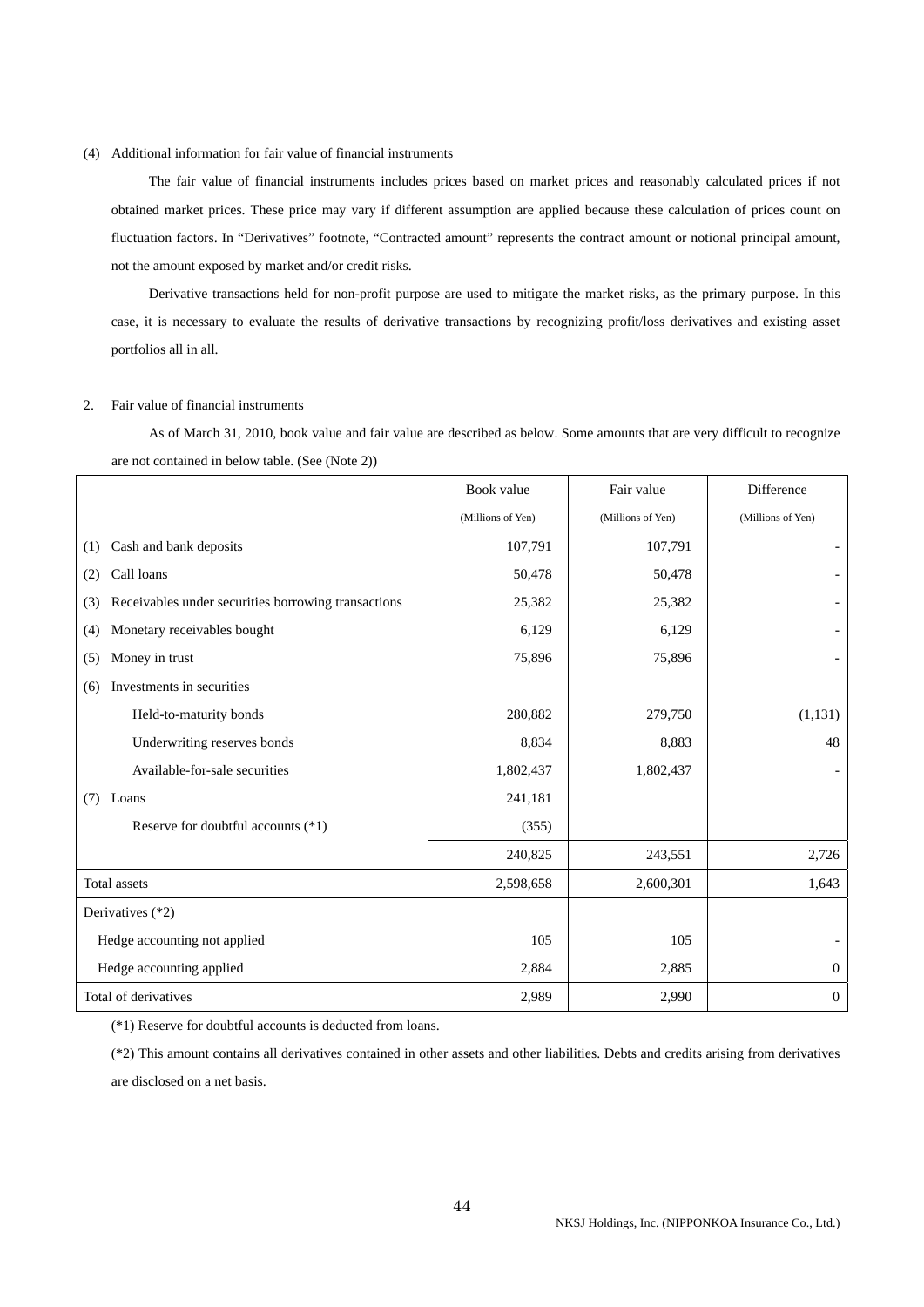(4) Additional information for fair value of financial instruments

The fair value of financial instruments includes prices based on market prices and reasonably calculated prices if not obtained market prices. These price may vary if different assumption are applied because these calculation of prices count on fluctuation factors. In "Derivatives" footnote, "Contracted amount" represents the contract amount or notional principal amount, not the amount exposed by market and/or credit risks.

Derivative transactions held for non-profit purpose are used to mitigate the market risks, as the primary purpose. In this case, it is necessary to evaluate the results of derivative transactions by recognizing profit/loss derivatives and existing asset portfolios all in all.

2. Fair value of financial instruments

As of March 31, 2010, book value and fair value are described as below. Some amounts that are very difficult to recognize are not contained in below table. (See (Note 2))

| | Book value (Millions of Yen) | Fair value (Millions of Yen) | Difference (Millions of Yen) |
|---|---|---|---|
| (1) Cash and bank deposits | 107,791 | 107,791 | - |
| (2) Call loans | 50,478 | 50,478 | - |
| (3) Receivables under securities borrowing transactions | 25,382 | 25,382 | - |
| (4) Monetary receivables bought | 6,129 | 6,129 | - |
| (5) Money in trust | 75,896 | 75,896 | - |
| (6) Investments in securities | | | |
| Held-to-maturity bonds | 280,882 | 279,750 | (1,131) |
| Underwriting reserves bonds | 8,834 | 8,883 | 48 |
| Available-for-sale securities | 1,802,437 | 1,802,437 | - |
| (7) Loans | 241,181 | | |
| Reserve for doubtful accounts (*1) | (355) | | |
| | 240,825 | 243,551 | 2,726 |
| Total assets | 2,598,658 | 2,600,301 | 1,643 |
| Derivatives (*2) | | | |
| Hedge accounting not applied | 105 | 105 | - |
| Hedge accounting applied | 2,884 | 2,885 | 0 |
| Total of derivatives | 2,989 | 2,990 | 0 |

(*1) Reserve for doubtful accounts is deducted from loans.

(*2) This amount contains all derivatives contained in other assets and other liabilities. Debts and credits arising from derivatives are disclosed on a net basis.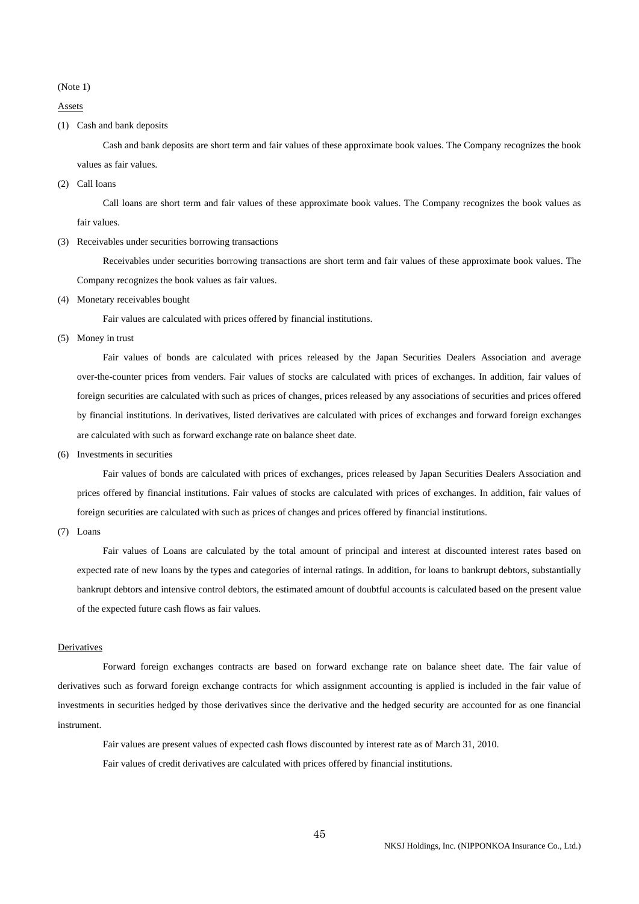(Note 1)

Assets

(1) Cash and bank deposits

Cash and bank deposits are short term and fair values of these approximate book values. The Company recognizes the book values as fair values.

(2) Call loans

Call loans are short term and fair values of these approximate book values. The Company recognizes the book values as fair values.

(3) Receivables under securities borrowing transactions

Receivables under securities borrowing transactions are short term and fair values of these approximate book values. The Company recognizes the book values as fair values.

(4) Monetary receivables bought

Fair values are calculated with prices offered by financial institutions.

(5) Money in trust

Fair values of bonds are calculated with prices released by the Japan Securities Dealers Association and average over-the-counter prices from venders. Fair values of stocks are calculated with prices of exchanges. In addition, fair values of foreign securities are calculated with such as prices of changes, prices released by any associations of securities and prices offered by financial institutions. In derivatives, listed derivatives are calculated with prices of exchanges and forward foreign exchanges are calculated with such as forward exchange rate on balance sheet date.

(6) Investments in securities

Fair values of bonds are calculated with prices of exchanges, prices released by Japan Securities Dealers Association and prices offered by financial institutions. Fair values of stocks are calculated with prices of exchanges. In addition, fair values of foreign securities are calculated with such as prices of changes and prices offered by financial institutions.

(7) Loans

Fair values of Loans are calculated by the total amount of principal and interest at discounted interest rates based on expected rate of new loans by the types and categories of internal ratings. In addition, for loans to bankrupt debtors, substantially bankrupt debtors and intensive control debtors, the estimated amount of doubtful accounts is calculated based on the present value of the expected future cash flows as fair values.

Derivatives

Forward foreign exchanges contracts are based on forward exchange rate on balance sheet date. The fair value of derivatives such as forward foreign exchange contracts for which assignment accounting is applied is included in the fair value of investments in securities hedged by those derivatives since the derivative and the hedged security are accounted for as one financial instrument.

Fair values are present values of expected cash flows discounted by interest rate as of March 31, 2010.

Fair values of credit derivatives are calculated with prices offered by financial institutions.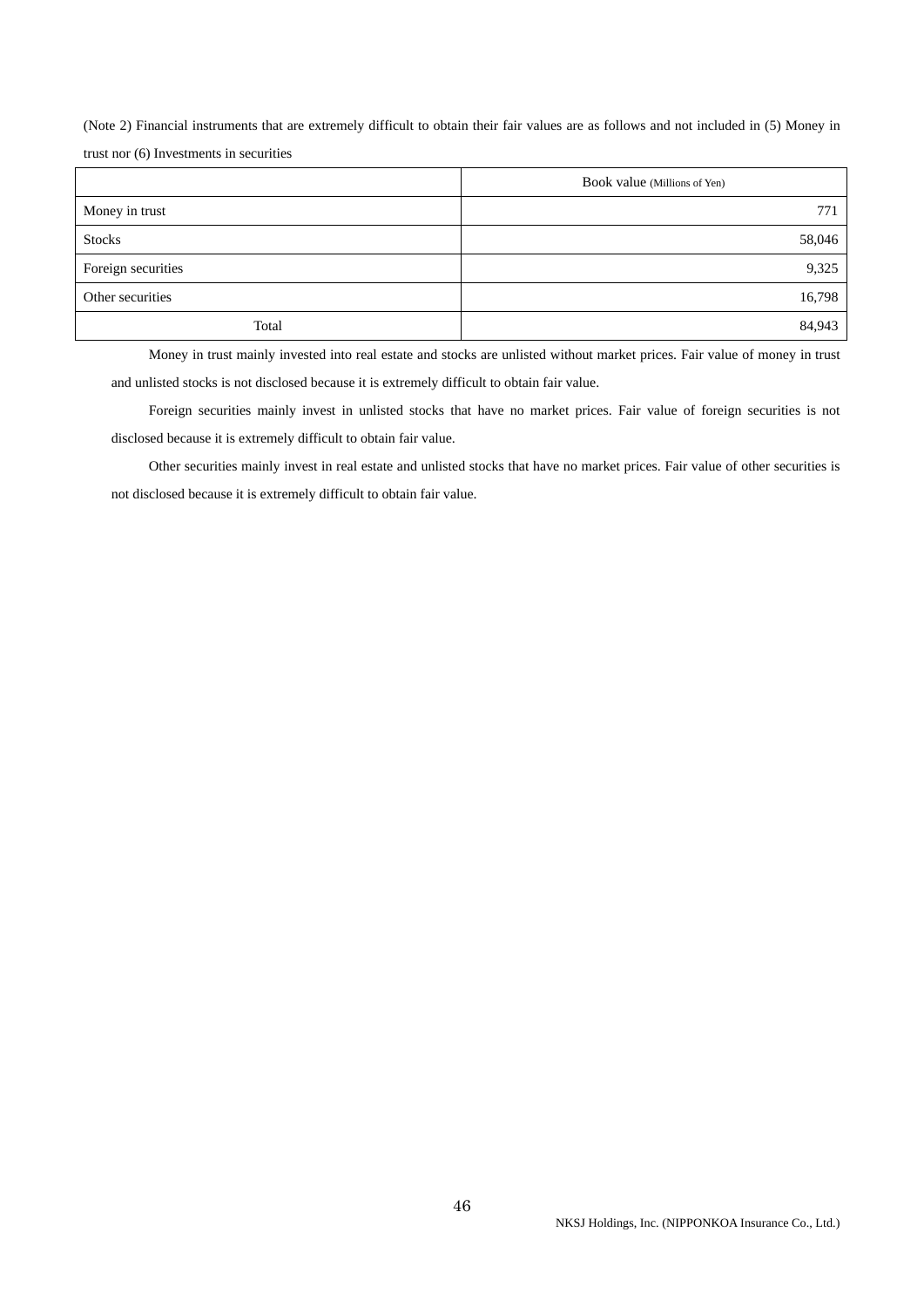(Note 2) Financial instruments that are extremely difficult to obtain their fair values are as follows and not included in (5) Money in trust nor (6) Investments in securities

| | Book value (Millions of Yen) |
|---|---:|
| Money in trust | 771 |
| Stocks | 58,046 |
| Foreign securities | 9,325 |
| Other securities | 16,798 |
| Total | 84,943 |

Money in trust mainly invested into real estate and stocks are unlisted without market prices. Fair value of money in trust and unlisted stocks is not disclosed because it is extremely difficult to obtain fair value.

Foreign securities mainly invest in unlisted stocks that have no market prices. Fair value of foreign securities is not disclosed because it is extremely difficult to obtain fair value.

Other securities mainly invest in real estate and unlisted stocks that have no market prices. Fair value of other securities is not disclosed because it is extremely difficult to obtain fair value.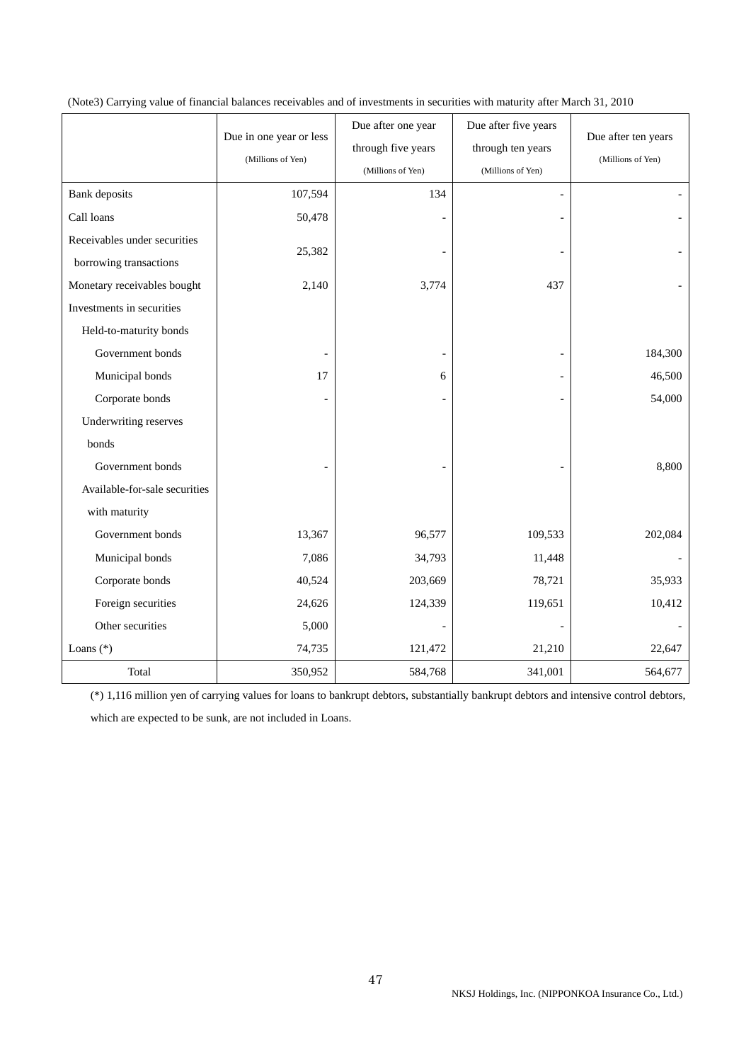(Note3) Carrying value of financial balances receivables and of investments in securities with maturity after March 31, 2010

| | Due in one year or less (Millions of Yen) | Due after one year through five years (Millions of Yen) | Due after five years through ten years (Millions of Yen) | Due after ten years (Millions of Yen) |
|---|---|---|---|---|
| Bank deposits | 107,594 | 134 | - | - |
| Call loans | 50,478 | - | - | - |
| Receivables under securities borrowing transactions | 25,382 | - | - | - |
| Monetary receivables bought | 2,140 | 3,774 | 437 | - |
| Investments in securities | | | | |
| Held-to-maturity bonds | | | | |
| Government bonds | - | - | - | 184,300 |
| Municipal bonds | 17 | 6 | - | 46,500 |
| Corporate bonds | - | - | - | 54,000 |
| Underwriting reserves bonds | | | | |
| Government bonds | - | - | - | 8,800 |
| Available-for-sale securities with maturity | | | | |
| Government bonds | 13,367 | 96,577 | 109,533 | 202,084 |
| Municipal bonds | 7,086 | 34,793 | 11,448 | - |
| Corporate bonds | 40,524 | 203,669 | 78,721 | 35,933 |
| Foreign securities | 24,626 | 124,339 | 119,651 | 10,412 |
| Other securities | 5,000 | - | - | - |
| Loans (*) | 74,735 | 121,472 | 21,210 | 22,647 |
| Total | 350,952 | 584,768 | 341,001 | 564,677 |

(*) 1,116 million yen of carrying values for loans to bankrupt debtors, substantially bankrupt debtors and intensive control debtors, which are expected to be sunk, are not included in Loans.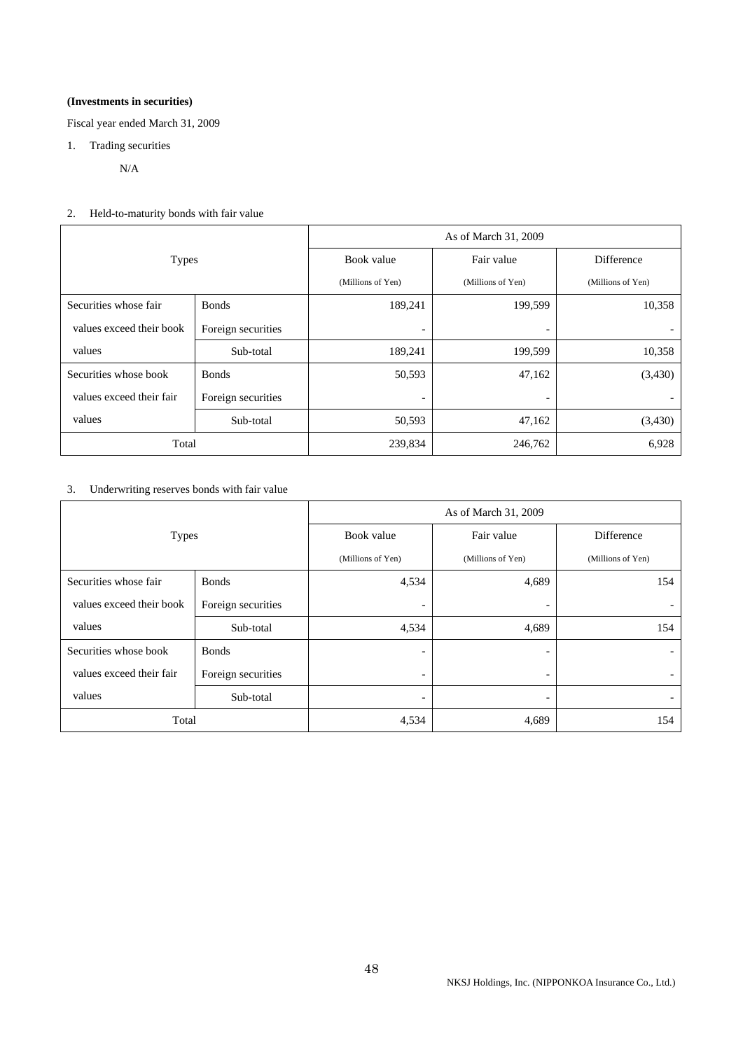**(Investments in securities)**

Fiscal year ended March 31, 2009

1. Trading securities

   N/A

2. Held-to-maturity bonds with fair value

| Types | | As of March 31, 2009 | | |
|---|---|---|---|---|
| | | Book value (Millions of Yen) | Fair value (Millions of Yen) | Difference (Millions of Yen) |
| Securities whose fair values exceed their book values | Bonds | 189,241 | 199,599 | 10,358 |
| | Foreign securities | - | - | - |
| | Sub-total | 189,241 | 199,599 | 10,358 |
| Securities whose book values exceed their fair values | Bonds | 50,593 | 47,162 | (3,430) |
| | Foreign securities | - | - | - |
| | Sub-total | 50,593 | 47,162 | (3,430) |
| Total | | 239,834 | 246,762 | 6,928 |

3. Underwriting reserves bonds with fair value

| Types | | As of March 31, 2009 | | |
|---|---|---|---|---|
| | | Book value (Millions of Yen) | Fair value (Millions of Yen) | Difference (Millions of Yen) |
| Securities whose fair values exceed their book values | Bonds | 4,534 | 4,689 | 154 |
| | Foreign securities | - | - | - |
| | Sub-total | 4,534 | 4,689 | 154 |
| Securities whose book values exceed their fair values | Bonds | - | - | - |
| | Foreign securities | - | - | - |
| | Sub-total | - | - | - |
| Total | | 4,534 | 4,689 | 154 |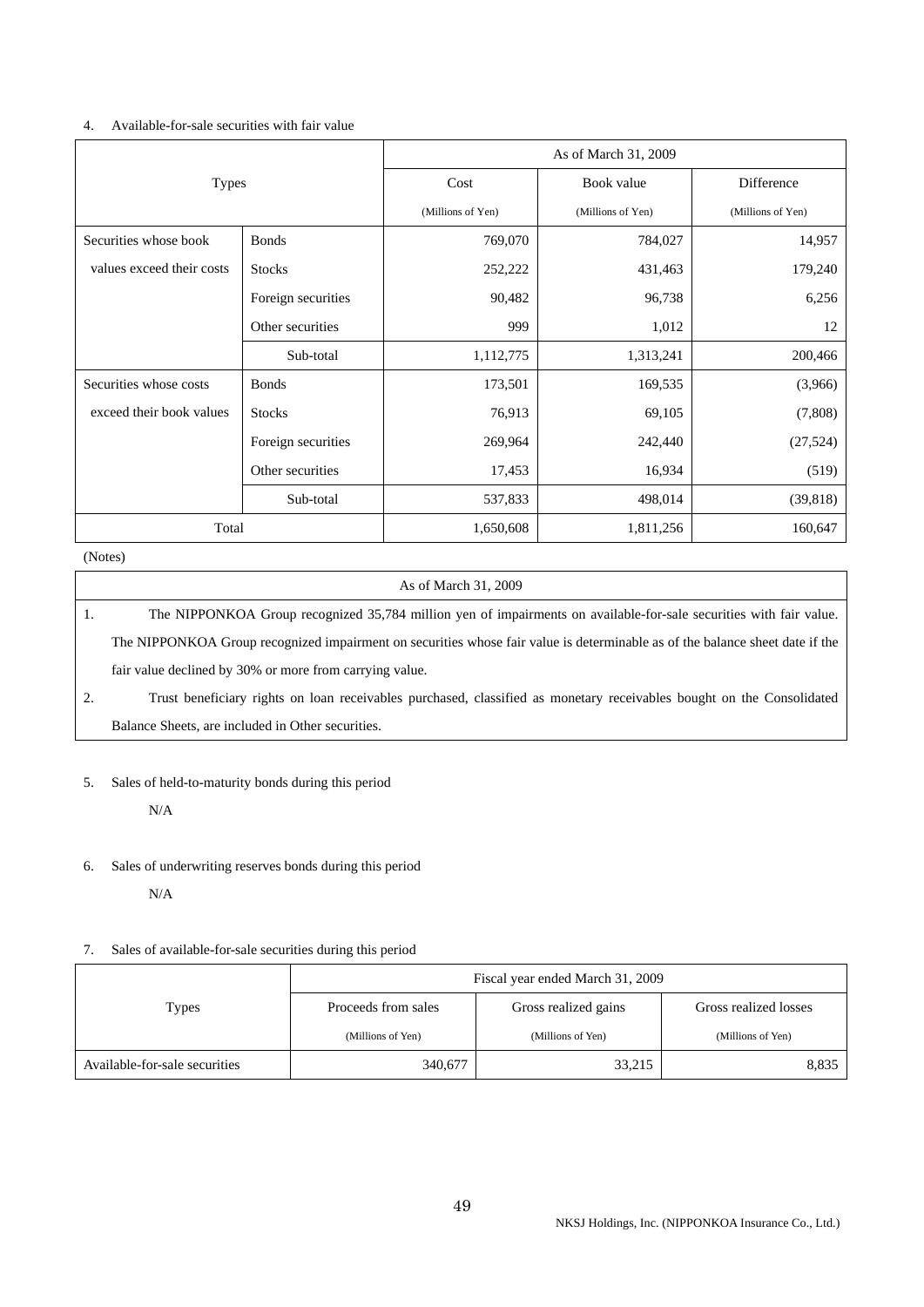4. Available-for-sale securities with fair value

| Types | | As of March 31, 2009 | | |
|---|---|---|---|---|
| | | Cost (Millions of Yen) | Book value (Millions of Yen) | Difference (Millions of Yen) |
| Securities whose book values exceed their costs | Bonds | 769,070 | 784,027 | 14,957 |
| | Stocks | 252,222 | 431,463 | 179,240 |
| | Foreign securities | 90,482 | 96,738 | 6,256 |
| | Other securities | 999 | 1,012 | 12 |
| | Sub-total | 1,112,775 | 1,313,241 | 200,466 |
| Securities whose costs exceed their book values | Bonds | 173,501 | 169,535 | (3,966) |
| | Stocks | 76,913 | 69,105 | (7,808) |
| | Foreign securities | 269,964 | 242,440 | (27,524) |
| | Other securities | 17,453 | 16,934 | (519) |
| | Sub-total | 537,833 | 498,014 | (39,818) |
| Total | | 1,650,608 | 1,811,256 | 160,647 |

(Notes)

| As of March 31, 2009 |
|---|
| 1. The NIPPONKOA Group recognized 35,784 million yen of impairments on available-for-sale securities with fair value. The NIPPONKOA Group recognized impairment on securities whose fair value is determinable as of the balance sheet date if the fair value declined by 30% or more from carrying value. |
| 2. Trust beneficiary rights on loan receivables purchased, classified as monetary receivables bought on the Consolidated Balance Sheets, are included in Other securities. |

5. Sales of held-to-maturity bonds during this period

N/A

6. Sales of underwriting reserves bonds during this period

N/A

7. Sales of available-for-sale securities during this period

| Types | Fiscal year ended March 31, 2009 | | |
|---|---|---|---|
| | Proceeds from sales (Millions of Yen) | Gross realized gains (Millions of Yen) | Gross realized losses (Millions of Yen) |
| Available-for-sale securities | 340,677 | 33,215 | 8,835 |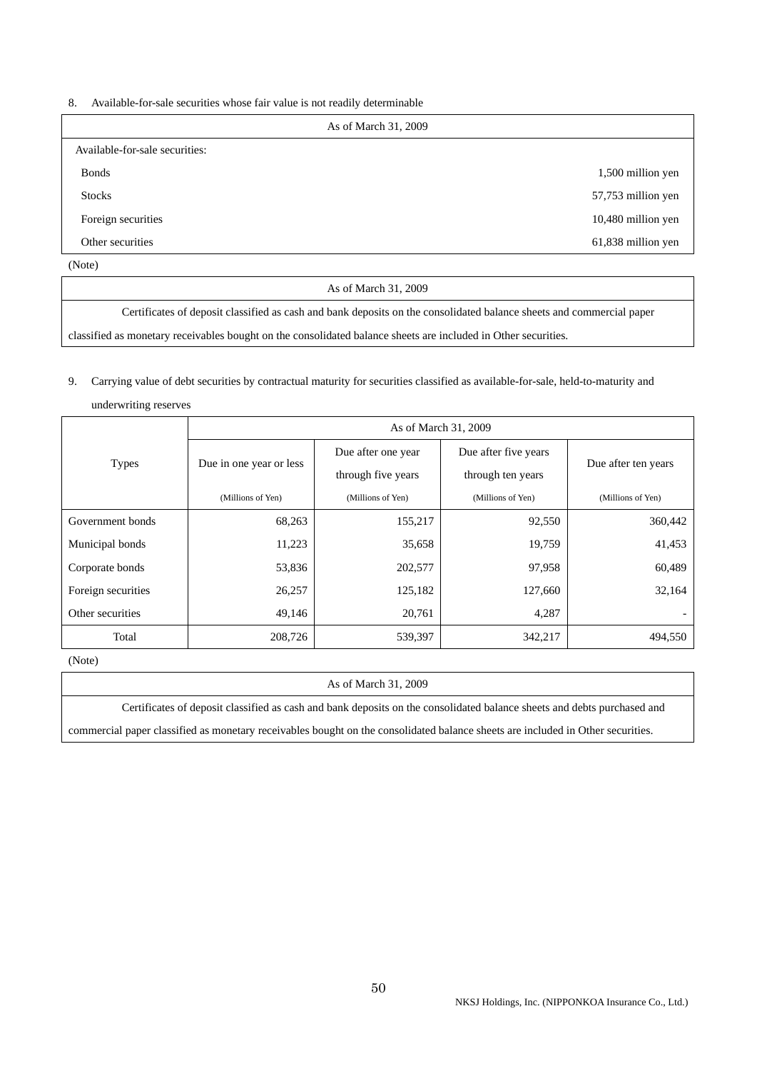8. Available-for-sale securities whose fair value is not readily determinable

| As of March 31, 2009 | |
|---|---|
| Available-for-sale securities: | |
| Bonds | 1,500 million yen |
| Stocks | 57,753 million yen |
| Foreign securities | 10,480 million yen |
| Other securities | 61,838 million yen |

(Note)

| As of March 31, 2009 |
|---|
| Certificates of deposit classified as cash and bank deposits on the consolidated balance sheets and commercial paper classified as monetary receivables bought on the consolidated balance sheets are included in Other securities. |

9. Carrying value of debt securities by contractual maturity for securities classified as available-for-sale, held-to-maturity and underwriting reserves

| Types | As of March 31, 2009 | | | |
|---|---|---|---|---|
| | Due in one year or less (Millions of Yen) | Due after one year through five years (Millions of Yen) | Due after five years through ten years (Millions of Yen) | Due after ten years (Millions of Yen) |
| Government bonds | 68,263 | 155,217 | 92,550 | 360,442 |
| Municipal bonds | 11,223 | 35,658 | 19,759 | 41,453 |
| Corporate bonds | 53,836 | 202,577 | 97,958 | 60,489 |
| Foreign securities | 26,257 | 125,182 | 127,660 | 32,164 |
| Other securities | 49,146 | 20,761 | 4,287 | - |
| Total | 208,726 | 539,397 | 342,217 | 494,550 |

(Note)

| As of March 31, 2009 |
|---|
| Certificates of deposit classified as cash and bank deposits on the consolidated balance sheets and debts purchased and commercial paper classified as monetary receivables bought on the consolidated balance sheets are included in Other securities. |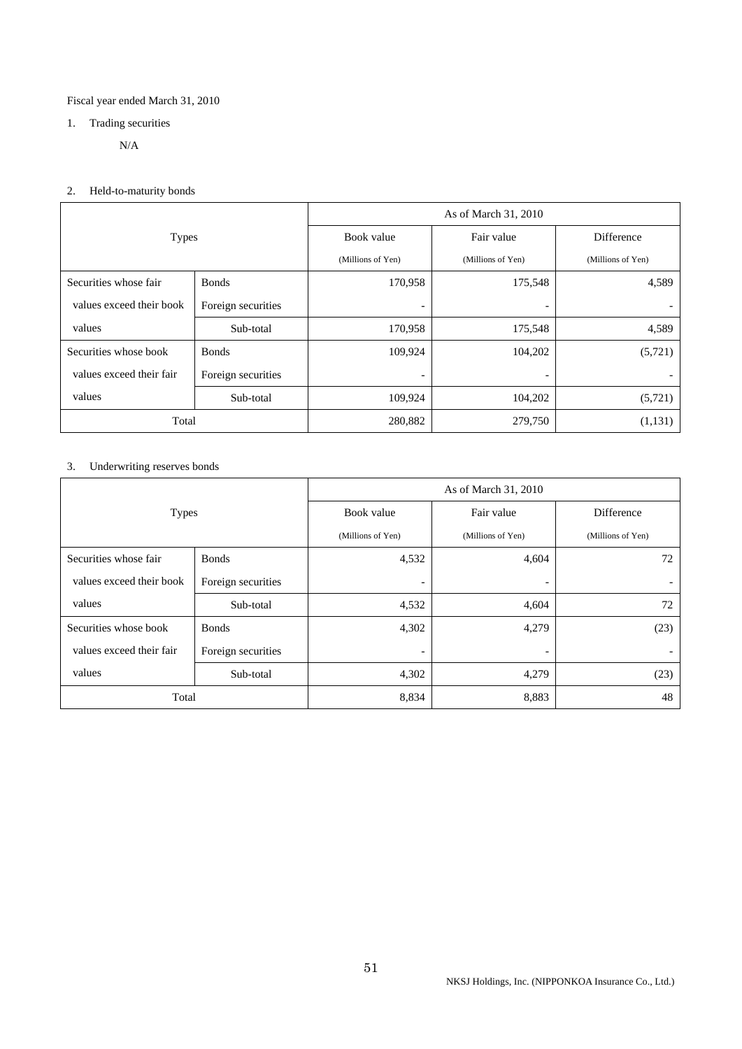Fiscal year ended March 31, 2010

1. Trading securities

N/A

2. Held-to-maturity bonds

| Types | | As of March 31, 2010 | | |
|---|---|---|---|---|
| | | Book value (Millions of Yen) | Fair value (Millions of Yen) | Difference (Millions of Yen) |
| Securities whose fair values exceed their book values | Bonds | 170,958 | 175,548 | 4,589 |
| | Foreign securities | - | - | - |
| | Sub-total | 170,958 | 175,548 | 4,589 |
| Securities whose book values exceed their fair values | Bonds | 109,924 | 104,202 | (5,721) |
| | Foreign securities | - | - | - |
| | Sub-total | 109,924 | 104,202 | (5,721) |
| Total | | 280,882 | 279,750 | (1,131) |

3. Underwriting reserves bonds

| Types | | As of March 31, 2010 | | |
|---|---|---|---|---|
| | | Book value (Millions of Yen) | Fair value (Millions of Yen) | Difference (Millions of Yen) |
| Securities whose fair values exceed their book values | Bonds | 4,532 | 4,604 | 72 |
| | Foreign securities | - | - | - |
| | Sub-total | 4,532 | 4,604 | 72 |
| Securities whose book values exceed their fair values | Bonds | 4,302 | 4,279 | (23) |
| | Foreign securities | - | - | - |
| | Sub-total | 4,302 | 4,279 | (23) |
| Total | | 8,834 | 8,883 | 48 |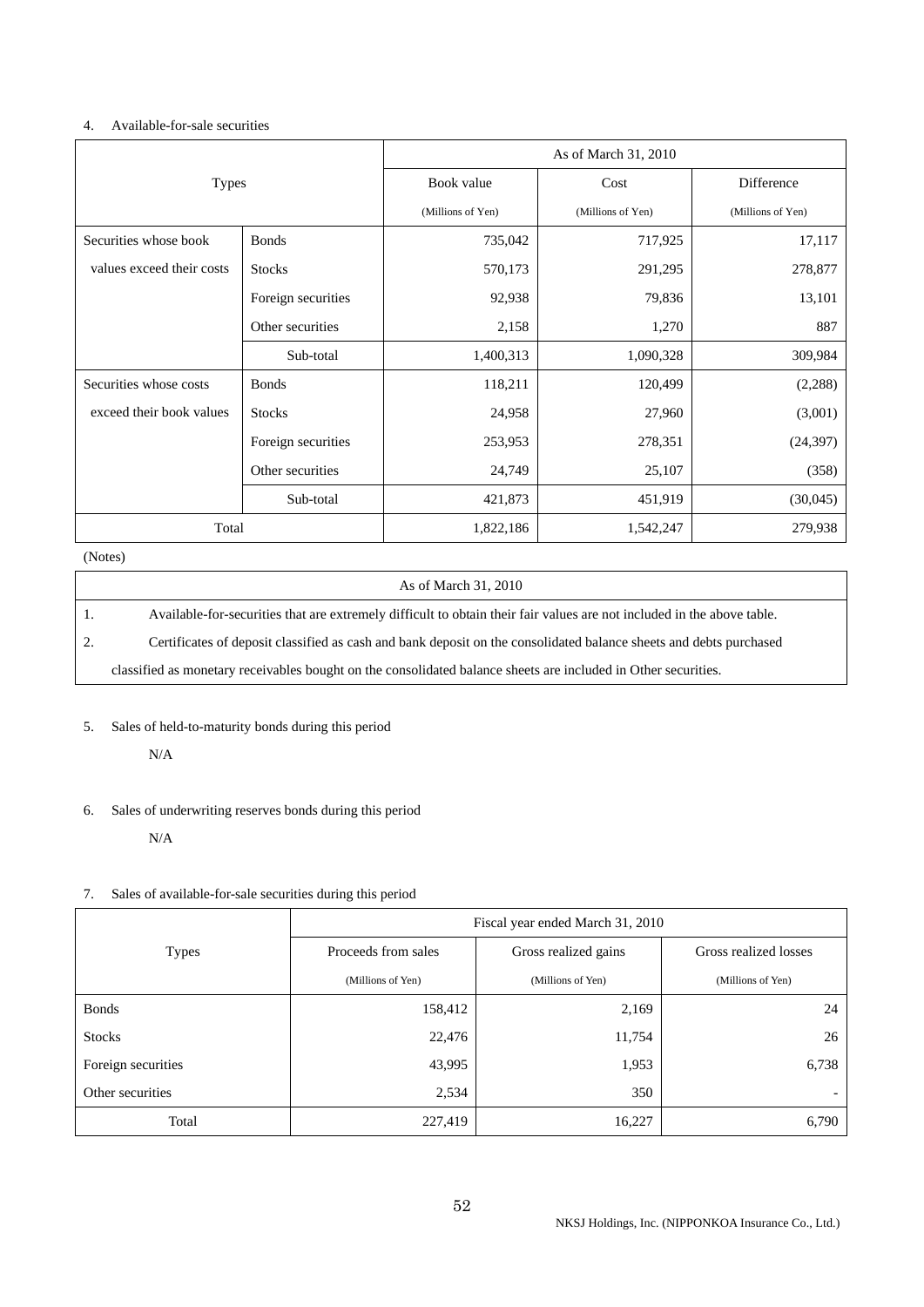4. Available-for-sale securities

| Types | | As of March 31, 2010 | | |
|---|---|---|---|---|
| | | Book value (Millions of Yen) | Cost (Millions of Yen) | Difference (Millions of Yen) |
| Securities whose book values exceed their costs | Bonds | 735,042 | 717,925 | 17,117 |
| | Stocks | 570,173 | 291,295 | 278,877 |
| | Foreign securities | 92,938 | 79,836 | 13,101 |
| | Other securities | 2,158 | 1,270 | 887 |
| | Sub-total | 1,400,313 | 1,090,328 | 309,984 |
| Securities whose costs exceed their book values | Bonds | 118,211 | 120,499 | (2,288) |
| | Stocks | 24,958 | 27,960 | (3,001) |
| | Foreign securities | 253,953 | 278,351 | (24,397) |
| | Other securities | 24,749 | 25,107 | (358) |
| | Sub-total | 421,873 | 451,919 | (30,045) |
| Total | | 1,822,186 | 1,542,247 | 279,938 |

(Notes)

| As of March 31, 2010 |
|---|
| 1. Available-for-securities that are extremely difficult to obtain their fair values are not included in the above table. |
| 2. Certificates of deposit classified as cash and bank deposit on the consolidated balance sheets and debts purchased classified as monetary receivables bought on the consolidated balance sheets are included in Other securities. |

5. Sales of held-to-maturity bonds during this period

N/A

6. Sales of underwriting reserves bonds during this period

N/A

7. Sales of available-for-sale securities during this period

| Types | Fiscal year ended March 31, 2010 | | |
|---|---|---|---|
| | Proceeds from sales (Millions of Yen) | Gross realized gains (Millions of Yen) | Gross realized losses (Millions of Yen) |
| Bonds | 158,412 | 2,169 | 24 |
| Stocks | 22,476 | 11,754 | 26 |
| Foreign securities | 43,995 | 1,953 | 6,738 |
| Other securities | 2,534 | 350 | - |
| Total | 227,419 | 16,227 | 6,790 |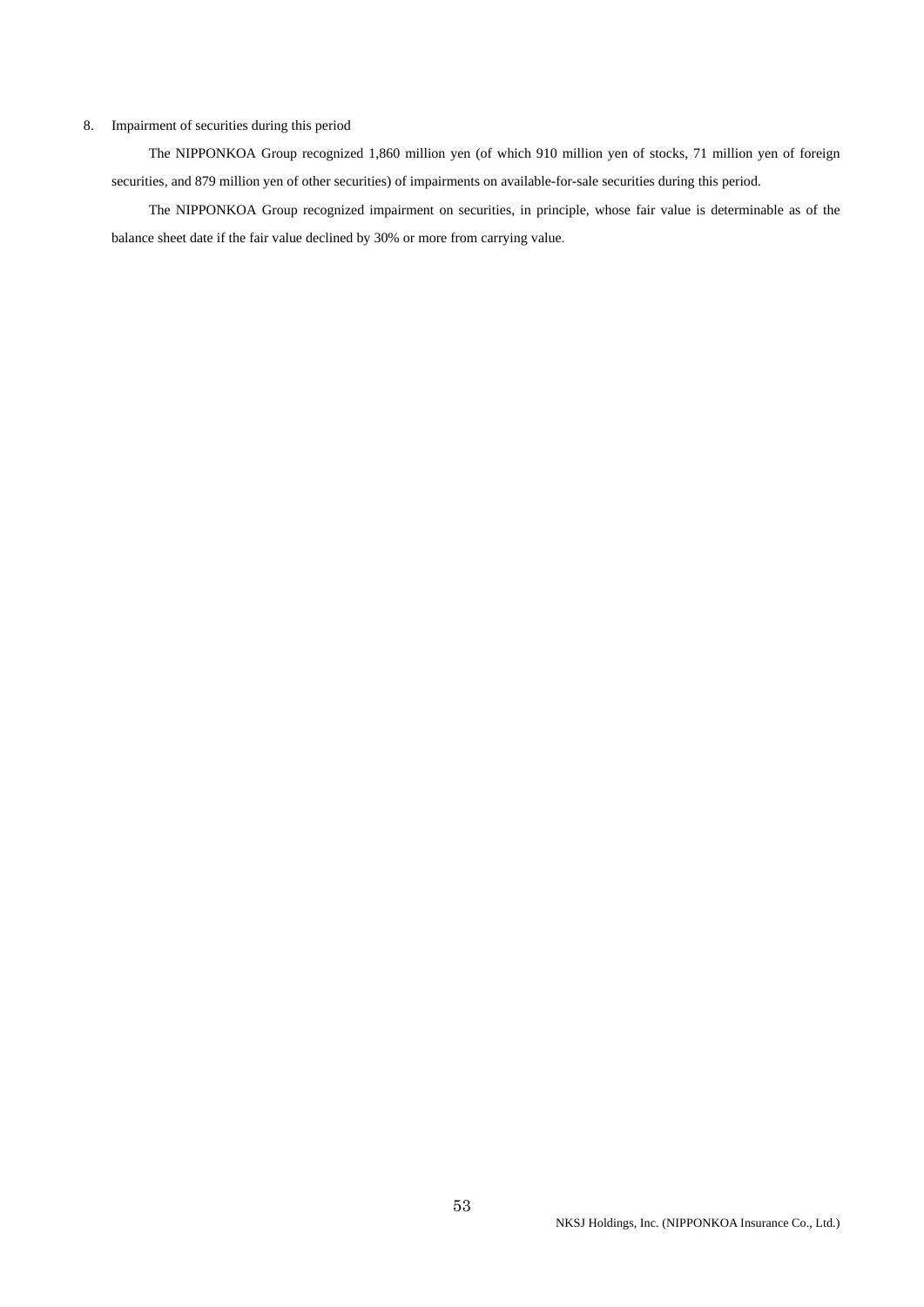8. Impairment of securities during this period

The NIPPONKOA Group recognized 1,860 million yen (of which 910 million yen of stocks, 71 million yen of foreign securities, and 879 million yen of other securities) of impairments on available-for-sale securities during this period.

The NIPPONKOA Group recognized impairment on securities, in principle, whose fair value is determinable as of the balance sheet date if the fair value declined by 30% or more from carrying value.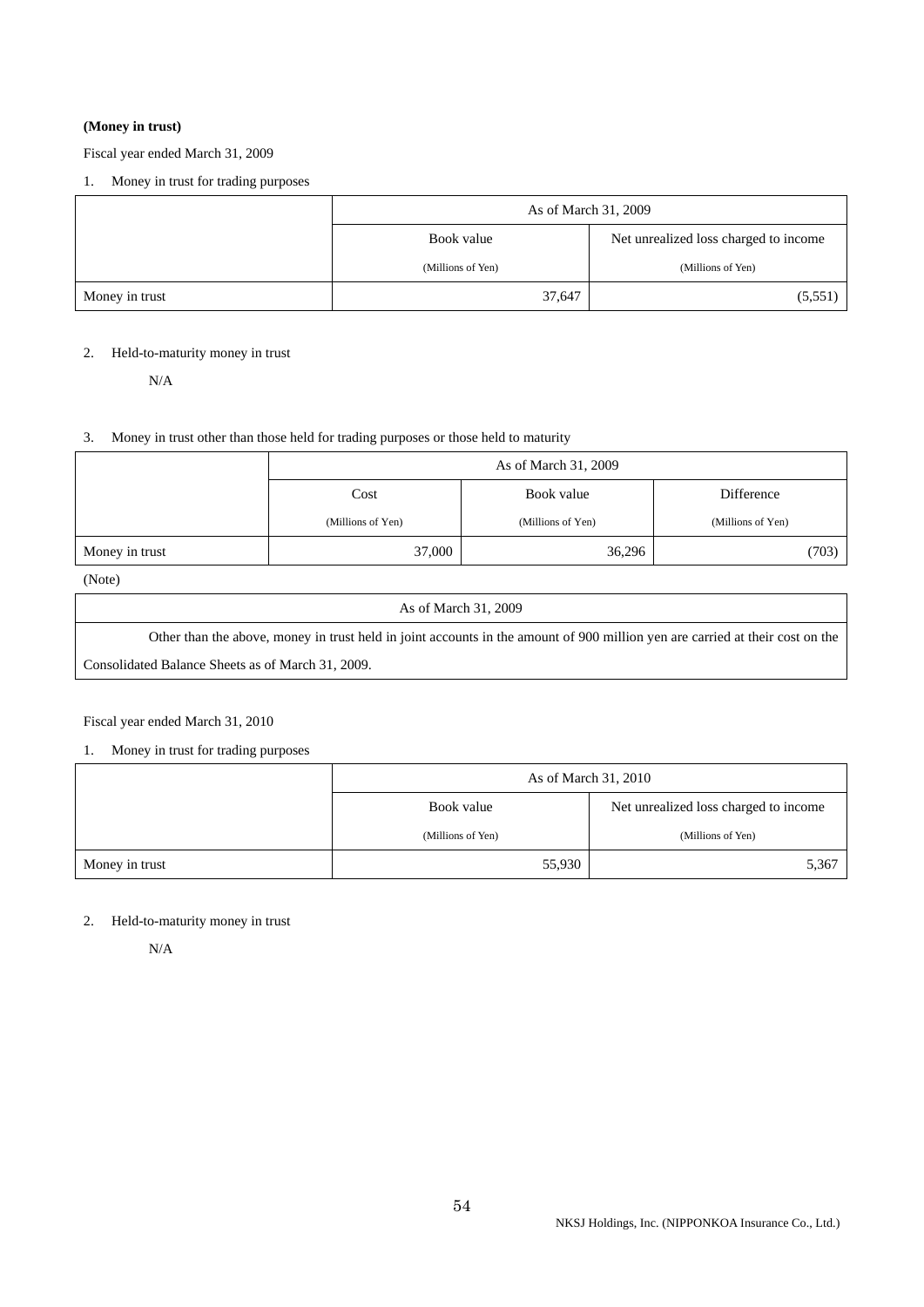**(Money in trust)**

Fiscal year ended March 31, 2009

1. Money in trust for trading purposes

| | As of March 31, 2009 | |
|---|---|---|
| | Book value (Millions of Yen) | Net unrealized loss charged to income (Millions of Yen) |
| Money in trust | 37,647 | (5,551) |

2. Held-to-maturity money in trust

N/A

3. Money in trust other than those held for trading purposes or those held to maturity

| | As of March 31, 2009 | | |
|---|---|---|---|
| | Cost (Millions of Yen) | Book value (Millions of Yen) | Difference (Millions of Yen) |
| Money in trust | 37,000 | 36,296 | (703) |

(Note)

| As of March 31, 2009 |
|---|
| Other than the above, money in trust held in joint accounts in the amount of 900 million yen are carried at their cost on the Consolidated Balance Sheets as of March 31, 2009. |

Fiscal year ended March 31, 2010

1. Money in trust for trading purposes

| | As of March 31, 2010 | |
|---|---|---|
| | Book value (Millions of Yen) | Net unrealized loss charged to income (Millions of Yen) |
| Money in trust | 55,930 | 5,367 |

2. Held-to-maturity money in trust

N/A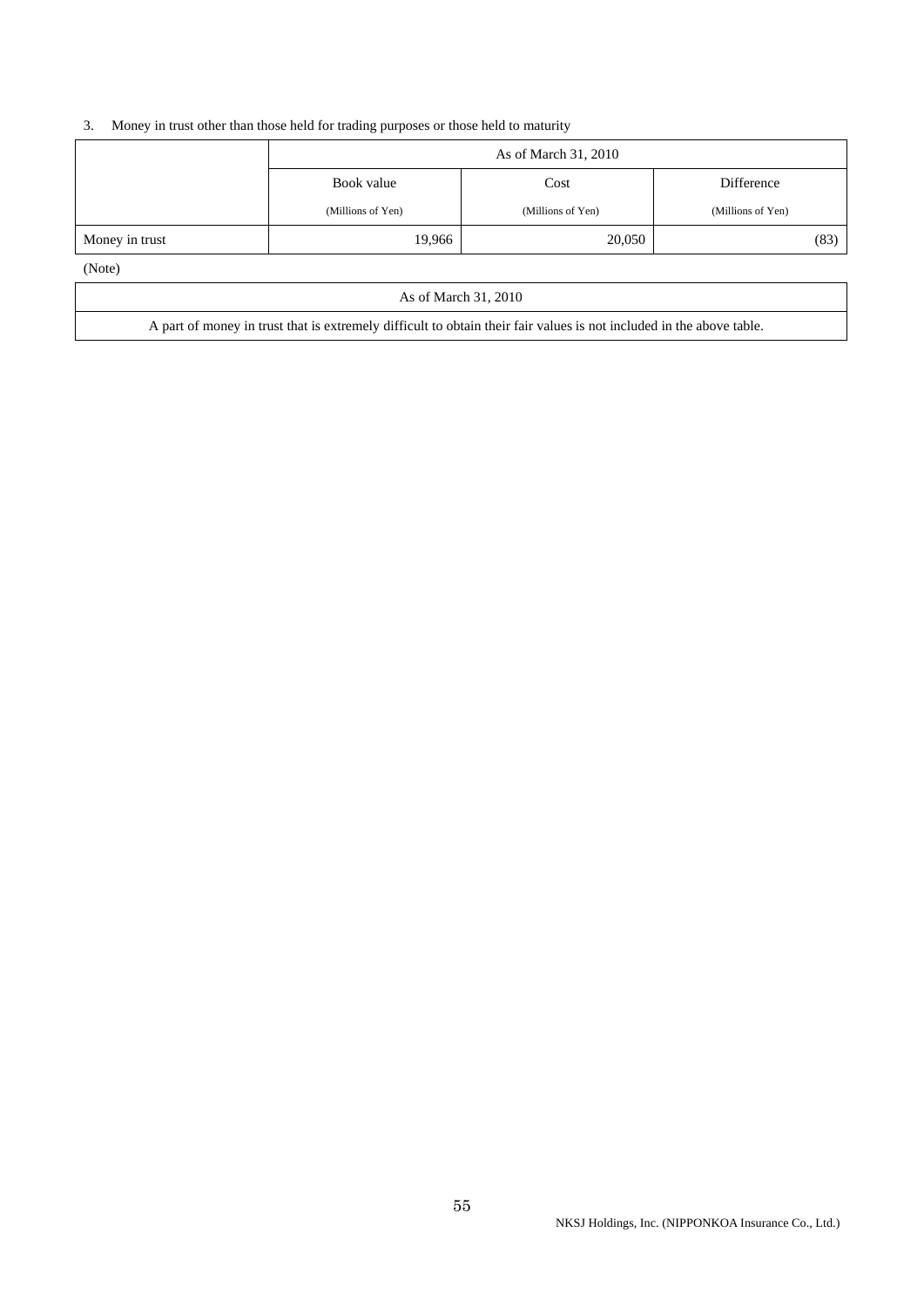3. Money in trust other than those held for trading purposes or those held to maturity

| | As of March 31, 2010 | | |
|---|---|---|---|
| | Book value (Millions of Yen) | Cost (Millions of Yen) | Difference (Millions of Yen) |
| Money in trust | 19,966 | 20,050 | (83) |

(Note)

| As of March 31, 2010 |
|---|
| A part of money in trust that is extremely difficult to obtain their fair values is not included in the above table. |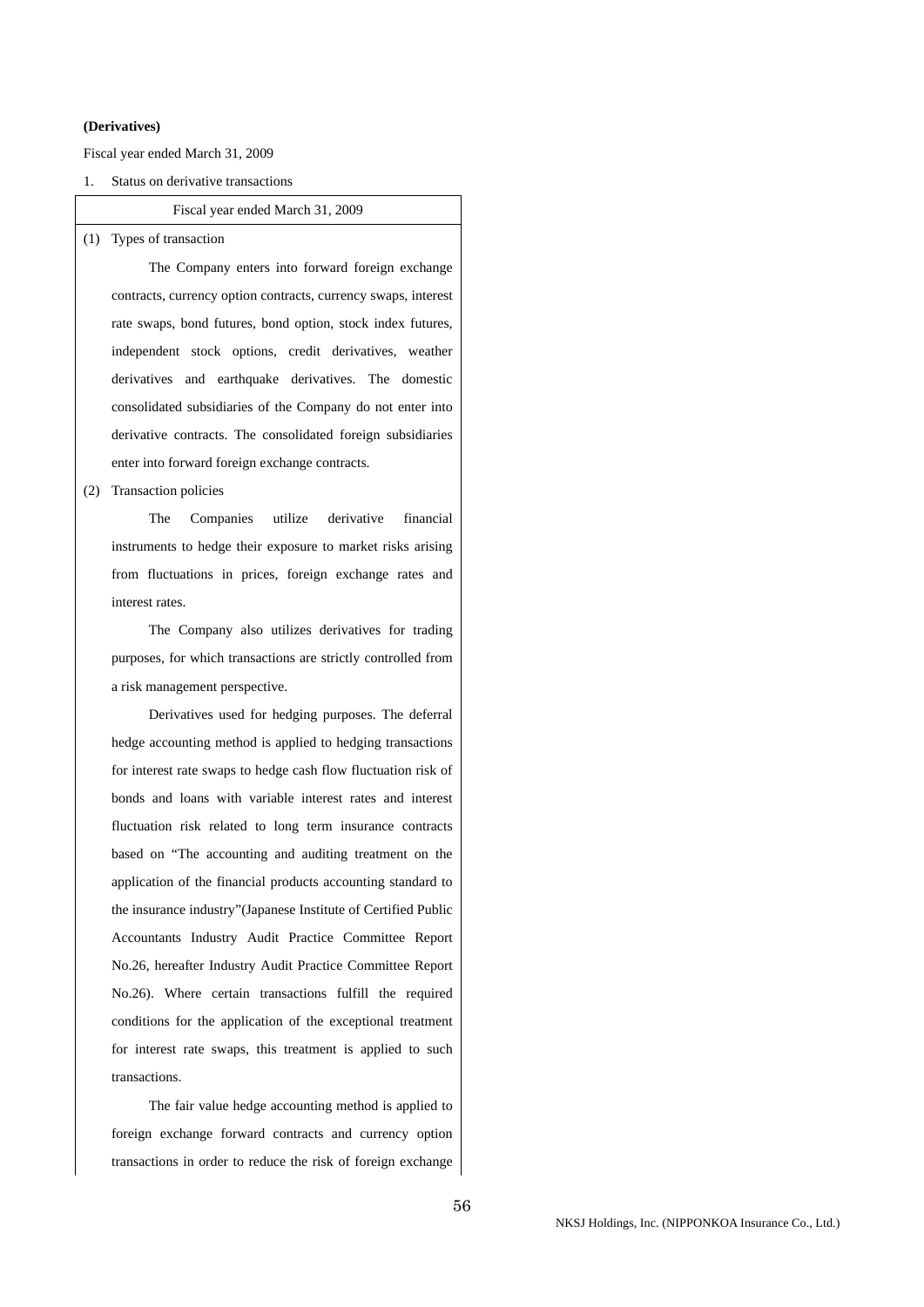**(Derivatives)**

Fiscal year ended March 31, 2009

1. Status on derivative transactions

| Fiscal year ended March 31, 2009 |
|---|
| (1) Types of transaction<br><br>The Company enters into forward foreign exchange contracts, currency option contracts, currency swaps, interest rate swaps, bond futures, bond option, stock index futures, independent stock options, credit derivatives, weather derivatives and earthquake derivatives. The domestic consolidated subsidiaries of the Company do not enter into derivative contracts. The consolidated foreign subsidiaries enter into forward foreign exchange contracts.<br><br>(2) Transaction policies<br><br>The Companies utilize derivative financial instruments to hedge their exposure to market risks arising from fluctuations in prices, foreign exchange rates and interest rates.<br><br>The Company also utilizes derivatives for trading purposes, for which transactions are strictly controlled from a risk management perspective.<br><br>Derivatives used for hedging purposes. The deferral hedge accounting method is applied to hedging transactions for interest rate swaps to hedge cash flow fluctuation risk of bonds and loans with variable interest rates and interest fluctuation risk related to long term insurance contracts based on "The accounting and auditing treatment on the application of the financial products accounting standard to the insurance industry"(Japanese Institute of Certified Public Accountants Industry Audit Practice Committee Report No.26, hereafter Industry Audit Practice Committee Report No.26). Where certain transactions fulfill the required conditions for the application of the exceptional treatment for interest rate swaps, this treatment is applied to such transactions.<br><br>The fair value hedge accounting method is applied to foreign exchange forward contracts and currency option transactions in order to reduce the risk of foreign exchange |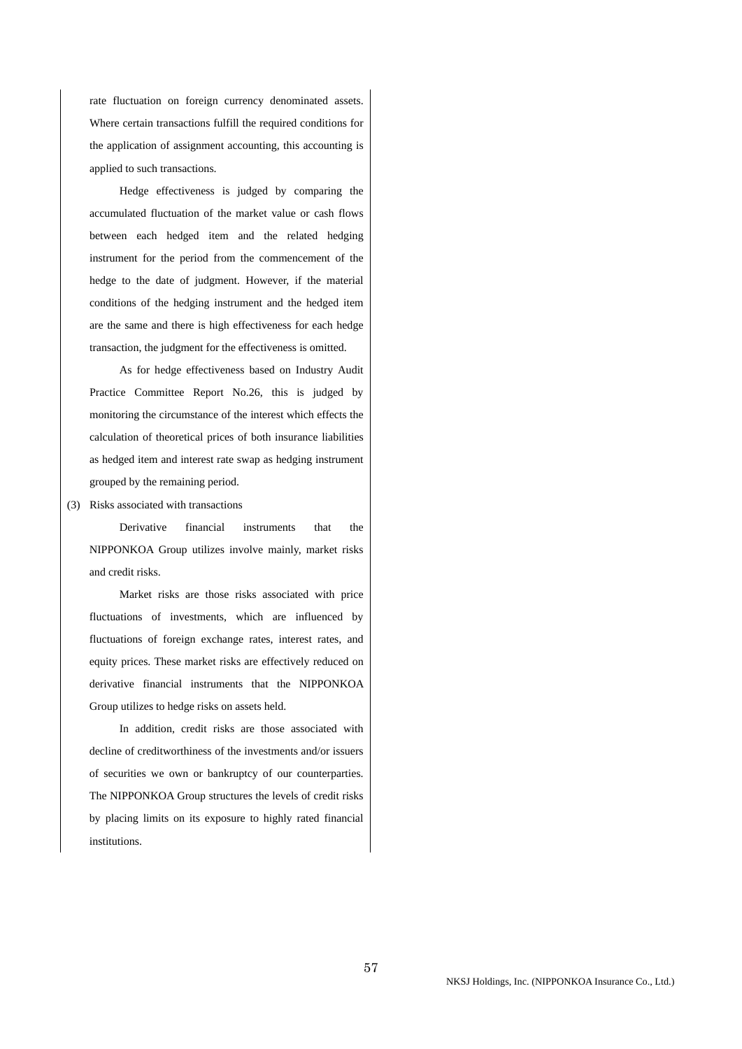rate fluctuation on foreign currency denominated assets. Where certain transactions fulfill the required conditions for the application of assignment accounting, this accounting is applied to such transactions.

Hedge effectiveness is judged by comparing the accumulated fluctuation of the market value or cash flows between each hedged item and the related hedging instrument for the period from the commencement of the hedge to the date of judgment. However, if the material conditions of the hedging instrument and the hedged item are the same and there is high effectiveness for each hedge transaction, the judgment for the effectiveness is omitted.

As for hedge effectiveness based on Industry Audit Practice Committee Report No.26, this is judged by monitoring the circumstance of the interest which effects the calculation of theoretical prices of both insurance liabilities as hedged item and interest rate swap as hedging instrument grouped by the remaining period.

(3) Risks associated with transactions

Derivative financial instruments that the NIPPONKOA Group utilizes involve mainly, market risks and credit risks.

Market risks are those risks associated with price fluctuations of investments, which are influenced by fluctuations of foreign exchange rates, interest rates, and equity prices. These market risks are effectively reduced on derivative financial instruments that the NIPPONKOA Group utilizes to hedge risks on assets held.

In addition, credit risks are those associated with decline of creditworthiness of the investments and/or issuers of securities we own or bankruptcy of our counterparties. The NIPPONKOA Group structures the levels of credit risks by placing limits on its exposure to highly rated financial institutions.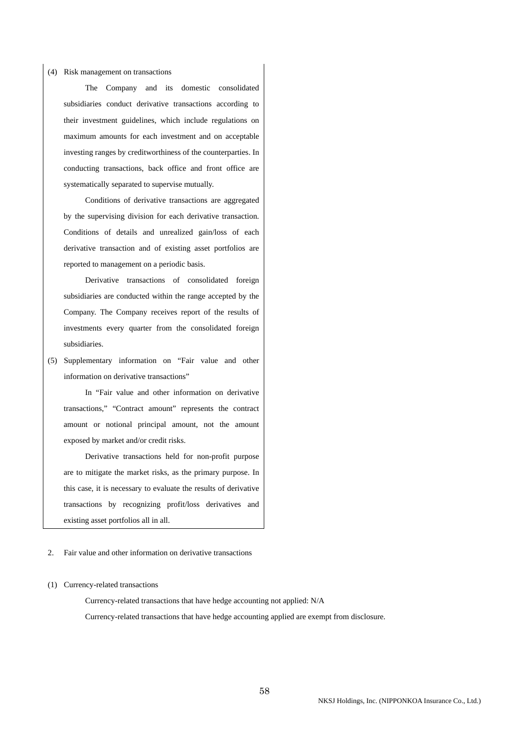(4) Risk management on transactions

The Company and its domestic consolidated subsidiaries conduct derivative transactions according to their investment guidelines, which include regulations on maximum amounts for each investment and on acceptable investing ranges by creditworthiness of the counterparties. In conducting transactions, back office and front office are systematically separated to supervise mutually.

Conditions of derivative transactions are aggregated by the supervising division for each derivative transaction. Conditions of details and unrealized gain/loss of each derivative transaction and of existing asset portfolios are reported to management on a periodic basis.

Derivative transactions of consolidated foreign subsidiaries are conducted within the range accepted by the Company. The Company receives report of the results of investments every quarter from the consolidated foreign subsidiaries.

(5) Supplementary information on "Fair value and other information on derivative transactions"

In "Fair value and other information on derivative transactions," "Contract amount" represents the contract amount or notional principal amount, not the amount exposed by market and/or credit risks.

Derivative transactions held for non-profit purpose are to mitigate the market risks, as the primary purpose. In this case, it is necessary to evaluate the results of derivative transactions by recognizing profit/loss derivatives and existing asset portfolios all in all.

2. Fair value and other information on derivative transactions

(1) Currency-related transactions

Currency-related transactions that have hedge accounting not applied: N/A

Currency-related transactions that have hedge accounting applied are exempt from disclosure.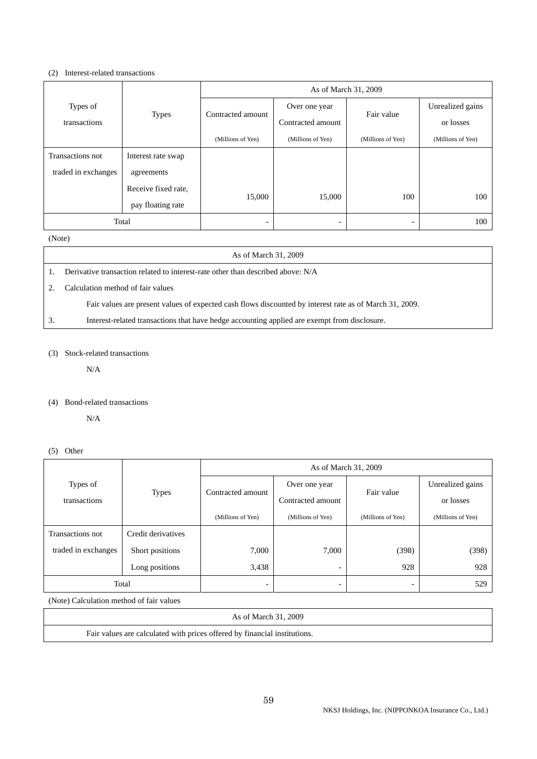(2) Interest-related transactions

| Types of transactions | Types | As of March 31, 2009 | | | |
|---|---|---|---|---|---|
| | | Contracted amount (Millions of Yen) | Over one year Contracted amount (Millions of Yen) | Fair value (Millions of Yen) | Unrealized gains or losses (Millions of Yen) |
| Transactions not traded in exchanges | Interest rate swap agreements Receive fixed rate, pay floating rate | 15,000 | 15,000 | 100 | 100 |
| Total | | - | - | - | 100 |

(Note)

| As of March 31, 2009 |
|---|
| 1. Derivative transaction related to interest-rate other than described above: N/A |
| 2. Calculation method of fair values<br>Fair values are present values of expected cash flows discounted by interest rate as of March 31, 2009. |
| 3. Interest-related transactions that have hedge accounting applied are exempt from disclosure. |

(3) Stock-related transactions

N/A

(4) Bond-related transactions

N/A

(5) Other

| Types of transactions | Types | As of March 31, 2009 | | | |
|---|---|---|---|---|---|
| | | Contracted amount (Millions of Yen) | Over one year Contracted amount (Millions of Yen) | Fair value (Millions of Yen) | Unrealized gains or losses (Millions of Yen) |
| Transactions not traded in exchanges | Credit derivatives | | | | |
| | Short positions | 7,000 | 7,000 | (398) | (398) |
| | Long positions | 3,438 | - | 928 | 928 |
| Total | | - | - | - | 529 |

(Note) Calculation method of fair values

| As of March 31, 2009 |
|---|
| Fair values are calculated with prices offered by financial institutions. |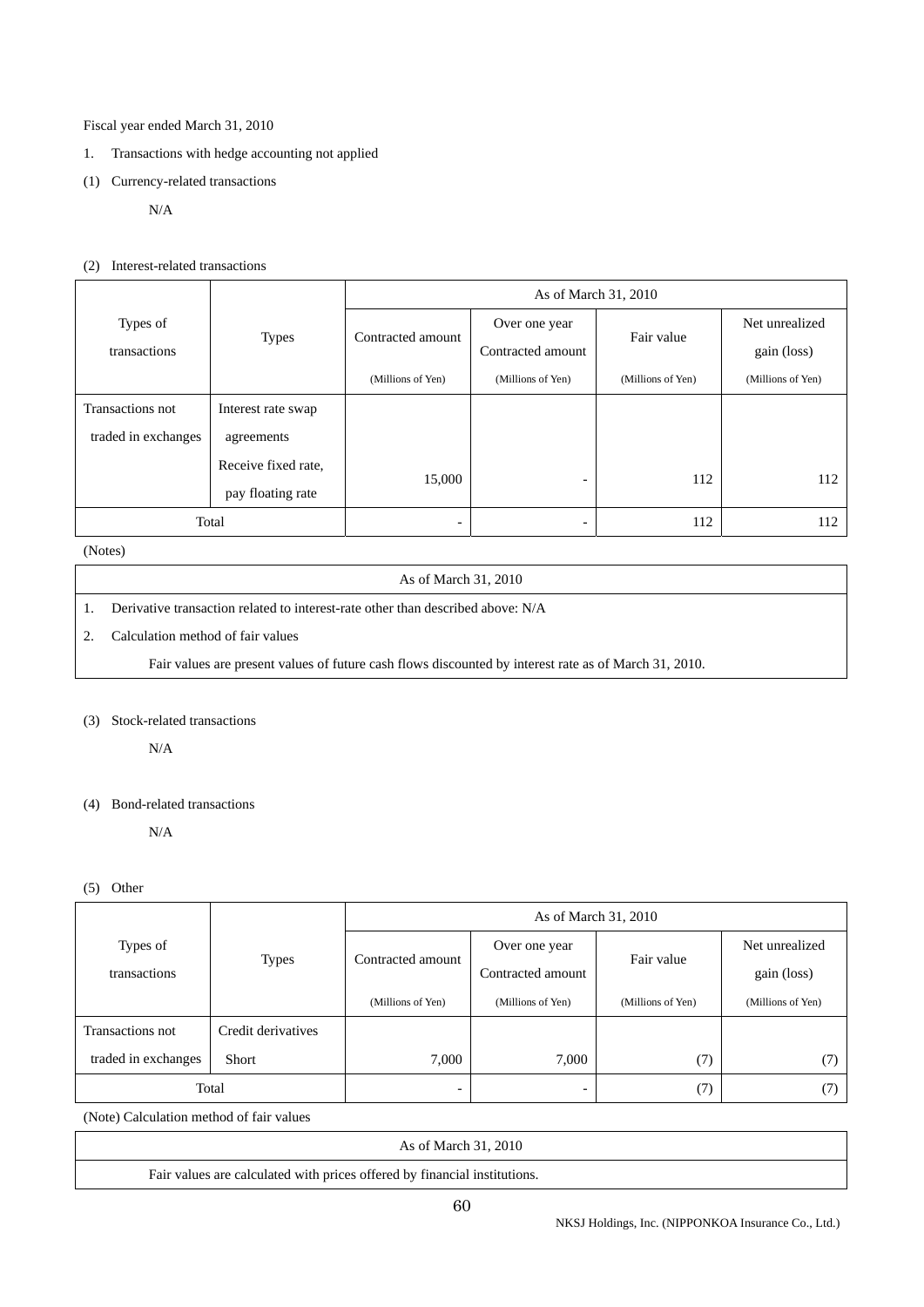Fiscal year ended March 31, 2010

1. Transactions with hedge accounting not applied

(1) Currency-related transactions

N/A

(2) Interest-related transactions

| Types of transactions | Types | As of March 31, 2010 | | | |
|---|---|---|---|---|---|
| | | Contracted amount (Millions of Yen) | Over one year Contracted amount (Millions of Yen) | Fair value (Millions of Yen) | Net unrealized gain (loss) (Millions of Yen) |
| Transactions not traded in exchanges | Interest rate swap agreements Receive fixed rate, pay floating rate | 15,000 | - | 112 | 112 |
| Total | | - | - | 112 | 112 |

(Notes)

| As of March 31, 2010 |
|---|
| 1. Derivative transaction related to interest-rate other than described above: N/A |
| 2. Calculation method of fair values |
| Fair values are present values of future cash flows discounted by interest rate as of March 31, 2010. |

(3) Stock-related transactions

N/A

(4) Bond-related transactions

N/A

(5) Other

| Types of transactions | Types | As of March 31, 2010 | | | |
|---|---|---|---|---|---|
| | | Contracted amount (Millions of Yen) | Over one year Contracted amount (Millions of Yen) | Fair value (Millions of Yen) | Net unrealized gain (loss) (Millions of Yen) |
| Transactions not traded in exchanges | Credit derivatives Short | 7,000 | 7,000 | (7) | (7) |
| Total | | - | - | (7) | (7) |

(Note) Calculation method of fair values

| As of March 31, 2010 |
|---|
| Fair values are calculated with prices offered by financial institutions. |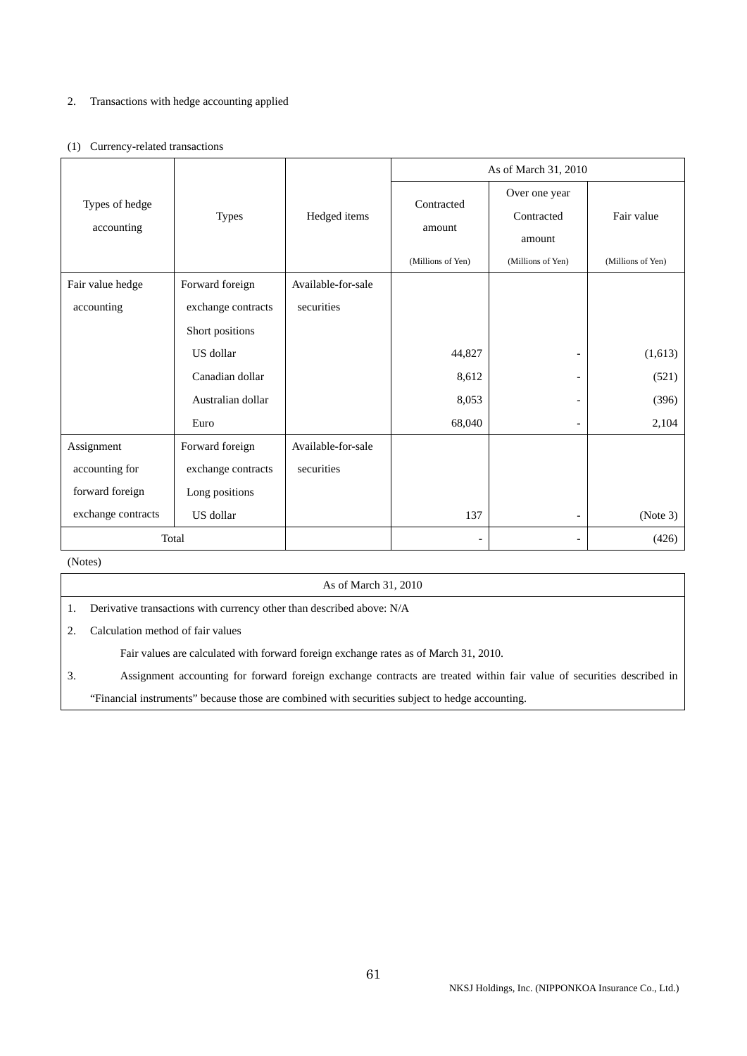2. Transactions with hedge accounting applied

(1) Currency-related transactions

| Types of hedge accounting | Types | Hedged items | As of March 31, 2010 | | |
|---|---|---|---|---|---|
| | | | Contracted amount (Millions of Yen) | Over one year Contracted amount (Millions of Yen) | Fair value (Millions of Yen) |
| Fair value hedge accounting | Forward foreign exchange contracts | Available-for-sale securities | | | |
| | Short positions | | | | |
| | US dollar | | 44,827 | - | (1,613) |
| | Canadian dollar | | 8,612 | - | (521) |
| | Australian dollar | | 8,053 | - | (396) |
| | Euro | | 68,040 | - | 2,104 |
| Assignment accounting for forward foreign exchange contracts | Forward foreign exchange contracts | Available-for-sale securities | | | |
| | Long positions | | | | |
| | US dollar | | 137 | - | (Note 3) |
| Total | | | - | - | (426) |

(Notes)

| As of March 31, 2010 |
|---|
| 1. Derivative transactions with currency other than described above: N/A |
| 2. Calculation method of fair values<br>Fair values are calculated with forward foreign exchange rates as of March 31, 2010. |
| 3. Assignment accounting for forward foreign exchange contracts are treated within fair value of securities described in "Financial instruments" because those are combined with securities subject to hedge accounting. |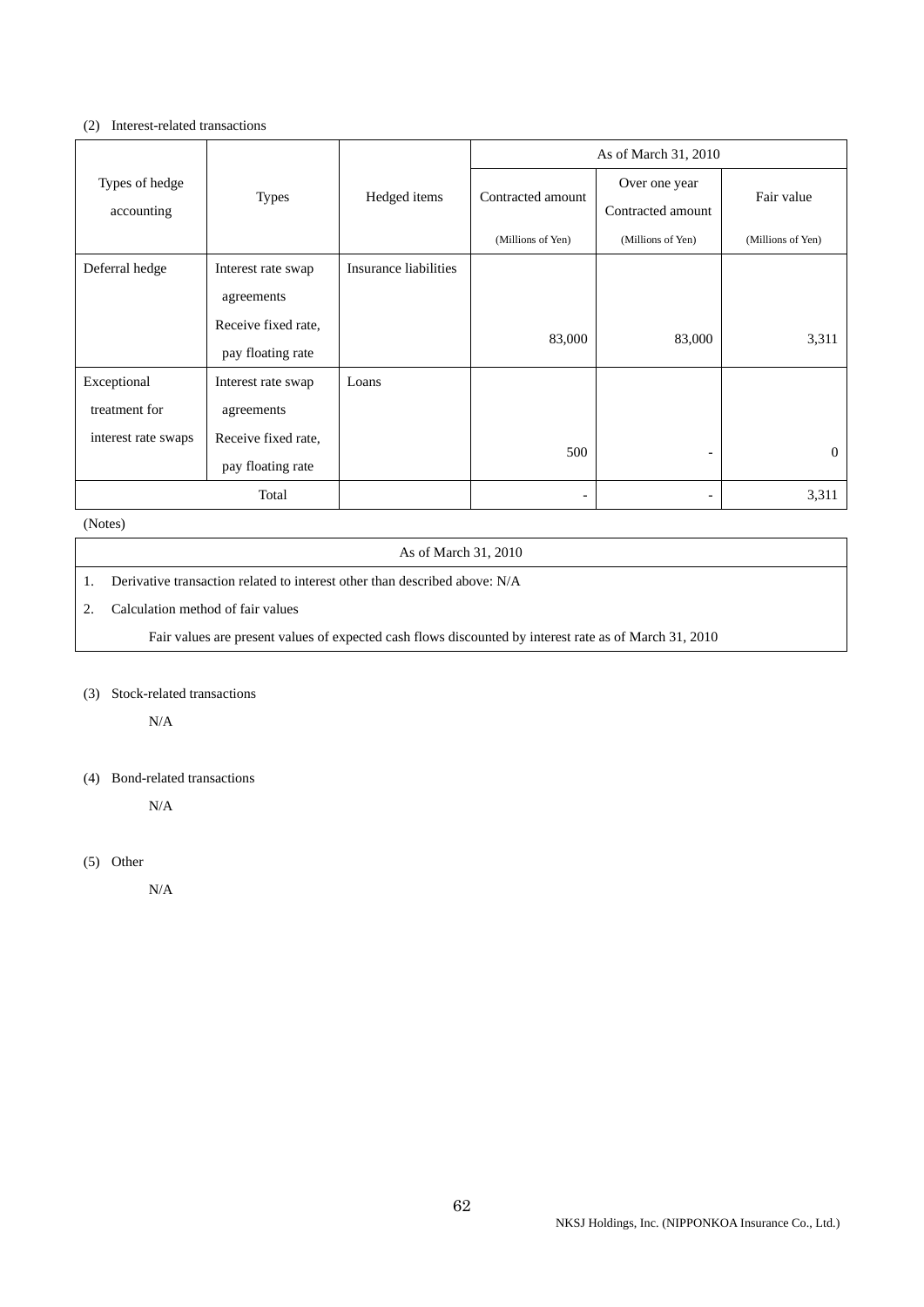(2) Interest-related transactions

| Types of hedge accounting | Types | Hedged items | As of March 31, 2010 | | |
|---|---|---|---|---|---|
| | | | Contracted amount (Millions of Yen) | Over one year Contracted amount (Millions of Yen) | Fair value (Millions of Yen) |
| Deferral hedge | Interest rate swap agreements Receive fixed rate, pay floating rate | Insurance liabilities | 83,000 | 83,000 | 3,311 |
| Exceptional treatment for interest rate swaps | Interest rate swap agreements Receive fixed rate, pay floating rate | Loans | 500 | - | 0 |
| Total | | | - | - | 3,311 |

(Notes)

| As of March 31, 2010 |
|---|
| 1. Derivative transaction related to interest other than described above: N/A |
| 2. Calculation method of fair values<br>Fair values are present values of expected cash flows discounted by interest rate as of March 31, 2010 |

(3) Stock-related transactions

N/A

(4) Bond-related transactions

N/A

(5) Other

N/A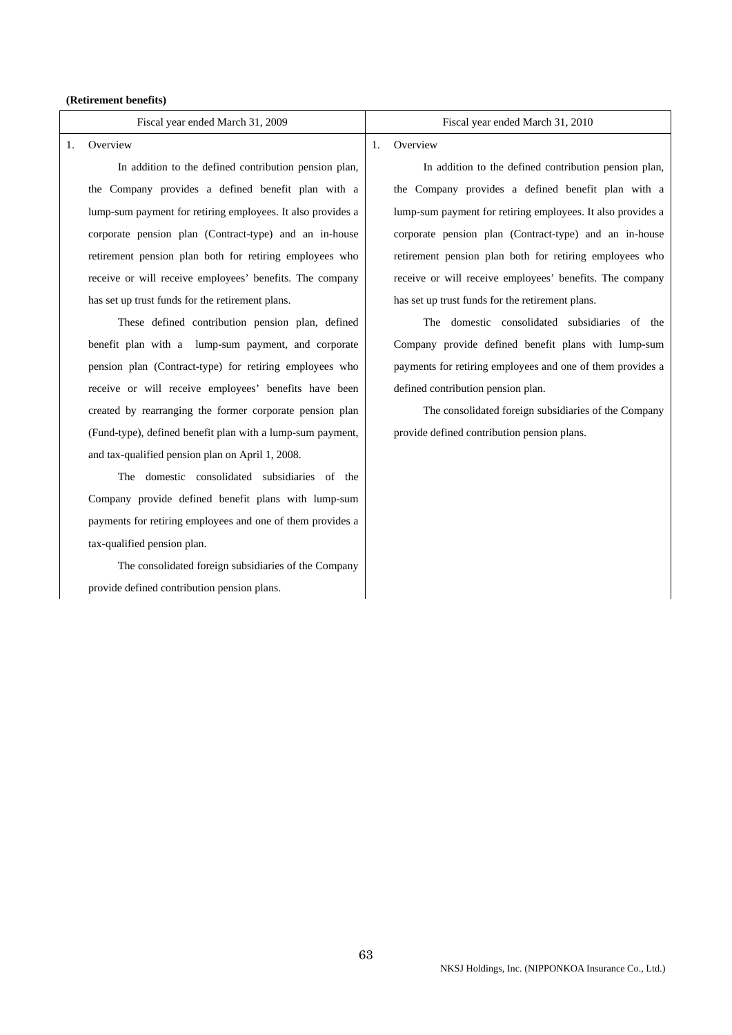**(Retirement benefits)**

| Fiscal year ended March 31, 2009 | Fiscal year ended March 31, 2010 |
|---|---|
| 1. Overview<br><br>In addition to the defined contribution pension plan, the Company provides a defined benefit plan with a lump-sum payment for retiring employees. It also provides a corporate pension plan (Contract-type) and an in-house retirement pension plan both for retiring employees who receive or will receive employees' benefits. The company has set up trust funds for the retirement plans.<br><br>These defined contribution pension plan, defined benefit plan with a lump-sum payment, and corporate pension plan (Contract-type) for retiring employees who receive or will receive employees' benefits have been created by rearranging the former corporate pension plan (Fund-type), defined benefit plan with a lump-sum payment, and tax-qualified pension plan on April 1, 2008.<br><br>The domestic consolidated subsidiaries of the Company provide defined benefit plans with lump-sum payments for retiring employees and one of them provides a tax-qualified pension plan.<br><br>The consolidated foreign subsidiaries of the Company provide defined contribution pension plans. | 1. Overview<br><br>In addition to the defined contribution pension plan, the Company provides a defined benefit plan with a lump-sum payment for retiring employees. It also provides a corporate pension plan (Contract-type) and an in-house retirement pension plan both for retiring employees who receive or will receive employees' benefits. The company has set up trust funds for the retirement plans.<br><br>The domestic consolidated subsidiaries of the Company provide defined benefit plans with lump-sum payments for retiring employees and one of them provides a defined contribution pension plan.<br><br>The consolidated foreign subsidiaries of the Company provide defined contribution pension plans. |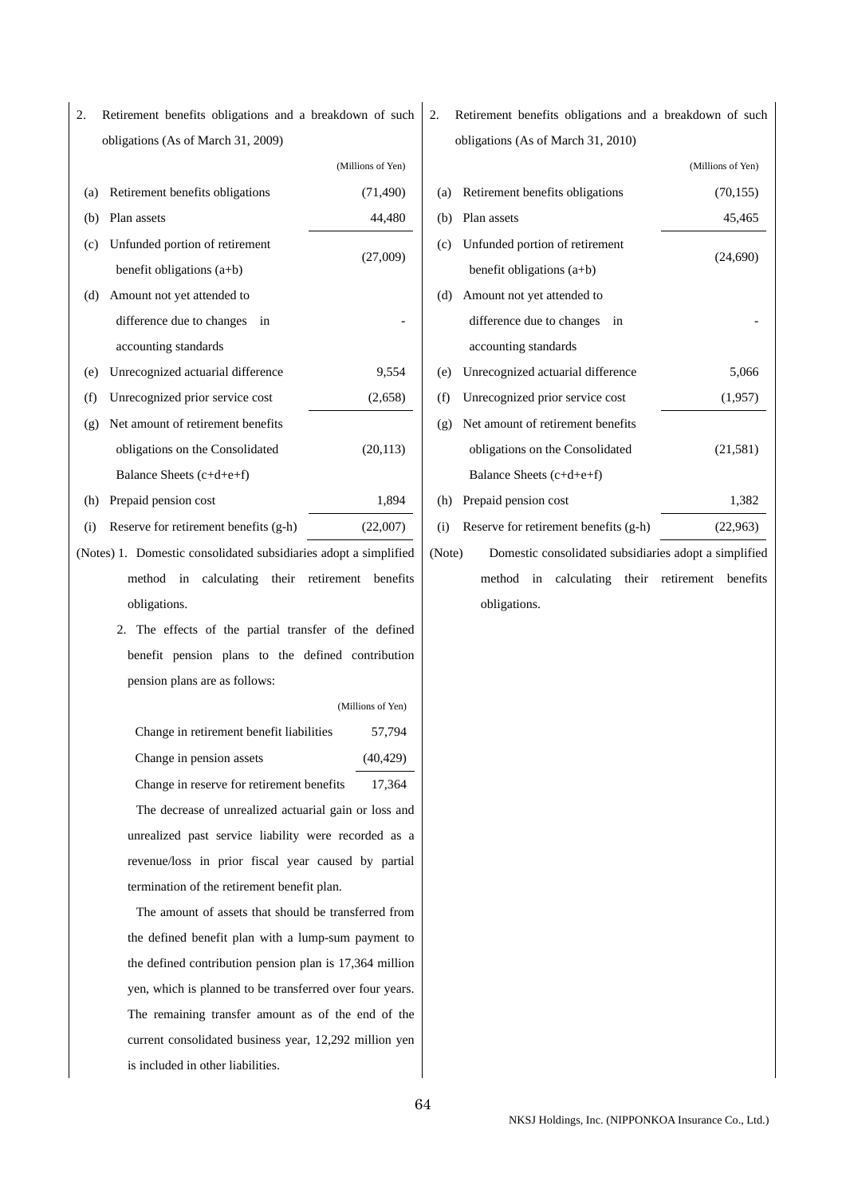2. Retirement benefits obligations and a breakdown of such obligations (As of March 31, 2009)

(Millions of Yen)

| | | |
|---|---|---|
| (a) | Retirement benefits obligations | (71,490) |
| (b) | Plan assets | 44,480 |
| (c) | Unfunded portion of retirement benefit obligations (a+b) | (27,009) |
| (d) | Amount not yet attended to difference due to changes in accounting standards | - |
| (e) | Unrecognized actuarial difference | 9,554 |
| (f) | Unrecognized prior service cost | (2,658) |
| (g) | Net amount of retirement benefits obligations on the Consolidated Balance Sheets (c+d+e+f) | (20,113) |
| (h) | Prepaid pension cost | 1,894 |
| (i) | Reserve for retirement benefits (g-h) | (22,007) |

(Notes) 1. Domestic consolidated subsidiaries adopt a simplified method in calculating their retirement benefits obligations.

2. The effects of the partial transfer of the defined benefit pension plans to the defined contribution pension plans are as follows:

(Millions of Yen)

| | |
|---|---|
| Change in retirement benefit liabilities | 57,794 |
| Change in pension assets | (40,429) |
| Change in reserve for retirement benefits | 17,364 |

The decrease of unrealized actuarial gain or loss and unrealized past service liability were recorded as a revenue/loss in prior fiscal year caused by partial termination of the retirement benefit plan.

The amount of assets that should be transferred from the defined benefit plan with a lump-sum payment to the defined contribution pension plan is 17,364 million yen, which is planned to be transferred over four years. The remaining transfer amount as of the end of the current consolidated business year, 12,292 million yen is included in other liabilities.

2. Retirement benefits obligations and a breakdown of such obligations (As of March 31, 2010)

(Millions of Yen)

| | | |
|---|---|---|
| (a) | Retirement benefits obligations | (70,155) |
| (b) | Plan assets | 45,465 |
| (c) | Unfunded portion of retirement benefit obligations (a+b) | (24,690) |
| (d) | Amount not yet attended to difference due to changes in accounting standards | - |
| (e) | Unrecognized actuarial difference | 5,066 |
| (f) | Unrecognized prior service cost | (1,957) |
| (g) | Net amount of retirement benefits obligations on the Consolidated Balance Sheets (c+d+e+f) | (21,581) |
| (h) | Prepaid pension cost | 1,382 |
| (i) | Reserve for retirement benefits (g-h) | (22,963) |

(Note) Domestic consolidated subsidiaries adopt a simplified method in calculating their retirement benefits obligations.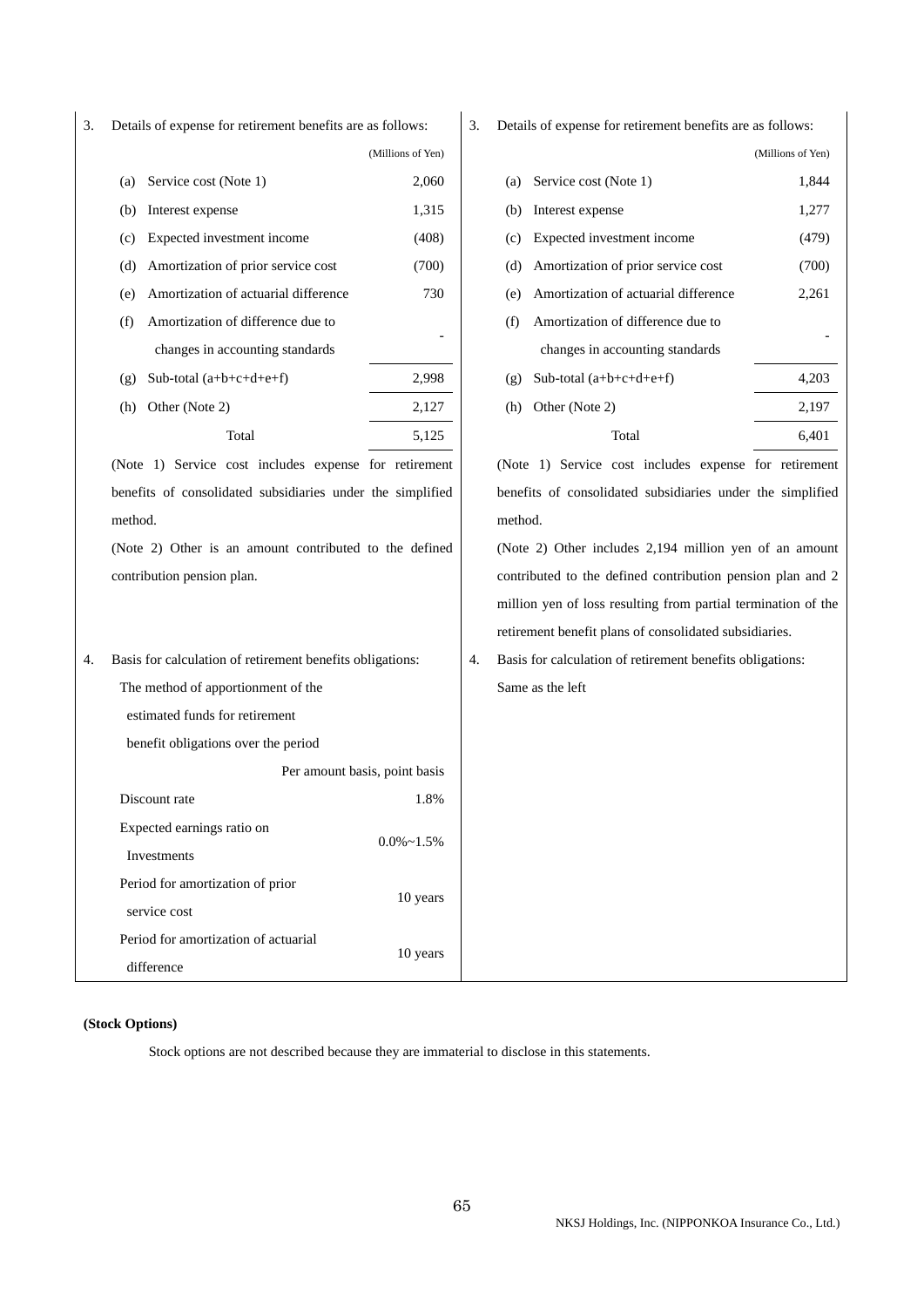3. Details of expense for retirement benefits are as follows:

(Millions of Yen)

| | | |
|---|---|---|
| (a) | Service cost (Note 1) | 2,060 |
| (b) | Interest expense | 1,315 |
| (c) | Expected investment income | (408) |
| (d) | Amortization of prior service cost | (700) |
| (e) | Amortization of actuarial difference | 730 |
| (f) | Amortization of difference due to changes in accounting standards | - |
| (g) | Sub-total (a+b+c+d+e+f) | 2,998 |
| (h) | Other (Note 2) | 2,127 |
| | Total | 5,125 |

(Note 1) Service cost includes expense for retirement benefits of consolidated subsidiaries under the simplified method.

(Note 2) Other is an amount contributed to the defined contribution pension plan.

4. Basis for calculation of retirement benefits obligations:

| | |
|---|---|
| The method of apportionment of the estimated funds for retirement benefit obligations over the period | Per amount basis, point basis |
| Discount rate | 1.8% |
| Expected earnings ratio on Investments | 0.0%~1.5% |
| Period for amortization of prior service cost | 10 years |
| Period for amortization of actuarial difference | 10 years |

3. Details of expense for retirement benefits are as follows:

(Millions of Yen)

| | | |
|---|---|---|
| (a) | Service cost (Note 1) | 1,844 |
| (b) | Interest expense | 1,277 |
| (c) | Expected investment income | (479) |
| (d) | Amortization of prior service cost | (700) |
| (e) | Amortization of actuarial difference | 2,261 |
| (f) | Amortization of difference due to changes in accounting standards | - |
| (g) | Sub-total (a+b+c+d+e+f) | 4,203 |
| (h) | Other (Note 2) | 2,197 |
| | Total | 6,401 |

(Note 1) Service cost includes expense for retirement benefits of consolidated subsidiaries under the simplified method.

(Note 2) Other includes 2,194 million yen of an amount contributed to the defined contribution pension plan and 2 million yen of loss resulting from partial termination of the retirement benefit plans of consolidated subsidiaries.

4. Basis for calculation of retirement benefits obligations:

Same as the left

**(Stock Options)**

Stock options are not described because they are immaterial to disclose in this statements.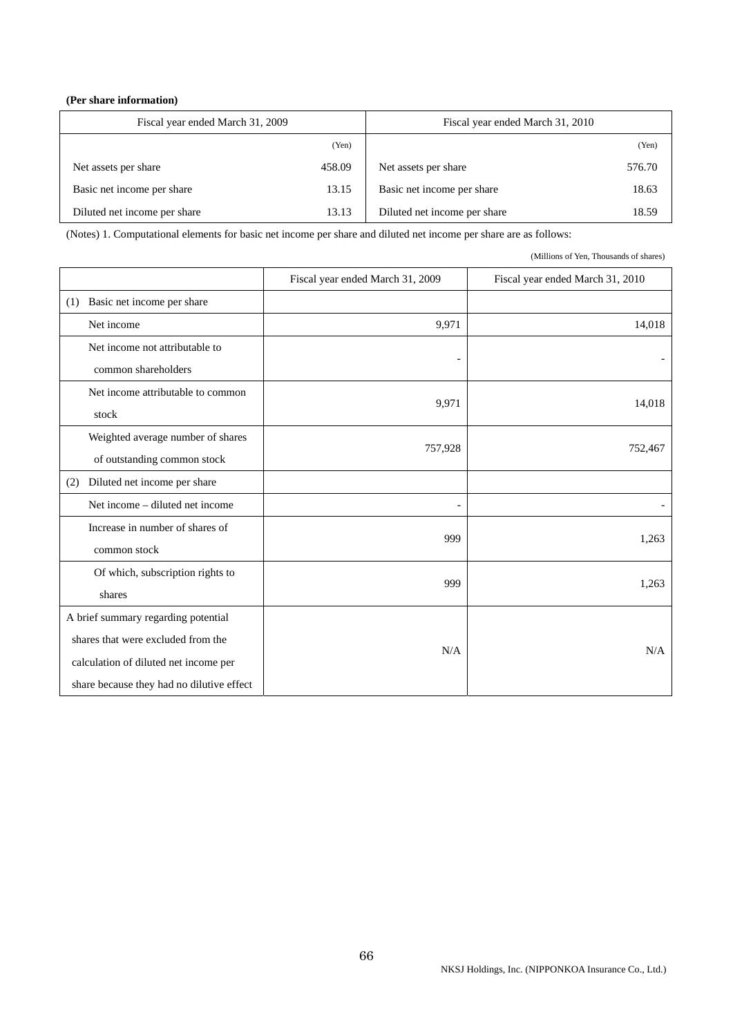**(Per share information)**

| Fiscal year ended March 31, 2009 | | Fiscal year ended March 31, 2010 | |
|---|---|---|---|
| | (Yen) | | (Yen) |
| Net assets per share | 458.09 | Net assets per share | 576.70 |
| Basic net income per share | 13.15 | Basic net income per share | 18.63 |
| Diluted net income per share | 13.13 | Diluted net income per share | 18.59 |

(Notes) 1. Computational elements for basic net income per share and diluted net income per share are as follows:

(Millions of Yen, Thousands of shares)

| | Fiscal year ended March 31, 2009 | Fiscal year ended March 31, 2010 |
|---|---|---|
| (1) Basic net income per share | | |
| Net income | 9,971 | 14,018 |
| Net income not attributable to common shareholders | - | - |
| Net income attributable to common stock | 9,971 | 14,018 |
| Weighted average number of shares of outstanding common stock | 757,928 | 752,467 |
| (2) Diluted net income per share | | |
| Net income – diluted net income | - | - |
| Increase in number of shares of common stock | 999 | 1,263 |
| Of which, subscription rights to shares | 999 | 1,263 |
| A brief summary regarding potential shares that were excluded from the calculation of diluted net income per share because they had no dilutive effect | N/A | N/A |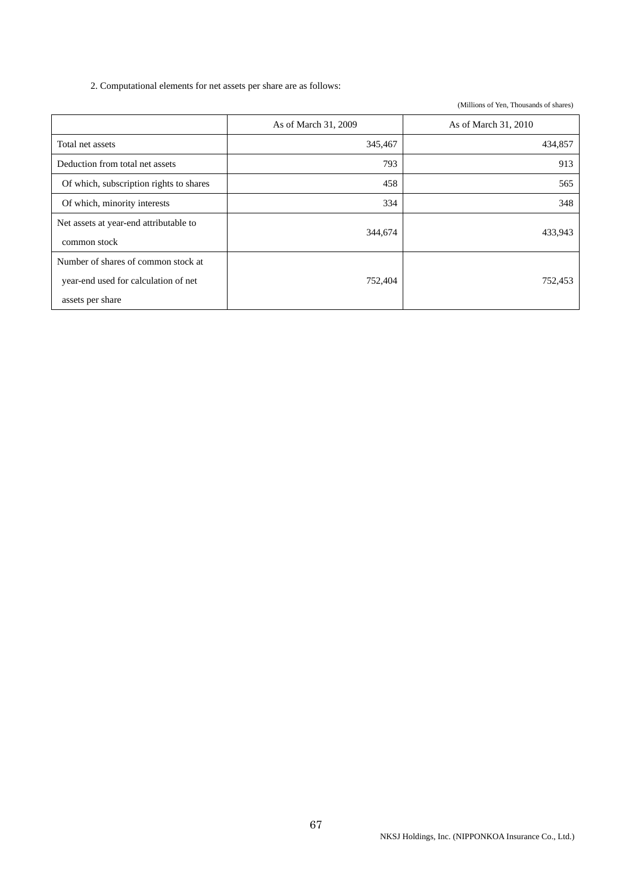2. Computational elements for net assets per share are as follows:

(Millions of Yen, Thousands of shares)

| | As of March 31, 2009 | As of March 31, 2010 |
|---|---|---|
| Total net assets | 345,467 | 434,857 |
| Deduction from total net assets | 793 | 913 |
| Of which, subscription rights to shares | 458 | 565 |
| Of which, minority interests | 334 | 348 |
| Net assets at year-end attributable to common stock | 344,674 | 433,943 |
| Number of shares of common stock at year-end used for calculation of net assets per share | 752,404 | 752,453 |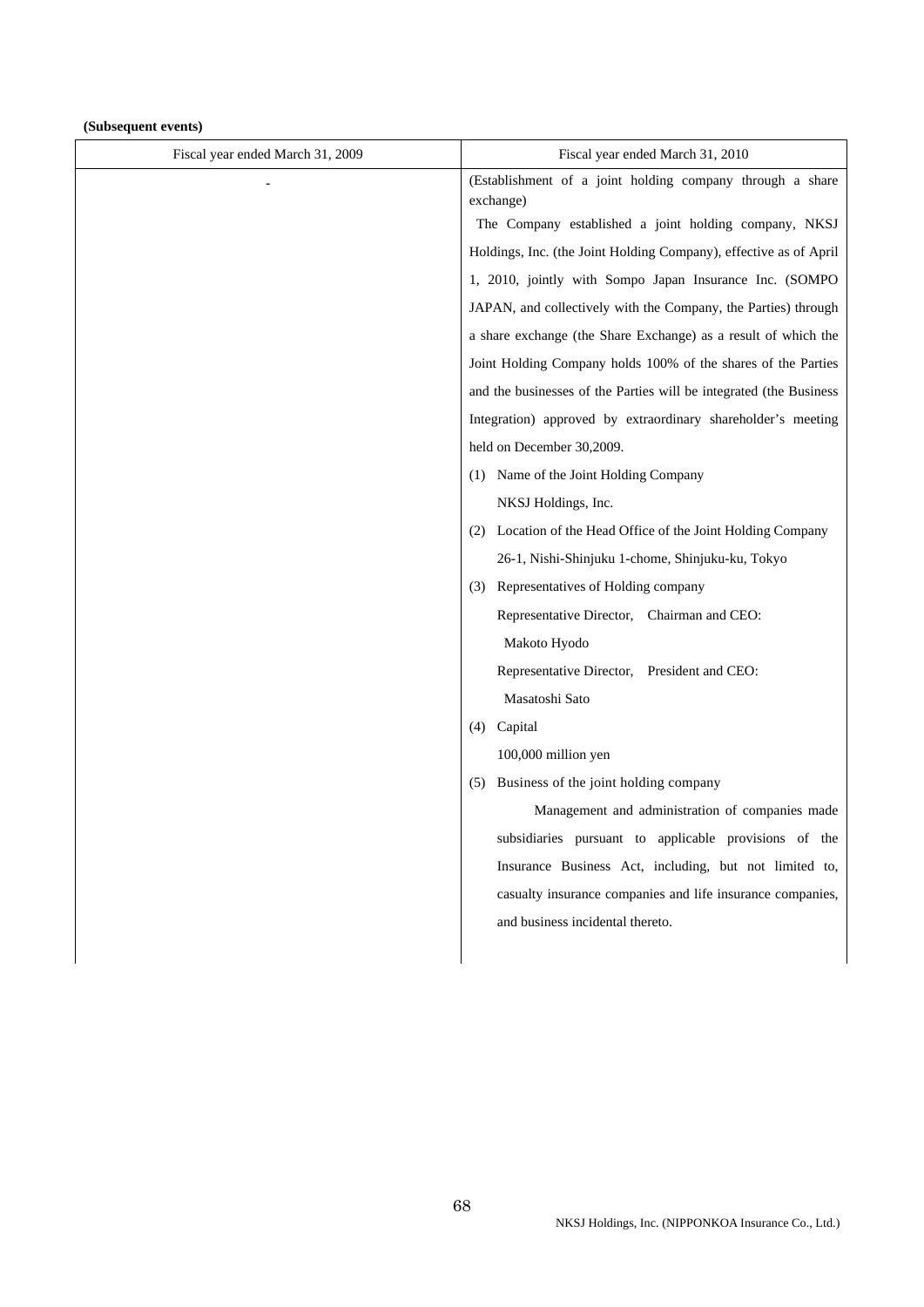**(Subsequent events)**

| Fiscal year ended March 31, 2009 | Fiscal year ended March 31, 2010 |
|---|---|
| - | (Establishment of a joint holding company through a share exchange)<br>The Company established a joint holding company, NKSJ Holdings, Inc. (the Joint Holding Company), effective as of April 1, 2010, jointly with Sompo Japan Insurance Inc. (SOMPO JAPAN, and collectively with the Company, the Parties) through a share exchange (the Share Exchange) as a result of which the Joint Holding Company holds 100% of the shares of the Parties and the businesses of the Parties will be integrated (the Business Integration) approved by extraordinary shareholder's meeting held on December 30,2009.<br>(1) Name of the Joint Holding Company<br>NKSJ Holdings, Inc.<br>(2) Location of the Head Office of the Joint Holding Company<br>26-1, Nishi-Shinjuku 1-chome, Shinjuku-ku, Tokyo<br>(3) Representatives of Holding company<br>Representative Director, Chairman and CEO:<br>Makoto Hyodo<br>Representative Director, President and CEO:<br>Masatoshi Sato<br>(4) Capital<br>100,000 million yen<br>(5) Business of the joint holding company<br>Management and administration of companies made subsidiaries pursuant to applicable provisions of the Insurance Business Act, including, but not limited to, casualty insurance companies and life insurance companies, and business incidental thereto. |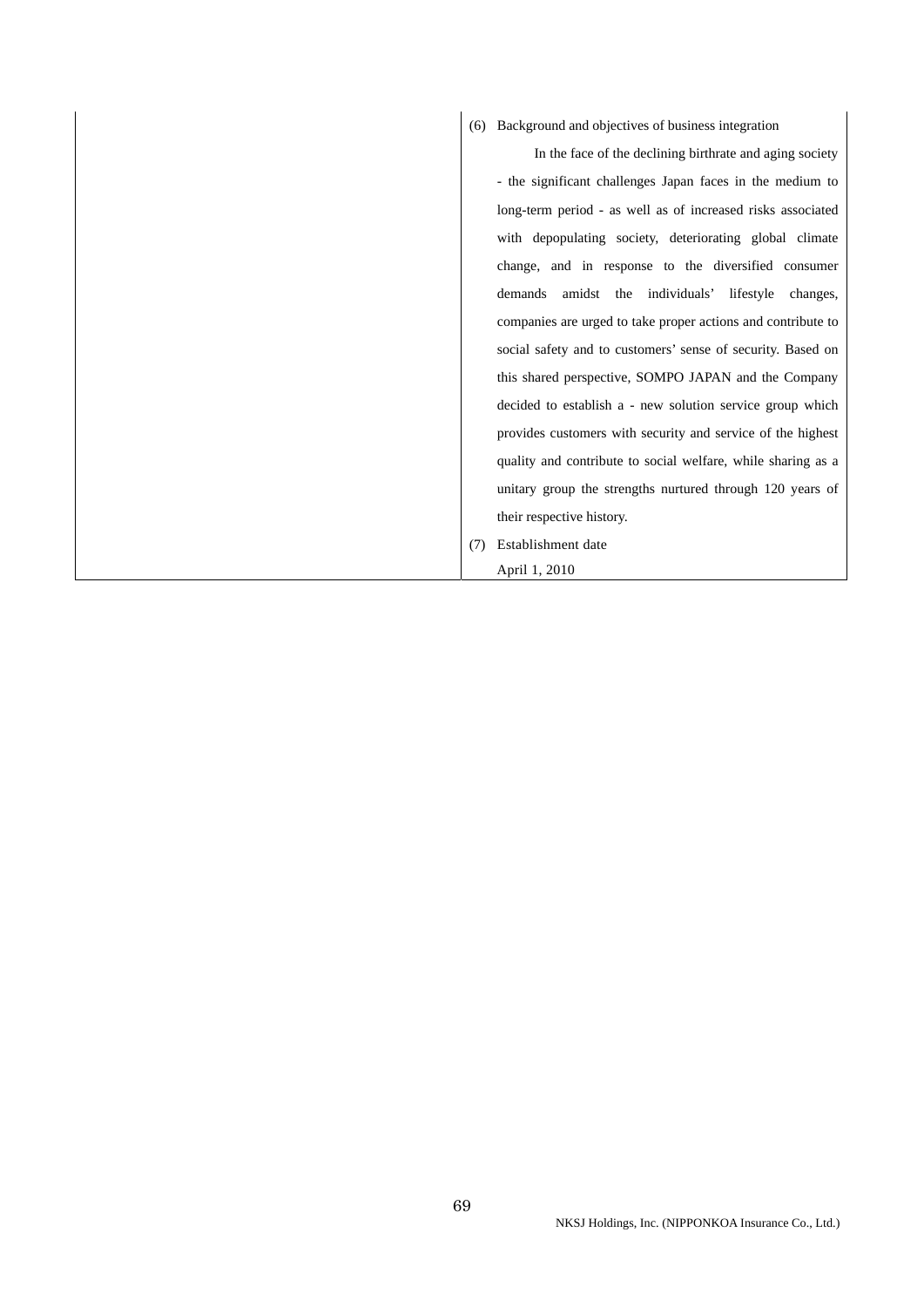| | (6) Background and objectives of business integration<br>In the face of the declining birthrate and aging society - the significant challenges Japan faces in the medium to long-term period - as well as of increased risks associated with depopulating society, deteriorating global climate change, and in response to the diversified consumer demands amidst the individuals' lifestyle changes, companies are urged to take proper actions and contribute to social safety and to customers' sense of security. Based on this shared perspective, SOMPO JAPAN and the Company decided to establish a - new solution service group which provides customers with security and service of the highest quality and contribute to social welfare, while sharing as a unitary group the strengths nurtured through 120 years of their respective history.<br>(7) Establishment date<br>April 1, 2010 |
|---|---|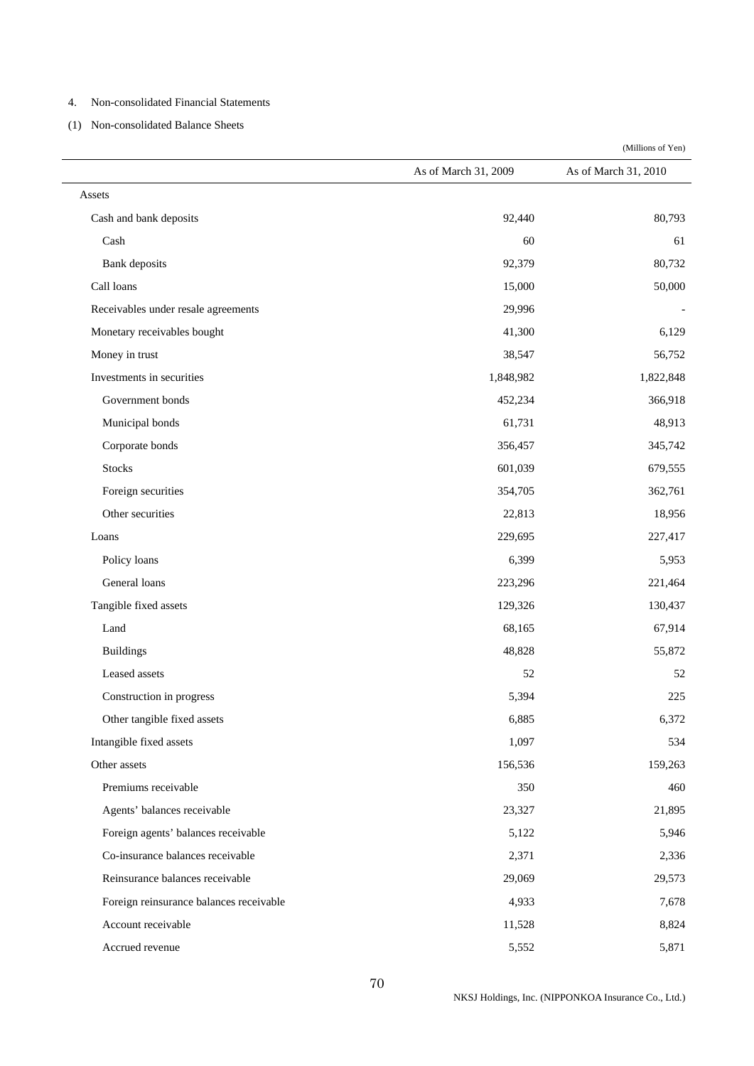4. Non-consolidated Financial Statements

(1) Non-consolidated Balance Sheets

(Millions of Yen)

| | As of March 31, 2009 | As of March 31, 2010 |
|---|---|---|
| Assets | | |
| Cash and bank deposits | 92,440 | 80,793 |
| Cash | 60 | 61 |
| Bank deposits | 92,379 | 80,732 |
| Call loans | 15,000 | 50,000 |
| Receivables under resale agreements | 29,996 | - |
| Monetary receivables bought | 41,300 | 6,129 |
| Money in trust | 38,547 | 56,752 |
| Investments in securities | 1,848,982 | 1,822,848 |
| Government bonds | 452,234 | 366,918 |
| Municipal bonds | 61,731 | 48,913 |
| Corporate bonds | 356,457 | 345,742 |
| Stocks | 601,039 | 679,555 |
| Foreign securities | 354,705 | 362,761 |
| Other securities | 22,813 | 18,956 |
| Loans | 229,695 | 227,417 |
| Policy loans | 6,399 | 5,953 |
| General loans | 223,296 | 221,464 |
| Tangible fixed assets | 129,326 | 130,437 |
| Land | 68,165 | 67,914 |
| Buildings | 48,828 | 55,872 |
| Leased assets | 52 | 52 |
| Construction in progress | 5,394 | 225 |
| Other tangible fixed assets | 6,885 | 6,372 |
| Intangible fixed assets | 1,097 | 534 |
| Other assets | 156,536 | 159,263 |
| Premiums receivable | 350 | 460 |
| Agents' balances receivable | 23,327 | 21,895 |
| Foreign agents' balances receivable | 5,122 | 5,946 |
| Co-insurance balances receivable | 2,371 | 2,336 |
| Reinsurance balances receivable | 29,069 | 29,573 |
| Foreign reinsurance balances receivable | 4,933 | 7,678 |
| Account receivable | 11,528 | 8,824 |
| Accrued revenue | 5,552 | 5,871 |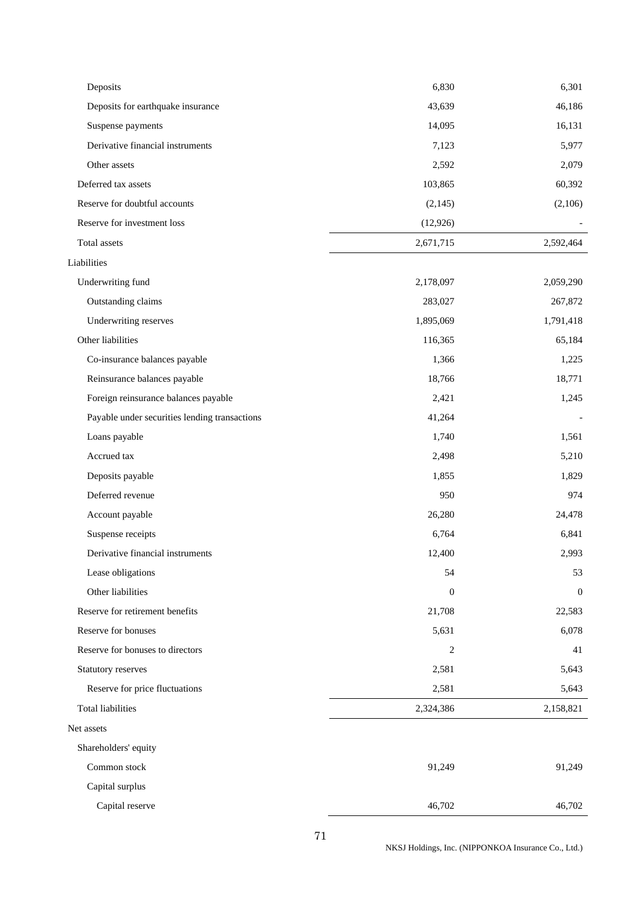| | | |
|---|---|---|
| Deposits | 6,830 | 6,301 |
| Deposits for earthquake insurance | 43,639 | 46,186 |
| Suspense payments | 14,095 | 16,131 |
| Derivative financial instruments | 7,123 | 5,977 |
| Other assets | 2,592 | 2,079 |
| Deferred tax assets | 103,865 | 60,392 |
| Reserve for doubtful accounts | (2,145) | (2,106) |
| Reserve for investment loss | (12,926) | - |
| Total assets | 2,671,715 | 2,592,464 |
| Liabilities | | |
| Underwriting fund | 2,178,097 | 2,059,290 |
| Outstanding claims | 283,027 | 267,872 |
| Underwriting reserves | 1,895,069 | 1,791,418 |
| Other liabilities | 116,365 | 65,184 |
| Co-insurance balances payable | 1,366 | 1,225 |
| Reinsurance balances payable | 18,766 | 18,771 |
| Foreign reinsurance balances payable | 2,421 | 1,245 |
| Payable under securities lending transactions | 41,264 | - |
| Loans payable | 1,740 | 1,561 |
| Accrued tax | 2,498 | 5,210 |
| Deposits payable | 1,855 | 1,829 |
| Deferred revenue | 950 | 974 |
| Account payable | 26,280 | 24,478 |
| Suspense receipts | 6,764 | 6,841 |
| Derivative financial instruments | 12,400 | 2,993 |
| Lease obligations | 54 | 53 |
| Other liabilities | 0 | 0 |
| Reserve for retirement benefits | 21,708 | 22,583 |
| Reserve for bonuses | 5,631 | 6,078 |
| Reserve for bonuses to directors | 2 | 41 |
| Statutory reserves | 2,581 | 5,643 |
| Reserve for price fluctuations | 2,581 | 5,643 |
| Total liabilities | 2,324,386 | 2,158,821 |
| Net assets | | |
| Shareholders' equity | | |
| Common stock | 91,249 | 91,249 |
| Capital surplus | | |
| Capital reserve | 46,702 | 46,702 |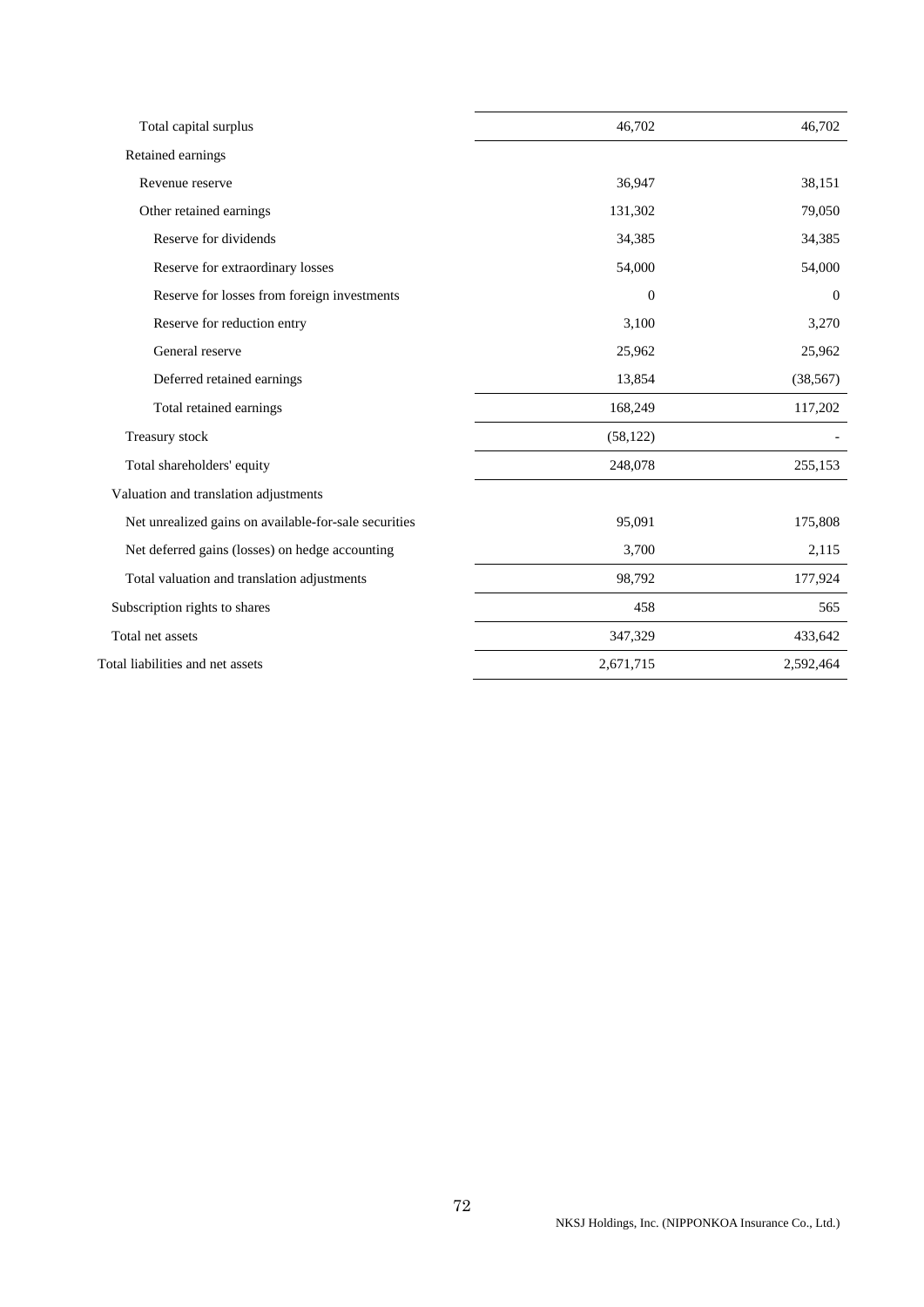| | | |
|---|---|---|
| Total capital surplus | 46,702 | 46,702 |
| Retained earnings | | |
| Revenue reserve | 36,947 | 38,151 |
| Other retained earnings | 131,302 | 79,050 |
| Reserve for dividends | 34,385 | 34,385 |
| Reserve for extraordinary losses | 54,000 | 54,000 |
| Reserve for losses from foreign investments | 0 | 0 |
| Reserve for reduction entry | 3,100 | 3,270 |
| General reserve | 25,962 | 25,962 |
| Deferred retained earnings | 13,854 | (38,567) |
| Total retained earnings | 168,249 | 117,202 |
| Treasury stock | (58,122) | - |
| Total shareholders' equity | 248,078 | 255,153 |
| Valuation and translation adjustments | | |
| Net unrealized gains on available-for-sale securities | 95,091 | 175,808 |
| Net deferred gains (losses) on hedge accounting | 3,700 | 2,115 |
| Total valuation and translation adjustments | 98,792 | 177,924 |
| Subscription rights to shares | 458 | 565 |
| Total net assets | 347,329 | 433,642 |
| Total liabilities and net assets | 2,671,715 | 2,592,464 |

NKSJ Holdings, Inc. (NIPPONKOA Insurance Co., Ltd.)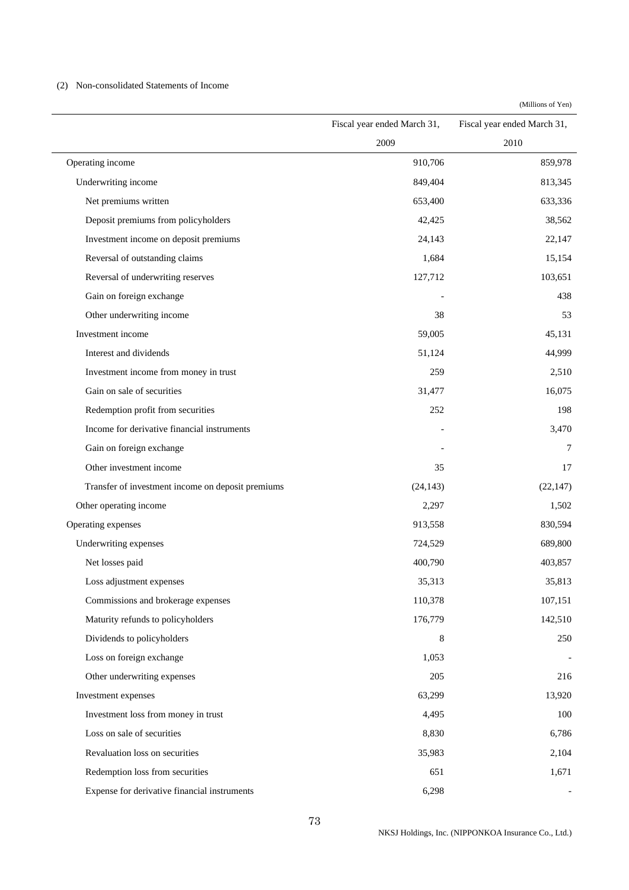(2) Non-consolidated Statements of Income

(Millions of Yen)

| | Fiscal year ended March 31, 2009 | Fiscal year ended March 31, 2010 |
|---|---|---|
| Operating income | 910,706 | 859,978 |
| Underwriting income | 849,404 | 813,345 |
| Net premiums written | 653,400 | 633,336 |
| Deposit premiums from policyholders | 42,425 | 38,562 |
| Investment income on deposit premiums | 24,143 | 22,147 |
| Reversal of outstanding claims | 1,684 | 15,154 |
| Reversal of underwriting reserves | 127,712 | 103,651 |
| Gain on foreign exchange | - | 438 |
| Other underwriting income | 38 | 53 |
| Investment income | 59,005 | 45,131 |
| Interest and dividends | 51,124 | 44,999 |
| Investment income from money in trust | 259 | 2,510 |
| Gain on sale of securities | 31,477 | 16,075 |
| Redemption profit from securities | 252 | 198 |
| Income for derivative financial instruments | - | 3,470 |
| Gain on foreign exchange | - | 7 |
| Other investment income | 35 | 17 |
| Transfer of investment income on deposit premiums | (24,143) | (22,147) |
| Other operating income | 2,297 | 1,502 |
| Operating expenses | 913,558 | 830,594 |
| Underwriting expenses | 724,529 | 689,800 |
| Net losses paid | 400,790 | 403,857 |
| Loss adjustment expenses | 35,313 | 35,813 |
| Commissions and brokerage expenses | 110,378 | 107,151 |
| Maturity refunds to policyholders | 176,779 | 142,510 |
| Dividends to policyholders | 8 | 250 |
| Loss on foreign exchange | 1,053 | - |
| Other underwriting expenses | 205 | 216 |
| Investment expenses | 63,299 | 13,920 |
| Investment loss from money in trust | 4,495 | 100 |
| Loss on sale of securities | 8,830 | 6,786 |
| Revaluation loss on securities | 35,983 | 2,104 |
| Redemption loss from securities | 651 | 1,671 |
| Expense for derivative financial instruments | 6,298 | - |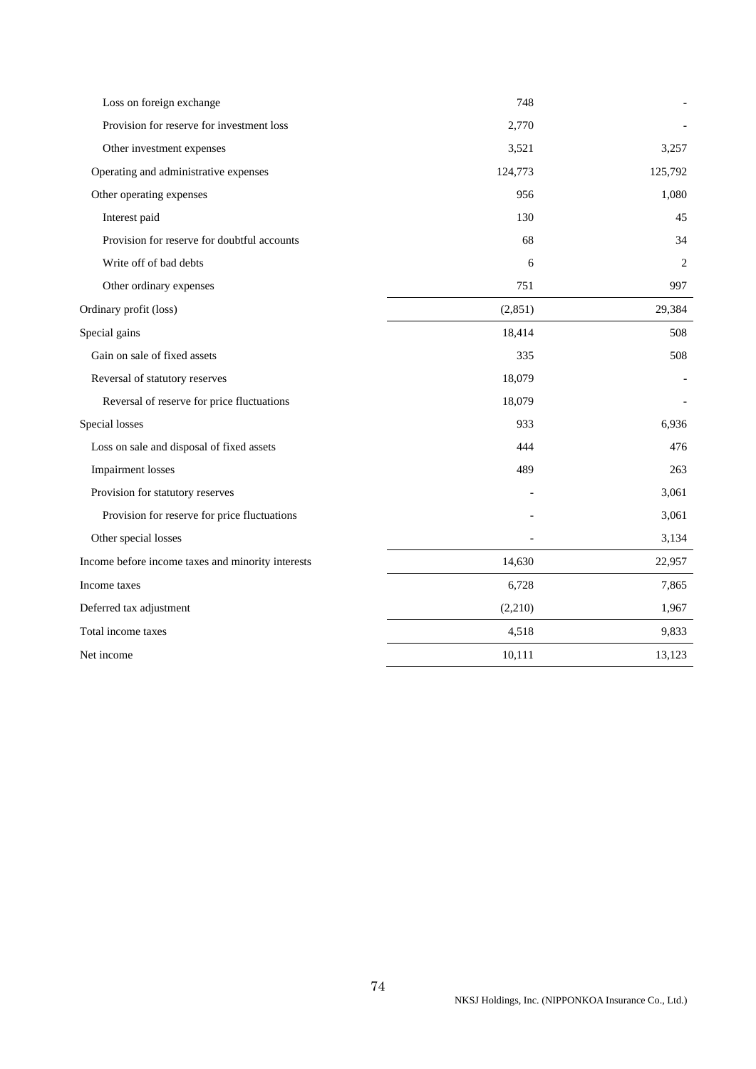| | | |
|---|---|---|
| Loss on foreign exchange | 748 | - |
| Provision for reserve for investment loss | 2,770 | - |
| Other investment expenses | 3,521 | 3,257 |
| Operating and administrative expenses | 124,773 | 125,792 |
| Other operating expenses | 956 | 1,080 |
| Interest paid | 130 | 45 |
| Provision for reserve for doubtful accounts | 68 | 34 |
| Write off of bad debts | 6 | 2 |
| Other ordinary expenses | 751 | 997 |
| Ordinary profit (loss) | (2,851) | 29,384 |
| Special gains | 18,414 | 508 |
| Gain on sale of fixed assets | 335 | 508 |
| Reversal of statutory reserves | 18,079 | - |
| Reversal of reserve for price fluctuations | 18,079 | - |
| Special losses | 933 | 6,936 |
| Loss on sale and disposal of fixed assets | 444 | 476 |
| Impairment losses | 489 | 263 |
| Provision for statutory reserves | - | 3,061 |
| Provision for reserve for price fluctuations | - | 3,061 |
| Other special losses | - | 3,134 |
| Income before income taxes and minority interests | 14,630 | 22,957 |
| Income taxes | 6,728 | 7,865 |
| Deferred tax adjustment | (2,210) | 1,967 |
| Total income taxes | 4,518 | 9,833 |
| Net income | 10,111 | 13,123 |

NKSJ Holdings, Inc. (NIPPONKOA Insurance Co., Ltd.)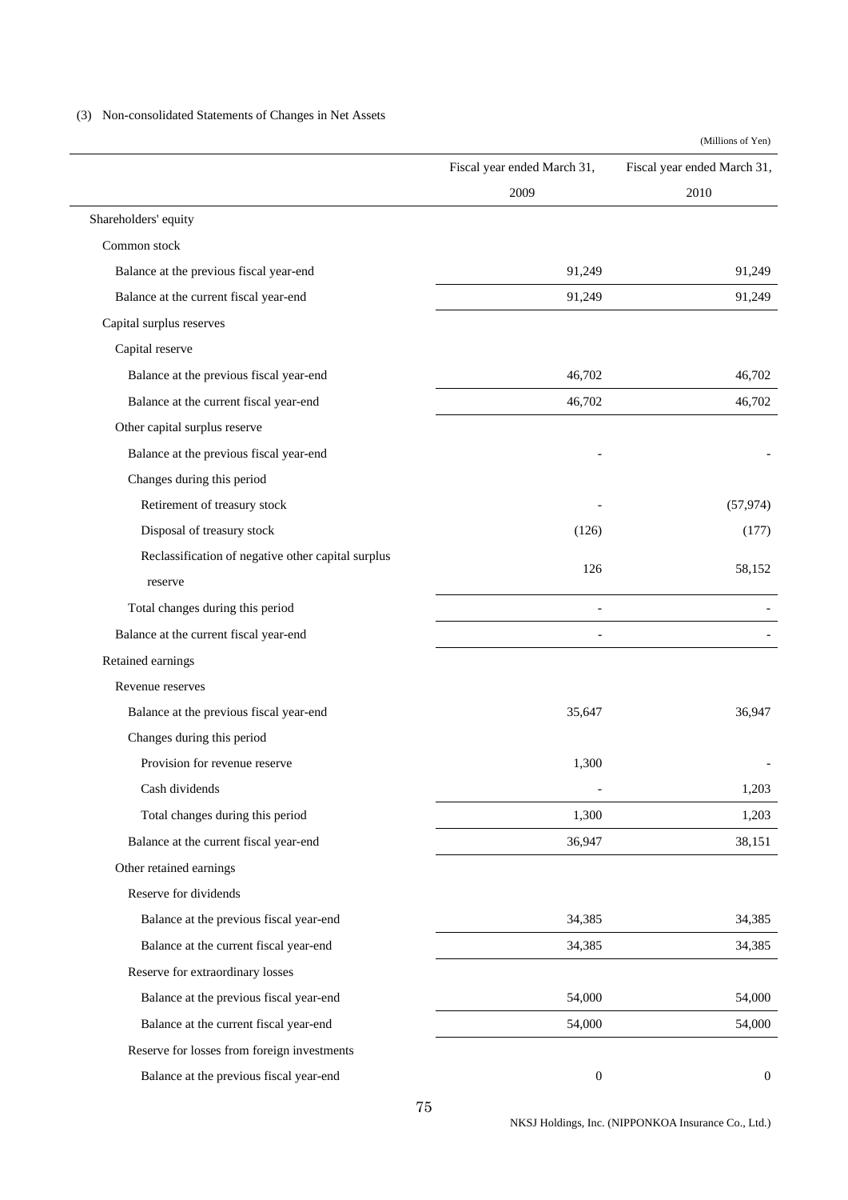(3) Non-consolidated Statements of Changes in Net Assets

(Millions of Yen)

| | Fiscal year ended March 31, 2009 | Fiscal year ended March 31, 2010 |
|---|---|---|
| Shareholders' equity | | |
| Common stock | | |
| Balance at the previous fiscal year-end | 91,249 | 91,249 |
| Balance at the current fiscal year-end | 91,249 | 91,249 |
| Capital surplus reserves | | |
| Capital reserve | | |
| Balance at the previous fiscal year-end | 46,702 | 46,702 |
| Balance at the current fiscal year-end | 46,702 | 46,702 |
| Other capital surplus reserve | | |
| Balance at the previous fiscal year-end | - | - |
| Changes during this period | | |
| Retirement of treasury stock | - | (57,974) |
| Disposal of treasury stock | (126) | (177) |
| Reclassification of negative other capital surplus reserve | 126 | 58,152 |
| Total changes during this period | - | - |
| Balance at the current fiscal year-end | - | - |
| Retained earnings | | |
| Revenue reserves | | |
| Balance at the previous fiscal year-end | 35,647 | 36,947 |
| Changes during this period | | |
| Provision for revenue reserve | 1,300 | - |
| Cash dividends | - | 1,203 |
| Total changes during this period | 1,300 | 1,203 |
| Balance at the current fiscal year-end | 36,947 | 38,151 |
| Other retained earnings | | |
| Reserve for dividends | | |
| Balance at the previous fiscal year-end | 34,385 | 34,385 |
| Balance at the current fiscal year-end | 34,385 | 34,385 |
| Reserve for extraordinary losses | | |
| Balance at the previous fiscal year-end | 54,000 | 54,000 |
| Balance at the current fiscal year-end | 54,000 | 54,000 |
| Reserve for losses from foreign investments | | |
| Balance at the previous fiscal year-end | 0 | 0 |

NKSJ Holdings, Inc. (NIPPONKOA Insurance Co., Ltd.)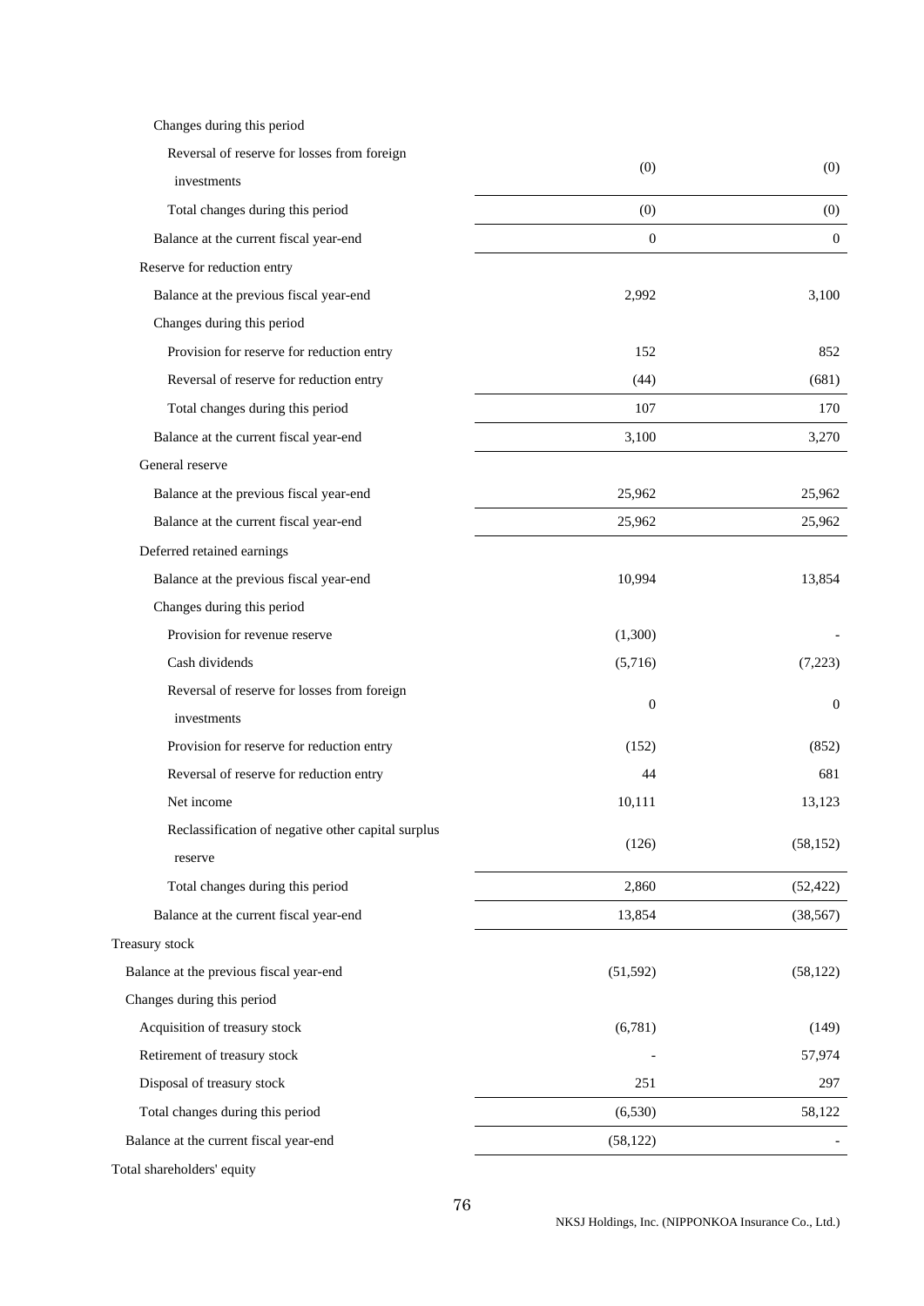| | | |
|---|---|---|
| Changes during this period | | |
| Reversal of reserve for losses from foreign investments | (0) | (0) |
| Total changes during this period | (0) | (0) |
| Balance at the current fiscal year-end | 0 | 0 |
| Reserve for reduction entry | | |
| Balance at the previous fiscal year-end | 2,992 | 3,100 |
| Changes during this period | | |
| Provision for reserve for reduction entry | 152 | 852 |
| Reversal of reserve for reduction entry | (44) | (681) |
| Total changes during this period | 107 | 170 |
| Balance at the current fiscal year-end | 3,100 | 3,270 |
| General reserve | | |
| Balance at the previous fiscal year-end | 25,962 | 25,962 |
| Balance at the current fiscal year-end | 25,962 | 25,962 |
| Deferred retained earnings | | |
| Balance at the previous fiscal year-end | 10,994 | 13,854 |
| Changes during this period | | |
| Provision for revenue reserve | (1,300) | - |
| Cash dividends | (5,716) | (7,223) |
| Reversal of reserve for losses from foreign investments | 0 | 0 |
| Provision for reserve for reduction entry | (152) | (852) |
| Reversal of reserve for reduction entry | 44 | 681 |
| Net income | 10,111 | 13,123 |
| Reclassification of negative other capital surplus reserve | (126) | (58,152) |
| Total changes during this period | 2,860 | (52,422) |
| Balance at the current fiscal year-end | 13,854 | (38,567) |
| Treasury stock | | |
| Balance at the previous fiscal year-end | (51,592) | (58,122) |
| Changes during this period | | |
| Acquisition of treasury stock | (6,781) | (149) |
| Retirement of treasury stock | - | 57,974 |
| Disposal of treasury stock | 251 | 297 |
| Total changes during this period | (6,530) | 58,122 |
| Balance at the current fiscal year-end | (58,122) | - |
| Total shareholders' equity | | |

NKSJ Holdings, Inc. (NIPPONKOA Insurance Co., Ltd.)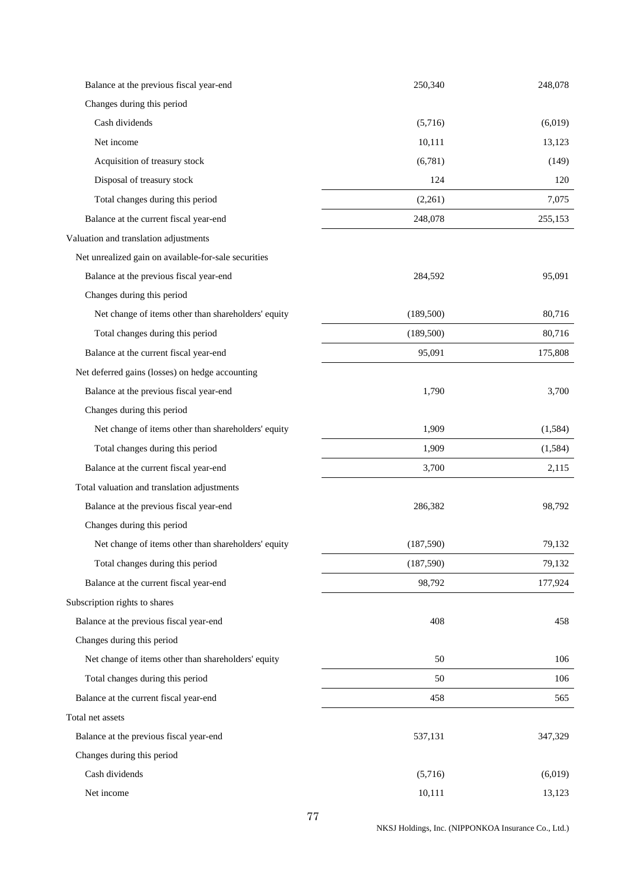| | | |
|---|---|---|
| Balance at the previous fiscal year-end | 250,340 | 248,078 |
| Changes during this period | | |
| Cash dividends | (5,716) | (6,019) |
| Net income | 10,111 | 13,123 |
| Acquisition of treasury stock | (6,781) | (149) |
| Disposal of treasury stock | 124 | 120 |
| Total changes during this period | (2,261) | 7,075 |
| Balance at the current fiscal year-end | 248,078 | 255,153 |
| Valuation and translation adjustments | | |
| Net unrealized gain on available-for-sale securities | | |
| Balance at the previous fiscal year-end | 284,592 | 95,091 |
| Changes during this period | | |
| Net change of items other than shareholders' equity | (189,500) | 80,716 |
| Total changes during this period | (189,500) | 80,716 |
| Balance at the current fiscal year-end | 95,091 | 175,808 |
| Net deferred gains (losses) on hedge accounting | | |
| Balance at the previous fiscal year-end | 1,790 | 3,700 |
| Changes during this period | | |
| Net change of items other than shareholders' equity | 1,909 | (1,584) |
| Total changes during this period | 1,909 | (1,584) |
| Balance at the current fiscal year-end | 3,700 | 2,115 |
| Total valuation and translation adjustments | | |
| Balance at the previous fiscal year-end | 286,382 | 98,792 |
| Changes during this period | | |
| Net change of items other than shareholders' equity | (187,590) | 79,132 |
| Total changes during this period | (187,590) | 79,132 |
| Balance at the current fiscal year-end | 98,792 | 177,924 |
| Subscription rights to shares | | |
| Balance at the previous fiscal year-end | 408 | 458 |
| Changes during this period | | |
| Net change of items other than shareholders' equity | 50 | 106 |
| Total changes during this period | 50 | 106 |
| Balance at the current fiscal year-end | 458 | 565 |
| Total net assets | | |
| Balance at the previous fiscal year-end | 537,131 | 347,329 |
| Changes during this period | | |
| Cash dividends | (5,716) | (6,019) |
| Net income | 10,111 | 13,123 |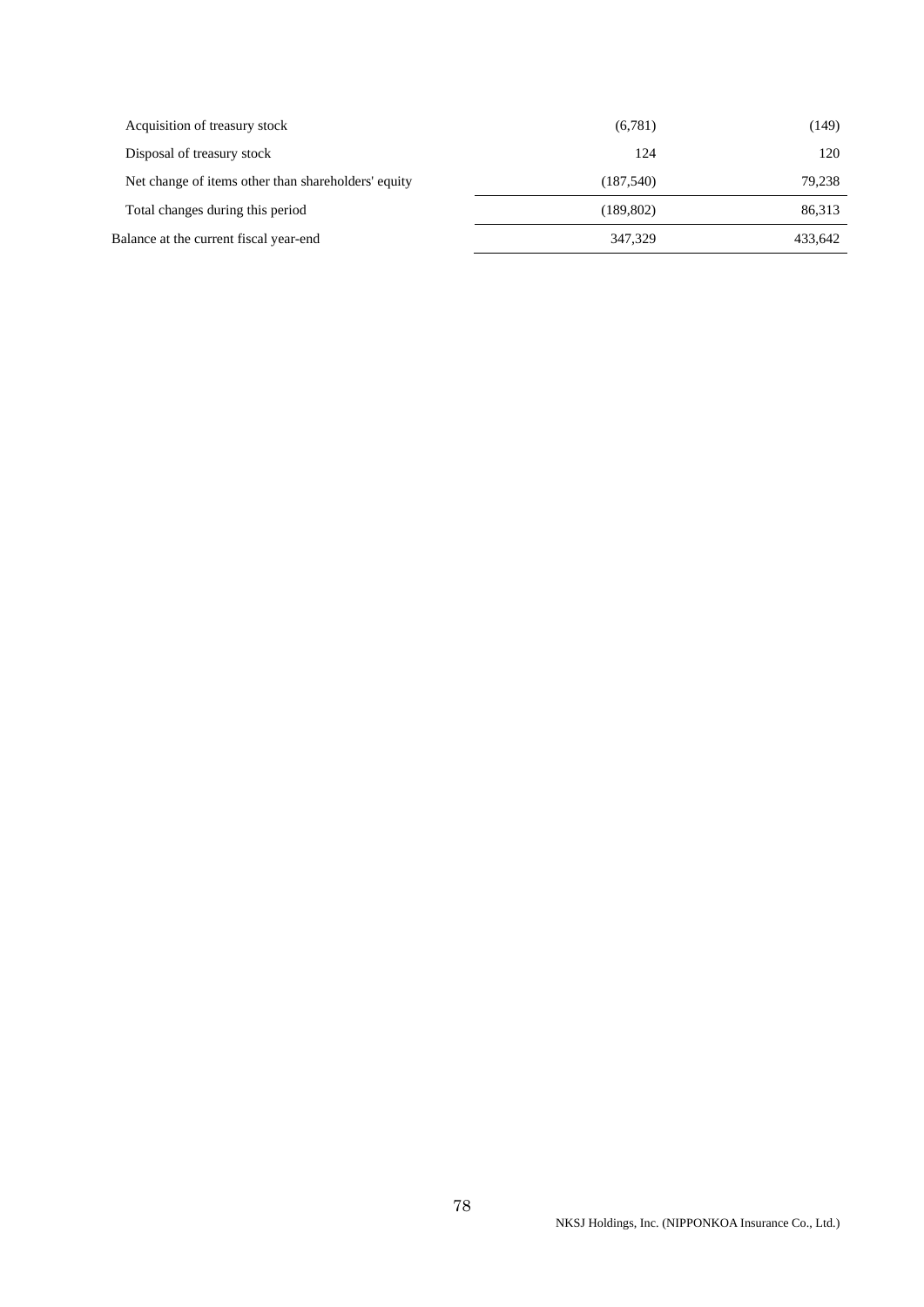| | | |
|---|---|---|
| Acquisition of treasury stock | (6,781) | (149) |
| Disposal of treasury stock | 124 | 120 |
| Net change of items other than shareholders' equity | (187,540) | 79,238 |
| Total changes during this period | (189,802) | 86,313 |
| Balance at the current fiscal year-end | 347,329 | 433,642 |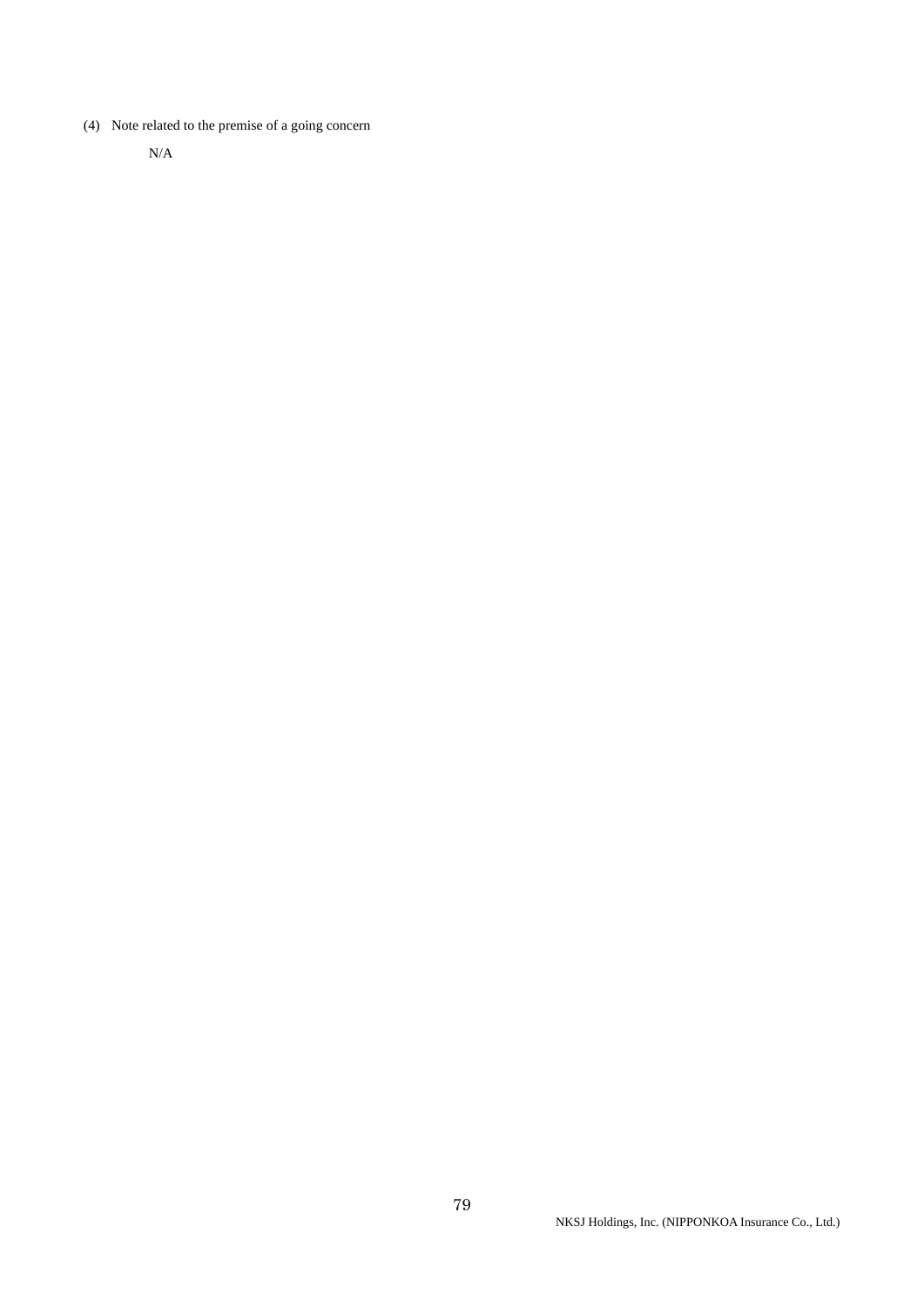(4) Note related to the premise of a going concern

N/A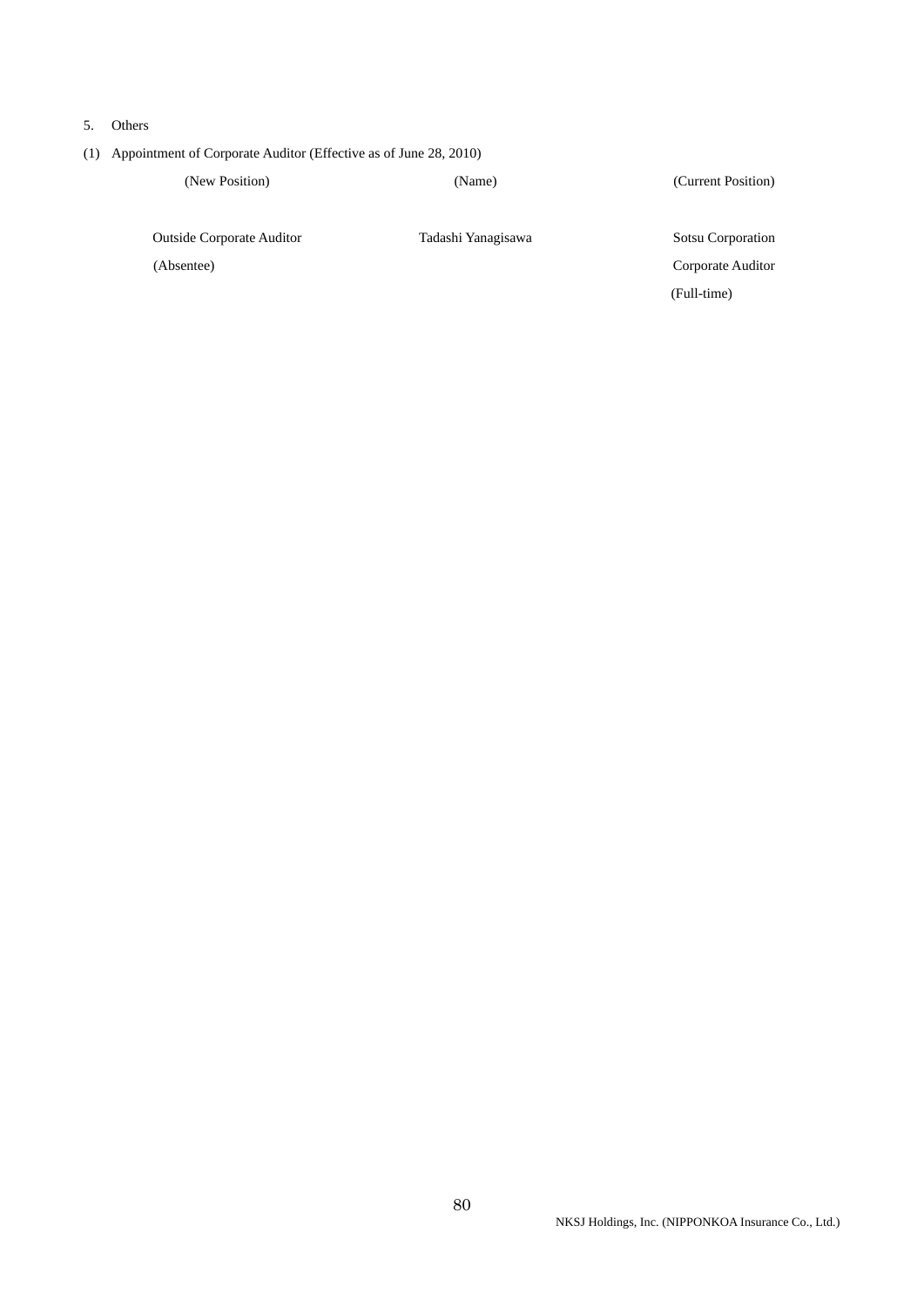## 5. Others

### (1) Appointment of Corporate Auditor (Effective as of June 28, 2010)

| (New Position) | (Name) | (Current Position) |
| --- | --- | --- |
| Outside Corporate Auditor (Absentee) | Tadashi Yanagisawa | Sotsu Corporation Corporate Auditor (Full-time) |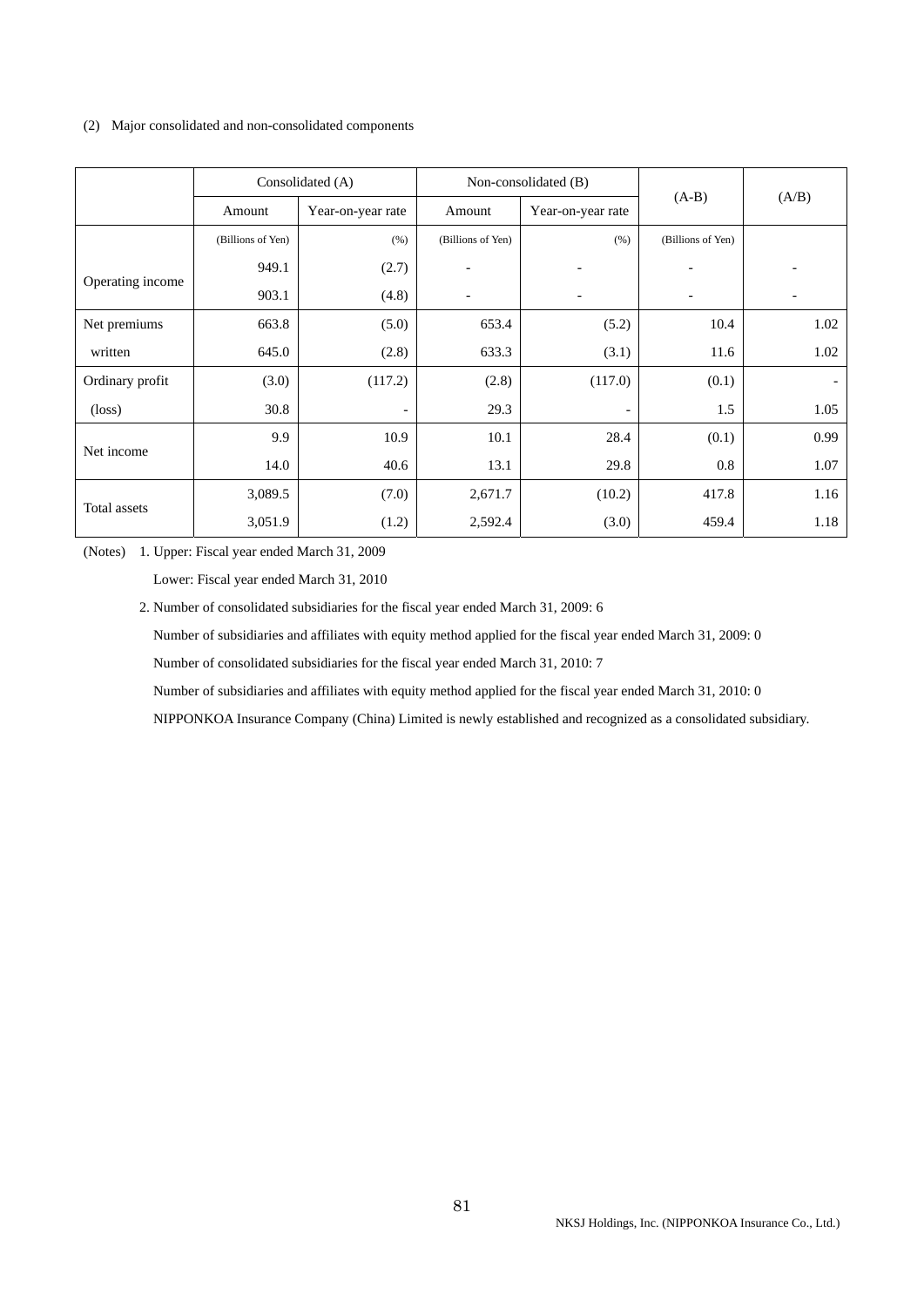(2) Major consolidated and non-consolidated components

| | Consolidated (A) | | Non-consolidated (B) | | (A-B) | (A/B) |
|---|---|---|---|---|---|---|
| | Amount | Year-on-year rate | Amount | Year-on-year rate | | |
| | (Billions of Yen) | (%) | (Billions of Yen) | (%) | (Billions of Yen) | |
| Operating income | 949.1 | (2.7) | - | - | - | - |
| | 903.1 | (4.8) | - | - | - | - |
| Net premiums written | 663.8 | (5.0) | 653.4 | (5.2) | 10.4 | 1.02 |
| | 645.0 | (2.8) | 633.3 | (3.1) | 11.6 | 1.02 |
| Ordinary profit (loss) | (3.0) | (117.2) | (2.8) | (117.0) | (0.1) | - |
| | 30.8 | - | 29.3 | - | 1.5 | 1.05 |
| Net income | 9.9 | 10.9 | 10.1 | 28.4 | (0.1) | 0.99 |
| | 14.0 | 40.6 | 13.1 | 29.8 | 0.8 | 1.07 |
| Total assets | 3,089.5 | (7.0) | 2,671.7 | (10.2) | 417.8 | 1.16 |
| | 3,051.9 | (1.2) | 2,592.4 | (3.0) | 459.4 | 1.18 |

(Notes) 1. Upper: Fiscal year ended March 31, 2009

Lower: Fiscal year ended March 31, 2010

2. Number of consolidated subsidiaries for the fiscal year ended March 31, 2009: 6

Number of subsidiaries and affiliates with equity method applied for the fiscal year ended March 31, 2009: 0

Number of consolidated subsidiaries for the fiscal year ended March 31, 2010: 7

Number of subsidiaries and affiliates with equity method applied for the fiscal year ended March 31, 2010: 0

NIPPONKOA Insurance Company (China) Limited is newly established and recognized as a consolidated subsidiary.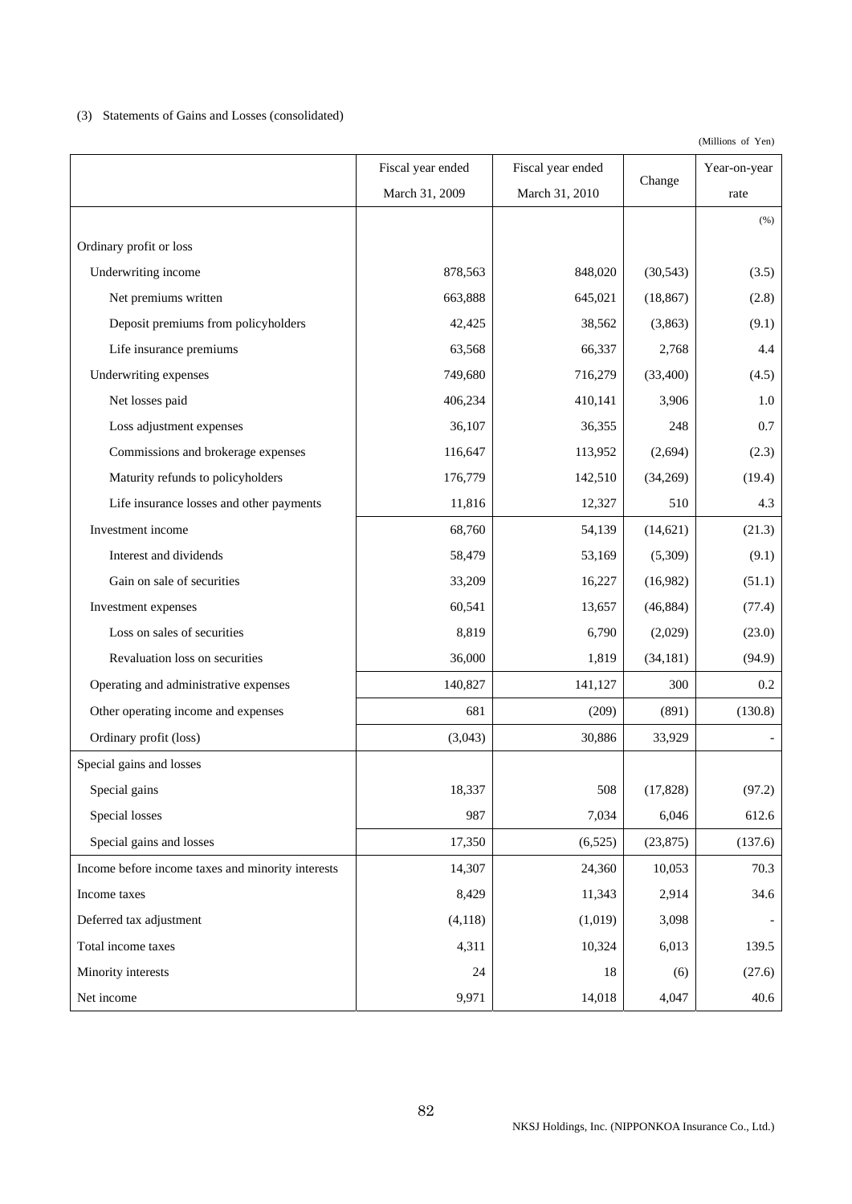(3) Statements of Gains and Losses (consolidated)

(Millions of Yen)

| | Fiscal year ended March 31, 2009 | Fiscal year ended March 31, 2010 | Change | Year-on-year rate |
|---|---|---|---|---|
| | | | | (%) |
| Ordinary profit or loss | | | | |
| Underwriting income | 878,563 | 848,020 | (30,543) | (3.5) |
| Net premiums written | 663,888 | 645,021 | (18,867) | (2.8) |
| Deposit premiums from policyholders | 42,425 | 38,562 | (3,863) | (9.1) |
| Life insurance premiums | 63,568 | 66,337 | 2,768 | 4.4 |
| Underwriting expenses | 749,680 | 716,279 | (33,400) | (4.5) |
| Net losses paid | 406,234 | 410,141 | 3,906 | 1.0 |
| Loss adjustment expenses | 36,107 | 36,355 | 248 | 0.7 |
| Commissions and brokerage expenses | 116,647 | 113,952 | (2,694) | (2.3) |
| Maturity refunds to policyholders | 176,779 | 142,510 | (34,269) | (19.4) |
| Life insurance losses and other payments | 11,816 | 12,327 | 510 | 4.3 |
| Investment income | 68,760 | 54,139 | (14,621) | (21.3) |
| Interest and dividends | 58,479 | 53,169 | (5,309) | (9.1) |
| Gain on sale of securities | 33,209 | 16,227 | (16,982) | (51.1) |
| Investment expenses | 60,541 | 13,657 | (46,884) | (77.4) |
| Loss on sales of securities | 8,819 | 6,790 | (2,029) | (23.0) |
| Revaluation loss on securities | 36,000 | 1,819 | (34,181) | (94.9) |
| Operating and administrative expenses | 140,827 | 141,127 | 300 | 0.2 |
| Other operating income and expenses | 681 | (209) | (891) | (130.8) |
| Ordinary profit (loss) | (3,043) | 30,886 | 33,929 | - |
| Special gains and losses | | | | |
| Special gains | 18,337 | 508 | (17,828) | (97.2) |
| Special losses | 987 | 7,034 | 6,046 | 612.6 |
| Special gains and losses | 17,350 | (6,525) | (23,875) | (137.6) |
| Income before income taxes and minority interests | 14,307 | 24,360 | 10,053 | 70.3 |
| Income taxes | 8,429 | 11,343 | 2,914 | 34.6 |
| Deferred tax adjustment | (4,118) | (1,019) | 3,098 | - |
| Total income taxes | 4,311 | 10,324 | 6,013 | 139.5 |
| Minority interests | 24 | 18 | (6) | (27.6) |
| Net income | 9,971 | 14,018 | 4,047 | 40.6 |

NKSJ Holdings, Inc. (NIPPONKOA Insurance Co., Ltd.)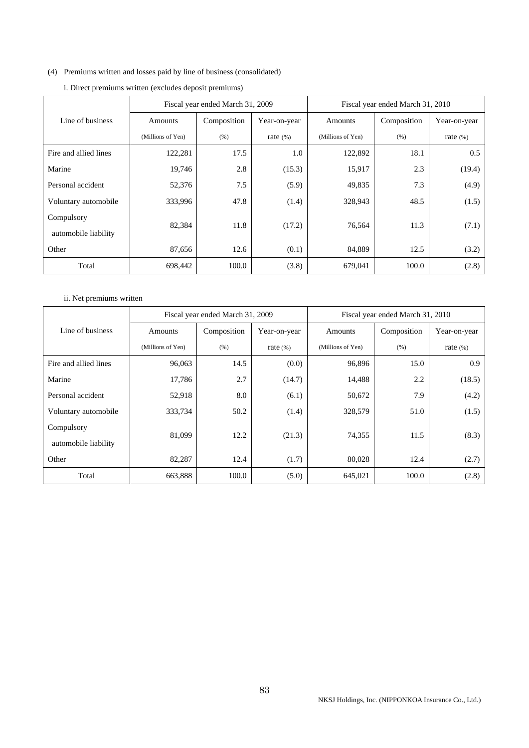(4) Premiums written and losses paid by line of business (consolidated)

i. Direct premiums written (excludes deposit premiums)

| Line of business | Fiscal year ended March 31, 2009 | | | Fiscal year ended March 31, 2010 | | |
|---|---|---|---|---|---|---|
| | Amounts (Millions of Yen) | Composition (%) | Year-on-year rate (%) | Amounts (Millions of Yen) | Composition (%) | Year-on-year rate (%) |
| Fire and allied lines | 122,281 | 17.5 | 1.0 | 122,892 | 18.1 | 0.5 |
| Marine | 19,746 | 2.8 | (15.3) | 15,917 | 2.3 | (19.4) |
| Personal accident | 52,376 | 7.5 | (5.9) | 49,835 | 7.3 | (4.9) |
| Voluntary automobile | 333,996 | 47.8 | (1.4) | 328,943 | 48.5 | (1.5) |
| Compulsory automobile liability | 82,384 | 11.8 | (17.2) | 76,564 | 11.3 | (7.1) |
| Other | 87,656 | 12.6 | (0.1) | 84,889 | 12.5 | (3.2) |
| Total | 698,442 | 100.0 | (3.8) | 679,041 | 100.0 | (2.8) |

ii. Net premiums written

| Line of business | Fiscal year ended March 31, 2009 | | | Fiscal year ended March 31, 2010 | | |
|---|---|---|---|---|---|---|
| | Amounts (Millions of Yen) | Composition (%) | Year-on-year rate (%) | Amounts (Millions of Yen) | Composition (%) | Year-on-year rate (%) |
| Fire and allied lines | 96,063 | 14.5 | (0.0) | 96,896 | 15.0 | 0.9 |
| Marine | 17,786 | 2.7 | (14.7) | 14,488 | 2.2 | (18.5) |
| Personal accident | 52,918 | 8.0 | (6.1) | 50,672 | 7.9 | (4.2) |
| Voluntary automobile | 333,734 | 50.2 | (1.4) | 328,579 | 51.0 | (1.5) |
| Compulsory automobile liability | 81,099 | 12.2 | (21.3) | 74,355 | 11.5 | (8.3) |
| Other | 82,287 | 12.4 | (1.7) | 80,028 | 12.4 | (2.7) |
| Total | 663,888 | 100.0 | (5.0) | 645,021 | 100.0 | (2.8) |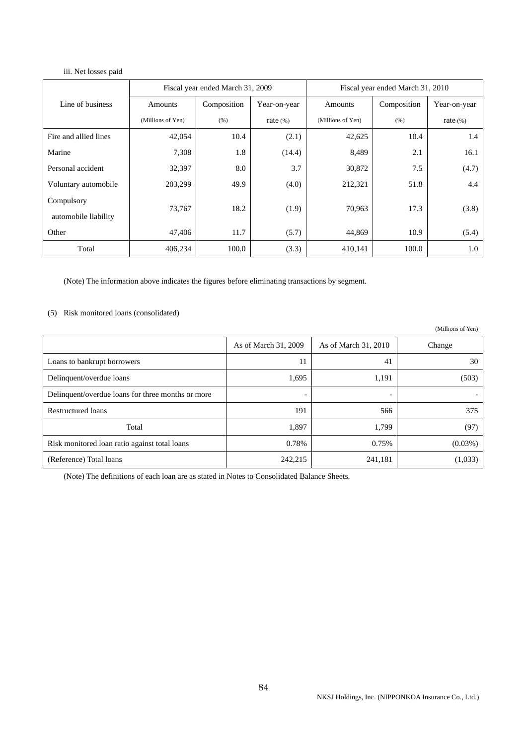iii. Net losses paid

| Line of business | Fiscal year ended March 31, 2009 | | | Fiscal year ended March 31, 2010 | | |
|---|---|---|---|---|---|---|
| | Amounts (Millions of Yen) | Composition (%) | Year-on-year rate (%) | Amounts (Millions of Yen) | Composition (%) | Year-on-year rate (%) |
| Fire and allied lines | 42,054 | 10.4 | (2.1) | 42,625 | 10.4 | 1.4 |
| Marine | 7,308 | 1.8 | (14.4) | 8,489 | 2.1 | 16.1 |
| Personal accident | 32,397 | 8.0 | 3.7 | 30,872 | 7.5 | (4.7) |
| Voluntary automobile | 203,299 | 49.9 | (4.0) | 212,321 | 51.8 | 4.4 |
| Compulsory automobile liability | 73,767 | 18.2 | (1.9) | 70,963 | 17.3 | (3.8) |
| Other | 47,406 | 11.7 | (5.7) | 44,869 | 10.9 | (5.4) |
| Total | 406,234 | 100.0 | (3.3) | 410,141 | 100.0 | 1.0 |

(Note) The information above indicates the figures before eliminating transactions by segment.

(5) Risk monitored loans (consolidated)

(Millions of Yen)

| | As of March 31, 2009 | As of March 31, 2010 | Change |
|---|---|---|---|
| Loans to bankrupt borrowers | 11 | 41 | 30 |
| Delinquent/overdue loans | 1,695 | 1,191 | (503) |
| Delinquent/overdue loans for three months or more | - | - | - |
| Restructured loans | 191 | 566 | 375 |
| Total | 1,897 | 1,799 | (97) |
| Risk monitored loan ratio against total loans | 0.78% | 0.75% | (0.03%) |
| (Reference) Total loans | 242,215 | 241,181 | (1,033) |

(Note) The definitions of each loan are as stated in Notes to Consolidated Balance Sheets.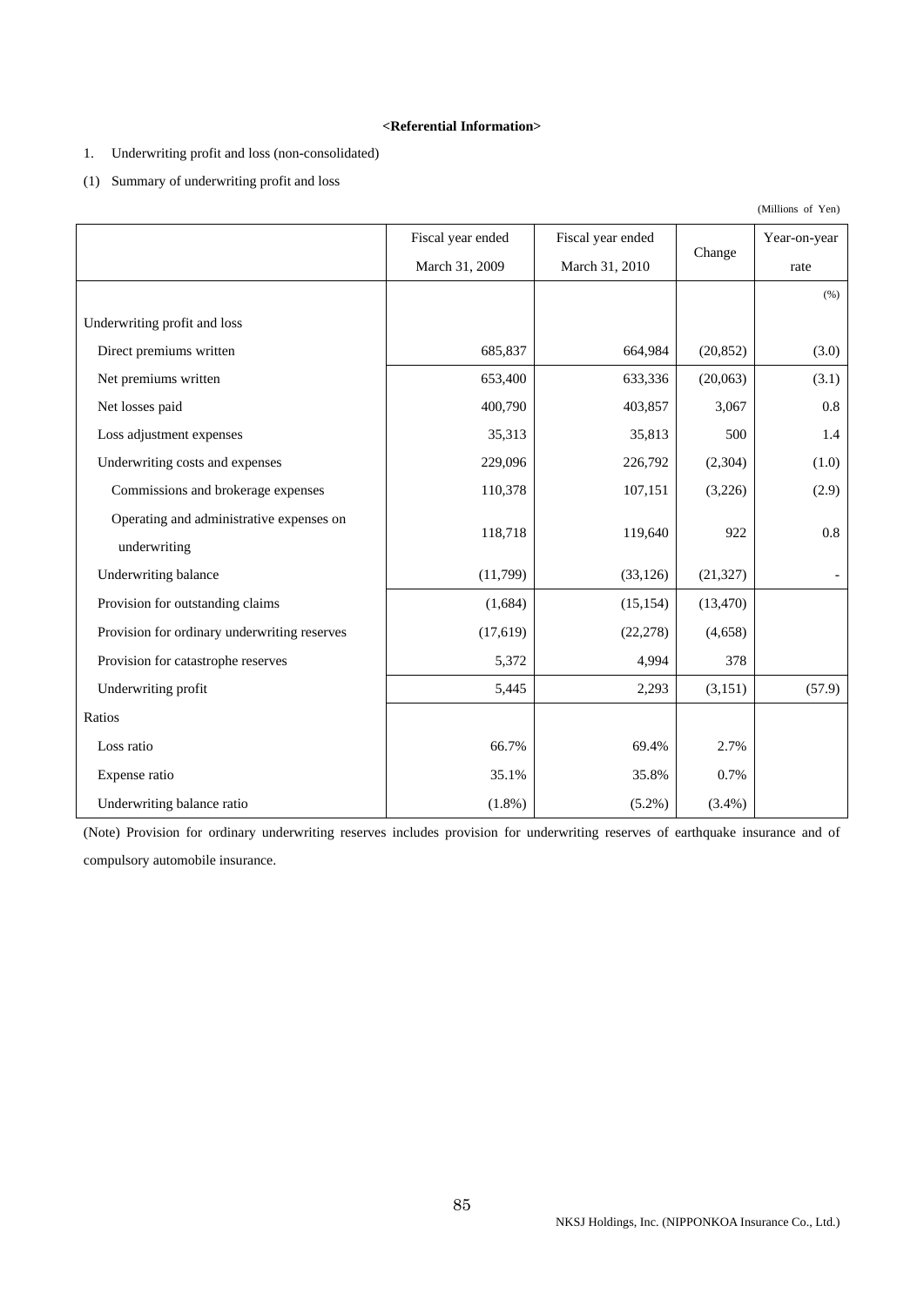**<Referential Information>**

1. Underwriting profit and loss (non-consolidated)

(1) Summary of underwriting profit and loss

(Millions of Yen)

| | Fiscal year ended March 31, 2009 | Fiscal year ended March 31, 2010 | Change | Year-on-year rate |
|---|---|---|---|---|
| | | | | (%) |
| Underwriting profit and loss | | | | |
| Direct premiums written | 685,837 | 664,984 | (20,852) | (3.0) |
| Net premiums written | 653,400 | 633,336 | (20,063) | (3.1) |
| Net losses paid | 400,790 | 403,857 | 3,067 | 0.8 |
| Loss adjustment expenses | 35,313 | 35,813 | 500 | 1.4 |
| Underwriting costs and expenses | 229,096 | 226,792 | (2,304) | (1.0) |
| Commissions and brokerage expenses | 110,378 | 107,151 | (3,226) | (2.9) |
| Operating and administrative expenses on underwriting | 118,718 | 119,640 | 922 | 0.8 |
| Underwriting balance | (11,799) | (33,126) | (21,327) | - |
| Provision for outstanding claims | (1,684) | (15,154) | (13,470) | |
| Provision for ordinary underwriting reserves | (17,619) | (22,278) | (4,658) | |
| Provision for catastrophe reserves | 5,372 | 4,994 | 378 | |
| Underwriting profit | 5,445 | 2,293 | (3,151) | (57.9) |
| Ratios | | | | |
| Loss ratio | 66.7% | 69.4% | 2.7% | |
| Expense ratio | 35.1% | 35.8% | 0.7% | |
| Underwriting balance ratio | (1.8%) | (5.2%) | (3.4%) | |

(Note) Provision for ordinary underwriting reserves includes provision for underwriting reserves of earthquake insurance and of compulsory automobile insurance.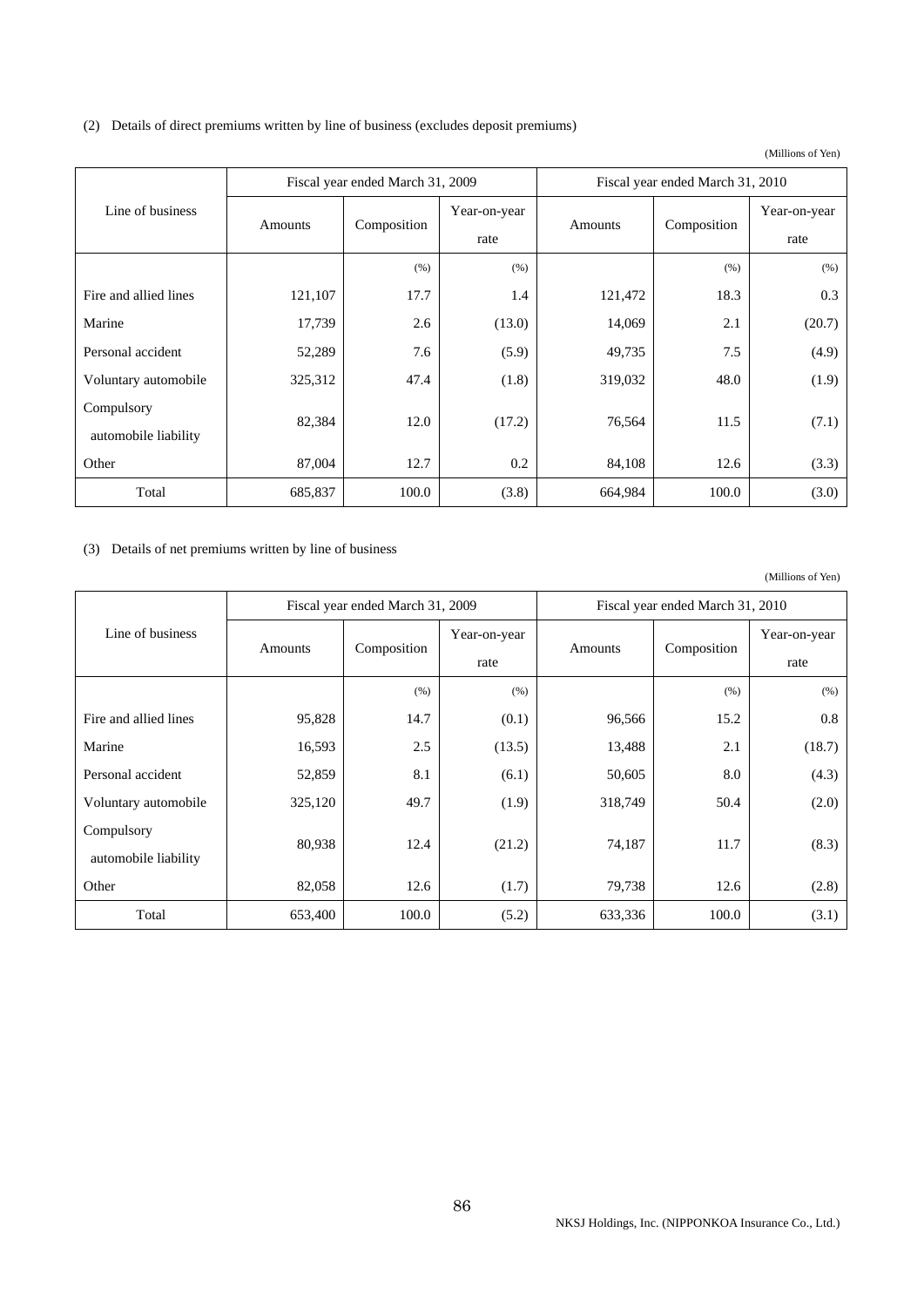(2) Details of direct premiums written by line of business (excludes deposit premiums)

(Millions of Yen)

| Line of business | Fiscal year ended March 31, 2009 | | | Fiscal year ended March 31, 2010 | | |
|---|---|---|---|---|---|---|
| | Amounts | Composition | Year-on-year rate | Amounts | Composition | Year-on-year rate |
| | | (%) | (%) | | (%) | (%) |
| Fire and allied lines | 121,107 | 17.7 | 1.4 | 121,472 | 18.3 | 0.3 |
| Marine | 17,739 | 2.6 | (13.0) | 14,069 | 2.1 | (20.7) |
| Personal accident | 52,289 | 7.6 | (5.9) | 49,735 | 7.5 | (4.9) |
| Voluntary automobile | 325,312 | 47.4 | (1.8) | 319,032 | 48.0 | (1.9) |
| Compulsory automobile liability | 82,384 | 12.0 | (17.2) | 76,564 | 11.5 | (7.1) |
| Other | 87,004 | 12.7 | 0.2 | 84,108 | 12.6 | (3.3) |
| Total | 685,837 | 100.0 | (3.8) | 664,984 | 100.0 | (3.0) |

(3) Details of net premiums written by line of business

(Millions of Yen)

| Line of business | Fiscal year ended March 31, 2009 | | | Fiscal year ended March 31, 2010 | | |
|---|---|---|---|---|---|---|
| | Amounts | Composition | Year-on-year rate | Amounts | Composition | Year-on-year rate |
| | | (%) | (%) | | (%) | (%) |
| Fire and allied lines | 95,828 | 14.7 | (0.1) | 96,566 | 15.2 | 0.8 |
| Marine | 16,593 | 2.5 | (13.5) | 13,488 | 2.1 | (18.7) |
| Personal accident | 52,859 | 8.1 | (6.1) | 50,605 | 8.0 | (4.3) |
| Voluntary automobile | 325,120 | 49.7 | (1.9) | 318,749 | 50.4 | (2.0) |
| Compulsory automobile liability | 80,938 | 12.4 | (21.2) | 74,187 | 11.7 | (8.3) |
| Other | 82,058 | 12.6 | (1.7) | 79,738 | 12.6 | (2.8) |
| Total | 653,400 | 100.0 | (5.2) | 633,336 | 100.0 | (3.1) |

NKSJ Holdings, Inc. (NIPPONKOA Insurance Co., Ltd.)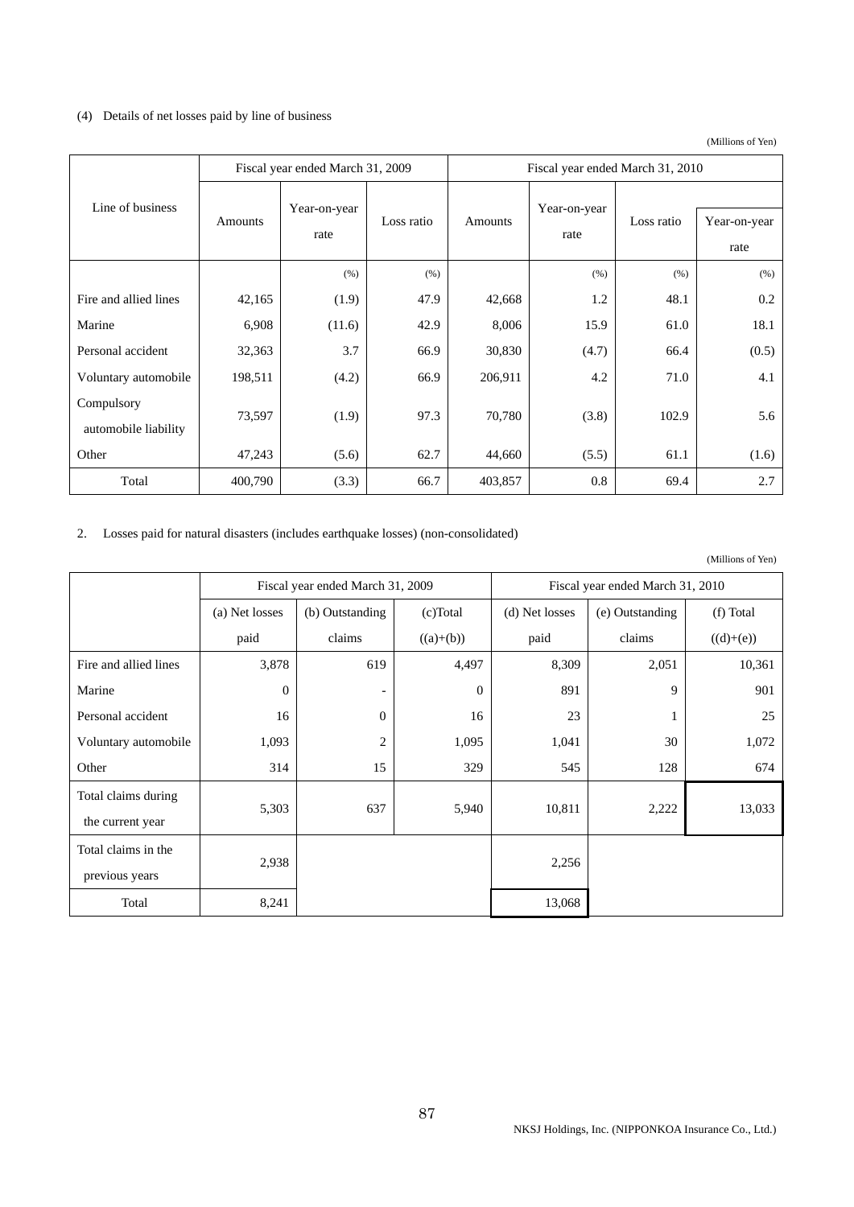(4) Details of net losses paid by line of business

(Millions of Yen)

| Line of business | Fiscal year ended March 31, 2009 | | | Fiscal year ended March 31, 2010 | | | |
|---|---|---|---|---|---|---|---|
| | Amounts | Year-on-year rate | Loss ratio | Amounts | Year-on-year rate | Loss ratio | Year-on-year rate |
| | | (%) | (%) | | (%) | (%) | (%) |
| Fire and allied lines | 42,165 | (1.9) | 47.9 | 42,668 | 1.2 | 48.1 | 0.2 |
| Marine | 6,908 | (11.6) | 42.9 | 8,006 | 15.9 | 61.0 | 18.1 |
| Personal accident | 32,363 | 3.7 | 66.9 | 30,830 | (4.7) | 66.4 | (0.5) |
| Voluntary automobile | 198,511 | (4.2) | 66.9 | 206,911 | 4.2 | 71.0 | 4.1 |
| Compulsory automobile liability | 73,597 | (1.9) | 97.3 | 70,780 | (3.8) | 102.9 | 5.6 |
| Other | 47,243 | (5.6) | 62.7 | 44,660 | (5.5) | 61.1 | (1.6) |
| Total | 400,790 | (3.3) | 66.7 | 403,857 | 0.8 | 69.4 | 2.7 |

2. Losses paid for natural disasters (includes earthquake losses) (non-consolidated)

(Millions of Yen)

| | Fiscal year ended March 31, 2009 | | | Fiscal year ended March 31, 2010 | | |
|---|---|---|---|---|---|---|
| | (a) Net losses paid | (b) Outstanding claims | (c)Total ((a)+(b)) | (d) Net losses paid | (e) Outstanding claims | (f) Total ((d)+(e)) |
| Fire and allied lines | 3,878 | 619 | 4,497 | 8,309 | 2,051 | 10,361 |
| Marine | 0 | - | 0 | 891 | 9 | 901 |
| Personal accident | 16 | 0 | 16 | 23 | 1 | 25 |
| Voluntary automobile | 1,093 | 2 | 1,095 | 1,041 | 30 | 1,072 |
| Other | 314 | 15 | 329 | 545 | 128 | 674 |
| Total claims during the current year | 5,303 | 637 | 5,940 | 10,811 | 2,222 | 13,033 |
| Total claims in the previous years | 2,938 | | | 2,256 | | |
| Total | 8,241 | | | 13,068 | | |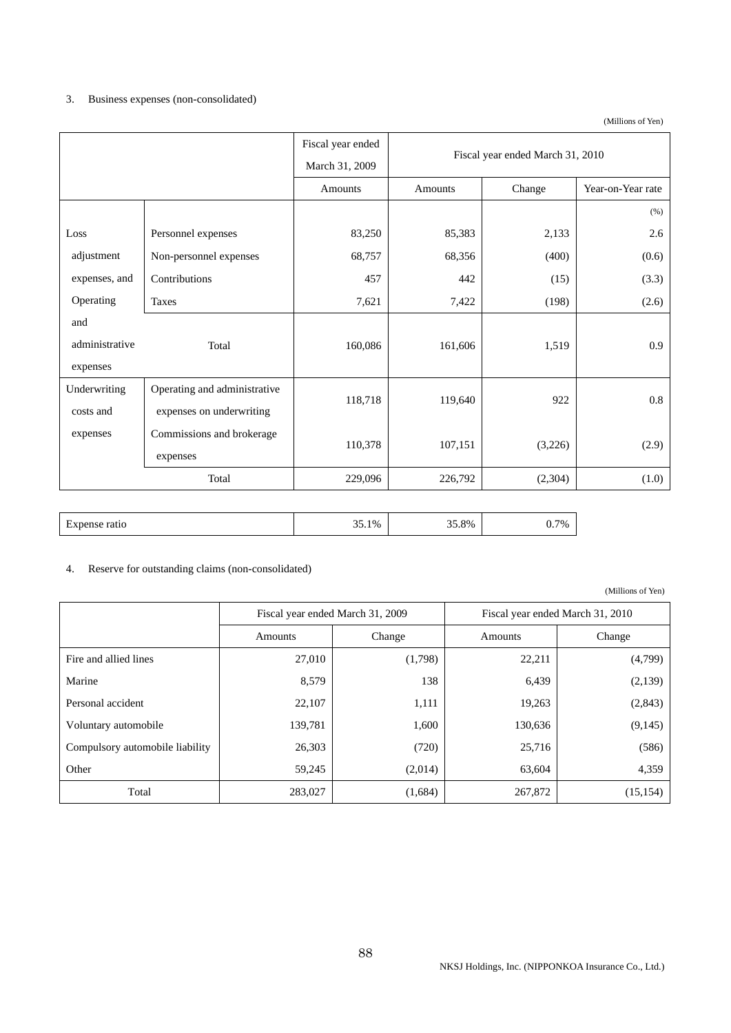3. Business expenses (non-consolidated)

(Millions of Yen)

| | | Fiscal year ended March 31, 2009 | Fiscal year ended March 31, 2010 | | |
|---|---|---|---|---|---|
| | | Amounts | Amounts | Change | Year-on-Year rate |
| | | | | | (%) |
| Loss adjustment expenses, and Operating and administrative expenses | Personnel expenses | 83,250 | 85,383 | 2,133 | 2.6 |
| | Non-personnel expenses | 68,757 | 68,356 | (400) | (0.6) |
| | Contributions | 457 | 442 | (15) | (3.3) |
| | Taxes | 7,621 | 7,422 | (198) | (2.6) |
| | Total | 160,086 | 161,606 | 1,519 | 0.9 |
| Underwriting costs and expenses | Operating and administrative expenses on underwriting | 118,718 | 119,640 | 922 | 0.8 |
| | Commissions and brokerage expenses | 110,378 | 107,151 | (3,226) | (2.9) |
| Total | | 229,096 | 226,792 | (2,304) | (1.0) |

| | | | |
|---|---|---|---|
| Expense ratio | 35.1% | 35.8% | 0.7% |

4. Reserve for outstanding claims (non-consolidated)

(Millions of Yen)

| | Fiscal year ended March 31, 2009 | | Fiscal year ended March 31, 2010 | |
|---|---|---|---|---|
| | Amounts | Change | Amounts | Change |
| Fire and allied lines | 27,010 | (1,798) | 22,211 | (4,799) |
| Marine | 8,579 | 138 | 6,439 | (2,139) |
| Personal accident | 22,107 | 1,111 | 19,263 | (2,843) |
| Voluntary automobile | 139,781 | 1,600 | 130,636 | (9,145) |
| Compulsory automobile liability | 26,303 | (720) | 25,716 | (586) |
| Other | 59,245 | (2,014) | 63,604 | 4,359 |
| Total | 283,027 | (1,684) | 267,872 | (15,154) |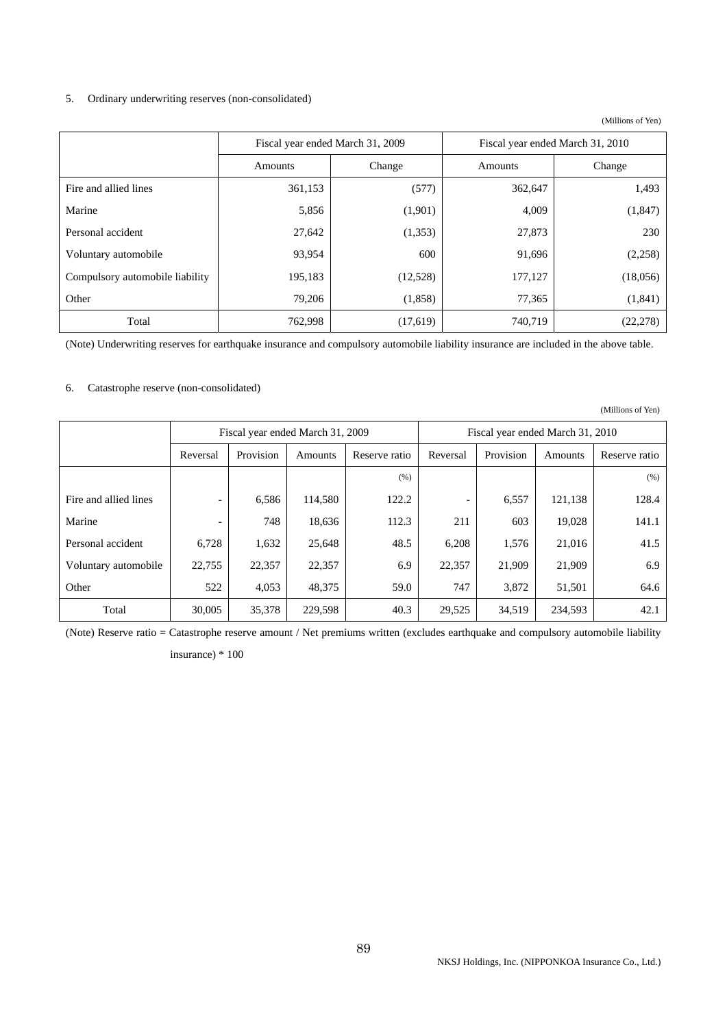5. Ordinary underwriting reserves (non-consolidated)

(Millions of Yen)

| | Fiscal year ended March 31, 2009 | | Fiscal year ended March 31, 2010 | |
|---|---|---|---|---|
| | Amounts | Change | Amounts | Change |
| Fire and allied lines | 361,153 | (577) | 362,647 | 1,493 |
| Marine | 5,856 | (1,901) | 4,009 | (1,847) |
| Personal accident | 27,642 | (1,353) | 27,873 | 230 |
| Voluntary automobile | 93,954 | 600 | 91,696 | (2,258) |
| Compulsory automobile liability | 195,183 | (12,528) | 177,127 | (18,056) |
| Other | 79,206 | (1,858) | 77,365 | (1,841) |
| Total | 762,998 | (17,619) | 740,719 | (22,278) |

(Note) Underwriting reserves for earthquake insurance and compulsory automobile liability insurance are included in the above table.

6. Catastrophe reserve (non-consolidated)

(Millions of Yen)

| | Fiscal year ended March 31, 2009 | | | | Fiscal year ended March 31, 2010 | | | |
|---|---|---|---|---|---|---|---|---|
| | Reversal | Provision | Amounts | Reserve ratio | Reversal | Provision | Amounts | Reserve ratio |
| | | | | (%) | | | | (%) |
| Fire and allied lines | - | 6,586 | 114,580 | 122.2 | - | 6,557 | 121,138 | 128.4 |
| Marine | - | 748 | 18,636 | 112.3 | 211 | 603 | 19,028 | 141.1 |
| Personal accident | 6,728 | 1,632 | 25,648 | 48.5 | 6,208 | 1,576 | 21,016 | 41.5 |
| Voluntary automobile | 22,755 | 22,357 | 22,357 | 6.9 | 22,357 | 21,909 | 21,909 | 6.9 |
| Other | 522 | 4,053 | 48,375 | 59.0 | 747 | 3,872 | 51,501 | 64.6 |
| Total | 30,005 | 35,378 | 229,598 | 40.3 | 29,525 | 34,519 | 234,593 | 42.1 |

(Note) Reserve ratio = Catastrophe reserve amount / Net premiums written (excludes earthquake and compulsory automobile liability insurance) * 100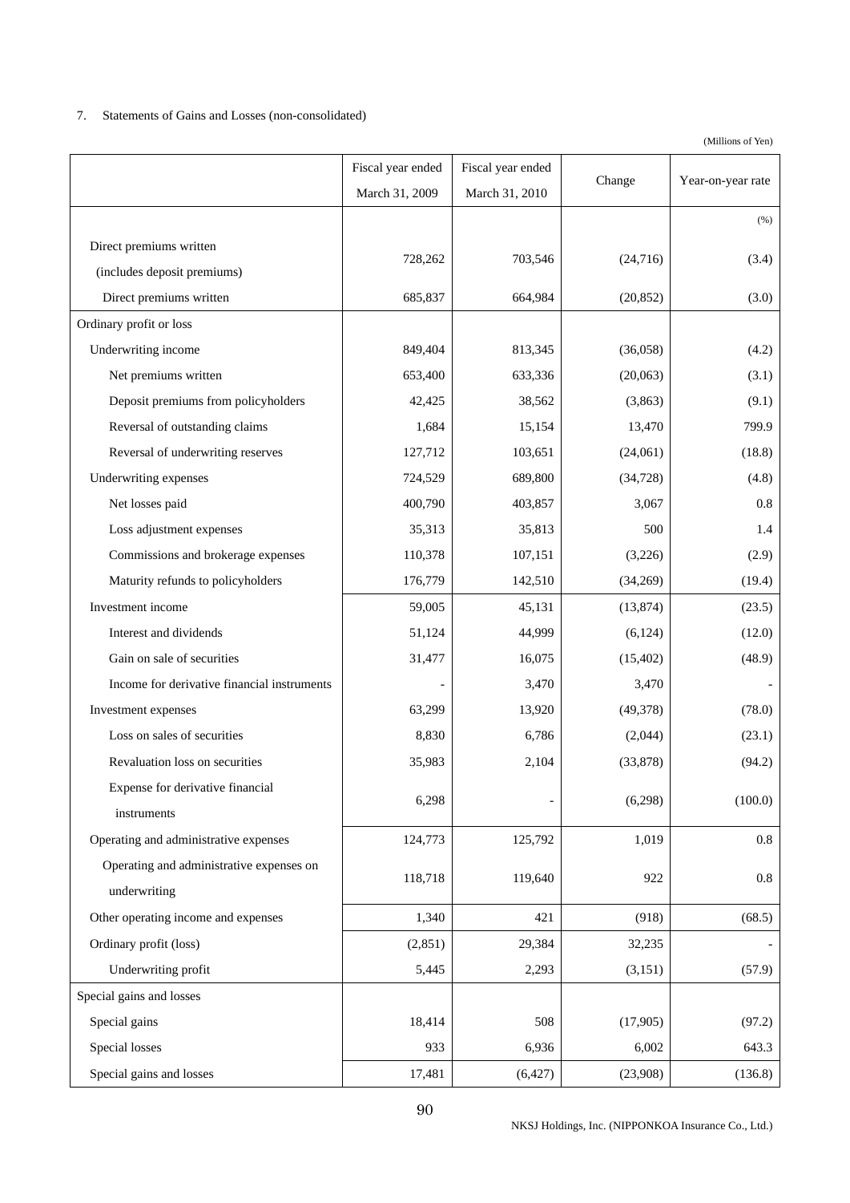7. Statements of Gains and Losses (non-consolidated)

(Millions of Yen)

| | Fiscal year ended March 31, 2009 | Fiscal year ended March 31, 2010 | Change | Year-on-year rate |
|---|---|---|---|---|
| | | | | (%) |
| Direct premiums written (includes deposit premiums) | 728,262 | 703,546 | (24,716) | (3.4) |
| Direct premiums written | 685,837 | 664,984 | (20,852) | (3.0) |
| Ordinary profit or loss | | | | |
| Underwriting income | 849,404 | 813,345 | (36,058) | (4.2) |
| Net premiums written | 653,400 | 633,336 | (20,063) | (3.1) |
| Deposit premiums from policyholders | 42,425 | 38,562 | (3,863) | (9.1) |
| Reversal of outstanding claims | 1,684 | 15,154 | 13,470 | 799.9 |
| Reversal of underwriting reserves | 127,712 | 103,651 | (24,061) | (18.8) |
| Underwriting expenses | 724,529 | 689,800 | (34,728) | (4.8) |
| Net losses paid | 400,790 | 403,857 | 3,067 | 0.8 |
| Loss adjustment expenses | 35,313 | 35,813 | 500 | 1.4 |
| Commissions and brokerage expenses | 110,378 | 107,151 | (3,226) | (2.9) |
| Maturity refunds to policyholders | 176,779 | 142,510 | (34,269) | (19.4) |
| Investment income | 59,005 | 45,131 | (13,874) | (23.5) |
| Interest and dividends | 51,124 | 44,999 | (6,124) | (12.0) |
| Gain on sale of securities | 31,477 | 16,075 | (15,402) | (48.9) |
| Income for derivative financial instruments | - | 3,470 | 3,470 | - |
| Investment expenses | 63,299 | 13,920 | (49,378) | (78.0) |
| Loss on sales of securities | 8,830 | 6,786 | (2,044) | (23.1) |
| Revaluation loss on securities | 35,983 | 2,104 | (33,878) | (94.2) |
| Expense for derivative financial instruments | 6,298 | - | (6,298) | (100.0) |
| Operating and administrative expenses | 124,773 | 125,792 | 1,019 | 0.8 |
| Operating and administrative expenses on underwriting | 118,718 | 119,640 | 922 | 0.8 |
| Other operating income and expenses | 1,340 | 421 | (918) | (68.5) |
| Ordinary profit (loss) | (2,851) | 29,384 | 32,235 | - |
| Underwriting profit | 5,445 | 2,293 | (3,151) | (57.9) |
| Special gains and losses | | | | |
| Special gains | 18,414 | 508 | (17,905) | (97.2) |
| Special losses | 933 | 6,936 | 6,002 | 643.3 |
| Special gains and losses | 17,481 | (6,427) | (23,908) | (136.8) |

NKSJ Holdings, Inc. (NIPPONKOA Insurance Co., Ltd.)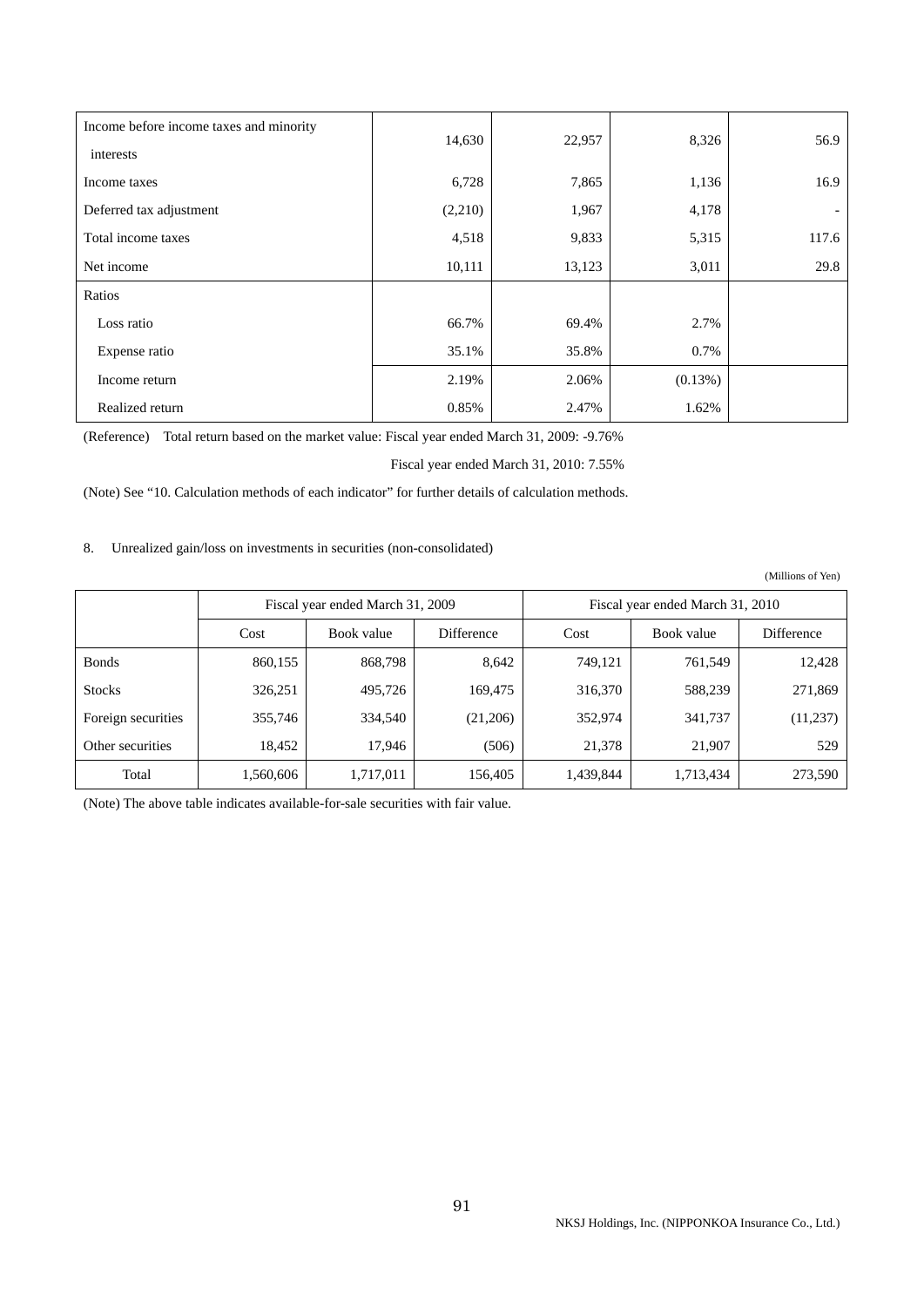| | | | | |
|---|---|---|---|---|
| Income before income taxes and minority interests | 14,630 | 22,957 | 8,326 | 56.9 |
| Income taxes | 6,728 | 7,865 | 1,136 | 16.9 |
| Deferred tax adjustment | (2,210) | 1,967 | 4,178 | - |
| Total income taxes | 4,518 | 9,833 | 5,315 | 117.6 |
| Net income | 10,111 | 13,123 | 3,011 | 29.8 |
| Ratios | | | | |
| Loss ratio | 66.7% | 69.4% | 2.7% | |
| Expense ratio | 35.1% | 35.8% | 0.7% | |
| Income return | 2.19% | 2.06% | (0.13%) | |
| Realized return | 0.85% | 2.47% | 1.62% | |

(Reference) Total return based on the market value: Fiscal year ended March 31, 2009: -9.76%

Fiscal year ended March 31, 2010: 7.55%

(Note) See "10. Calculation methods of each indicator" for further details of calculation methods.

8. Unrealized gain/loss on investments in securities (non-consolidated)

(Millions of Yen)

| | Fiscal year ended March 31, 2009 | | | Fiscal year ended March 31, 2010 | | |
|---|---|---|---|---|---|---|
| | Cost | Book value | Difference | Cost | Book value | Difference |
| Bonds | 860,155 | 868,798 | 8,642 | 749,121 | 761,549 | 12,428 |
| Stocks | 326,251 | 495,726 | 169,475 | 316,370 | 588,239 | 271,869 |
| Foreign securities | 355,746 | 334,540 | (21,206) | 352,974 | 341,737 | (11,237) |
| Other securities | 18,452 | 17,946 | (506) | 21,378 | 21,907 | 529 |
| Total | 1,560,606 | 1,717,011 | 156,405 | 1,439,844 | 1,713,434 | 273,590 |

(Note) The above table indicates available-for-sale securities with fair value.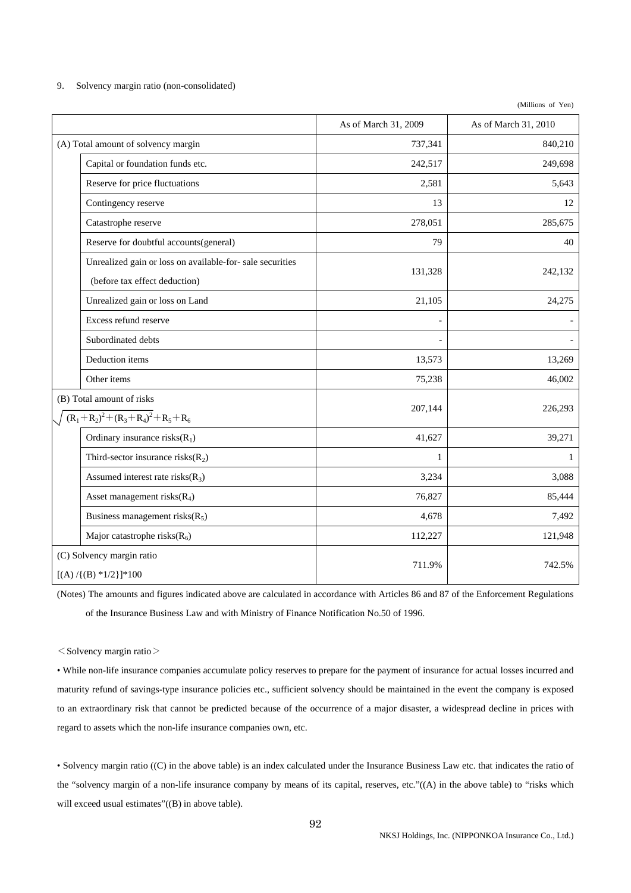9. Solvency margin ratio (non-consolidated)

(Millions of Yen)

| | As of March 31, 2009 | As of March 31, 2010 |
|---|---|---|
| (A) Total amount of solvency margin | 737,341 | 840,210 |
| Capital or foundation funds etc. | 242,517 | 249,698 |
| Reserve for price fluctuations | 2,581 | 5,643 |
| Contingency reserve | 13 | 12 |
| Catastrophe reserve | 278,051 | 285,675 |
| Reserve for doubtful accounts(general) | 79 | 40 |
| Unrealized gain or loss on available-for- sale securities (before tax effect deduction) | 131,328 | 242,132 |
| Unrealized gain or loss on Land | 21,105 | 24,275 |
| Excess refund reserve | - | - |
| Subordinated debts | - | - |
| Deduction items | 13,573 | 13,269 |
| Other items | 75,238 | 46,002 |
| (B) Total amount of risks $\sqrt{(R_1+R_2)^2+(R_3+R_4)^2}+R_5+R_6$ | 207,144 | 226,293 |
| Ordinary insurance risks($R_1$) | 41,627 | 39,271 |
| Third-sector insurance risks($R_2$) | 1 | 1 |
| Assumed interest rate risks($R_3$) | 3,234 | 3,088 |
| Asset management risks($R_4$) | 76,827 | 85,444 |
| Business management risks($R_5$) | 4,678 | 7,492 |
| Major catastrophe risks($R_6$) | 112,227 | 121,948 |
| (C) Solvency margin ratio [(A) /{(B) *1/2}]*100 | 711.9% | 742.5% |

(Notes) The amounts and figures indicated above are calculated in accordance with Articles 86 and 87 of the Enforcement Regulations of the Insurance Business Law and with Ministry of Finance Notification No.50 of 1996.

＜Solvency margin ratio＞

• While non-life insurance companies accumulate policy reserves to prepare for the payment of insurance for actual losses incurred and maturity refund of savings-type insurance policies etc., sufficient solvency should be maintained in the event the company is exposed to an extraordinary risk that cannot be predicted because of the occurrence of a major disaster, a widespread decline in prices with regard to assets which the non-life insurance companies own, etc.

• Solvency margin ratio ((C) in the above table) is an index calculated under the Insurance Business Law etc. that indicates the ratio of the "solvency margin of a non-life insurance company by means of its capital, reserves, etc."((A) in the above table) to "risks which will exceed usual estimates"((B) in above table).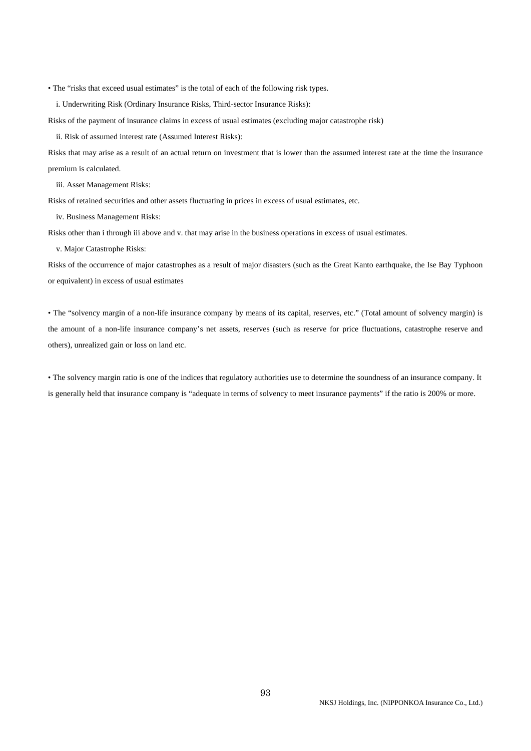• The "risks that exceed usual estimates" is the total of each of the following risk types.

i. Underwriting Risk (Ordinary Insurance Risks, Third-sector Insurance Risks):

Risks of the payment of insurance claims in excess of usual estimates (excluding major catastrophe risk)

ii. Risk of assumed interest rate (Assumed Interest Risks):

Risks that may arise as a result of an actual return on investment that is lower than the assumed interest rate at the time the insurance premium is calculated.

iii. Asset Management Risks:

Risks of retained securities and other assets fluctuating in prices in excess of usual estimates, etc.

iv. Business Management Risks:

Risks other than i through iii above and v. that may arise in the business operations in excess of usual estimates.

v. Major Catastrophe Risks:

Risks of the occurrence of major catastrophes as a result of major disasters (such as the Great Kanto earthquake, the Ise Bay Typhoon or equivalent) in excess of usual estimates

• The "solvency margin of a non-life insurance company by means of its capital, reserves, etc." (Total amount of solvency margin) is the amount of a non-life insurance company's net assets, reserves (such as reserve for price fluctuations, catastrophe reserve and others), unrealized gain or loss on land etc.

• The solvency margin ratio is one of the indices that regulatory authorities use to determine the soundness of an insurance company. It is generally held that insurance company is "adequate in terms of solvency to meet insurance payments" if the ratio is 200% or more.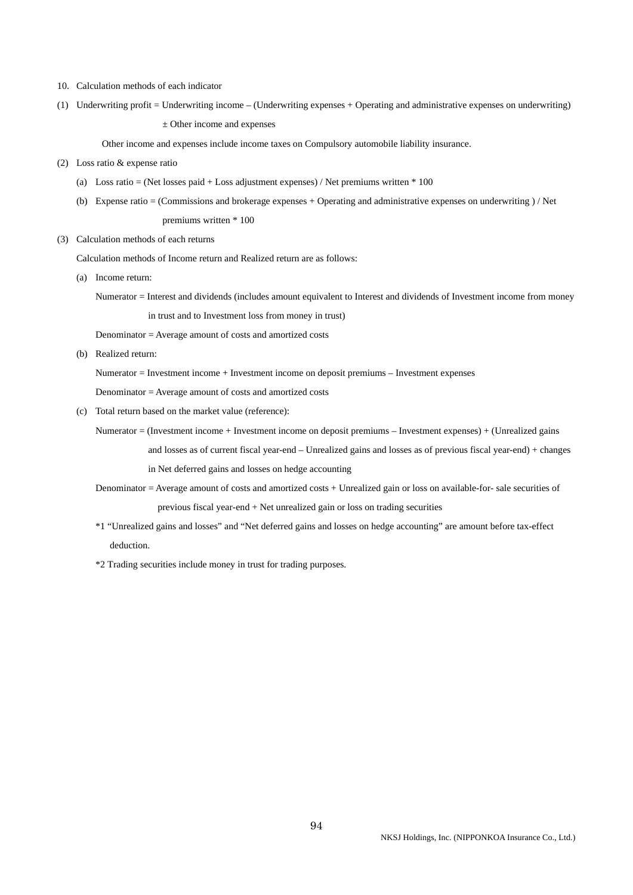10. Calculation methods of each indicator

(1) Underwriting profit = Underwriting income – (Underwriting expenses + Operating and administrative expenses on underwriting) ± Other income and expenses

Other income and expenses include income taxes on Compulsory automobile liability insurance.

(2) Loss ratio & expense ratio

(a) Loss ratio = (Net losses paid + Loss adjustment expenses) / Net premiums written * 100

(b) Expense ratio = (Commissions and brokerage expenses + Operating and administrative expenses on underwriting ) / Net premiums written * 100

(3) Calculation methods of each returns

Calculation methods of Income return and Realized return are as follows:

(a) Income return:

Numerator = Interest and dividends (includes amount equivalent to Interest and dividends of Investment income from money in trust and to Investment loss from money in trust)

Denominator = Average amount of costs and amortized costs

(b) Realized return:

Numerator = Investment income + Investment income on deposit premiums – Investment expenses

Denominator = Average amount of costs and amortized costs

(c) Total return based on the market value (reference):

Numerator = (Investment income + Investment income on deposit premiums – Investment expenses) + (Unrealized gains and losses as of current fiscal year-end – Unrealized gains and losses as of previous fiscal year-end) + changes in Net deferred gains and losses on hedge accounting

Denominator = Average amount of costs and amortized costs + Unrealized gain or loss on available-for- sale securities of previous fiscal year-end + Net unrealized gain or loss on trading securities

*1 "Unrealized gains and losses" and "Net deferred gains and losses on hedge accounting" are amount before tax-effect deduction.

*2 Trading securities include money in trust for trading purposes.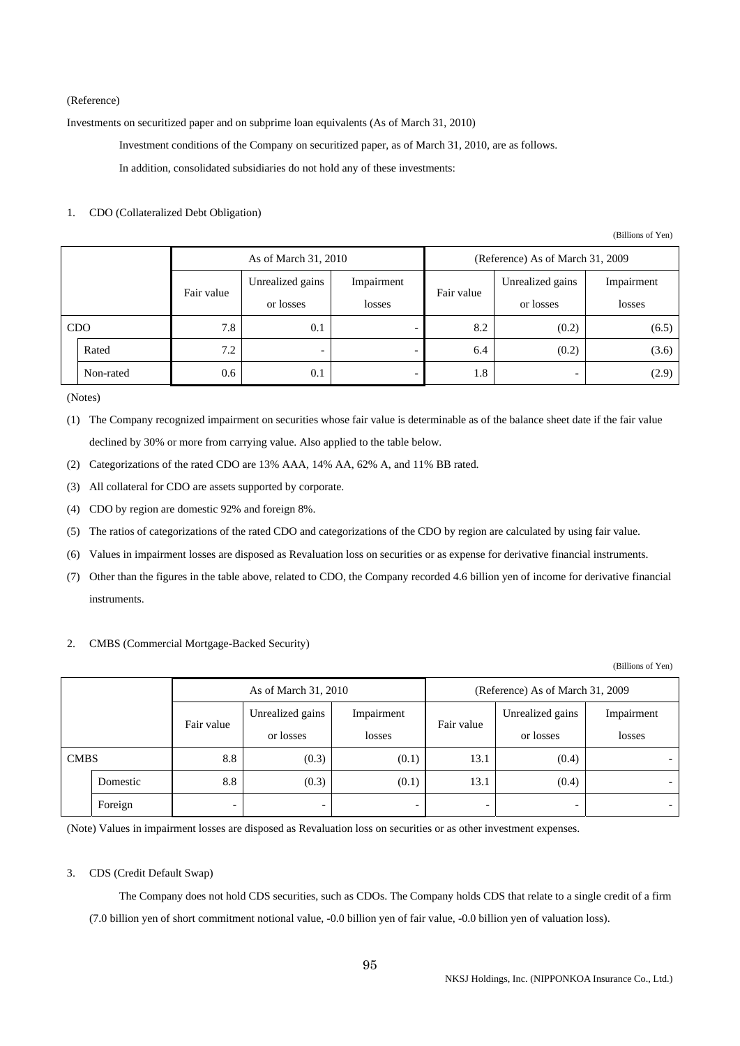(Reference)

Investments on securitized paper and on subprime loan equivalents (As of March 31, 2010)

Investment conditions of the Company on securitized paper, as of March 31, 2010, are as follows.

In addition, consolidated subsidiaries do not hold any of these investments:

1. CDO (Collateralized Debt Obligation)

(Billions of Yen)

| | As of March 31, 2010 | | | (Reference) As of March 31, 2009 | | |
|---|---|---|---|---|---|---|
| | Fair value | Unrealized gains or losses | Impairment losses | Fair value | Unrealized gains or losses | Impairment losses |
| CDO | 7.8 | 0.1 | - | 8.2 | (0.2) | (6.5) |
| Rated | 7.2 | - | - | 6.4 | (0.2) | (3.6) |
| Non-rated | 0.6 | 0.1 | - | 1.8 | - | (2.9) |

(Notes)

(1) The Company recognized impairment on securities whose fair value is determinable as of the balance sheet date if the fair value declined by 30% or more from carrying value. Also applied to the table below.

(2) Categorizations of the rated CDO are 13% AAA, 14% AA, 62% A, and 11% BB rated.

(3) All collateral for CDO are assets supported by corporate.

(4) CDO by region are domestic 92% and foreign 8%.

(5) The ratios of categorizations of the rated CDO and categorizations of the CDO by region are calculated by using fair value.

(6) Values in impairment losses are disposed as Revaluation loss on securities or as expense for derivative financial instruments.

(7) Other than the figures in the table above, related to CDO, the Company recorded 4.6 billion yen of income for derivative financial instruments.

2. CMBS (Commercial Mortgage-Backed Security)

(Billions of Yen)

| | As of March 31, 2010 | | | (Reference) As of March 31, 2009 | | |
|---|---|---|---|---|---|---|
| | Fair value | Unrealized gains or losses | Impairment losses | Fair value | Unrealized gains or losses | Impairment losses |
| CMBS | 8.8 | (0.3) | (0.1) | 13.1 | (0.4) | - |
| Domestic | 8.8 | (0.3) | (0.1) | 13.1 | (0.4) | - |
| Foreign | - | - | - | - | - | - |

(Note) Values in impairment losses are disposed as Revaluation loss on securities or as other investment expenses.

3. CDS (Credit Default Swap)

The Company does not hold CDS securities, such as CDOs. The Company holds CDS that relate to a single credit of a firm (7.0 billion yen of short commitment notional value, -0.0 billion yen of fair value, -0.0 billion yen of valuation loss).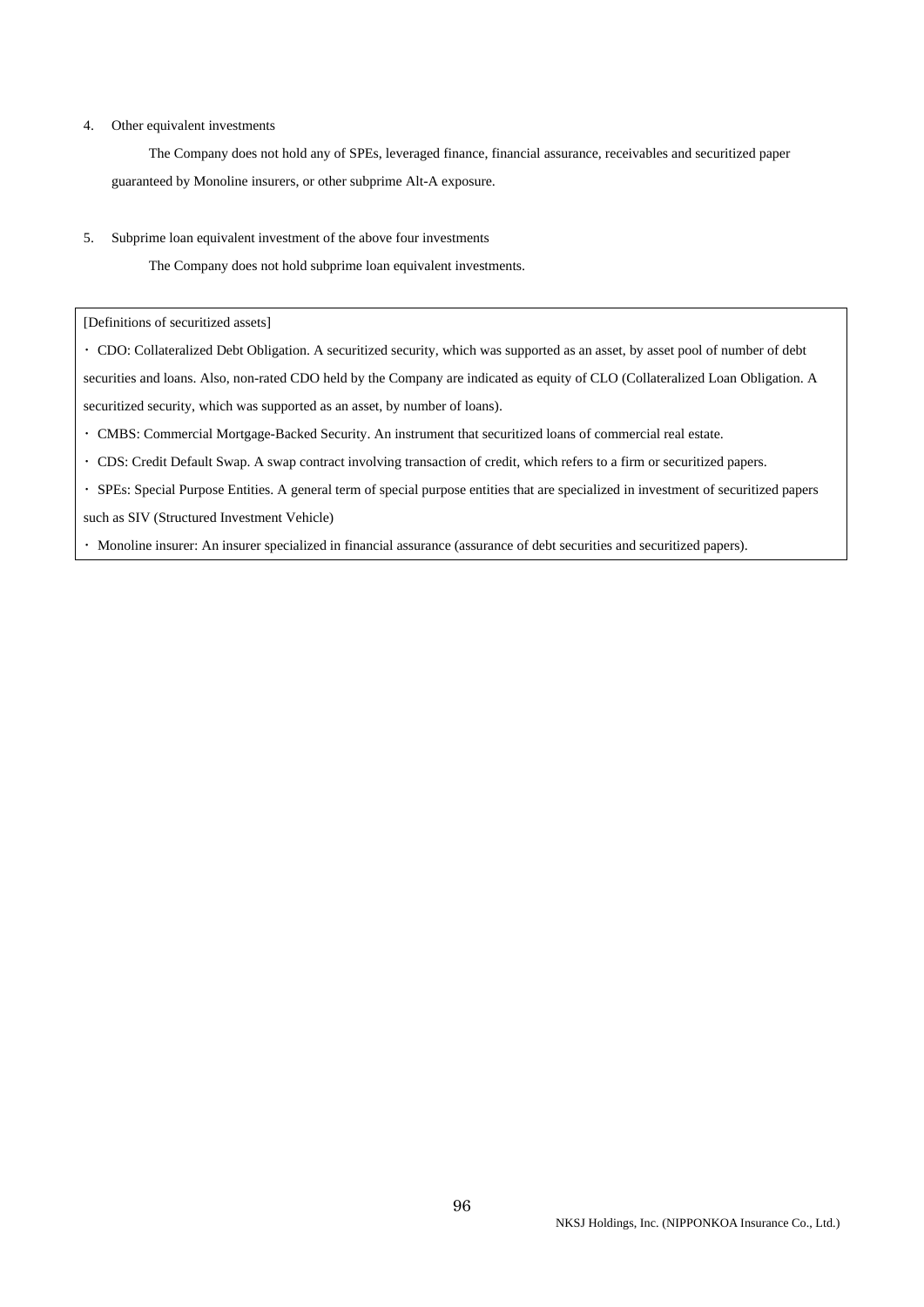4. Other equivalent investments

The Company does not hold any of SPEs, leveraged finance, financial assurance, receivables and securitized paper guaranteed by Monoline insurers, or other subprime Alt-A exposure.

5. Subprime loan equivalent investment of the above four investments

The Company does not hold subprime loan equivalent investments.

[Definitions of securitized assets]

- CDO: Collateralized Debt Obligation. A securitized security, which was supported as an asset, by asset pool of number of debt securities and loans. Also, non-rated CDO held by the Company are indicated as equity of CLO (Collateralized Loan Obligation. A securitized security, which was supported as an asset, by number of loans).
- CMBS: Commercial Mortgage-Backed Security. An instrument that securitized loans of commercial real estate.
- CDS: Credit Default Swap. A swap contract involving transaction of credit, which refers to a firm or securitized papers.
- SPEs: Special Purpose Entities. A general term of special purpose entities that are specialized in investment of securitized papers such as SIV (Structured Investment Vehicle)
- Monoline insurer: An insurer specialized in financial assurance (assurance of debt securities and securitized papers).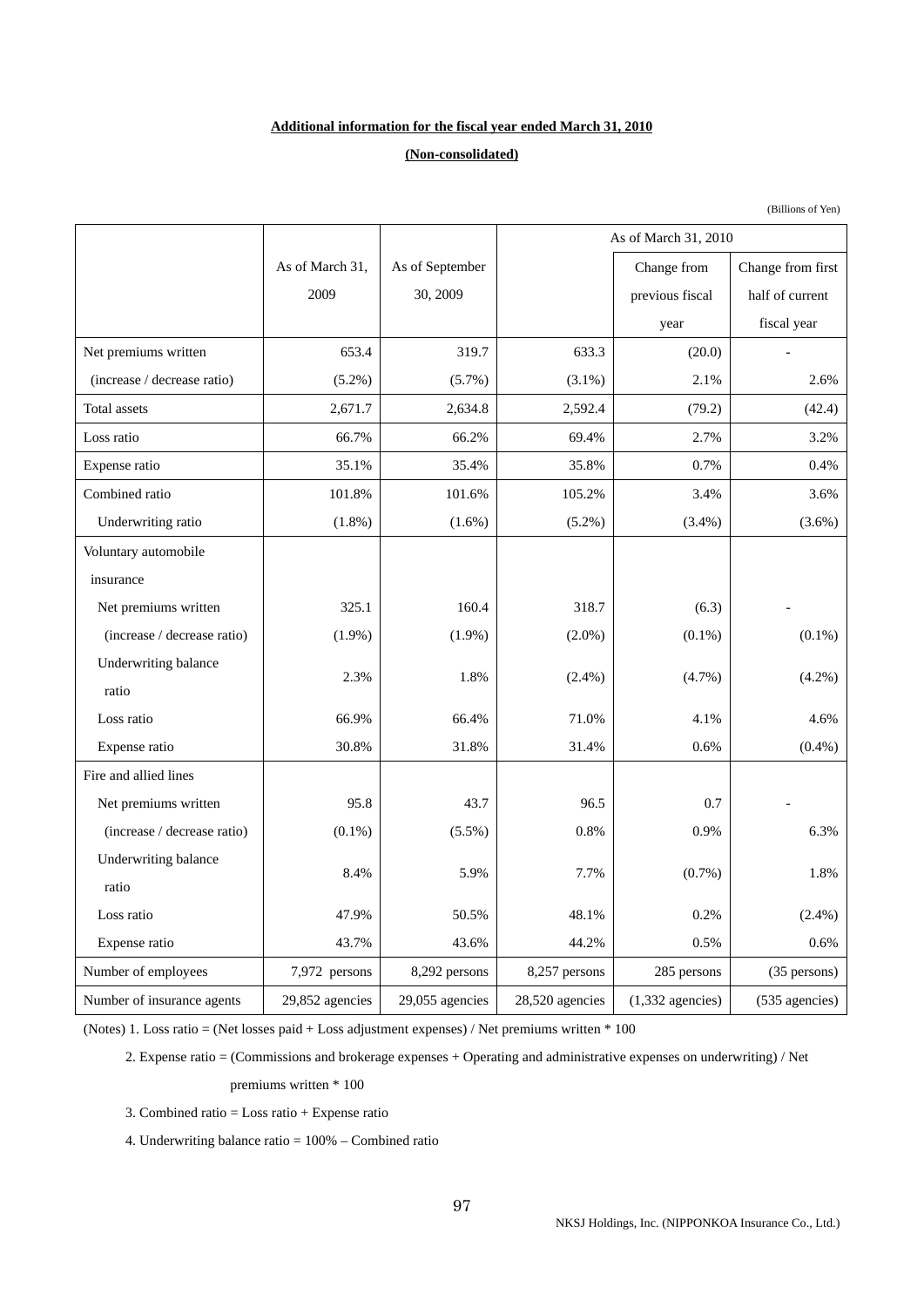**Additional information for the fiscal year ended March 31, 2010**

**(Non-consolidated)**

(Billions of Yen)

| | As of March 31, 2009 | As of September 30, 2009 | As of March 31, 2010 | | |
|---|---|---|---|---|---|
| | | | | Change from previous fiscal year | Change from first half of current fiscal year |
| Net premiums written | 653.4 | 319.7 | 633.3 | (20.0) | - |
| (increase / decrease ratio) | (5.2%) | (5.7%) | (3.1%) | 2.1% | 2.6% |
| Total assets | 2,671.7 | 2,634.8 | 2,592.4 | (79.2) | (42.4) |
| Loss ratio | 66.7% | 66.2% | 69.4% | 2.7% | 3.2% |
| Expense ratio | 35.1% | 35.4% | 35.8% | 0.7% | 0.4% |
| Combined ratio | 101.8% | 101.6% | 105.2% | 3.4% | 3.6% |
| Underwriting ratio | (1.8%) | (1.6%) | (5.2%) | (3.4%) | (3.6%) |
| Voluntary automobile insurance | | | | | |
| Net premiums written | 325.1 | 160.4 | 318.7 | (6.3) | - |
| (increase / decrease ratio) | (1.9%) | (1.9%) | (2.0%) | (0.1%) | (0.1%) |
| Underwriting balance ratio | 2.3% | 1.8% | (2.4%) | (4.7%) | (4.2%) |
| Loss ratio | 66.9% | 66.4% | 71.0% | 4.1% | 4.6% |
| Expense ratio | 30.8% | 31.8% | 31.4% | 0.6% | (0.4%) |
| Fire and allied lines | | | | | |
| Net premiums written | 95.8 | 43.7 | 96.5 | 0.7 | - |
| (increase / decrease ratio) | (0.1%) | (5.5%) | 0.8% | 0.9% | 6.3% |
| Underwriting balance ratio | 8.4% | 5.9% | 7.7% | (0.7%) | 1.8% |
| Loss ratio | 47.9% | 50.5% | 48.1% | 0.2% | (2.4%) |
| Expense ratio | 43.7% | 43.6% | 44.2% | 0.5% | 0.6% |
| Number of employees | 7,972 persons | 8,292 persons | 8,257 persons | 285 persons | (35 persons) |
| Number of insurance agents | 29,852 agencies | 29,055 agencies | 28,520 agencies | (1,332 agencies) | (535 agencies) |

(Notes) 1. Loss ratio = (Net losses paid + Loss adjustment expenses) / Net premiums written * 100

2. Expense ratio = (Commissions and brokerage expenses + Operating and administrative expenses on underwriting) / Net premiums written * 100

3. Combined ratio = Loss ratio + Expense ratio

4. Underwriting balance ratio = 100% – Combined ratio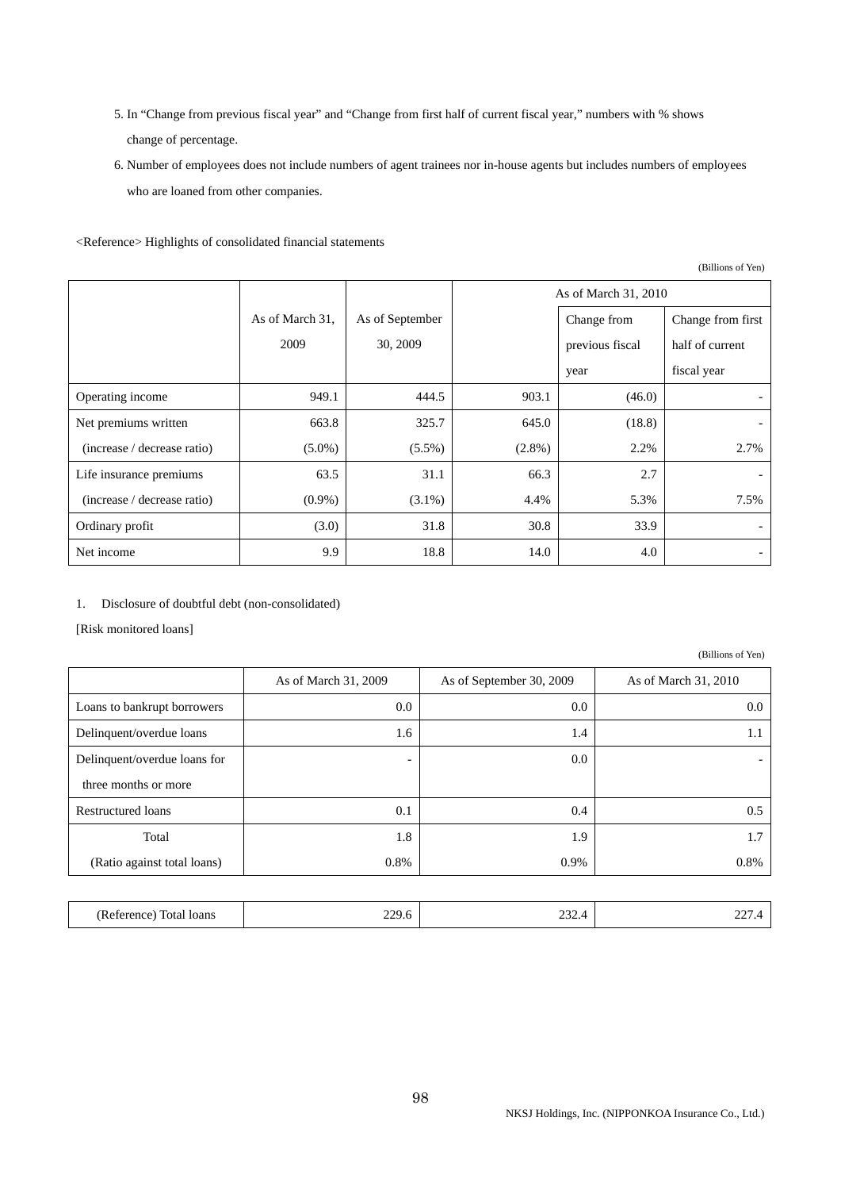5. In "Change from previous fiscal year" and "Change from first half of current fiscal year," numbers with % shows change of percentage.
6. Number of employees does not include numbers of agent trainees nor in-house agents but includes numbers of employees who are loaned from other companies.

<Reference> Highlights of consolidated financial statements

(Billions of Yen)

| | As of March 31, 2009 | As of September 30, 2009 | As of March 31, 2010 | | |
|---|---|---|---|---|---|
| | | | | Change from previous fiscal year | Change from first half of current fiscal year |
| Operating income | 949.1 | 444.5 | 903.1 | (46.0) | - |
| Net premiums written | 663.8 | 325.7 | 645.0 | (18.8) | - |
| (increase / decrease ratio) | (5.0%) | (5.5%) | (2.8%) | 2.2% | 2.7% |
| Life insurance premiums | 63.5 | 31.1 | 66.3 | 2.7 | - |
| (increase / decrease ratio) | (0.9%) | (3.1%) | 4.4% | 5.3% | 7.5% |
| Ordinary profit | (3.0) | 31.8 | 30.8 | 33.9 | - |
| Net income | 9.9 | 18.8 | 14.0 | 4.0 | - |

1. Disclosure of doubtful debt (non-consolidated)

[Risk monitored loans]

(Billions of Yen)

| | As of March 31, 2009 | As of September 30, 2009 | As of March 31, 2010 |
|---|---|---|---|
| Loans to bankrupt borrowers | 0.0 | 0.0 | 0.0 |
| Delinquent/overdue loans | 1.6 | 1.4 | 1.1 |
| Delinquent/overdue loans for three months or more | - | 0.0 | - |
| Restructured loans | 0.1 | 0.4 | 0.5 |
| Total | 1.8 | 1.9 | 1.7 |
| (Ratio against total loans) | 0.8% | 0.9% | 0.8% |
| (Reference) Total loans | 229.6 | 232.4 | 227.4 |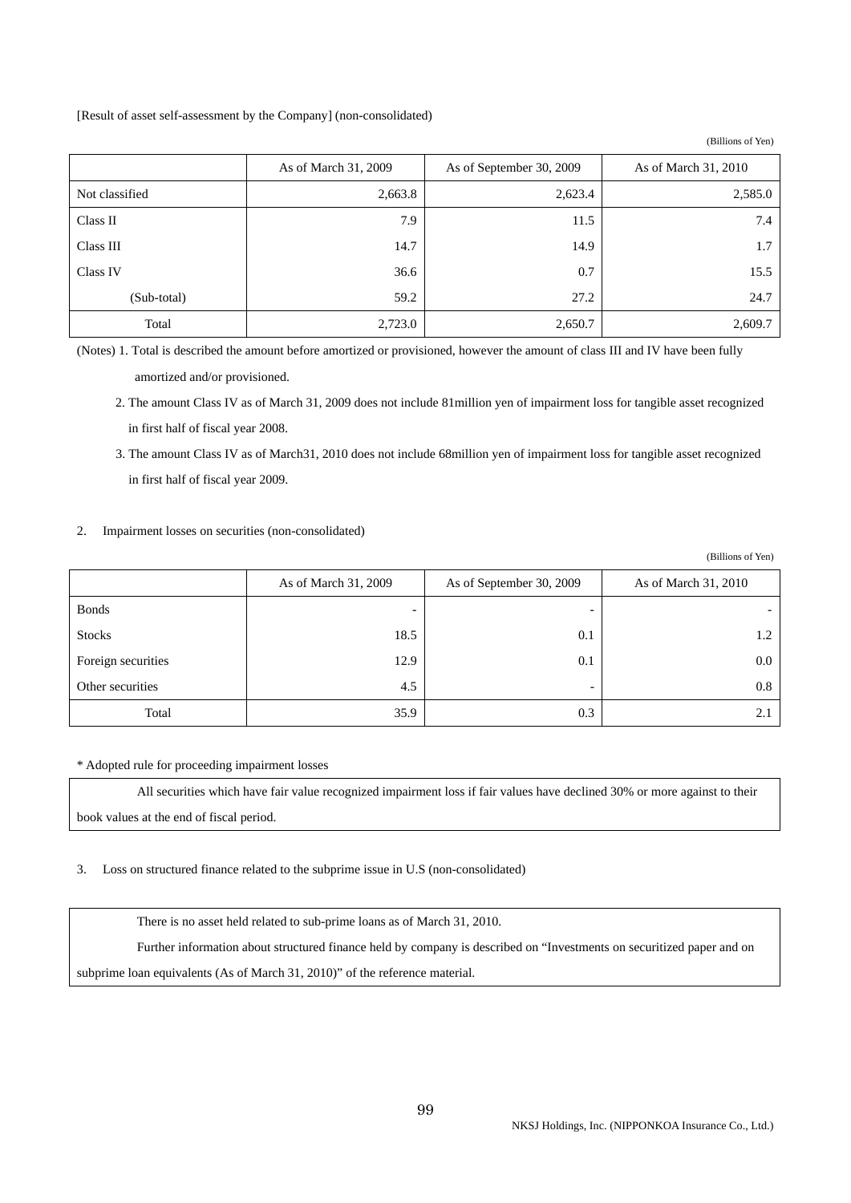[Result of asset self-assessment by the Company] (non-consolidated)

(Billions of Yen)

| | As of March 31, 2009 | As of September 30, 2009 | As of March 31, 2010 |
|---|---|---|---|
| Not classified | 2,663.8 | 2,623.4 | 2,585.0 |
| Class II | 7.9 | 11.5 | 7.4 |
| Class III | 14.7 | 14.9 | 1.7 |
| Class IV | 36.6 | 0.7 | 15.5 |
| (Sub-total) | 59.2 | 27.2 | 24.7 |
| Total | 2,723.0 | 2,650.7 | 2,609.7 |

(Notes) 1. Total is described the amount before amortized or provisioned, however the amount of class III and IV have been fully amortized and/or provisioned.

2. The amount Class IV as of March 31, 2009 does not include 81million yen of impairment loss for tangible asset recognized in first half of fiscal year 2008.

3. The amount Class IV as of March31, 2010 does not include 68million yen of impairment loss for tangible asset recognized in first half of fiscal year 2009.

## 2. Impairment losses on securities (non-consolidated)

(Billions of Yen)

| | As of March 31, 2009 | As of September 30, 2009 | As of March 31, 2010 |
|---|---|---|---|
| Bonds | - | - | - |
| Stocks | 18.5 | 0.1 | 1.2 |
| Foreign securities | 12.9 | 0.1 | 0.0 |
| Other securities | 4.5 | - | 0.8 |
| Total | 35.9 | 0.3 | 2.1 |

* Adopted rule for proceeding impairment losses

All securities which have fair value recognized impairment loss if fair values have declined 30% or more against to their book values at the end of fiscal period.

## 3. Loss on structured finance related to the subprime issue in U.S (non-consolidated)

There is no asset held related to sub-prime loans as of March 31, 2010.

Further information about structured finance held by company is described on "Investments on securitized paper and on subprime loan equivalents (As of March 31, 2010)" of the reference material.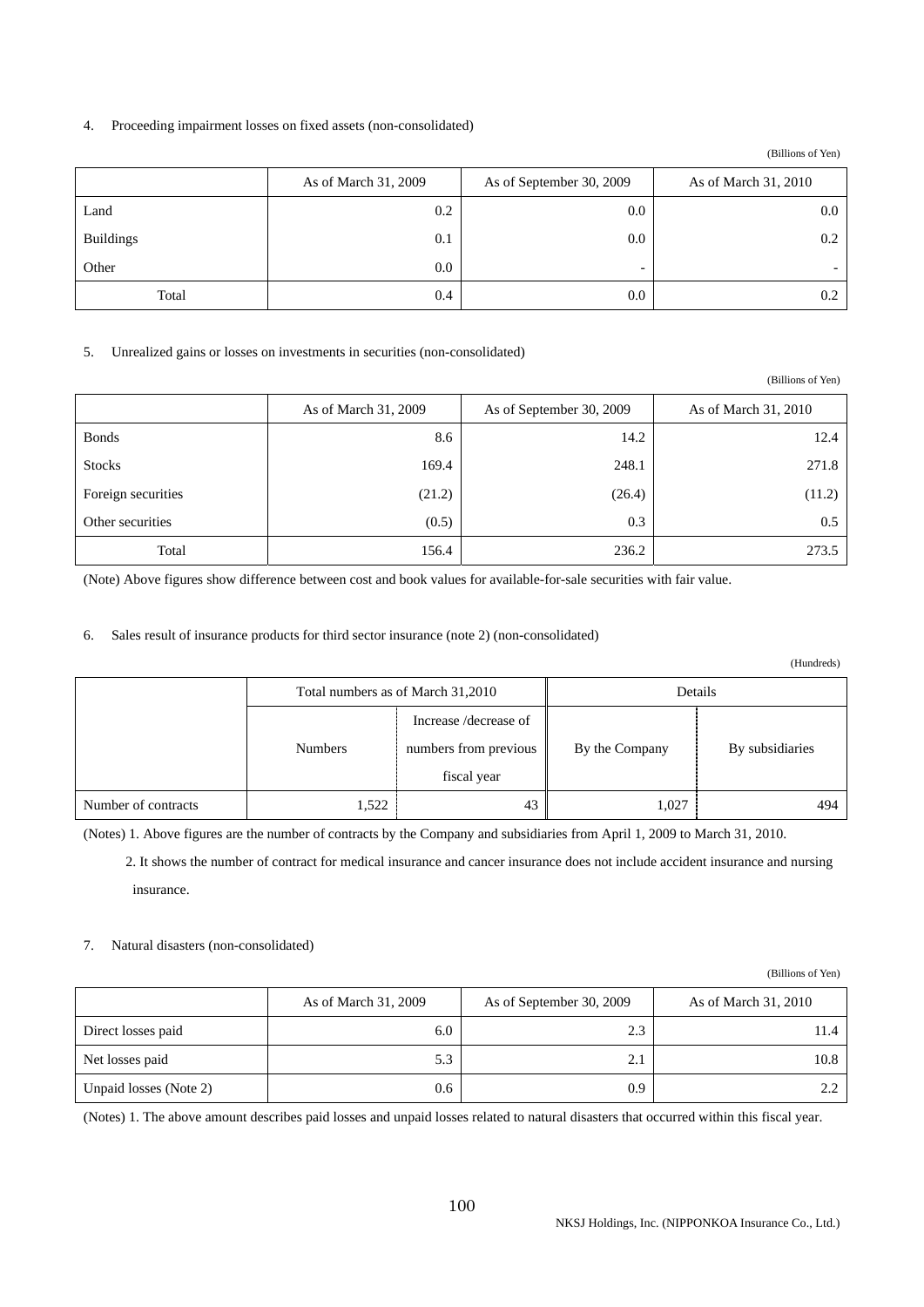4. Proceeding impairment losses on fixed assets (non-consolidated)

(Billions of Yen)

| | As of March 31, 2009 | As of September 30, 2009 | As of March 31, 2010 |
|---|---|---|---|
| Land | 0.2 | 0.0 | 0.0 |
| Buildings | 0.1 | 0.0 | 0.2 |
| Other | 0.0 | - | - |
| Total | 0.4 | 0.0 | 0.2 |

5. Unrealized gains or losses on investments in securities (non-consolidated)

(Billions of Yen)

| | As of March 31, 2009 | As of September 30, 2009 | As of March 31, 2010 |
|---|---|---|---|
| Bonds | 8.6 | 14.2 | 12.4 |
| Stocks | 169.4 | 248.1 | 271.8 |
| Foreign securities | (21.2) | (26.4) | (11.2) |
| Other securities | (0.5) | 0.3 | 0.5 |
| Total | 156.4 | 236.2 | 273.5 |

(Note) Above figures show difference between cost and book values for available-for-sale securities with fair value.

6. Sales result of insurance products for third sector insurance (note 2) (non-consolidated)

(Hundreds)

| | Total numbers as of March 31,2010 | | Details | |
|---|---|---|---|---|
| | Numbers | Increase /decrease of numbers from previous fiscal year | By the Company | By subsidiaries |
| Number of contracts | 1,522 | 43 | 1,027 | 494 |

(Notes) 1. Above figures are the number of contracts by the Company and subsidiaries from April 1, 2009 to March 31, 2010.

2. It shows the number of contract for medical insurance and cancer insurance does not include accident insurance and nursing insurance.

7. Natural disasters (non-consolidated)

(Billions of Yen)

| | As of March 31, 2009 | As of September 30, 2009 | As of March 31, 2010 |
|---|---|---|---|
| Direct losses paid | 6.0 | 2.3 | 11.4 |
| Net losses paid | 5.3 | 2.1 | 10.8 |
| Unpaid losses (Note 2) | 0.6 | 0.9 | 2.2 |

(Notes) 1. The above amount describes paid losses and unpaid losses related to natural disasters that occurred within this fiscal year.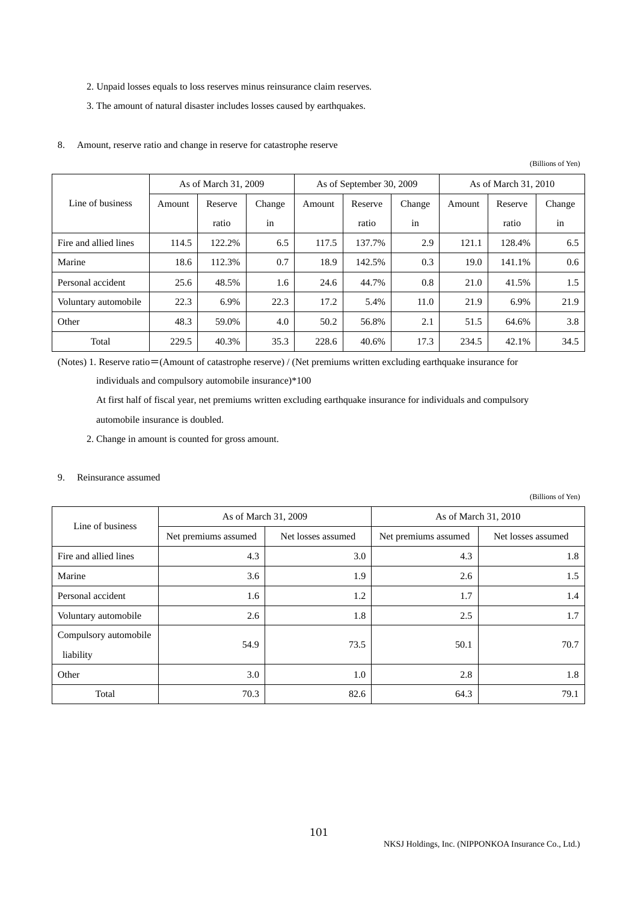2. Unpaid losses equals to loss reserves minus reinsurance claim reserves.

3. The amount of natural disaster includes losses caused by earthquakes.

8. Amount, reserve ratio and change in reserve for catastrophe reserve

(Billions of Yen)

| Line of business | As of March 31, 2009 | | | As of September 30, 2009 | | | As of March 31, 2010 | | |
|---|---|---|---|---|---|---|---|---|---|
| | Amount | Reserve ratio | Change in | Amount | Reserve ratio | Change in | Amount | Reserve ratio | Change in |
| Fire and allied lines | 114.5 | 122.2% | 6.5 | 117.5 | 137.7% | 2.9 | 121.1 | 128.4% | 6.5 |
| Marine | 18.6 | 112.3% | 0.7 | 18.9 | 142.5% | 0.3 | 19.0 | 141.1% | 0.6 |
| Personal accident | 25.6 | 48.5% | 1.6 | 24.6 | 44.7% | 0.8 | 21.0 | 41.5% | 1.5 |
| Voluntary automobile | 22.3 | 6.9% | 22.3 | 17.2 | 5.4% | 11.0 | 21.9 | 6.9% | 21.9 |
| Other | 48.3 | 59.0% | 4.0 | 50.2 | 56.8% | 2.1 | 51.5 | 64.6% | 3.8 |
| Total | 229.5 | 40.3% | 35.3 | 228.6 | 40.6% | 17.3 | 234.5 | 42.1% | 34.5 |

(Notes) 1. Reserve ratio＝(Amount of catastrophe reserve) / (Net premiums written excluding earthquake insurance for individuals and compulsory automobile insurance)*100

At first half of fiscal year, net premiums written excluding earthquake insurance for individuals and compulsory automobile insurance is doubled.

2. Change in amount is counted for gross amount.

9. Reinsurance assumed

(Billions of Yen)

| Line of business | As of March 31, 2009 | | As of March 31, 2010 | |
|---|---|---|---|---|
| | Net premiums assumed | Net losses assumed | Net premiums assumed | Net losses assumed |
| Fire and allied lines | 4.3 | 3.0 | 4.3 | 1.8 |
| Marine | 3.6 | 1.9 | 2.6 | 1.5 |
| Personal accident | 1.6 | 1.2 | 1.7 | 1.4 |
| Voluntary automobile | 2.6 | 1.8 | 2.5 | 1.7 |
| Compulsory automobile liability | 54.9 | 73.5 | 50.1 | 70.7 |
| Other | 3.0 | 1.0 | 2.8 | 1.8 |
| Total | 70.3 | 82.6 | 64.3 | 79.1 |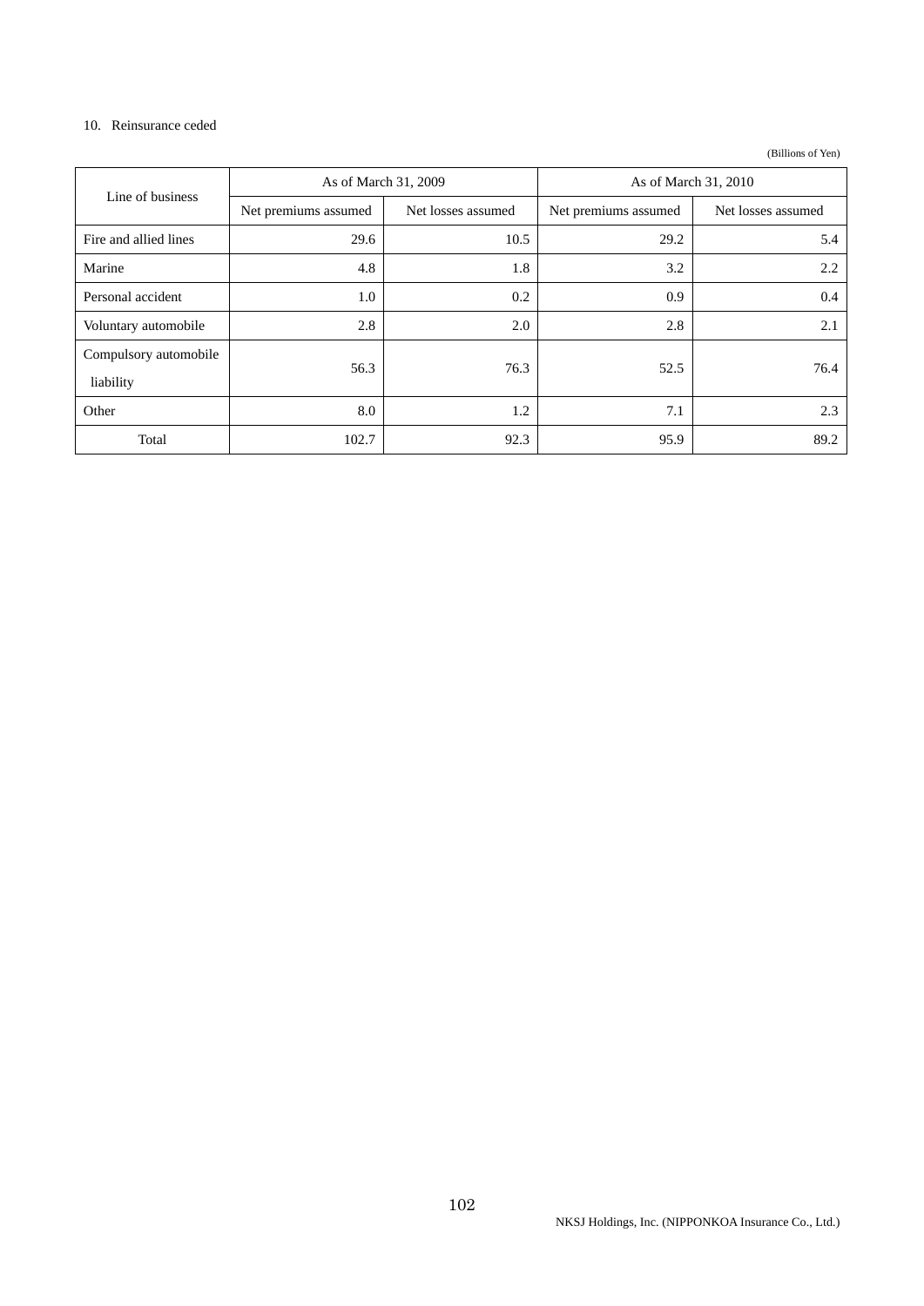10. Reinsurance ceded

(Billions of Yen)

| Line of business | As of March 31, 2009 | | As of March 31, 2010 | |
|---|---|---|---|---|
| | Net premiums assumed | Net losses assumed | Net premiums assumed | Net losses assumed |
| Fire and allied lines | 29.6 | 10.5 | 29.2 | 5.4 |
| Marine | 4.8 | 1.8 | 3.2 | 2.2 |
| Personal accident | 1.0 | 0.2 | 0.9 | 0.4 |
| Voluntary automobile | 2.8 | 2.0 | 2.8 | 2.1 |
| Compulsory automobile liability | 56.3 | 76.3 | 52.5 | 76.4 |
| Other | 8.0 | 1.2 | 7.1 | 2.3 |
| Total | 102.7 | 92.3 | 95.9 | 89.2 |

NKSJ Holdings, Inc. (NIPPONKOA Insurance Co., Ltd.)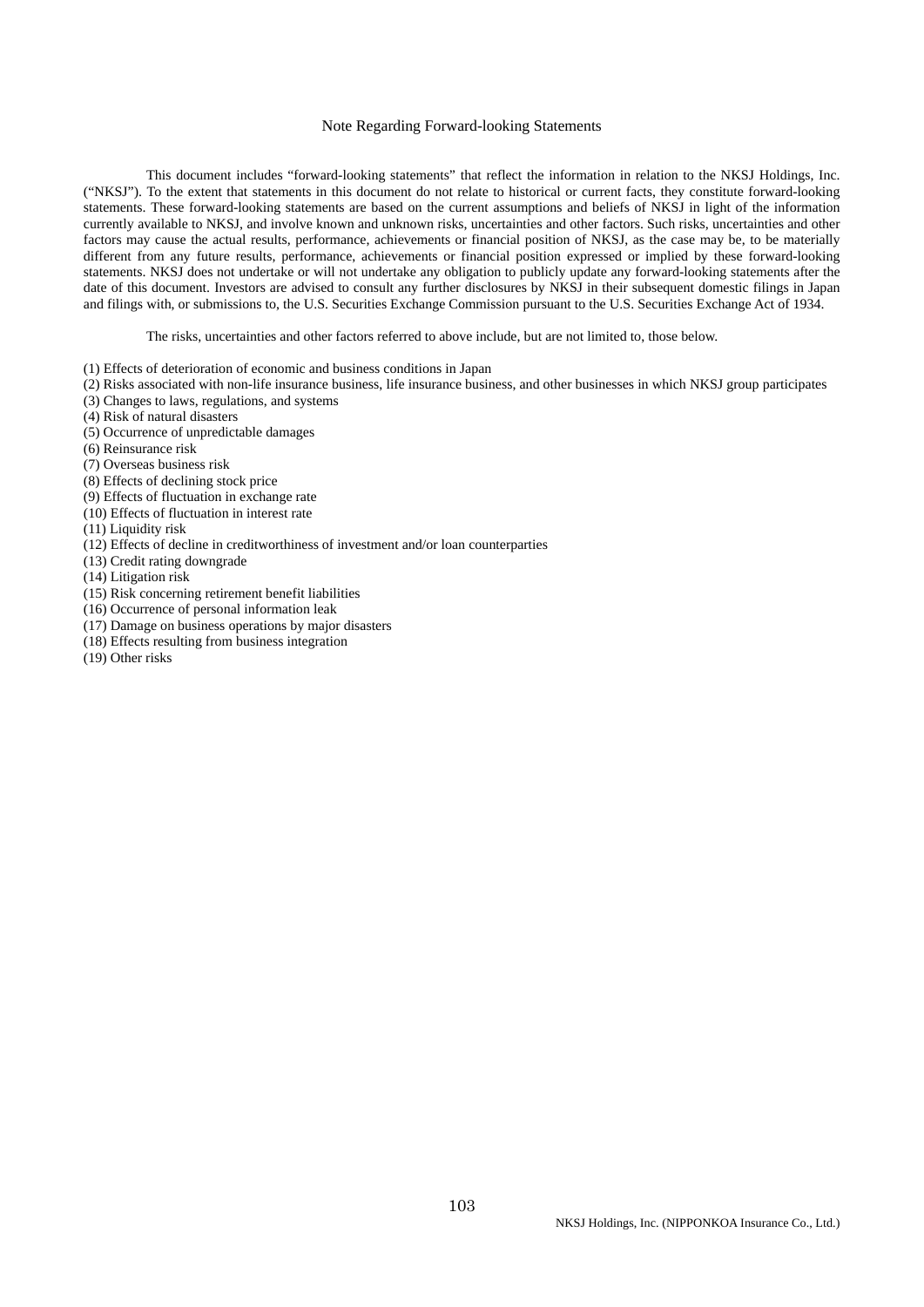# Note Regarding Forward-looking Statements

This document includes "forward-looking statements" that reflect the information in relation to the NKSJ Holdings, Inc. ("NKSJ"). To the extent that statements in this document do not relate to historical or current facts, they constitute forward-looking statements. These forward-looking statements are based on the current assumptions and beliefs of NKSJ in light of the information currently available to NKSJ, and involve known and unknown risks, uncertainties and other factors. Such risks, uncertainties and other factors may cause the actual results, performance, achievements or financial position of NKSJ, as the case may be, to be materially different from any future results, performance, achievements or financial position expressed or implied by these forward-looking statements. NKSJ does not undertake or will not undertake any obligation to publicly update any forward-looking statements after the date of this document. Investors are advised to consult any further disclosures by NKSJ in their subsequent domestic filings in Japan and filings with, or submissions to, the U.S. Securities Exchange Commission pursuant to the U.S. Securities Exchange Act of 1934.

The risks, uncertainties and other factors referred to above include, but are not limited to, those below.

(1) Effects of deterioration of economic and business conditions in Japan
(2) Risks associated with non-life insurance business, life insurance business, and other businesses in which NKSJ group participates
(3) Changes to laws, regulations, and systems
(4) Risk of natural disasters
(5) Occurrence of unpredictable damages
(6) Reinsurance risk
(7) Overseas business risk
(8) Effects of declining stock price
(9) Effects of fluctuation in exchange rate
(10) Effects of fluctuation in interest rate
(11) Liquidity risk
(12) Effects of decline in creditworthiness of investment and/or loan counterparties
(13) Credit rating downgrade
(14) Litigation risk
(15) Risk concerning retirement benefit liabilities
(16) Occurrence of personal information leak
(17) Damage on business operations by major disasters
(18) Effects resulting from business integration
(19) Other risks